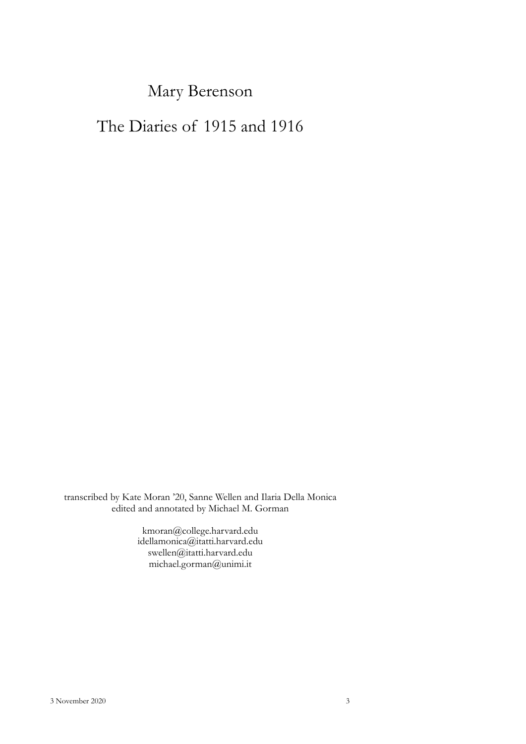# Mary Berenson

## The Diaries of 1915 and 1916

transcribed by Kate Moran '20, Sanne Wellen and Ilaria Della Monica
edited and annotated by Michael M. Gorman

kmoran@college.harvard.edu
idellamonica@itatti.harvard.edu
swellen@itatti.harvard.edu
michael.gorman@unimi.it

3 November 2020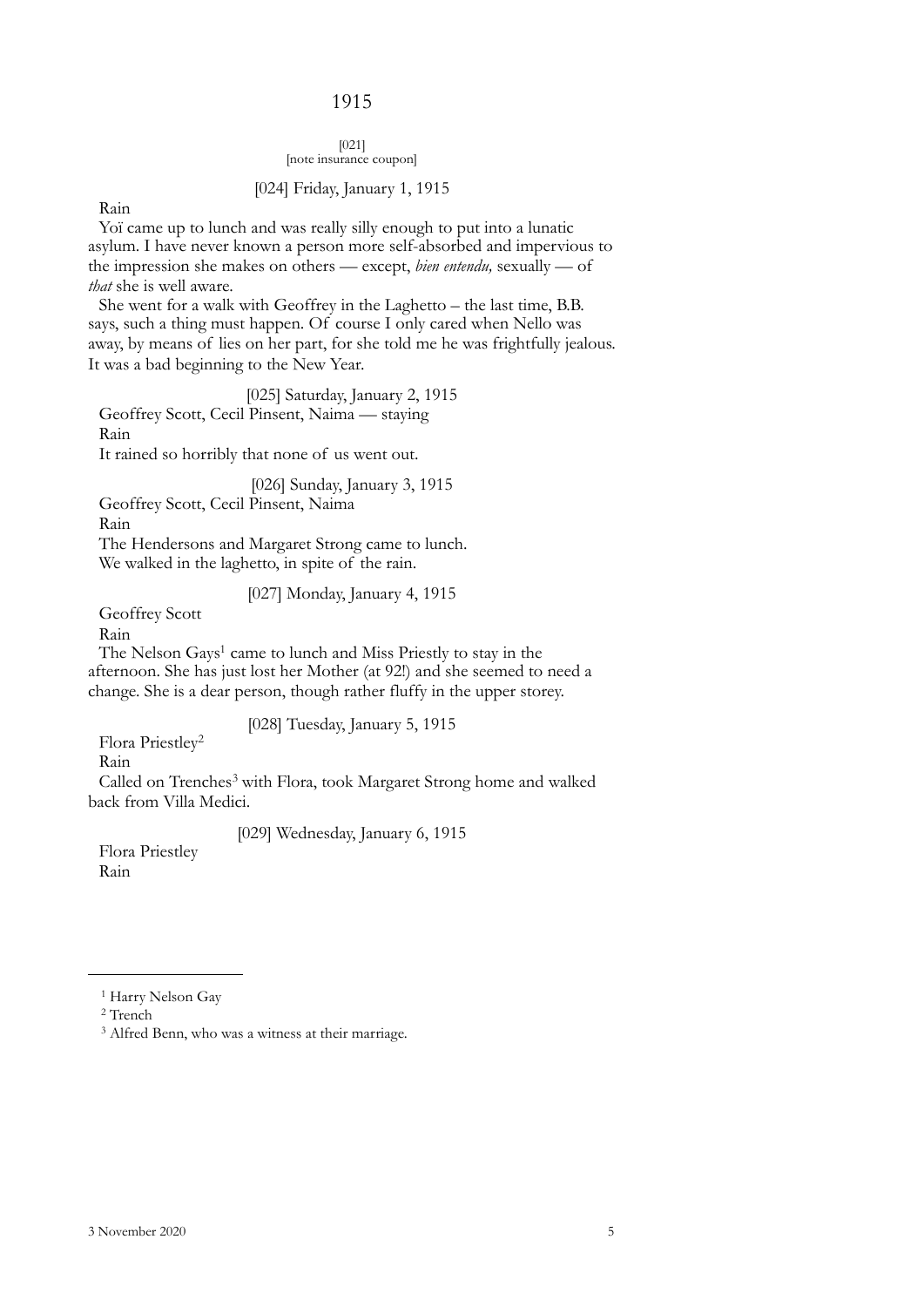# 1915

[021]
[note insurance coupon]

[024] Friday, January 1, 1915

Rain

Yoï came up to lunch and was really silly enough to put into a lunatic asylum. I have never known a person more self-absorbed and impervious to the impression she makes on others — except, *bien entendu,* sexually — of *that* she is well aware.

She went for a walk with Geoffrey in the Laghetto – the last time, B.B. says, such a thing must happen. Of course I only cared when Nello was away, by means of lies on her part, for she told me he was frightfully jealous. It was a bad beginning to the New Year.

[025] Saturday, January 2, 1915

Geoffrey Scott, Cecil Pinsent, Naima — staying

Rain

It rained so horribly that none of us went out.

[026] Sunday, January 3, 1915

Geoffrey Scott, Cecil Pinsent, Naima

Rain

The Hendersons and Margaret Strong came to lunch.

We walked in the laghetto, in spite of the rain.

[027] Monday, January 4, 1915

Geoffrey Scott

Rain

The Nelson Gays[1] came to lunch and Miss Priestly to stay in the afternoon. She has just lost her Mother (at 92!) and she seemed to need a change. She is a dear person, though rather fluffy in the upper storey.

[028] Tuesday, January 5, 1915

Flora Priestley[2]

Rain

Called on Trenches[3] with Flora, took Margaret Strong home and walked back from Villa Medici.

[029] Wednesday, January 6, 1915

Flora Priestley

Rain

---

[1] Harry Nelson Gay

[2] Trench

[3] Alfred Benn, who was a witness at their marriage.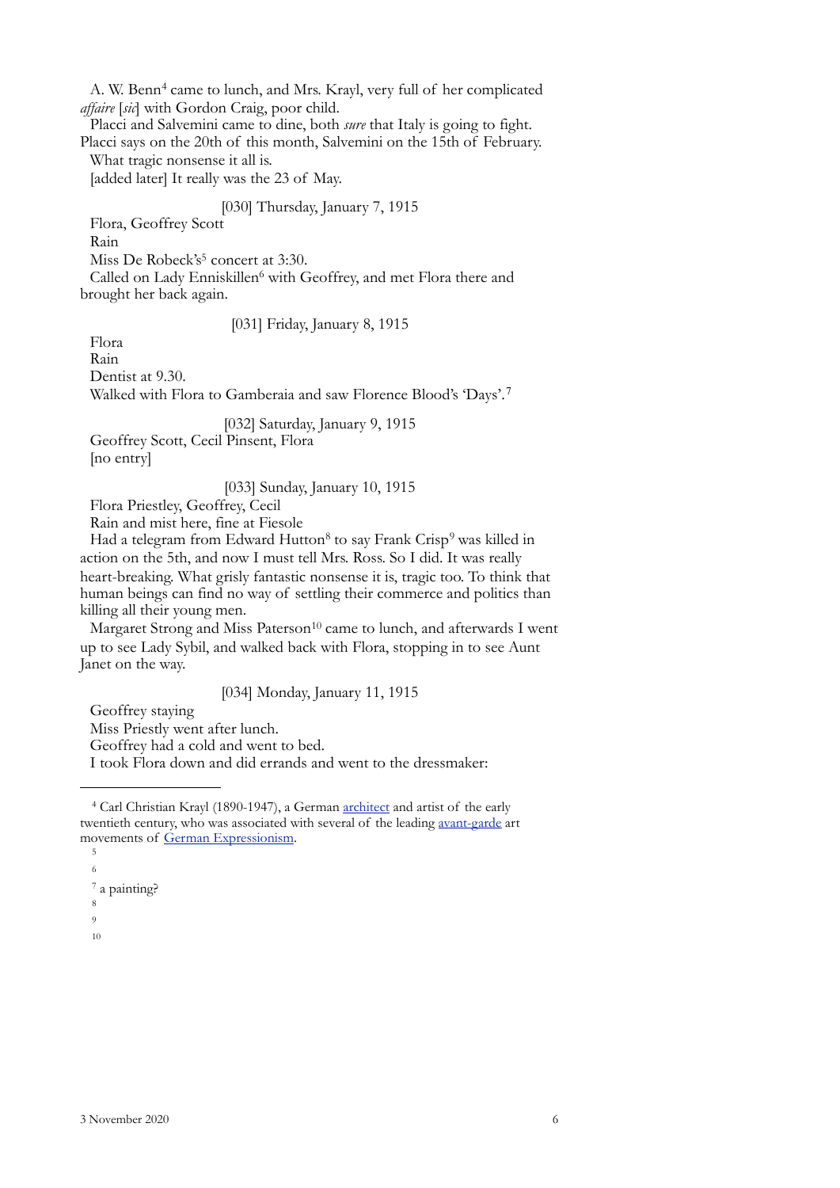A. W. Benn[4] came to lunch, and Mrs. Krayl, very full of her complicated *affaire* [*sic*] with Gordon Craig, poor child.

Placci and Salvemini came to dine, both *sure* that Italy is going to fight. Placci says on the 20th of this month, Salvemini on the 15th of February.

What tragic nonsense it all is.

[added later] It really was the 23 of May.

[030] Thursday, January 7, 1915

Flora, Geoffrey Scott

Rain

Miss De Robeck's[5] concert at 3:30.

Called on Lady Enniskillen[6] with Geoffrey, and met Flora there and brought her back again.

[031] Friday, January 8, 1915

Flora

Rain

Dentist at 9.30.

Walked with Flora to Gamberaia and saw Florence Blood's 'Days'.[7]

[032] Saturday, January 9, 1915

Geoffrey Scott, Cecil Pinsent, Flora

[no entry]

[033] Sunday, January 10, 1915

Flora Priestley, Geoffrey, Cecil

Rain and mist here, fine at Fiesole

Had a telegram from Edward Hutton[8] to say Frank Crisp[9] was killed in action on the 5th, and now I must tell Mrs. Ross. So I did. It was really heart-breaking. What grisly fantastic nonsense it is, tragic too. To think that human beings can find no way of settling their commerce and politics than killing all their young men.

Margaret Strong and Miss Paterson[10] came to lunch, and afterwards I went up to see Lady Sybil, and walked back with Flora, stopping in to see Aunt Janet on the way.

[034] Monday, January 11, 1915

Geoffrey staying

Miss Priestly went after lunch.

Geoffrey had a cold and went to bed.

I took Flora down and did errands and went to the dressmaker:

---

[4] Carl Christian Krayl (1890-1947), a German architect and artist of the early twentieth century, who was associated with several of the leading avant-garde art movements of German Expressionism.

[5]

[6]

[7] a painting?

[8]

[9]

[10]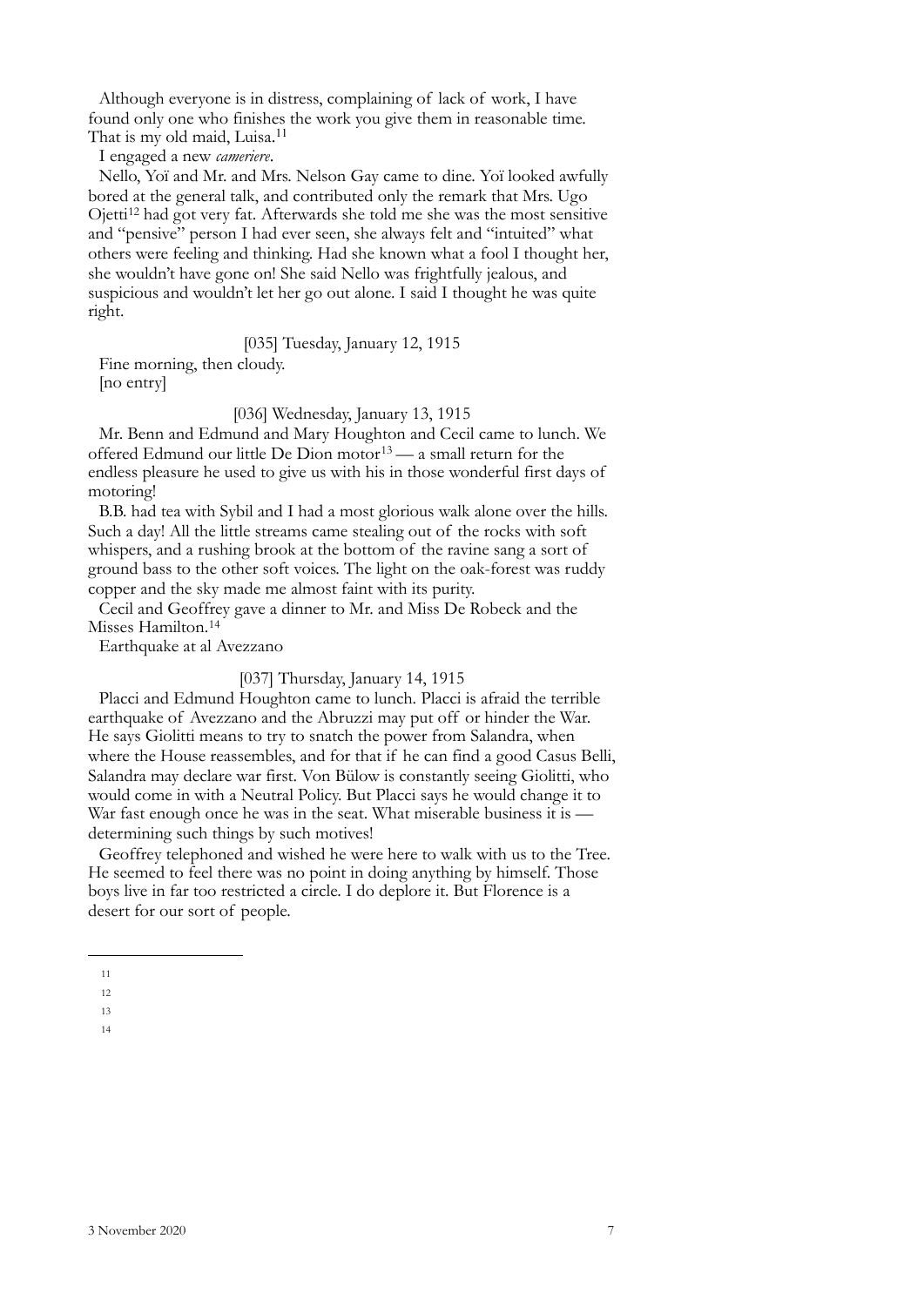Although everyone is in distress, complaining of lack of work, I have found only one who finishes the work you give them in reasonable time. That is my old maid, Luisa.[11]

I engaged a new *cameriere*.

Nello, Yoï and Mr. and Mrs. Nelson Gay came to dine. Yoï looked awfully bored at the general talk, and contributed only the remark that Mrs. Ugo Ojetti[12] had got very fat. Afterwards she told me she was the most sensitive and "pensive" person I had ever seen, she always felt and "intuited" what others were feeling and thinking. Had she known what a fool I thought her, she wouldn't have gone on! She said Nello was frightfully jealous, and suspicious and wouldn't let her go out alone. I said I thought he was quite right.

[035] Tuesday, January 12, 1915

Fine morning, then cloudy.
[no entry]

[036] Wednesday, January 13, 1915

Mr. Benn and Edmund and Mary Houghton and Cecil came to lunch. We offered Edmund our little De Dion motor[13] — a small return for the endless pleasure he used to give us with his in those wonderful first days of motoring!

B.B. had tea with Sybil and I had a most glorious walk alone over the hills. Such a day! All the little streams came stealing out of the rocks with soft whispers, and a rushing brook at the bottom of the ravine sang a sort of ground bass to the other soft voices. The light on the oak-forest was ruddy copper and the sky made me almost faint with its purity.

Cecil and Geoffrey gave a dinner to Mr. and Miss De Robeck and the Misses Hamilton.[14]

Earthquake at al Avezzano

[037] Thursday, January 14, 1915

Placci and Edmund Houghton came to lunch. Placci is afraid the terrible earthquake of Avezzano and the Abruzzi may put off or hinder the War. He says Giolitti means to try to snatch the power from Salandra, when where the House reassembles, and for that if he can find a good Casus Belli, Salandra may declare war first. Von Bülow is constantly seeing Giolitti, who would come in with a Neutral Policy. But Placci says he would change it to War fast enough once he was in the seat. What miserable business it is — determining such things by such motives!

Geoffrey telephoned and wished he were here to walk with us to the Tree. He seemed to feel there was no point in doing anything by himself. Those boys live in far too restricted a circle. I do deplore it. But Florence is a desert for our sort of people.

11

12

13

14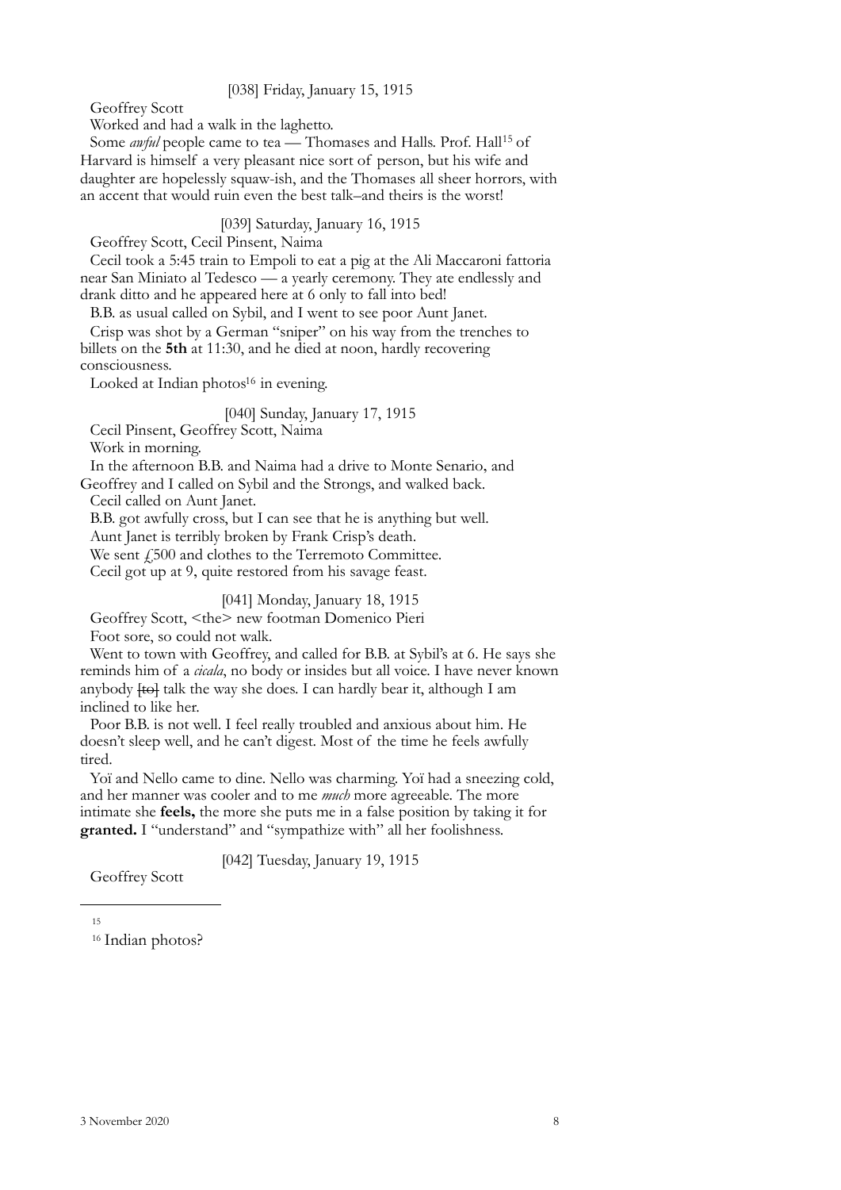[038] Friday, January 15, 1915

Geoffrey Scott

Worked and had a walk in the laghetto.

Some *awful* people came to tea — Thomases and Halls. Prof. Hall[15] of Harvard is himself a very pleasant nice sort of person, but his wife and daughter are hopelessly squaw-ish, and the Thomases all sheer horrors, with an accent that would ruin even the best talk–and theirs is the worst!

[039] Saturday, January 16, 1915

Geoffrey Scott, Cecil Pinsent, Naima

Cecil took a 5:45 train to Empoli to eat a pig at the Ali Maccaroni fattoria near San Miniato al Tedesco — a yearly ceremony. They ate endlessly and drank ditto and he appeared here at 6 only to fall into bed!

B.B. as usual called on Sybil, and I went to see poor Aunt Janet.

Crisp was shot by a German "sniper" on his way from the trenches to billets on the **5th** at 11:30, and he died at noon, hardly recovering consciousness.

Looked at Indian photos[16] in evening.

[040] Sunday, January 17, 1915

Cecil Pinsent, Geoffrey Scott, Naima

Work in morning.

In the afternoon B.B. and Naima had a drive to Monte Senario, and Geoffrey and I called on Sybil and the Strongs, and walked back.

Cecil called on Aunt Janet.

B.B. got awfully cross, but I can see that he is anything but well.

Aunt Janet is terribly broken by Frank Crisp's death.

We sent £500 and clothes to the Terremoto Committee.

Cecil got up at 9, quite restored from his savage feast.

[041] Monday, January 18, 1915

Geoffrey Scott, <the> new footman Domenico Pieri

Foot sore, so could not walk.

Went to town with Geoffrey, and called for B.B. at Sybil's at 6. He says she reminds him of a *cicala*, no body or insides but all voice. I have never known anybody ~~[to]~~ talk the way she does. I can hardly bear it, although I am inclined to like her.

Poor B.B. is not well. I feel really troubled and anxious about him. He doesn't sleep well, and he can't digest. Most of the time he feels awfully tired.

Yoï and Nello came to dine. Nello was charming. Yoï had a sneezing cold, and her manner was cooler and to me *much* more agreeable. The more intimate she **feels,** the more she puts me in a false position by taking it for **granted.** I "understand" and "sympathize with" all her foolishness.

[042] Tuesday, January 19, 1915

Geoffrey Scott

---

15

16 Indian photos?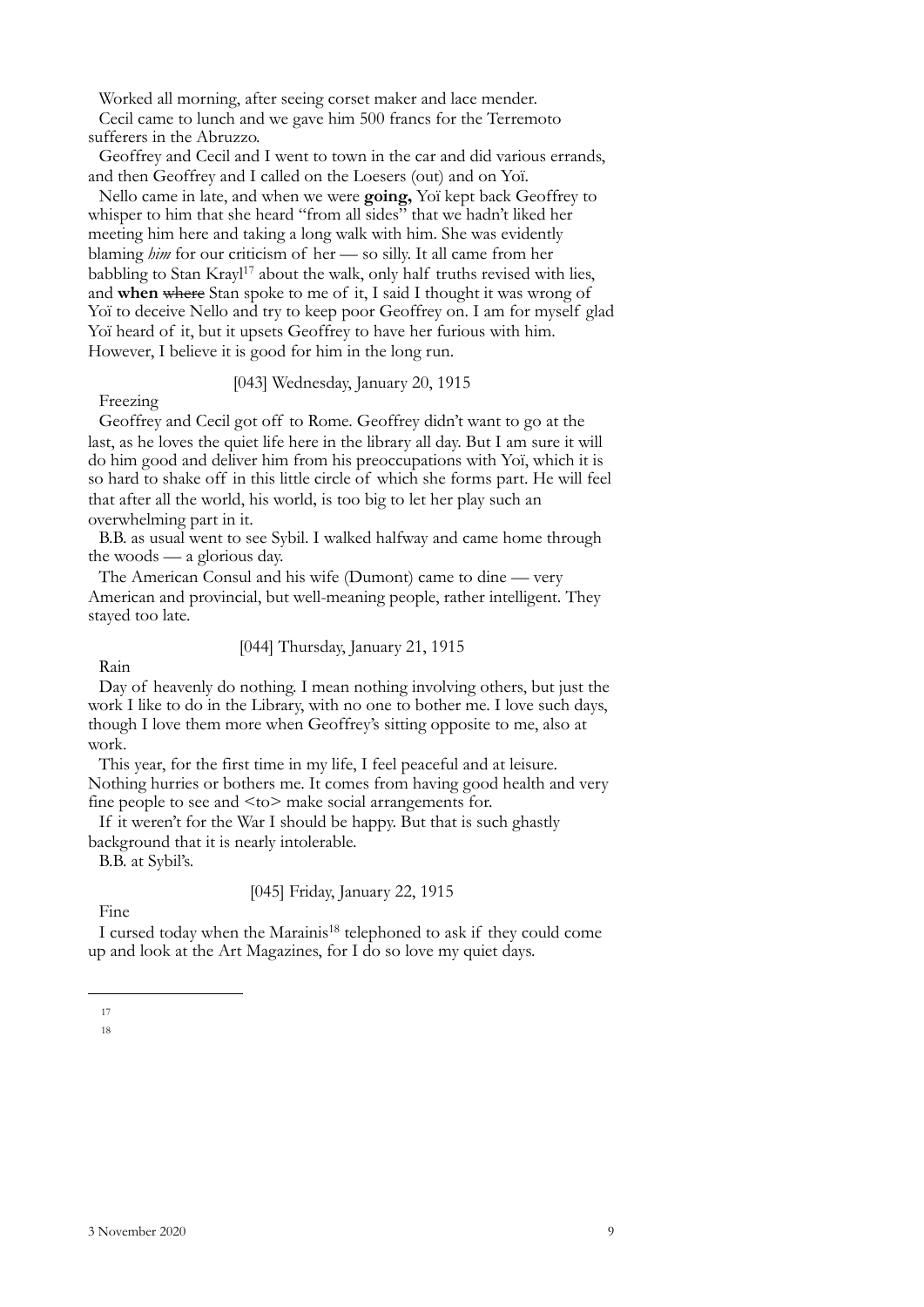Worked all morning, after seeing corset maker and lace mender.

Cecil came to lunch and we gave him 500 francs for the Terremoto sufferers in the Abruzzo.

Geoffrey and Cecil and I went to town in the car and did various errands, and then Geoffrey and I called on the Loesers (out) and on Yoï.

Nello came in late, and when we were **going,** Yoï kept back Geoffrey to whisper to him that she heard "from all sides" that we hadn't liked her meeting him here and taking a long walk with him. She was evidently blaming *him* for our criticism of her — so silly. It all came from her babbling to Stan Krayl[17] about the walk, only half truths revised with lies, and **when** ~~where~~ Stan spoke to me of it, I said I thought it was wrong of Yoï to deceive Nello and try to keep poor Geoffrey on. I am for myself glad Yoï heard of it, but it upsets Geoffrey to have her furious with him. However, I believe it is good for him in the long run.

[043] Wednesday, January 20, 1915

Freezing

Geoffrey and Cecil got off to Rome. Geoffrey didn't want to go at the last, as he loves the quiet life here in the library all day. But I am sure it will do him good and deliver him from his preoccupations with Yoï, which it is so hard to shake off in this little circle of which she forms part. He will feel that after all the world, his world, is too big to let her play such an overwhelming part in it.

B.B. as usual went to see Sybil. I walked halfway and came home through the woods — a glorious day.

The American Consul and his wife (Dumont) came to dine — very American and provincial, but well-meaning people, rather intelligent. They stayed too late.

[044] Thursday, January 21, 1915

Rain

Day of heavenly do nothing. I mean nothing involving others, but just the work I like to do in the Library, with no one to bother me. I love such days, though I love them more when Geoffrey's sitting opposite to me, also at work.

This year, for the first time in my life, I feel peaceful and at leisure. Nothing hurries or bothers me. It comes from having good health and very fine people to see and <to> make social arrangements for.

If it weren't for the War I should be happy. But that is such ghastly background that it is nearly intolerable.

B.B. at Sybil's.

[045] Friday, January 22, 1915

Fine

I cursed today when the Marainis[18] telephoned to ask if they could come up and look at the Art Magazines, for I do so love my quiet days.

---

17

18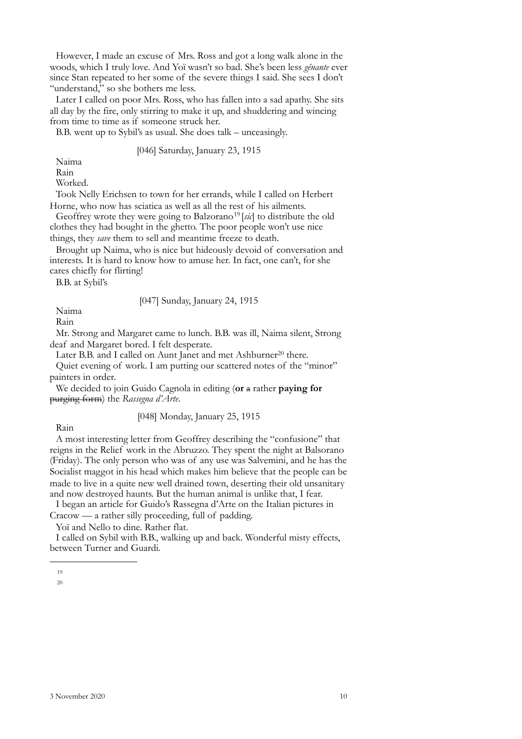However, I made an excuse of Mrs. Ross and got a long walk alone in the woods, which I truly love. And Yoï wasn't so bad. She's been less *gênante* ever since Stan repeated to her some of the severe things I said. She sees I don't "understand," so she bothers me less.

Later I called on poor Mrs. Ross, who has fallen into a sad apathy. She sits all day by the fire, only stirring to make it up, and shuddering and wincing from time to time as if someone struck her.

B.B. went up to Sybil's as usual. She does talk – unceasingly.

[046] Saturday, January 23, 1915

Naima

Rain

Worked.

Took Nelly Erichsen to town for her errands, while I called on Herbert Horne, who now has sciatica as well as all the rest of his ailments.

Geoffrey wrote they were going to Balzorano[19] [*sic*] to distribute the old clothes they had bought in the ghetto. The poor people won't use nice things, they *save* them to sell and meantime freeze to death.

Brought up Naima, who is nice but hideously devoid of conversation and interests. It is hard to know how to amuse her. In fact, one can't, for she cares chiefly for flirting!

B.B. at Sybil's

[047] Sunday, January 24, 1915

Naima

Rain

Mr. Strong and Margaret came to lunch. B.B. was ill, Naima silent, Strong deaf and Margaret bored. I felt desperate.

Later B.B. and I called on Aunt Janet and met Ashburner[20] there.

Quiet evening of work. I am putting our scattered notes of the "minor" painters in order.

We decided to join Guido Cagnola in editing (**or** ~~a~~ rather **paying for** ~~purging form~~) the *Rassegna d'Arte*.

[048] Monday, January 25, 1915

Rain

A most interesting letter from Geoffrey describing the "confusione" that reigns in the Relief work in the Abruzzo. They spent the night at Balsorano (Friday). The only person who was of any use was Salvemini, and he has the Socialist maggot in his head which makes him believe that the people can be made to live in a quite new well drained town, deserting their old unsanitary and now destroyed haunts. But the human animal is unlike that, I fear.

I began an article for Guido's Rassegna d'Arte on the Italian pictures in Cracow — a rather silly proceeding, full of padding.

Yoï and Nello to dine. Rather flat.

I called on Sybil with B.B., walking up and back. Wonderful misty effects, between Turner and Guardi.

---

19

20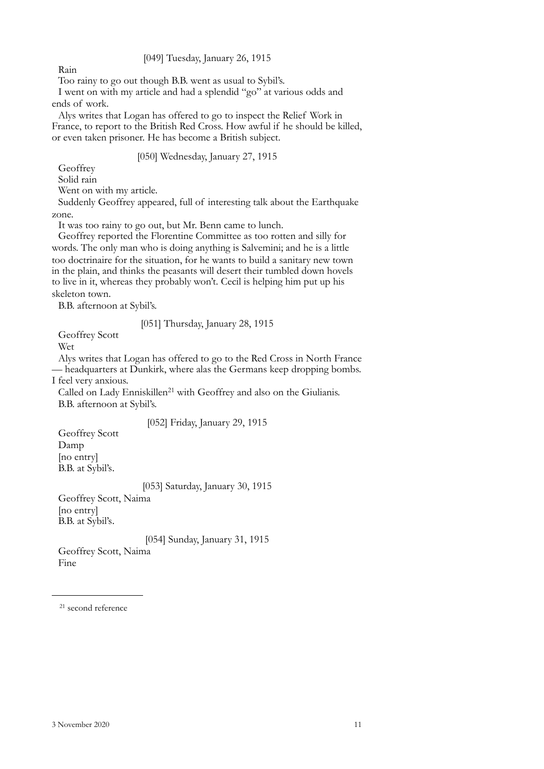[049] Tuesday, January 26, 1915

Rain

Too rainy to go out though B.B. went as usual to Sybil's.

I went on with my article and had a splendid "go" at various odds and ends of work.

Alys writes that Logan has offered to go to inspect the Relief Work in France, to report to the British Red Cross. How awful if he should be killed, or even taken prisoner. He has become a British subject.

[050] Wednesday, January 27, 1915

Geoffrey

Solid rain

Went on with my article.

Suddenly Geoffrey appeared, full of interesting talk about the Earthquake zone.

It was too rainy to go out, but Mr. Benn came to lunch.

Geoffrey reported the Florentine Committee as too rotten and silly for words. The only man who is doing anything is Salvemini; and he is a little too doctrinaire for the situation, for he wants to build a sanitary new town in the plain, and thinks the peasants will desert their tumbled down hovels to live in it, whereas they probably won't. Cecil is helping him put up his skeleton town.

B.B. afternoon at Sybil's.

[051] Thursday, January 28, 1915

Geoffrey Scott

Wet

Alys writes that Logan has offered to go to the Red Cross in North France — headquarters at Dunkirk, where alas the Germans keep dropping bombs. I feel very anxious.

Called on Lady Enniskillen[21] with Geoffrey and also on the Giulianis.

B.B. afternoon at Sybil's.

[052] Friday, January 29, 1915

Geoffrey Scott

Damp

[no entry]

B.B. at Sybil's.

[053] Saturday, January 30, 1915

Geoffrey Scott, Naima

[no entry]

B.B. at Sybil's.

[054] Sunday, January 31, 1915

Geoffrey Scott, Naima

Fine

---

[21] second reference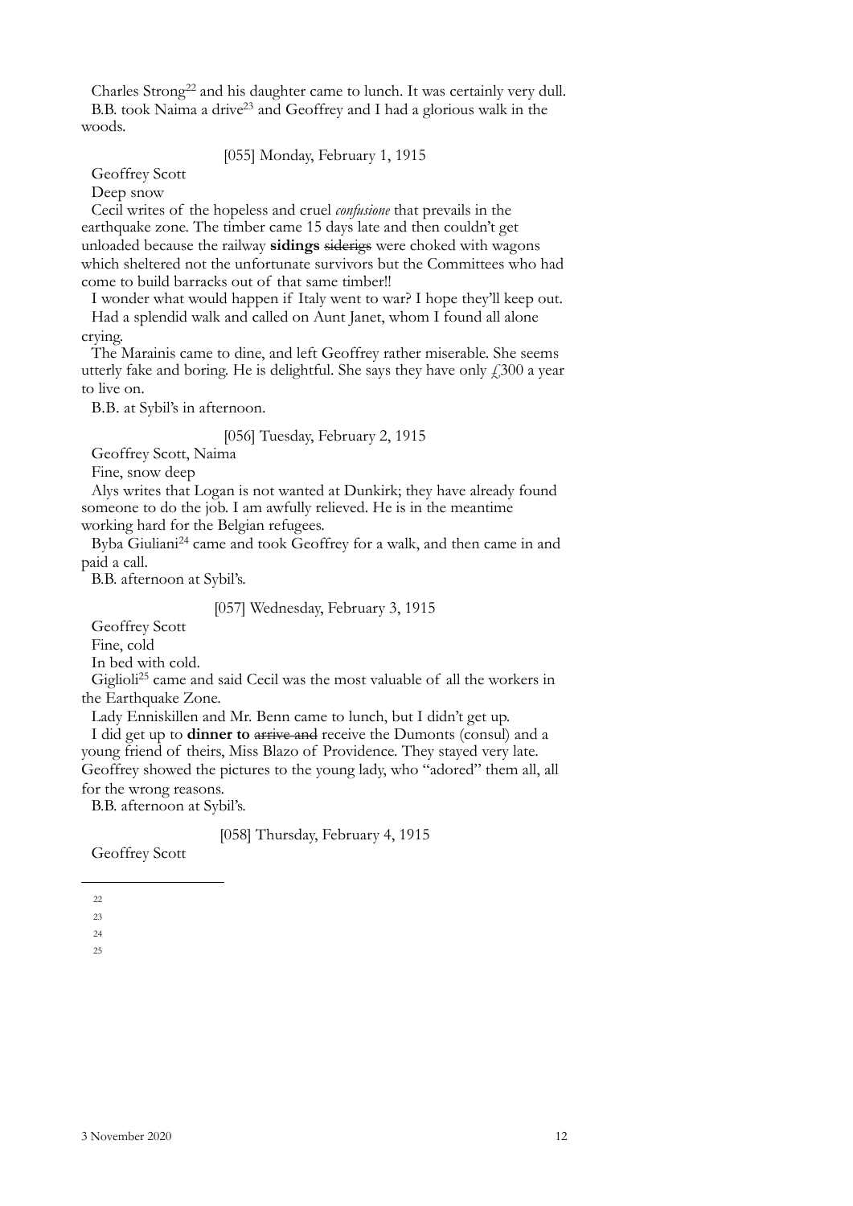Charles Strong[22] and his daughter came to lunch. It was certainly very dull. B.B. took Naima a drive[23] and Geoffrey and I had a glorious walk in the woods.

[055] Monday, February 1, 1915

Geoffrey Scott

Deep snow

Cecil writes of the hopeless and cruel *confusione* that prevails in the earthquake zone. The timber came 15 days late and then couldn't get unloaded because the railway **sidings** ~~siderigs~~ were choked with wagons which sheltered not the unfortunate survivors but the Committees who had come to build barracks out of that same timber!!

I wonder what would happen if Italy went to war? I hope they'll keep out.

Had a splendid walk and called on Aunt Janet, whom I found all alone crying.

The Marainis came to dine, and left Geoffrey rather miserable. She seems utterly fake and boring. He is delightful. She says they have only £300 a year to live on.

B.B. at Sybil's in afternoon.

[056] Tuesday, February 2, 1915

Geoffrey Scott, Naima

Fine, snow deep

Alys writes that Logan is not wanted at Dunkirk; they have already found someone to do the job. I am awfully relieved. He is in the meantime working hard for the Belgian refugees.

Byba Giuliani[24] came and took Geoffrey for a walk, and then came in and paid a call.

B.B. afternoon at Sybil's.

[057] Wednesday, February 3, 1915

Geoffrey Scott

Fine, cold

In bed with cold.

Giglioli[25] came and said Cecil was the most valuable of all the workers in the Earthquake Zone.

Lady Enniskillen and Mr. Benn came to lunch, but I didn't get up.

I did get up to **dinner to** ~~arrive and~~ receive the Dumonts (consul) and a young friend of theirs, Miss Blazo of Providence. They stayed very late. Geoffrey showed the pictures to the young lady, who "adored" them all, all for the wrong reasons.

B.B. afternoon at Sybil's.

[058] Thursday, February 4, 1915

Geoffrey Scott

---

22

23

24

25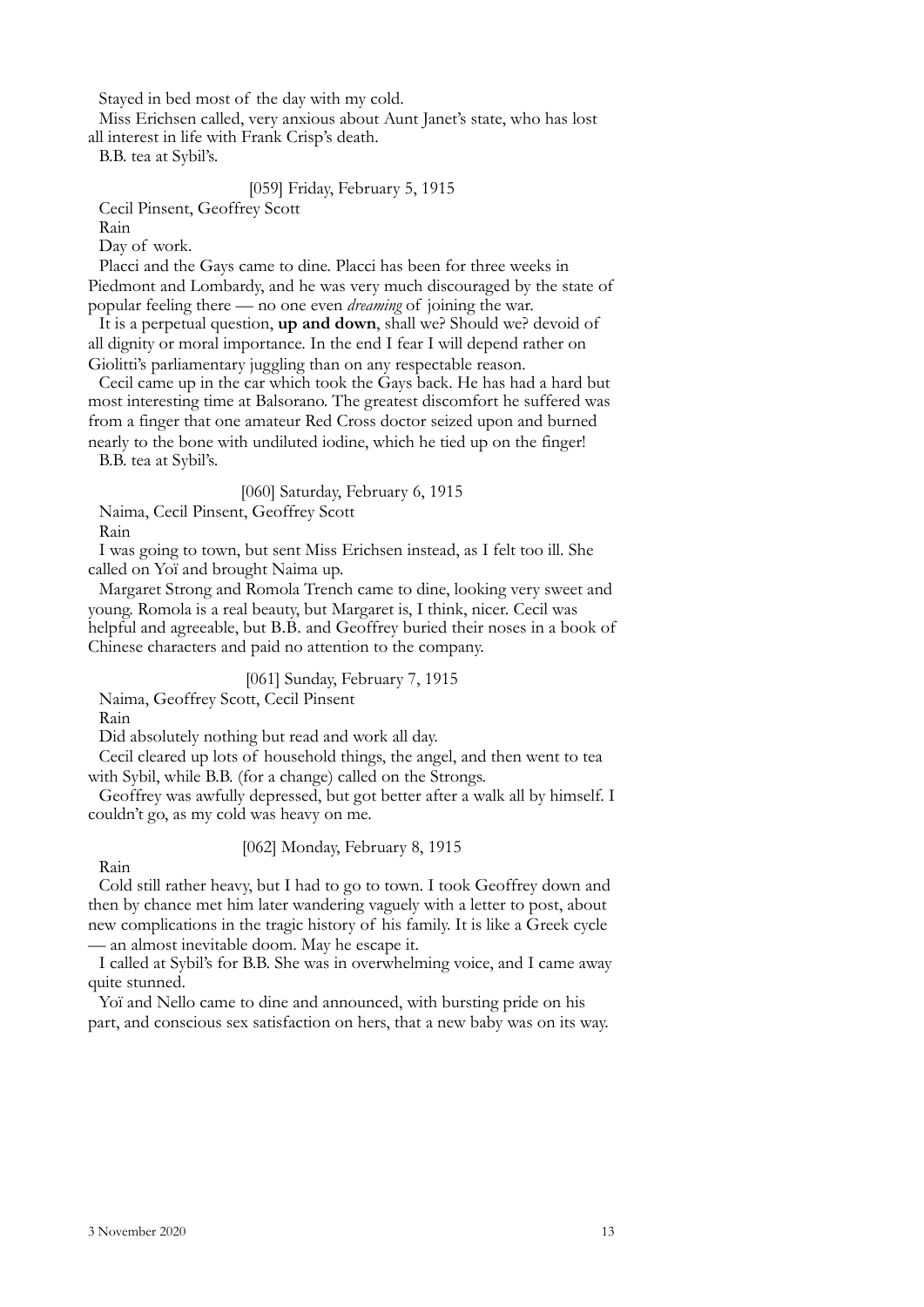Stayed in bed most of the day with my cold.

Miss Erichsen called, very anxious about Aunt Janet's state, who has lost all interest in life with Frank Crisp's death.

B.B. tea at Sybil's.

[059] Friday, February 5, 1915

Cecil Pinsent, Geoffrey Scott

Rain

Day of work.

Placci and the Gays came to dine. Placci has been for three weeks in Piedmont and Lombardy, and he was very much discouraged by the state of popular feeling there — no one even *dreaming* of joining the war.

It is a perpetual question, **up and down**, shall we? Should we? devoid of all dignity or moral importance. In the end I fear I will depend rather on Giolitti's parliamentary juggling than on any respectable reason.

Cecil came up in the car which took the Gays back. He has had a hard but most interesting time at Balsorano. The greatest discomfort he suffered was from a finger that one amateur Red Cross doctor seized upon and burned nearly to the bone with undiluted iodine, which he tied up on the finger!

B.B. tea at Sybil's.

[060] Saturday, February 6, 1915

Naima, Cecil Pinsent, Geoffrey Scott

Rain

I was going to town, but sent Miss Erichsen instead, as I felt too ill. She called on Yoï and brought Naima up.

Margaret Strong and Romola Trench came to dine, looking very sweet and young. Romola is a real beauty, but Margaret is, I think, nicer. Cecil was helpful and agreeable, but B.B. and Geoffrey buried their noses in a book of Chinese characters and paid no attention to the company.

[061] Sunday, February 7, 1915

Naima, Geoffrey Scott, Cecil Pinsent

Rain

Did absolutely nothing but read and work all day.

Cecil cleared up lots of household things, the angel, and then went to tea with Sybil, while B.B. (for a change) called on the Strongs.

Geoffrey was awfully depressed, but got better after a walk all by himself. I couldn't go, as my cold was heavy on me.

[062] Monday, February 8, 1915

Rain

Cold still rather heavy, but I had to go to town. I took Geoffrey down and then by chance met him later wandering vaguely with a letter to post, about new complications in the tragic history of his family. It is like a Greek cycle — an almost inevitable doom. May he escape it.

I called at Sybil's for B.B. She was in overwhelming voice, and I came away quite stunned.

Yoï and Nello came to dine and announced, with bursting pride on his part, and conscious sex satisfaction on hers, that a new baby was on its way.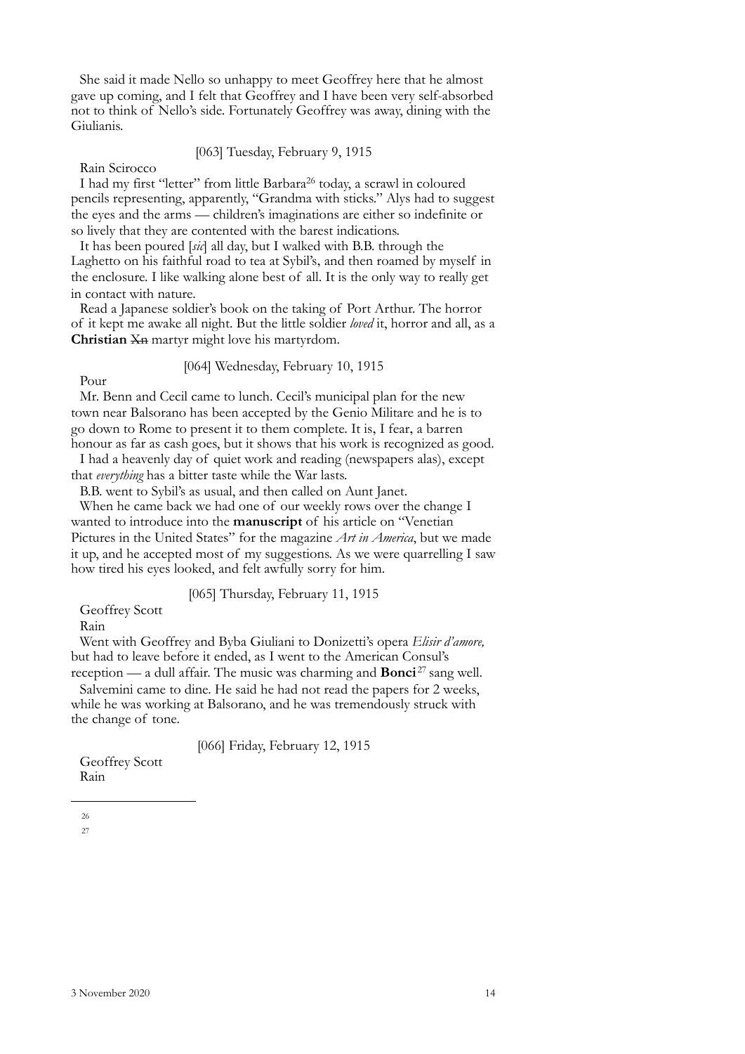She said it made Nello so unhappy to meet Geoffrey here that he almost gave up coming, and I felt that Geoffrey and I have been very self-absorbed not to think of Nello's side. Fortunately Geoffrey was away, dining with the Giulianis.

[063] Tuesday, February 9, 1915

Rain Scirocco

I had my first "letter" from little Barbara[26] today, a scrawl in coloured pencils representing, apparently, "Grandma with sticks." Alys had to suggest the eyes and the arms — children's imaginations are either so indefinite or so lively that they are contented with the barest indications.

It has been poured [*sic*] all day, but I walked with B.B. through the Laghetto on his faithful road to tea at Sybil's, and then roamed by myself in the enclosure. I like walking alone best of all. It is the only way to really get in contact with nature.

Read a Japanese soldier's book on the taking of Port Arthur. The horror of it kept me awake all night. But the little soldier *loved* it, horror and all, as a **Christian** ~~Xn~~ martyr might love his martyrdom.

[064] Wednesday, February 10, 1915

Pour

Mr. Benn and Cecil came to lunch. Cecil's municipal plan for the new town near Balsorano has been accepted by the Genio Militare and he is to go down to Rome to present it to them complete. It is, I fear, a barren honour as far as cash goes, but it shows that his work is recognized as good.

I had a heavenly day of quiet work and reading (newspapers alas), except that *everything* has a bitter taste while the War lasts.

B.B. went to Sybil's as usual, and then called on Aunt Janet.

When he came back we had one of our weekly rows over the change I wanted to introduce into the **manuscript** of his article on "Venetian Pictures in the United States" for the magazine *Art in America*, but we made it up, and he accepted most of my suggestions. As we were quarrelling I saw how tired his eyes looked, and felt awfully sorry for him.

[065] Thursday, February 11, 1915

Geoffrey Scott

Rain

Went with Geoffrey and Byba Giuliani to Donizetti's opera *Elisir d'amore,* but had to leave before it ended, as I went to the American Consul's reception — a dull affair. The music was charming and **Bonci**[27] sang well.

Salvemini came to dine. He said he had not read the papers for 2 weeks, while he was working at Balsorano, and he was tremendously struck with the change of tone.

[066] Friday, February 12, 1915

Geoffrey Scott

Rain

---

26

27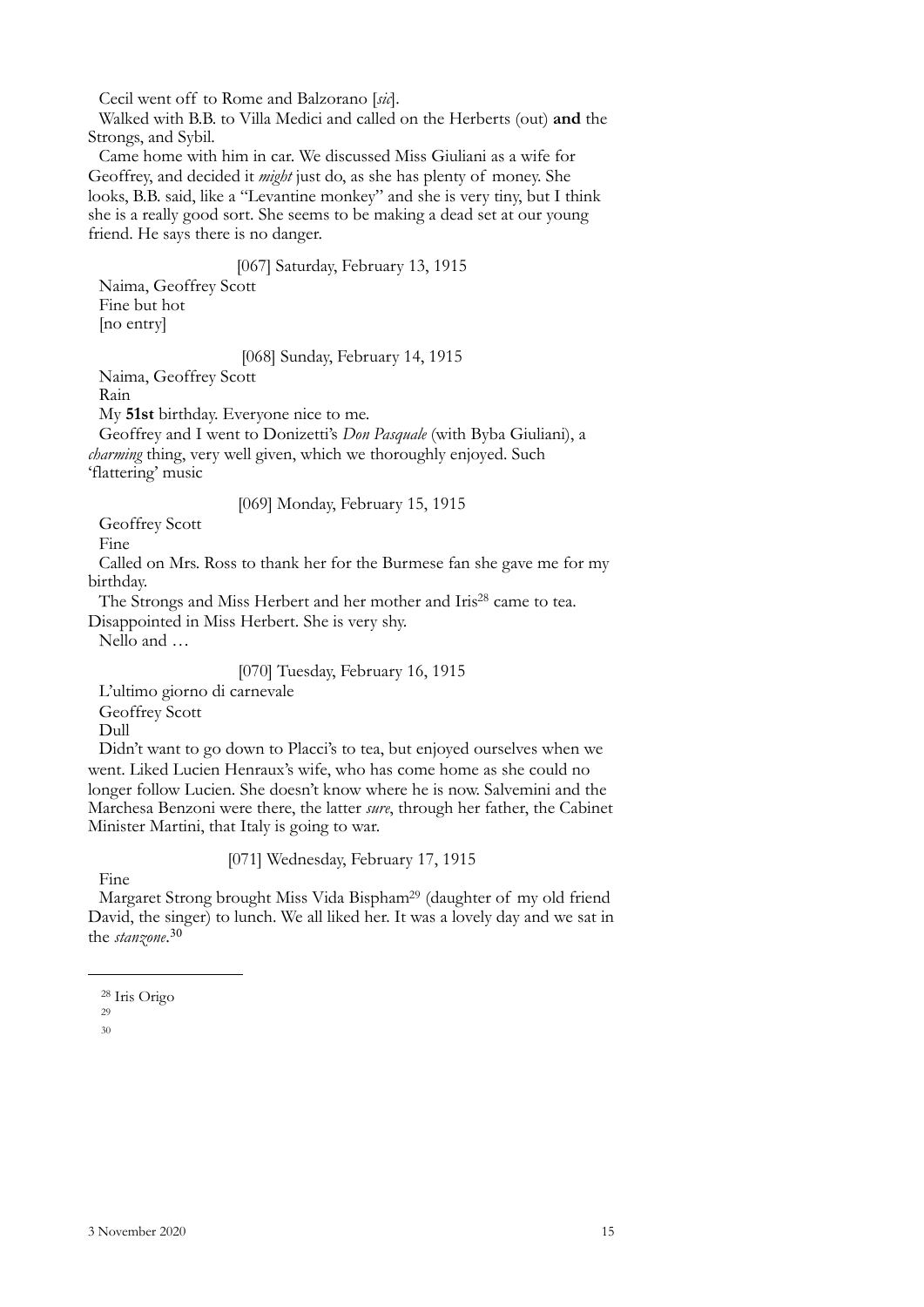Cecil went off to Rome and Balzorano [*sic*].

Walked with B.B. to Villa Medici and called on the Herberts (out) **and** the Strongs, and Sybil.

Came home with him in car. We discussed Miss Giuliani as a wife for Geoffrey, and decided it *might* just do, as she has plenty of money. She looks, B.B. said, like a "Levantine monkey" and she is very tiny, but I think she is a really good sort. She seems to be making a dead set at our young friend. He says there is no danger.

[067] Saturday, February 13, 1915

Naima, Geoffrey Scott
Fine but hot
[no entry]

[068] Sunday, February 14, 1915

Naima, Geoffrey Scott
Rain

My **51st** birthday. Everyone nice to me.

Geoffrey and I went to Donizetti's *Don Pasquale* (with Byba Giuliani), a *charming* thing, very well given, which we thoroughly enjoyed. Such 'flattering' music

[069] Monday, February 15, 1915

Geoffrey Scott
Fine

Called on Mrs. Ross to thank her for the Burmese fan she gave me for my birthday.

The Strongs and Miss Herbert and her mother and Iris[28] came to tea. Disappointed in Miss Herbert. She is very shy.

Nello and …

[070] Tuesday, February 16, 1915

L'ultimo giorno di carnevale
Geoffrey Scott
Dull

Didn't want to go down to Placci's to tea, but enjoyed ourselves when we went. Liked Lucien Henraux's wife, who has come home as she could no longer follow Lucien. She doesn't know where he is now. Salvemini and the Marchesa Benzoni were there, the latter *sure*, through her father, the Cabinet Minister Martini, that Italy is going to war.

[071] Wednesday, February 17, 1915

Fine

Margaret Strong brought Miss Vida Bispham[29] (daughter of my old friend David, the singer) to lunch. We all liked her. It was a lovely day and we sat in the *stanzone*.[30]

---

[28] Iris Origo

[29]

[30]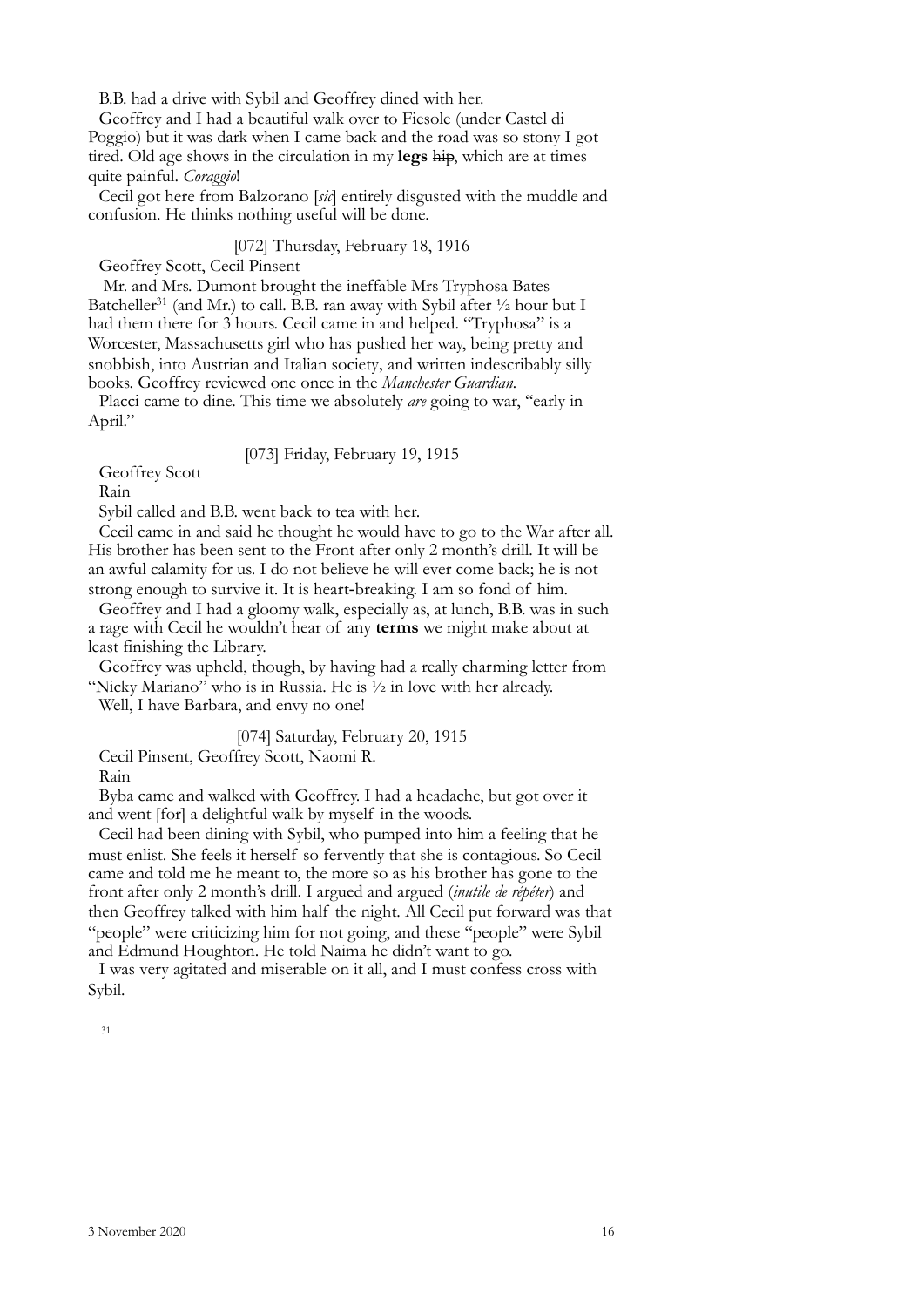B.B. had a drive with Sybil and Geoffrey dined with her.

Geoffrey and I had a beautiful walk over to Fiesole (under Castel di Poggio) but it was dark when I came back and the road was so stony I got tired. Old age shows in the circulation in my **legs** ~~hip~~, which are at times quite painful. *Coraggio*!

Cecil got here from Balzorano [*sic*] entirely disgusted with the muddle and confusion. He thinks nothing useful will be done.

[072] Thursday, February 18, 1916

Geoffrey Scott, Cecil Pinsent

Mr. and Mrs. Dumont brought the ineffable Mrs Tryphosa Bates Batcheller[31] (and Mr.) to call. B.B. ran away with Sybil after ½ hour but I had them there for 3 hours. Cecil came in and helped. "Tryphosa" is a Worcester, Massachusetts girl who has pushed her way, being pretty and snobbish, into Austrian and Italian society, and written indescribably silly books. Geoffrey reviewed one once in the *Manchester Guardian*.

Placci came to dine. This time we absolutely *are* going to war, "early in April."

[073] Friday, February 19, 1915

Geoffrey Scott

Rain

Sybil called and B.B. went back to tea with her.

Cecil came in and said he thought he would have to go to the War after all. His brother has been sent to the Front after only 2 month's drill. It will be an awful calamity for us. I do not believe he will ever come back; he is not strong enough to survive it. It is heart-breaking. I am so fond of him.

Geoffrey and I had a gloomy walk, especially as, at lunch, B.B. was in such a rage with Cecil he wouldn't hear of any **terms** we might make about at least finishing the Library.

Geoffrey was upheld, though, by having had a really charming letter from "Nicky Mariano" who is in Russia. He is ½ in love with her already.

Well, I have Barbara, and envy no one!

[074] Saturday, February 20, 1915

Cecil Pinsent, Geoffrey Scott, Naomi R.

Rain

Byba came and walked with Geoffrey. I had a headache, but got over it and went ~~[for]~~ a delightful walk by myself in the woods.

Cecil had been dining with Sybil, who pumped into him a feeling that he must enlist. She feels it herself so fervently that she is contagious. So Cecil came and told me he meant to, the more so as his brother has gone to the front after only 2 month's drill. I argued and argued (*inutile de répéter*) and then Geoffrey talked with him half the night. All Cecil put forward was that "people" were criticizing him for not going, and these "people" were Sybil and Edmund Houghton. He told Naima he didn't want to go.

I was very agitated and miserable on it all, and I must confess cross with Sybil.

---

31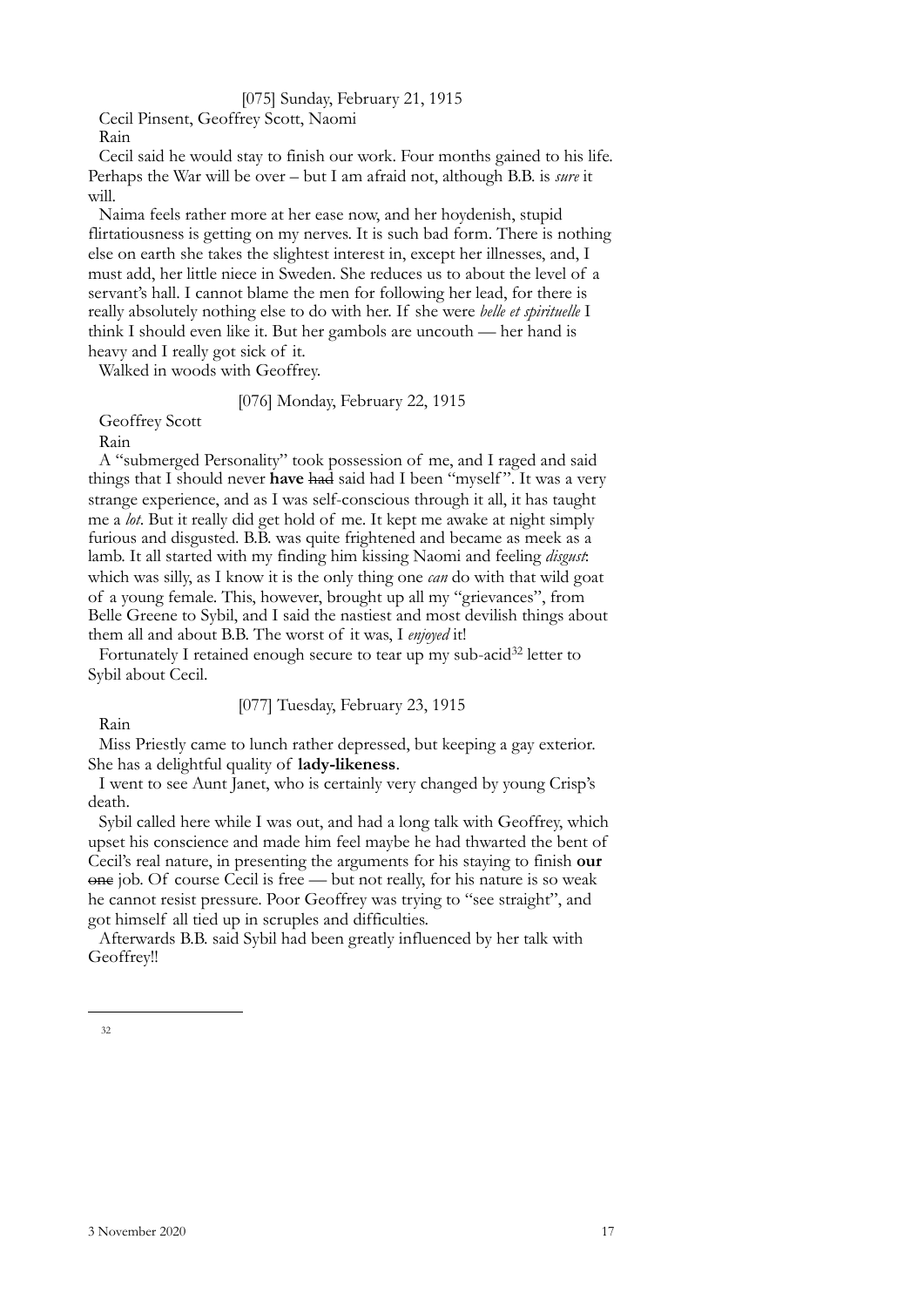[075] Sunday, February 21, 1915

Cecil Pinsent, Geoffrey Scott, Naomi

Rain

Cecil said he would stay to finish our work. Four months gained to his life. Perhaps the War will be over – but I am afraid not, although B.B. is *sure* it will.

Naima feels rather more at her ease now, and her hoydenish, stupid flirtatiousness is getting on my nerves. It is such bad form. There is nothing else on earth she takes the slightest interest in, except her illnesses, and, I must add, her little niece in Sweden. She reduces us to about the level of a servant's hall. I cannot blame the men for following her lead, for there is really absolutely nothing else to do with her. If she were *belle et spirituelle* I think I should even like it. But her gambols are uncouth — her hand is heavy and I really got sick of it.

Walked in woods with Geoffrey.

[076] Monday, February 22, 1915

Geoffrey Scott

Rain

A "submerged Personality" took possession of me, and I raged and said things that I should never **have** ~~had~~ said had I been "myself". It was a very strange experience, and as I was self-conscious through it all, it has taught me a *lot*. But it really did get hold of me. It kept me awake at night simply furious and disgusted. B.B. was quite frightened and became as meek as a lamb. It all started with my finding him kissing Naomi and feeling *disgust*: which was silly, as I know it is the only thing one *can* do with that wild goat of a young female. This, however, brought up all my "grievances", from Belle Greene to Sybil, and I said the nastiest and most devilish things about them all and about B.B. The worst of it was, I *enjoyed* it!

Fortunately I retained enough secure to tear up my sub-acid[32] letter to Sybil about Cecil.

[077] Tuesday, February 23, 1915

Rain

Miss Priestly came to lunch rather depressed, but keeping a gay exterior. She has a delightful quality of **lady-likeness**.

I went to see Aunt Janet, who is certainly very changed by young Crisp's death.

Sybil called here while I was out, and had a long talk with Geoffrey, which upset his conscience and made him feel maybe he had thwarted the bent of Cecil's real nature, in presenting the arguments for his staying to finish **our** ~~one~~ job. Of course Cecil is free — but not really, for his nature is so weak he cannot resist pressure. Poor Geoffrey was trying to "see straight", and got himself all tied up in scruples and difficulties.

Afterwards B.B. said Sybil had been greatly influenced by her talk with Geoffrey!!

---

32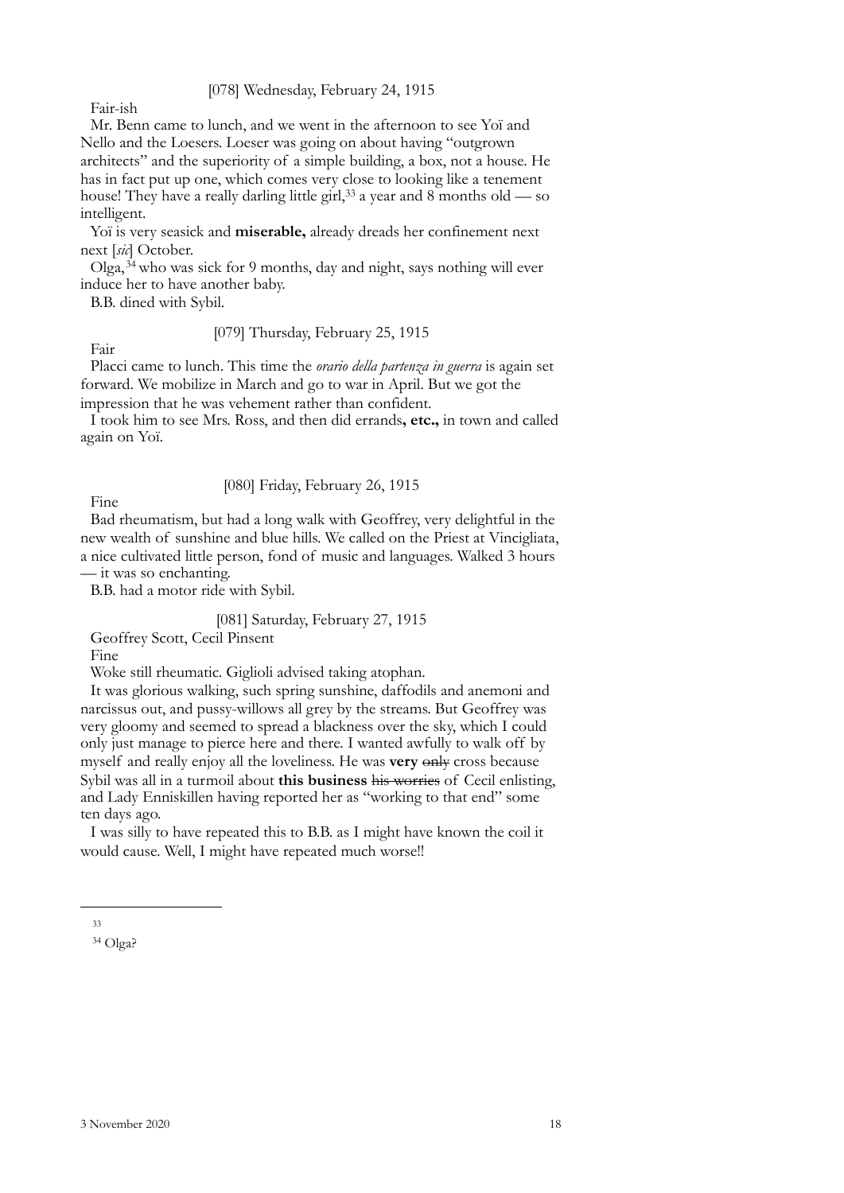[078] Wednesday, February 24, 1915

Fair-ish

Mr. Benn came to lunch, and we went in the afternoon to see Yoï and Nello and the Loesers. Loeser was going on about having "outgrown architects" and the superiority of a simple building, a box, not a house. He has in fact put up one, which comes very close to looking like a tenement house! They have a really darling little girl,[33] a year and 8 months old — so intelligent.

Yoï is very seasick and **miserable,** already dreads her confinement next next [*sic*] October.

Olga,[34] who was sick for 9 months, day and night, says nothing will ever induce her to have another baby.

B.B. dined with Sybil.

[079] Thursday, February 25, 1915

Fair

Placci came to lunch. This time the *orario della partenza in guerra* is again set forward. We mobilize in March and go to war in April. But we got the impression that he was vehement rather than confident.

I took him to see Mrs. Ross, and then did errands**, etc.,** in town and called again on Yoï.

[080] Friday, February 26, 1915

Fine

Bad rheumatism, but had a long walk with Geoffrey, very delightful in the new wealth of sunshine and blue hills. We called on the Priest at Vincigliata, a nice cultivated little person, fond of music and languages. Walked 3 hours — it was so enchanting.

B.B. had a motor ride with Sybil.

[081] Saturday, February 27, 1915

Geoffrey Scott, Cecil Pinsent

Fine

Woke still rheumatic. Giglioli advised taking atophan.

It was glorious walking, such spring sunshine, daffodils and anemoni and narcissus out, and pussy-willows all grey by the streams. But Geoffrey was very gloomy and seemed to spread a blackness over the sky, which I could only just manage to pierce here and there. I wanted awfully to walk off by myself and really enjoy all the loveliness. He was **very** ~~only~~ cross because Sybil was all in a turmoil about **this business** ~~his worries~~ of Cecil enlisting, and Lady Enniskillen having reported her as "working to that end" some ten days ago.

I was silly to have repeated this to B.B. as I might have known the coil it would cause. Well, I might have repeated much worse!!

---

[33]

[34] Olga?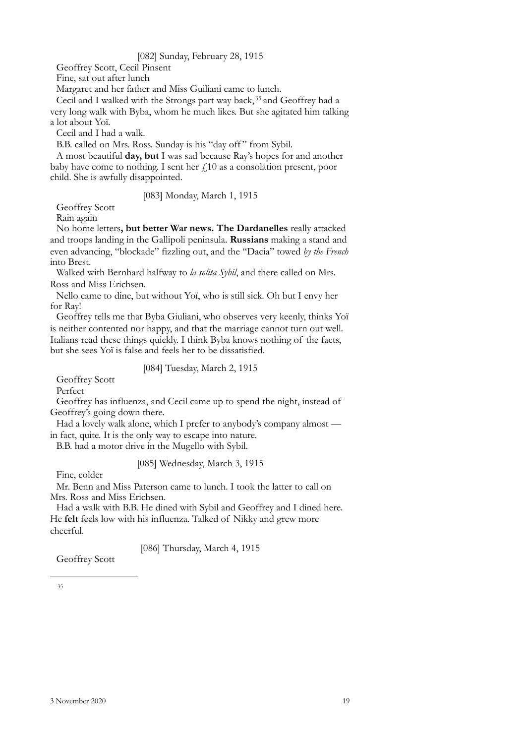[082] Sunday, February 28, 1915

Geoffrey Scott, Cecil Pinsent

Fine, sat out after lunch

Margaret and her father and Miss Guiliani came to lunch.

Cecil and I walked with the Strongs part way back,[35] and Geoffrey had a very long walk with Byba, whom he much likes. But she agitated him talking a lot about Yoï.

Cecil and I had a walk.

B.B. called on Mrs. Ross. Sunday is his "day off" from Sybil.

A most beautiful **day, but** I was sad because Ray's hopes for and another baby have come to nothing. I sent her £10 as a consolation present, poor child. She is awfully disappointed.

[083] Monday, March 1, 1915

Geoffrey Scott

Rain again

No home letters**, but better War news. The Dardanelles** really attacked and troops landing in the Gallipoli peninsula. **Russians** making a stand and even advancing, "blockade" fizzling out, and the "Dacia" towed *by the French* into Brest.

Walked with Bernhard halfway to *la solita Sybil*, and there called on Mrs. Ross and Miss Erichsen.

Nello came to dine, but without Yoï, who is still sick. Oh but I envy her for Ray!

Geoffrey tells me that Byba Giuliani, who observes very keenly, thinks Yoï is neither contented nor happy, and that the marriage cannot turn out well. Italians read these things quickly. I think Byba knows nothing of the facts, but she sees Yoï is false and feels her to be dissatisfied.

[084] Tuesday, March 2, 1915

Geoffrey Scott

Perfect

Geoffrey has influenza, and Cecil came up to spend the night, instead of Geoffrey's going down there.

Had a lovely walk alone, which I prefer to anybody's company almost — in fact, quite. It is the only way to escape into nature.

B.B. had a motor drive in the Mugello with Sybil.

[085] Wednesday, March 3, 1915

Fine, colder

Mr. Benn and Miss Paterson came to lunch. I took the latter to call on Mrs. Ross and Miss Erichsen.

Had a walk with B.B. He dined with Sybil and Geoffrey and I dined here. He **felt** ~~feels~~ low with his influenza. Talked of Nikky and grew more cheerful.

[086] Thursday, March 4, 1915

Geoffrey Scott

---

[35]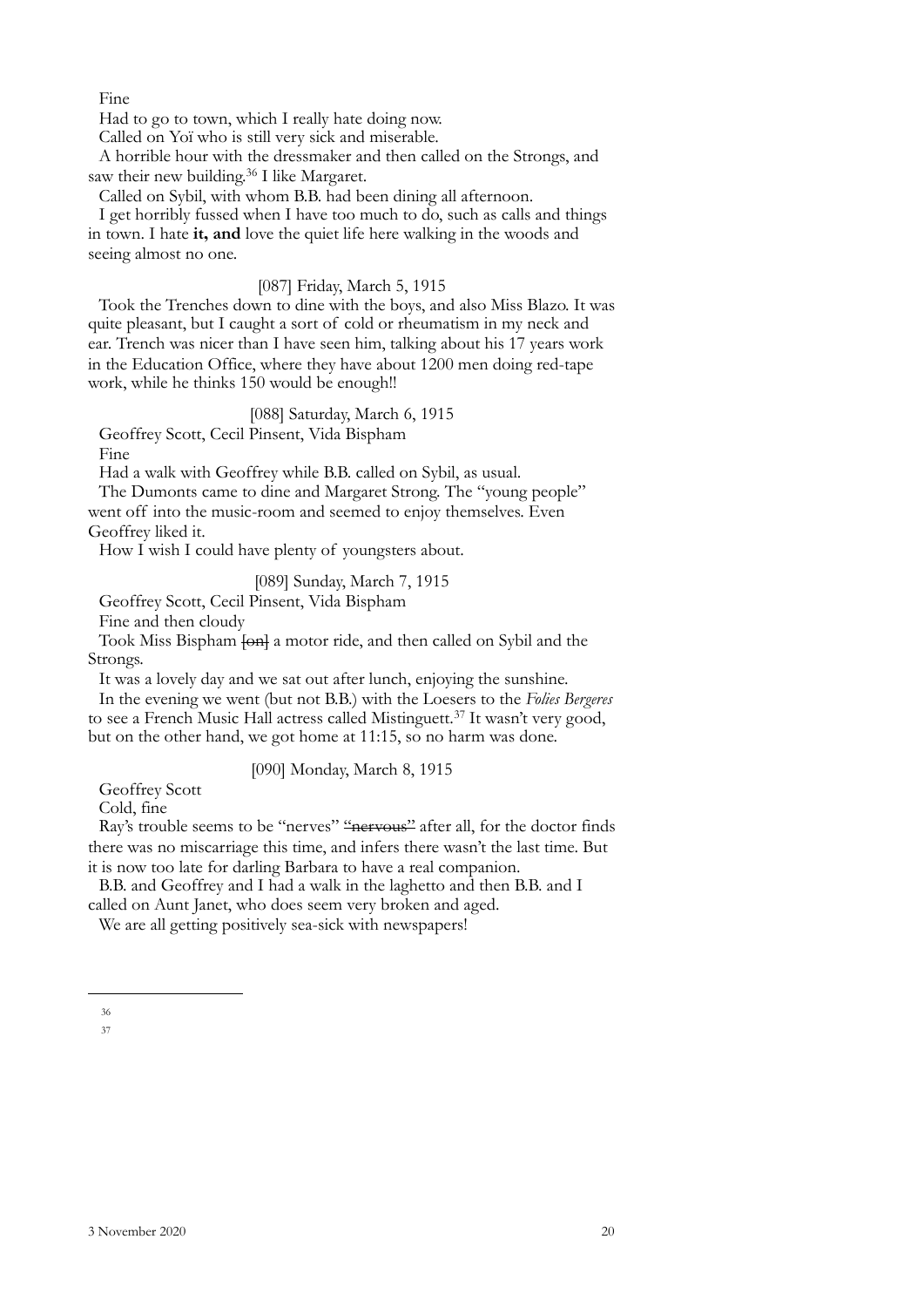Fine

Had to go to town, which I really hate doing now.

Called on Yoï who is still very sick and miserable.

A horrible hour with the dressmaker and then called on the Strongs, and saw their new building.[36] I like Margaret.

Called on Sybil, with whom B.B. had been dining all afternoon.

I get horribly fussed when I have too much to do, such as calls and things in town. I hate **it, and** love the quiet life here walking in the woods and seeing almost no one.

[087] Friday, March 5, 1915

Took the Trenches down to dine with the boys, and also Miss Blazo. It was quite pleasant, but I caught a sort of cold or rheumatism in my neck and ear. Trench was nicer than I have seen him, talking about his 17 years work in the Education Office, where they have about 1200 men doing red-tape work, while he thinks 150 would be enough!!

[088] Saturday, March 6, 1915

Geoffrey Scott, Cecil Pinsent, Vida Bispham

Fine

Had a walk with Geoffrey while B.B. called on Sybil, as usual.

The Dumonts came to dine and Margaret Strong. The "young people" went off into the music-room and seemed to enjoy themselves. Even Geoffrey liked it.

How I wish I could have plenty of youngsters about.

[089] Sunday, March 7, 1915

Geoffrey Scott, Cecil Pinsent, Vida Bispham

Fine and then cloudy

Took Miss Bispham ~~[on]~~ a motor ride, and then called on Sybil and the Strongs.

It was a lovely day and we sat out after lunch, enjoying the sunshine.

In the evening we went (but not B.B.) with the Loesers to the *Folies Bergeres* to see a French Music Hall actress called Mistinguett.[37] It wasn't very good, but on the other hand, we got home at 11:15, so no harm was done.

[090] Monday, March 8, 1915

Geoffrey Scott

Cold, fine

Ray's trouble seems to be "nerves" ~~"nervous"~~ after all, for the doctor finds there was no miscarriage this time, and infers there wasn't the last time. But it is now too late for darling Barbara to have a real companion.

B.B. and Geoffrey and I had a walk in the laghetto and then B.B. and I called on Aunt Janet, who does seem very broken and aged.

We are all getting positively sea-sick with newspapers!

---

36

37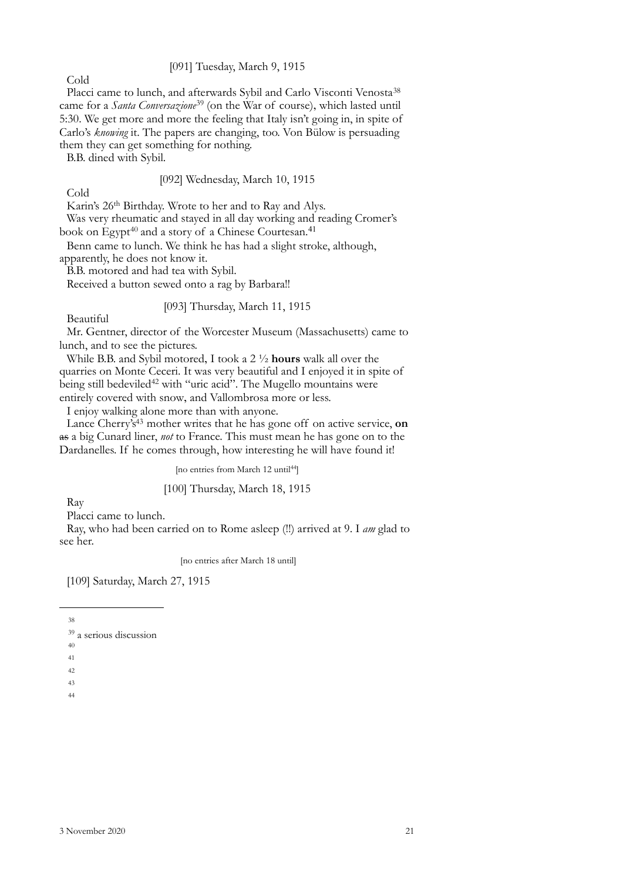[091] Tuesday, March 9, 1915

Cold

Placci came to lunch, and afterwards Sybil and Carlo Visconti Venosta[38] came for a *Santa Conversazione*[39] (on the War of course), which lasted until 5:30. We get more and more the feeling that Italy isn't going in, in spite of Carlo's *knowing* it. The papers are changing, too. Von Bülow is persuading them they can get something for nothing.

B.B. dined with Sybil.

[092] Wednesday, March 10, 1915

Cold

Karin's 26th Birthday. Wrote to her and to Ray and Alys.

Was very rheumatic and stayed in all day working and reading Cromer's book on Egypt[40] and a story of a Chinese Courtesan.[41]

Benn came to lunch. We think he has had a slight stroke, although, apparently, he does not know it.

B.B. motored and had tea with Sybil.

Received a button sewed onto a rag by Barbara!!

[093] Thursday, March 11, 1915

Beautiful

Mr. Gentner, director of the Worcester Museum (Massachusetts) came to lunch, and to see the pictures.

While B.B. and Sybil motored, I took a 2 ½ **hours** walk all over the quarries on Monte Ceceri. It was very beautiful and I enjoyed it in spite of being still bedeviled[42] with "uric acid". The Mugello mountains were entirely covered with snow, and Vallombrosa more or less.

I enjoy walking alone more than with anyone.

Lance Cherry's[43] mother writes that he has gone off on active service, **on** ~~as~~ a big Cunard liner, *not* to France. This must mean he has gone on to the Dardanelles. If he comes through, how interesting he will have found it!

[no entries from March 12 until[44]]

[100] Thursday, March 18, 1915

Ray

Placci came to lunch.

Ray, who had been carried on to Rome asleep (!!) arrived at 9. I *am* glad to see her.

[no entries after March 18 until]

[109] Saturday, March 27, 1915

---

38

39 a serious discussion

40

41

42

43

44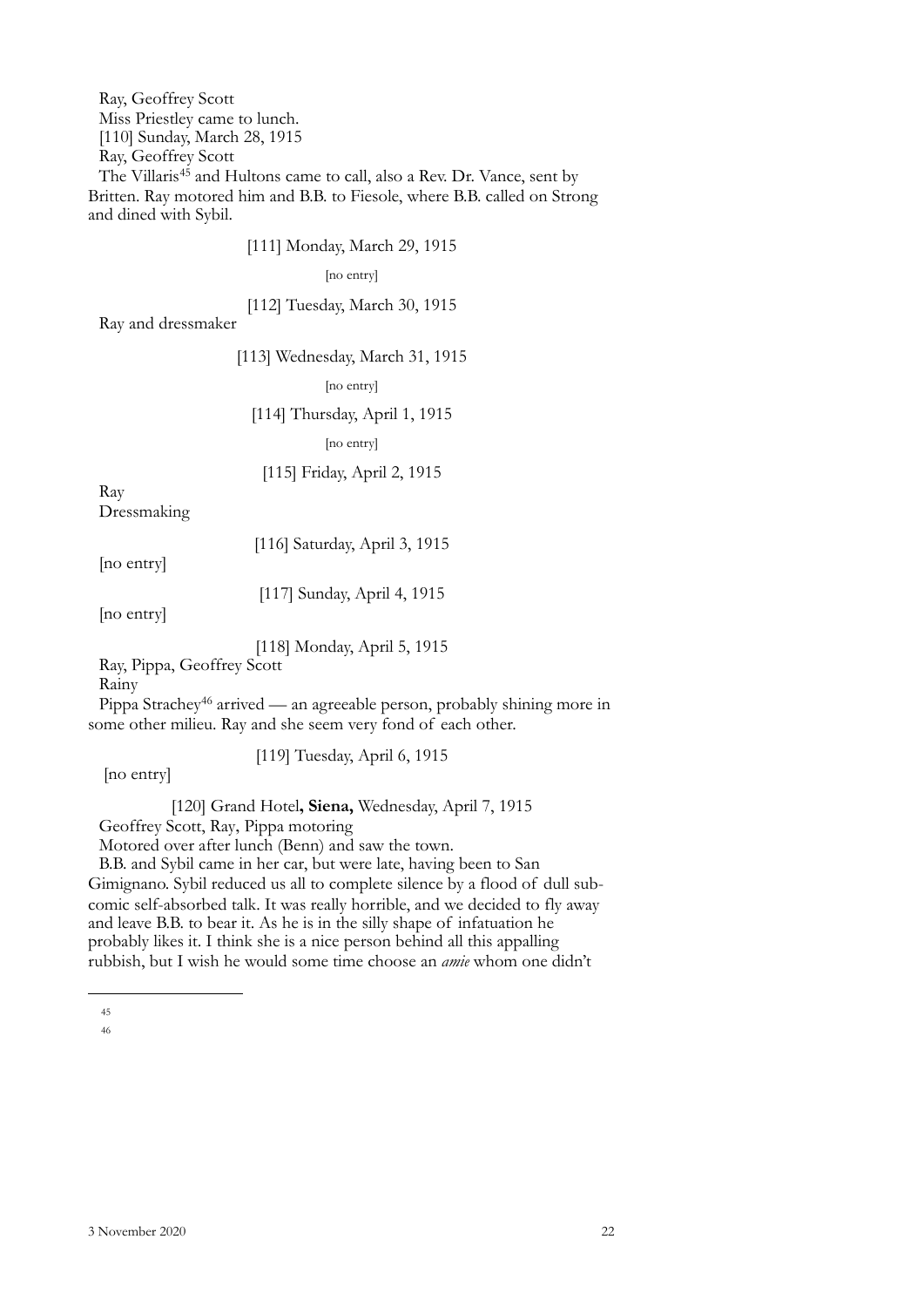Ray, Geoffrey Scott
Miss Priestley came to lunch.
[110] Sunday, March 28, 1915
Ray, Geoffrey Scott
The Villaris[45] and Hultons came to call, also a Rev. Dr. Vance, sent by Britten. Ray motored him and B.B. to Fiesole, where B.B. called on Strong and dined with Sybil.

[111] Monday, March 29, 1915

[no entry]

[112] Tuesday, March 30, 1915
Ray and dressmaker

[113] Wednesday, March 31, 1915

[no entry]

[114] Thursday, April 1, 1915

[no entry]

[115] Friday, April 2, 1915
Ray
Dressmaking

[116] Saturday, April 3, 1915
[no entry]

[117] Sunday, April 4, 1915
[no entry]

[118] Monday, April 5, 1915
Ray, Pippa, Geoffrey Scott
Rainy
Pippa Strachey[46] arrived — an agreeable person, probably shining more in some other milieu. Ray and she seem very fond of each other.

[119] Tuesday, April 6, 1915
[no entry]

[120] Grand Hotel**, Siena,** Wednesday, April 7, 1915
Geoffrey Scott, Ray, Pippa motoring
Motored over after lunch (Benn) and saw the town.
B.B. and Sybil came in her car, but were late, having been to San Gimignano. Sybil reduced us all to complete silence by a flood of dull sub-comic self-absorbed talk. It was really horrible, and we decided to fly away and leave B.B. to bear it. As he is in the silly shape of infatuation he probably likes it. I think she is a nice person behind all this appalling rubbish, but I wish he would some time choose an *amie* whom one didn't

45
46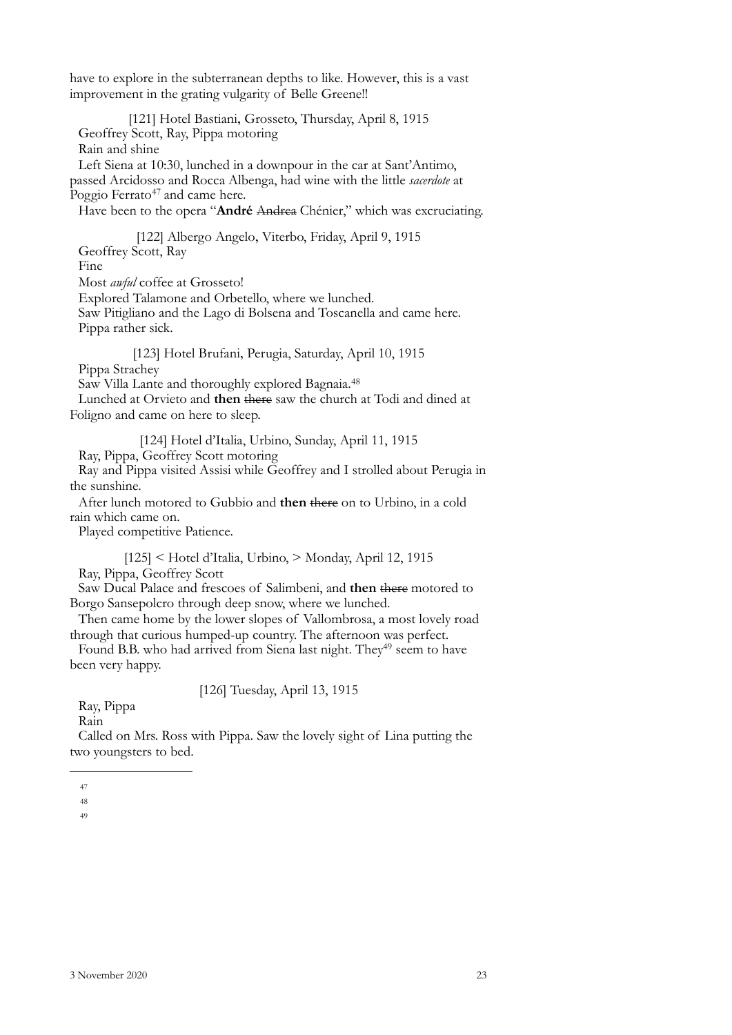have to explore in the subterranean depths to like. However, this is a vast improvement in the grating vulgarity of Belle Greene!!

[121] Hotel Bastiani, Grosseto, Thursday, April 8, 1915

Geoffrey Scott, Ray, Pippa motoring

Rain and shine

Left Siena at 10:30, lunched in a downpour in the car at Sant'Antimo, passed Arcidosso and Rocca Albenga, had wine with the little *sacerdote* at Poggio Ferrato[47] and came here.

Have been to the opera "**André** ~~Andrea~~ Chénier," which was excruciating.

[122] Albergo Angelo, Viterbo, Friday, April 9, 1915

Geoffrey Scott, Ray

Fine

Most *awful* coffee at Grosseto!

Explored Talamone and Orbetello, where we lunched.

Saw Pitigliano and the Lago di Bolsena and Toscanella and came here.

Pippa rather sick.

[123] Hotel Brufani, Perugia, Saturday, April 10, 1915

Pippa Strachey

Saw Villa Lante and thoroughly explored Bagnaia.[48]

Lunched at Orvieto and **then** ~~there~~ saw the church at Todi and dined at Foligno and came on here to sleep.

[124] Hotel d'Italia, Urbino, Sunday, April 11, 1915

Ray, Pippa, Geoffrey Scott motoring

Ray and Pippa visited Assisi while Geoffrey and I strolled about Perugia in the sunshine.

After lunch motored to Gubbio and **then** ~~there~~ on to Urbino, in a cold rain which came on.

Played competitive Patience.

[125] < Hotel d'Italia, Urbino, > Monday, April 12, 1915

Ray, Pippa, Geoffrey Scott

Saw Ducal Palace and frescoes of Salimbeni, and **then** ~~there~~ motored to Borgo Sansepolcro through deep snow, where we lunched.

Then came home by the lower slopes of Vallombrosa, a most lovely road through that curious humped-up country. The afternoon was perfect.

Found B.B. who had arrived from Siena last night. They[49] seem to have been very happy.

[126] Tuesday, April 13, 1915

Ray, Pippa

Rain

Called on Mrs. Ross with Pippa. Saw the lovely sight of Lina putting the two youngsters to bed.

---

47

48

49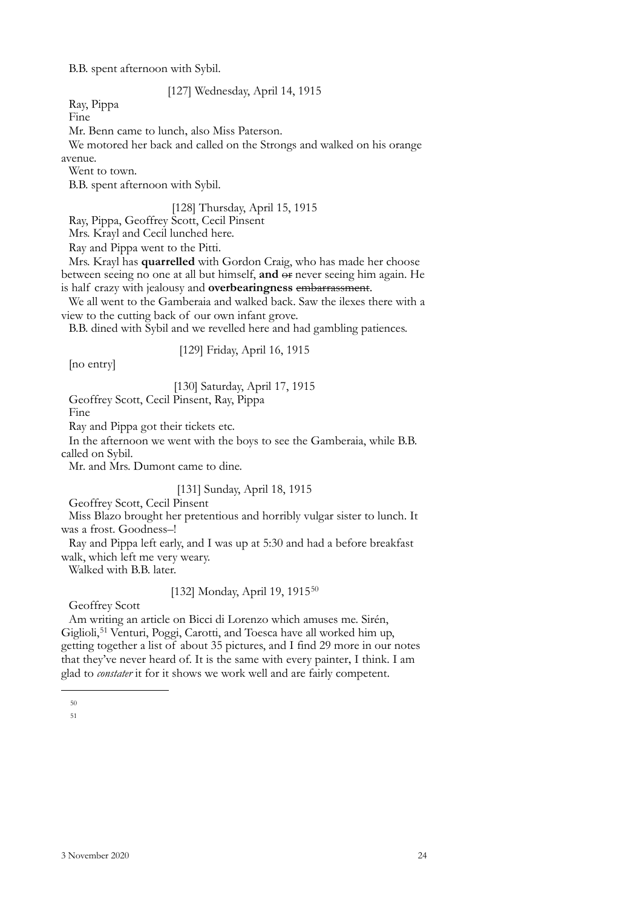B.B. spent afternoon with Sybil.

[127] Wednesday, April 14, 1915

Ray, Pippa

Fine

Mr. Benn came to lunch, also Miss Paterson.

We motored her back and called on the Strongs and walked on his orange avenue.

Went to town.

B.B. spent afternoon with Sybil.

[128] Thursday, April 15, 1915

Ray, Pippa, Geoffrey Scott, Cecil Pinsent

Mrs. Krayl and Cecil lunched here.

Ray and Pippa went to the Pitti.

Mrs. Krayl has **quarrelled** with Gordon Craig, who has made her choose between seeing no one at all but himself, **and** ~~or~~ never seeing him again. He is half crazy with jealousy and **overbearingness** ~~embarrassment~~.

We all went to the Gamberaia and walked back. Saw the ilexes there with a view to the cutting back of our own infant grove.

B.B. dined with Sybil and we revelled here and had gambling patiences.

[129] Friday, April 16, 1915

[no entry]

[130] Saturday, April 17, 1915

Geoffrey Scott, Cecil Pinsent, Ray, Pippa

Fine

Ray and Pippa got their tickets etc.

In the afternoon we went with the boys to see the Gamberaia, while B.B. called on Sybil.

Mr. and Mrs. Dumont came to dine.

[131] Sunday, April 18, 1915

Geoffrey Scott, Cecil Pinsent

Miss Blazo brought her pretentious and horribly vulgar sister to lunch. It was a frost. Goodness–!

Ray and Pippa left early, and I was up at 5:30 and had a before breakfast walk, which left me very weary.

Walked with B.B. later.

[132] Monday, April 19, 1915[50]

Geoffrey Scott

Am writing an article on Bicci di Lorenzo which amuses me. Sirén, Giglioli,[51] Venturi, Poggi, Carotti, and Toesca have all worked him up, getting together a list of about 35 pictures, and I find 29 more in our notes that they've never heard of. It is the same with every painter, I think. I am glad to *constater* it for it shows we work well and are fairly competent.

---

50

51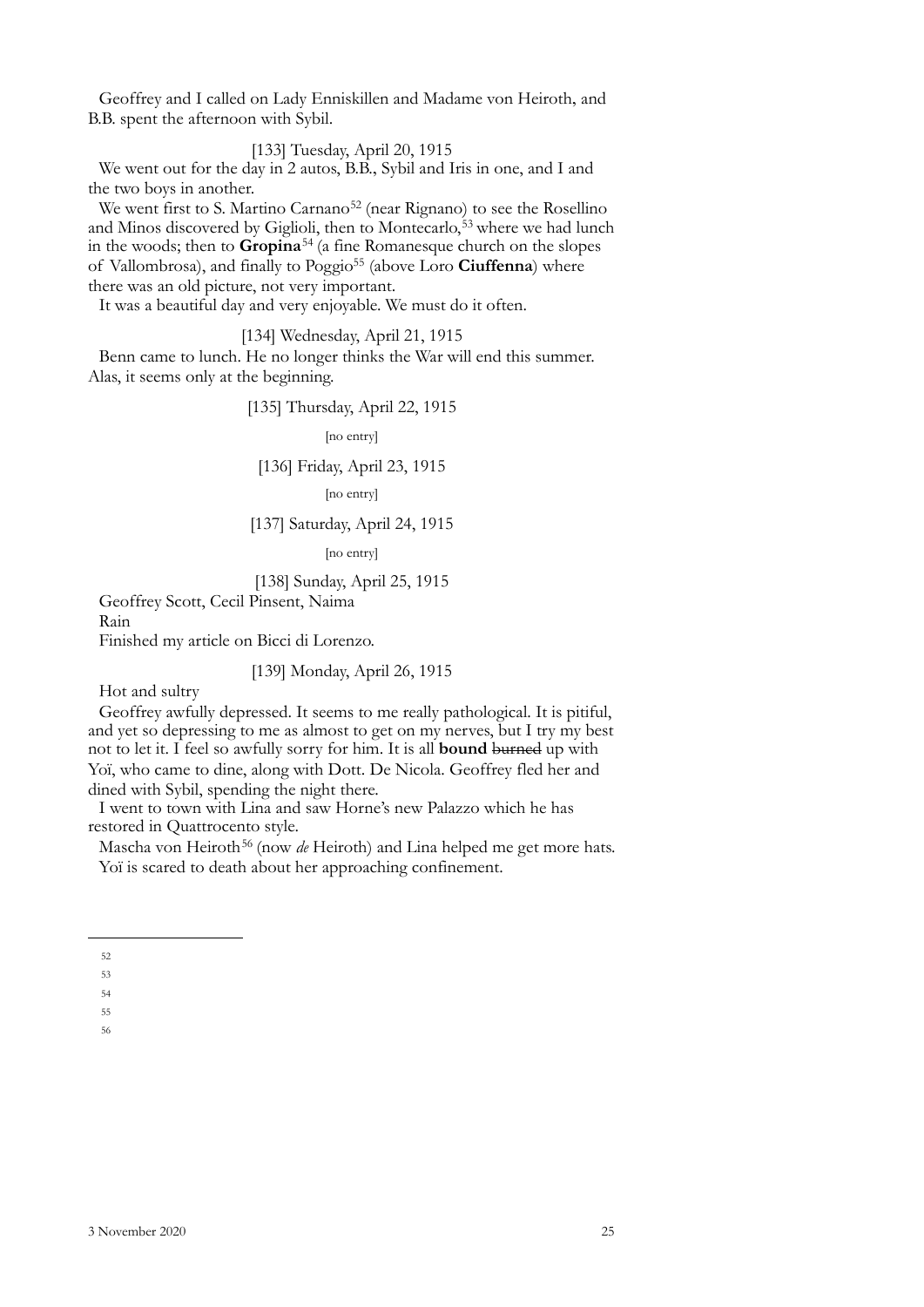Geoffrey and I called on Lady Enniskillen and Madame von Heiroth, and B.B. spent the afternoon with Sybil.

[133] Tuesday, April 20, 1915

We went out for the day in 2 autos, B.B., Sybil and Iris in one, and I and the two boys in another.

We went first to S. Martino Carnano[52] (near Rignano) to see the Rosellino and Minos discovered by Giglioli, then to Montecarlo,[53] where we had lunch in the woods; then to **Gropina**[54] (a fine Romanesque church on the slopes of Vallombrosa), and finally to Poggio[55] (above Loro **Ciuffenna**) where there was an old picture, not very important.

It was a beautiful day and very enjoyable. We must do it often.

[134] Wednesday, April 21, 1915

Benn came to lunch. He no longer thinks the War will end this summer. Alas, it seems only at the beginning.

[135] Thursday, April 22, 1915

[no entry]

[136] Friday, April 23, 1915

[no entry]

[137] Saturday, April 24, 1915

[no entry]

[138] Sunday, April 25, 1915

Geoffrey Scott, Cecil Pinsent, Naima

Rain

Finished my article on Bicci di Lorenzo.

[139] Monday, April 26, 1915

Hot and sultry

Geoffrey awfully depressed. It seems to me really pathological. It is pitiful, and yet so depressing to me as almost to get on my nerves, but I try my best not to let it. I feel so awfully sorry for him. It is all **bound** ~~burned~~ up with Yoï, who came to dine, along with Dott. De Nicola. Geoffrey fled her and dined with Sybil, spending the night there.

I went to town with Lina and saw Horne's new Palazzo which he has restored in Quattrocento style.

Mascha von Heiroth[56] (now *de* Heiroth) and Lina helped me get more hats.

Yoï is scared to death about her approaching confinement.

---

52

53

54

55

56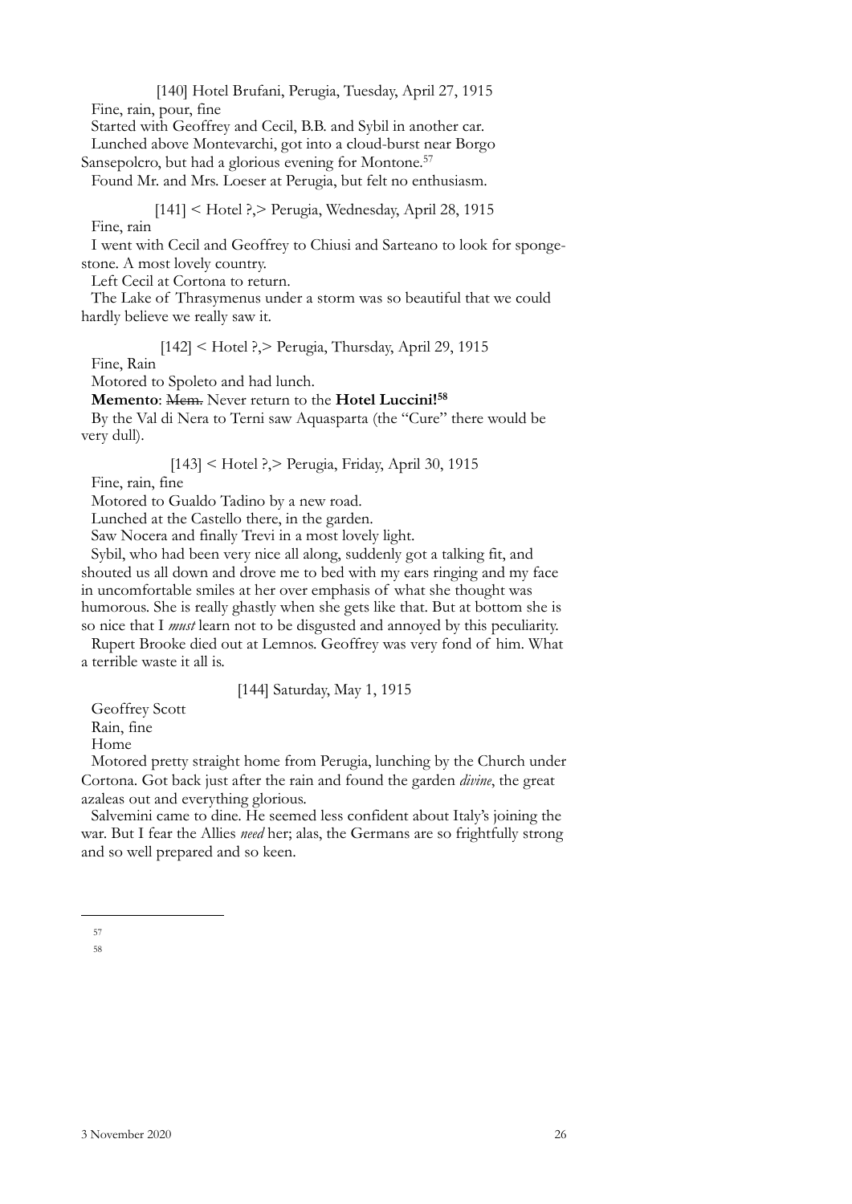[140] Hotel Brufani, Perugia, Tuesday, April 27, 1915

Fine, rain, pour, fine

Started with Geoffrey and Cecil, B.B. and Sybil in another car.

Lunched above Montevarchi, got into a cloud-burst near Borgo Sansepolcro, but had a glorious evening for Montone.[57]

Found Mr. and Mrs. Loeser at Perugia, but felt no enthusiasm.

[141] < Hotel ?,> Perugia, Wednesday, April 28, 1915

Fine, rain

I went with Cecil and Geoffrey to Chiusi and Sarteano to look for sponge-stone. A most lovely country.

Left Cecil at Cortona to return.

The Lake of Thrasymenus under a storm was so beautiful that we could hardly believe we really saw it.

[142] < Hotel ?,> Perugia, Thursday, April 29, 1915

Fine, Rain

Motored to Spoleto and had lunch.

**Memento**: ~~Mem.~~ Never return to the **Hotel Luccini!**[58]

By the Val di Nera to Terni saw Aquasparta (the "Cure" there would be very dull).

[143] < Hotel ?,> Perugia, Friday, April 30, 1915

Fine, rain, fine

Motored to Gualdo Tadino by a new road.

Lunched at the Castello there, in the garden.

Saw Nocera and finally Trevi in a most lovely light.

Sybil, who had been very nice all along, suddenly got a talking fit, and shouted us all down and drove me to bed with my ears ringing and my face in uncomfortable smiles at her over emphasis of what she thought was humorous. She is really ghastly when she gets like that. But at bottom she is so nice that I *must* learn not to be disgusted and annoyed by this peculiarity.

Rupert Brooke died out at Lemnos. Geoffrey was very fond of him. What a terrible waste it all is.

[144] Saturday, May 1, 1915

Geoffrey Scott

Rain, fine

Home

Motored pretty straight home from Perugia, lunching by the Church under Cortona. Got back just after the rain and found the garden *divine*, the great azaleas out and everything glorious.

Salvemini came to dine. He seemed less confident about Italy's joining the war. But I fear the Allies *need* her; alas, the Germans are so frightfully strong and so well prepared and so keen.

---

57

58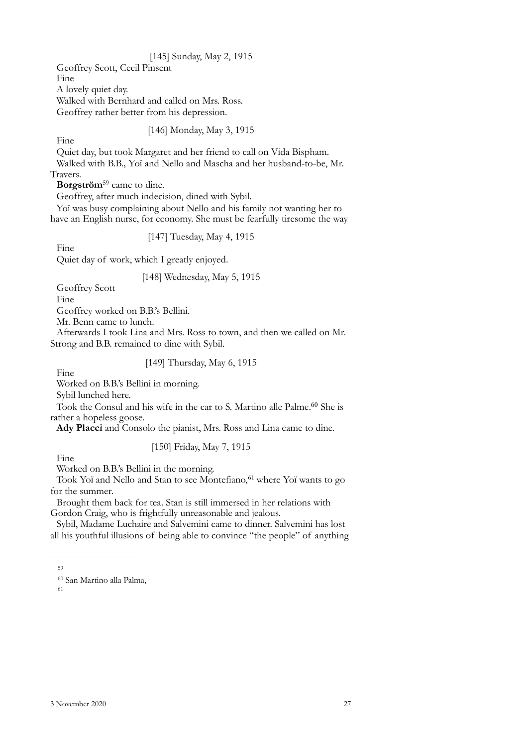[145] Sunday, May 2, 1915

Geoffrey Scott, Cecil Pinsent

Fine

A lovely quiet day.

Walked with Bernhard and called on Mrs. Ross.

Geoffrey rather better from his depression.

[146] Monday, May 3, 1915

Fine

Quiet day, but took Margaret and her friend to call on Vida Bispham.

Walked with B.B., Yoï and Nello and Mascha and her husband-to-be, Mr. Travers.

**Borgström**[59] came to dine.

Geoffrey, after much indecision, dined with Sybil.

Yoï was busy complaining about Nello and his family not wanting her to have an English nurse, for economy. She must be fearfully tiresome the way

[147] Tuesday, May 4, 1915

Fine

Quiet day of work, which I greatly enjoyed.

[148] Wednesday, May 5, 1915

Geoffrey Scott

Fine

Geoffrey worked on B.B.'s Bellini.

Mr. Benn came to lunch.

Afterwards I took Lina and Mrs. Ross to town, and then we called on Mr. Strong and B.B. remained to dine with Sybil.

[149] Thursday, May 6, 1915

Fine

Worked on B.B.'s Bellini in morning.

Sybil lunched here.

Took the Consul and his wife in the car to S. Martino alle Palme.[60] She is rather a hopeless goose.

**Ady Placci** and Consolo the pianist, Mrs. Ross and Lina came to dine.

[150] Friday, May 7, 1915

Fine

Worked on B.B.'s Bellini in the morning.

Took Yoï and Nello and Stan to see Montefiano,[61] where Yoï wants to go for the summer.

Brought them back for tea. Stan is still immersed in her relations with Gordon Craig, who is frightfully unreasonable and jealous.

Sybil, Madame Luchaire and Salvemini came to dinner. Salvemini has lost all his youthful illusions of being able to convince "the people" of anything

---

59

60 San Martino alla Palma,

61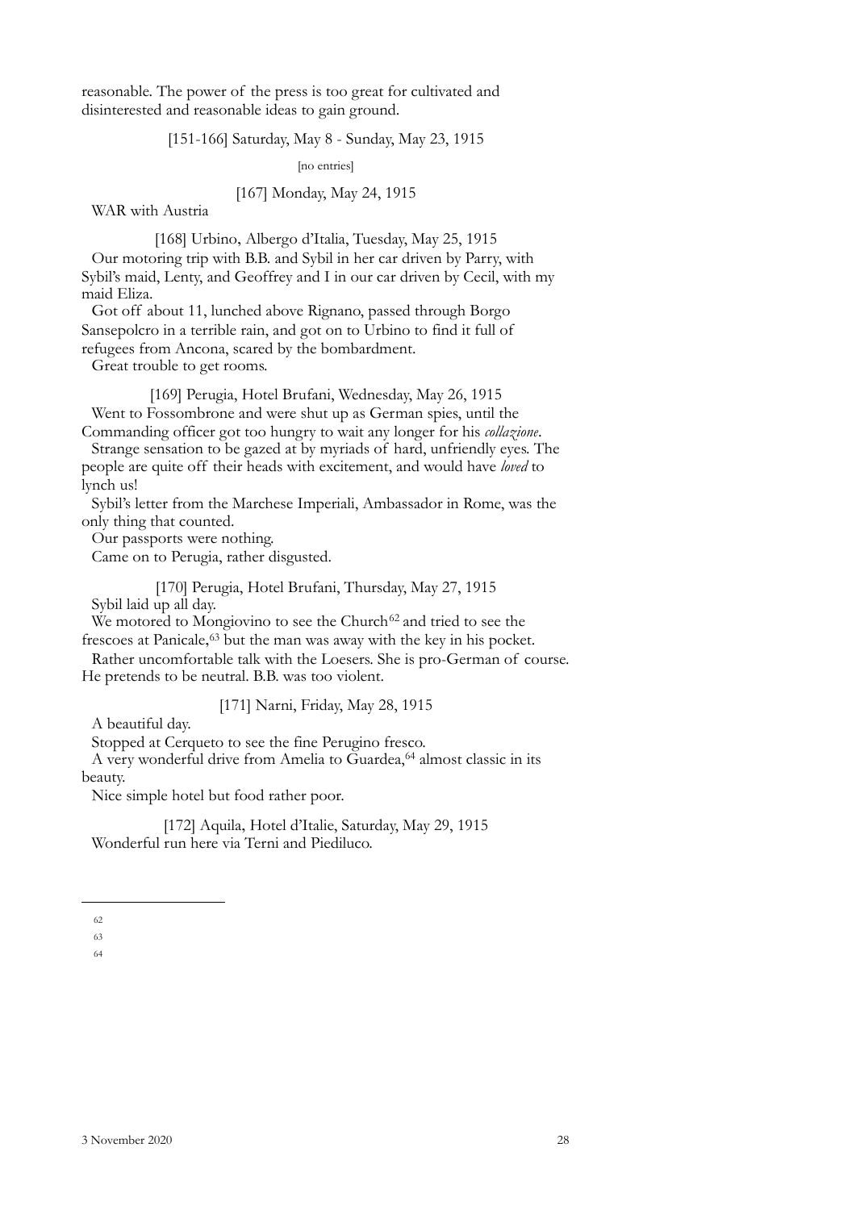reasonable. The power of the press is too great for cultivated and disinterested and reasonable ideas to gain ground.

[151-166] Saturday, May 8 - Sunday, May 23, 1915

[no entries]

[167] Monday, May 24, 1915

WAR with Austria

[168] Urbino, Albergo d'Italia, Tuesday, May 25, 1915

Our motoring trip with B.B. and Sybil in her car driven by Parry, with Sybil's maid, Lenty, and Geoffrey and I in our car driven by Cecil, with my maid Eliza.

Got off about 11, lunched above Rignano, passed through Borgo Sansepolcro in a terrible rain, and got on to Urbino to find it full of refugees from Ancona, scared by the bombardment.

Great trouble to get rooms.

[169] Perugia, Hotel Brufani, Wednesday, May 26, 1915

Went to Fossombrone and were shut up as German spies, until the Commanding officer got too hungry to wait any longer for his *collazione*.

Strange sensation to be gazed at by myriads of hard, unfriendly eyes. The people are quite off their heads with excitement, and would have *loved* to lynch us!

Sybil's letter from the Marchese Imperiali, Ambassador in Rome, was the only thing that counted.

Our passports were nothing.

Came on to Perugia, rather disgusted.

[170] Perugia, Hotel Brufani, Thursday, May 27, 1915

Sybil laid up all day.

We motored to Mongiovino to see the Church[62] and tried to see the frescoes at Panicale,[63] but the man was away with the key in his pocket.

Rather uncomfortable talk with the Loesers. She is pro-German of course. He pretends to be neutral. B.B. was too violent.

[171] Narni, Friday, May 28, 1915

A beautiful day.

Stopped at Cerqueto to see the fine Perugino fresco.

A very wonderful drive from Amelia to Guardea,[64] almost classic in its beauty.

Nice simple hotel but food rather poor.

[172] Aquila, Hotel d'Italie, Saturday, May 29, 1915

Wonderful run here via Terni and Piediluco.

---

62

63

64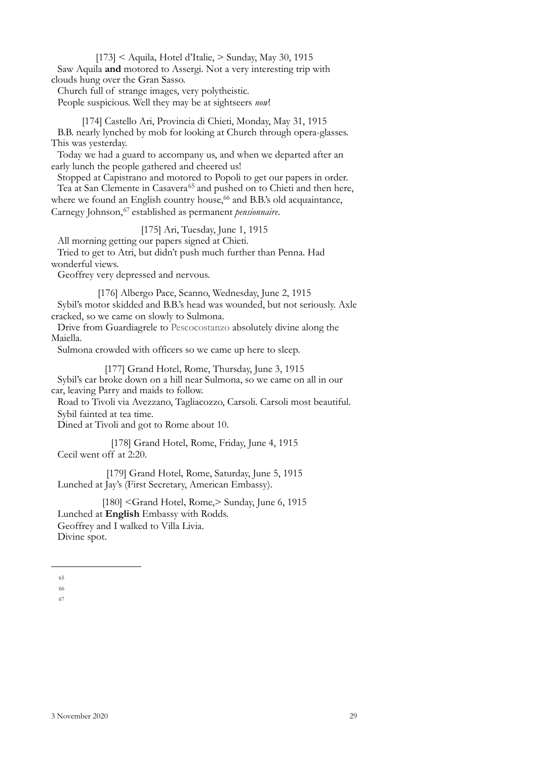[173] < Aquila, Hotel d'Italie, > Sunday, May 30, 1915

Saw Aquila **and** motored to Assergi. Not a very interesting trip with clouds hung over the Gran Sasso.

Church full of strange images, very polytheistic.

People suspicious. Well they may be at sightseers *now*!

[174] Castello Ari, Provincia di Chieti, Monday, May 31, 1915

B.B. nearly lynched by mob for looking at Church through opera-glasses. This was yesterday.

Today we had a guard to accompany us, and when we departed after an early lunch the people gathered and cheered us!

Stopped at Capistrano and motored to Popoli to get our papers in order.

Tea at San Clemente in Casavera[65] and pushed on to Chieti and then here, where we found an English country house,[66] and B.B.'s old acquaintance, Carnegy Johnson,[67] established as permanent *pensionnaire*.

[175] Ari, Tuesday, June 1, 1915

All morning getting our papers signed at Chieti.

Tried to get to Atri, but didn't push much further than Penna. Had wonderful views.

Geoffrey very depressed and nervous.

[176] Albergo Pace, Scanno, Wednesday, June 2, 1915

Sybil's motor skidded and B.B.'s head was wounded, but not seriously. Axle cracked, so we came on slowly to Sulmona.

Drive from Guardiagrele to Pescocostanzo absolutely divine along the Maiella.

Sulmona crowded with officers so we came up here to sleep.

[177] Grand Hotel, Rome, Thursday, June 3, 1915

Sybil's car broke down on a hill near Sulmona, so we came on all in our car, leaving Parry and maids to follow.

Road to Tivoli via Avezzano, Tagliacozzo, Carsoli. Carsoli most beautiful.

Sybil fainted at tea time.

Dined at Tivoli and got to Rome about 10.

[178] Grand Hotel, Rome, Friday, June 4, 1915

Cecil went off at 2:20.

[179] Grand Hotel, Rome, Saturday, June 5, 1915

Lunched at Jay's (First Secretary, American Embassy).

[180] <Grand Hotel, Rome,> Sunday, June 6, 1915

Lunched at **English** Embassy with Rodds.

Geoffrey and I walked to Villa Livia.

Divine spot.

---

65

66

67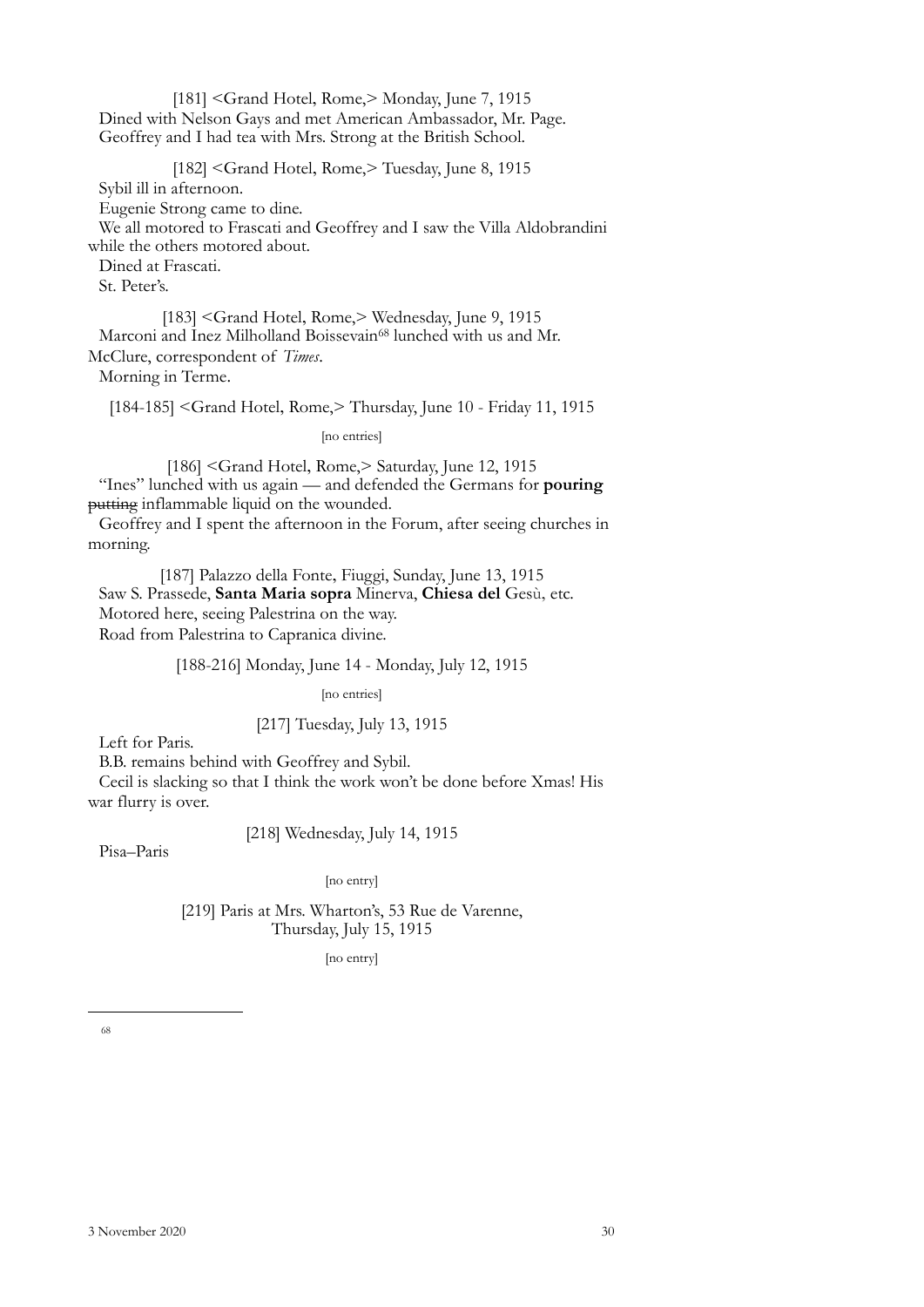[181] <Grand Hotel, Rome,> Monday, June 7, 1915
Dined with Nelson Gays and met American Ambassador, Mr. Page.
Geoffrey and I had tea with Mrs. Strong at the British School.

[182] <Grand Hotel, Rome,> Tuesday, June 8, 1915
Sybil ill in afternoon.
Eugenie Strong came to dine.
We all motored to Frascati and Geoffrey and I saw the Villa Aldobrandini while the others motored about.
Dined at Frascati.
St. Peter's.

[183] <Grand Hotel, Rome,> Wednesday, June 9, 1915
Marconi and Inez Milholland Boissevain[68] lunched with us and Mr. McClure, correspondent of *Times*.
Morning in Terme.

[184-185] <Grand Hotel, Rome,> Thursday, June 10 - Friday 11, 1915

[no entries]

[186] <Grand Hotel, Rome,> Saturday, June 12, 1915
"Ines" lunched with us again — and defended the Germans for **pouring** ~~putting~~ inflammable liquid on the wounded.
Geoffrey and I spent the afternoon in the Forum, after seeing churches in morning.

[187] Palazzo della Fonte, Fiuggi, Sunday, June 13, 1915
Saw S. Prassede, **Santa Maria sopra** Minerva, **Chiesa del** Gesù, etc.
Motored here, seeing Palestrina on the way.
Road from Palestrina to Capranica divine.

[188-216] Monday, June 14 - Monday, July 12, 1915

[no entries]

[217] Tuesday, July 13, 1915
Left for Paris.
B.B. remains behind with Geoffrey and Sybil.
Cecil is slacking so that I think the work won't be done before Xmas! His war flurry is over.

[218] Wednesday, July 14, 1915
Pisa–Paris

[no entry]

[219] Paris at Mrs. Wharton's, 53 Rue de Varenne, Thursday, July 15, 1915

[no entry]

---

68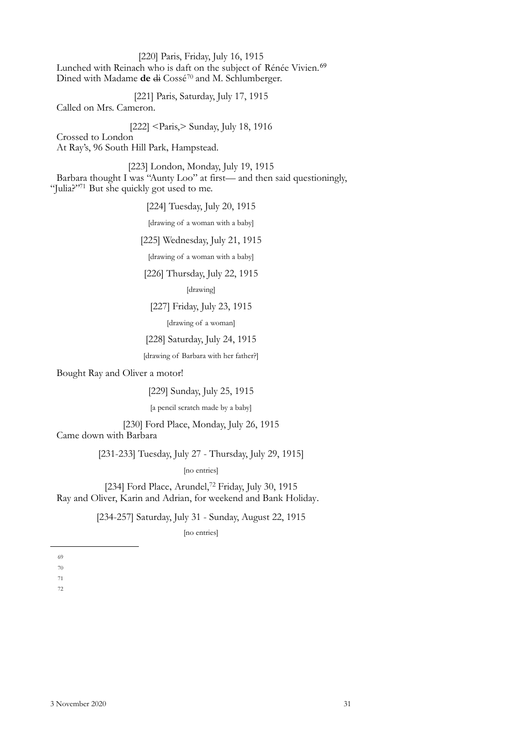[220] Paris, Friday, July 16, 1915

Lunched with Reinach who is daft on the subject of Rénée Vivien.[69]
Dined with Madame **de** ~~di~~ Cossé[70] and M. Schlumberger.

[221] Paris, Saturday, July 17, 1915

Called on Mrs. Cameron.

[222] <Paris,> Sunday, July 18, 1916

Crossed to London
At Ray's, 96 South Hill Park, Hampstead.

[223] London, Monday, July 19, 1915

Barbara thought I was "Aunty Loo" at first— and then said questioningly, "Julia?"[71] But she quickly got used to me.

[224] Tuesday, July 20, 1915

[drawing of a woman with a baby]

[225] Wednesday, July 21, 1915

[drawing of a woman with a baby]

[226] Thursday, July 22, 1915

[drawing]

[227] Friday, July 23, 1915

[drawing of a woman]

[228] Saturday, July 24, 1915

[drawing of Barbara with her father?]

Bought Ray and Oliver a motor!

[229] Sunday, July 25, 1915

[a pencil scratch made by a baby]

[230] Ford Place, Monday, July 26, 1915

Came down with Barbara

[231-233] Tuesday, July 27 - Thursday, July 29, 1915]

[no entries]

[234] Ford Place, Arundel,[72] Friday, July 30, 1915

Ray and Oliver, Karin and Adrian, for weekend and Bank Holiday.

[234-257] Saturday, July 31 - Sunday, August 22, 1915

[no entries]

---

69

70

71

72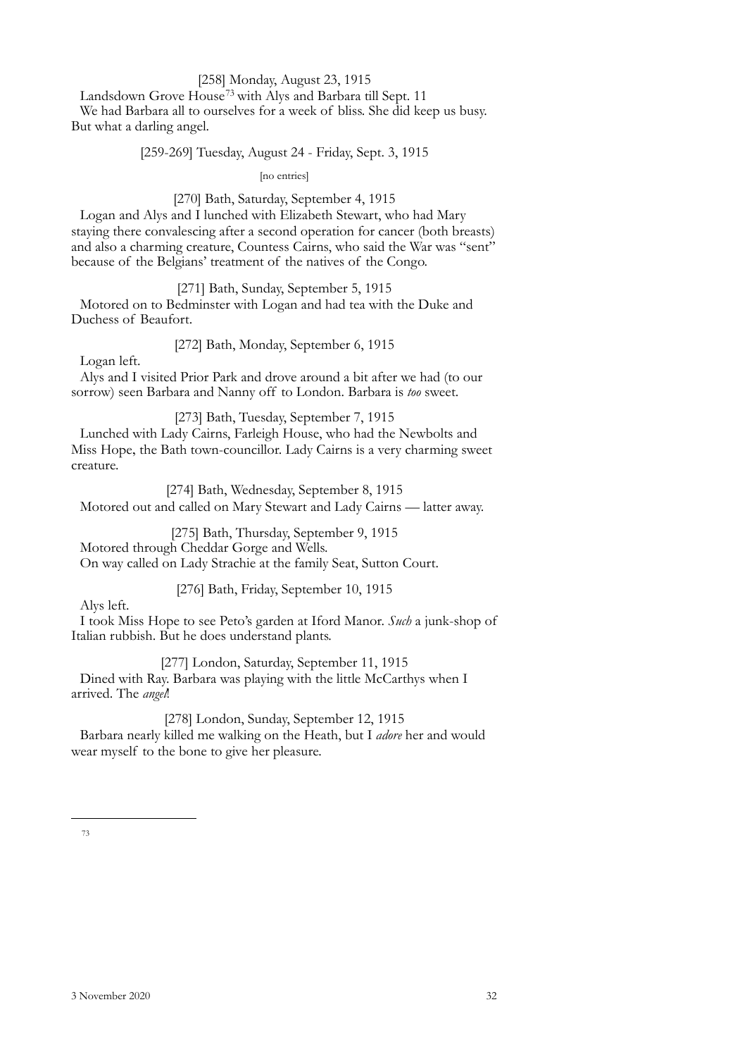[258] Monday, August 23, 1915

Landsdown Grove House[73] with Alys and Barbara till Sept. 11

We had Barbara all to ourselves for a week of bliss. She did keep us busy. But what a darling angel.

[259-269] Tuesday, August 24 - Friday, Sept. 3, 1915

[no entries]

[270] Bath, Saturday, September 4, 1915

Logan and Alys and I lunched with Elizabeth Stewart, who had Mary staying there convalescing after a second operation for cancer (both breasts) and also a charming creature, Countess Cairns, who said the War was "sent" because of the Belgians' treatment of the natives of the Congo.

[271] Bath, Sunday, September 5, 1915

Motored on to Bedminster with Logan and had tea with the Duke and Duchess of Beaufort.

[272] Bath, Monday, September 6, 1915

Logan left.

Alys and I visited Prior Park and drove around a bit after we had (to our sorrow) seen Barbara and Nanny off to London. Barbara is *too* sweet.

[273] Bath, Tuesday, September 7, 1915

Lunched with Lady Cairns, Farleigh House, who had the Newbolts and Miss Hope, the Bath town-councillor. Lady Cairns is a very charming sweet creature.

[274] Bath, Wednesday, September 8, 1915

Motored out and called on Mary Stewart and Lady Cairns — latter away.

[275] Bath, Thursday, September 9, 1915

Motored through Cheddar Gorge and Wells.

On way called on Lady Strachie at the family Seat, Sutton Court.

[276] Bath, Friday, September 10, 1915

Alys left.

I took Miss Hope to see Peto's garden at Iford Manor. *Such* a junk-shop of Italian rubbish. But he does understand plants.

[277] London, Saturday, September 11, 1915

Dined with Ray. Barbara was playing with the little McCarthys when I arrived. The *angel*!

[278] London, Sunday, September 12, 1915

Barbara nearly killed me walking on the Heath, but I *adore* her and would wear myself to the bone to give her pleasure.

---

[73]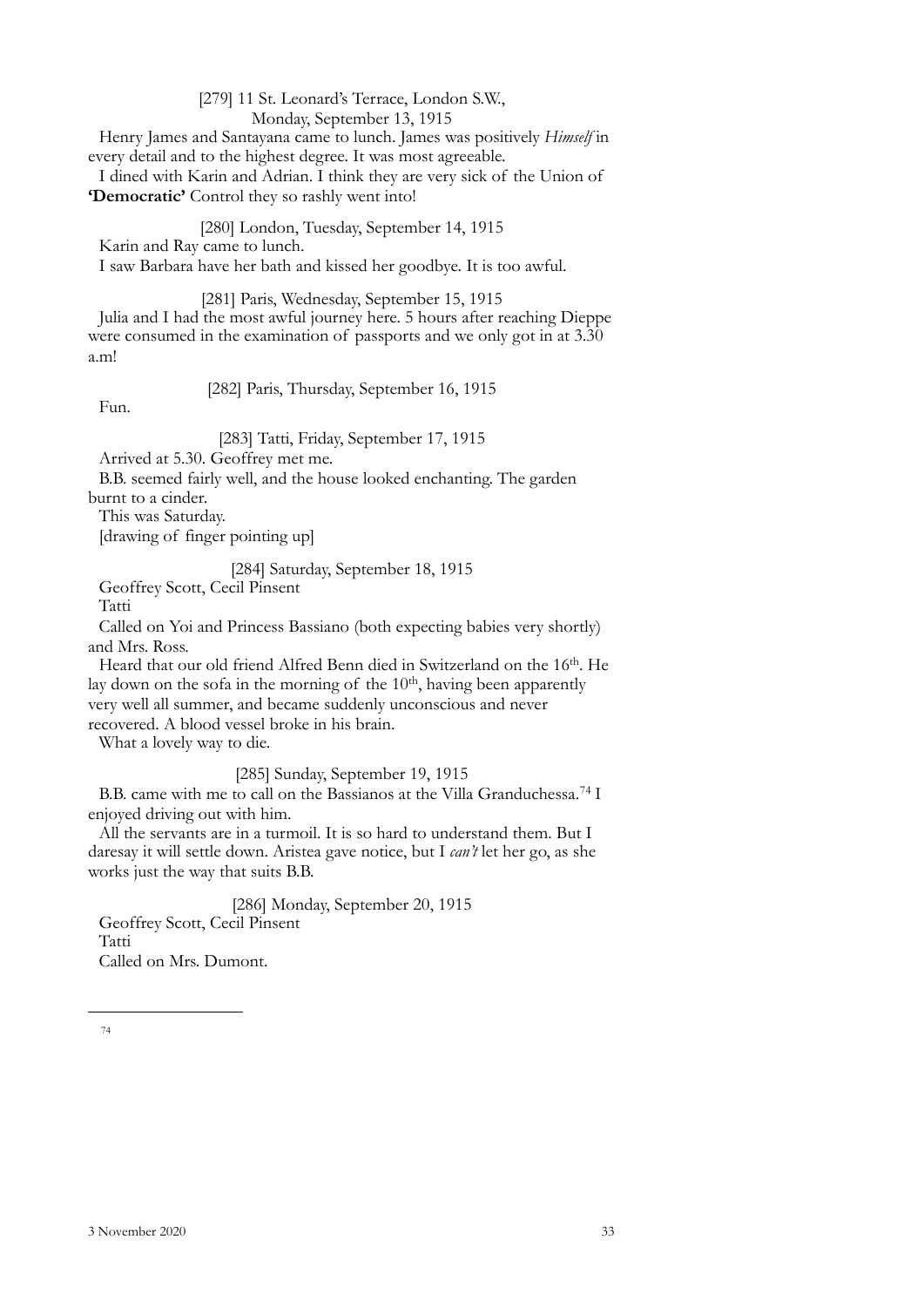[279] 11 St. Leonard's Terrace, London S.W.,
Monday, September 13, 1915

Henry James and Santayana came to lunch. James was positively *Himself* in every detail and to the highest degree. It was most agreeable.

I dined with Karin and Adrian. I think they are very sick of the Union of **'Democratic'** Control they so rashly went into!

[280] London, Tuesday, September 14, 1915

Karin and Ray came to lunch.

I saw Barbara have her bath and kissed her goodbye. It is too awful.

[281] Paris, Wednesday, September 15, 1915

Julia and I had the most awful journey here. 5 hours after reaching Dieppe were consumed in the examination of passports and we only got in at 3.30 a.m!

[282] Paris, Thursday, September 16, 1915

Fun.

[283] Tatti, Friday, September 17, 1915

Arrived at 5.30. Geoffrey met me.

B.B. seemed fairly well, and the house looked enchanting. The garden burnt to a cinder.

This was Saturday.

[drawing of finger pointing up]

[284] Saturday, September 18, 1915

Geoffrey Scott, Cecil Pinsent

Tatti

Called on Yoi and Princess Bassiano (both expecting babies very shortly) and Mrs. Ross.

Heard that our old friend Alfred Benn died in Switzerland on the 16th. He lay down on the sofa in the morning of the 10th, having been apparently very well all summer, and became suddenly unconscious and never recovered. A blood vessel broke in his brain.

What a lovely way to die.

[285] Sunday, September 19, 1915

B.B. came with me to call on the Bassianos at the Villa Granduchessa.[74] I enjoyed driving out with him.

All the servants are in a turmoil. It is so hard to understand them. But I daresay it will settle down. Aristea gave notice, but I *can't* let her go, as she works just the way that suits B.B.

[286] Monday, September 20, 1915

Geoffrey Scott, Cecil Pinsent

Tatti

Called on Mrs. Dumont.

---

[74]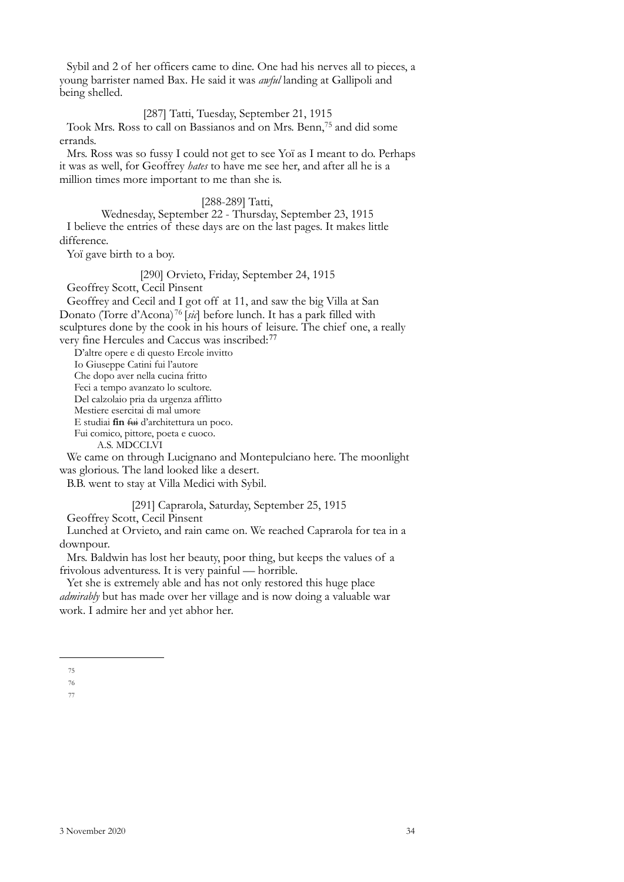Sybil and 2 of her officers came to dine. One had his nerves all to pieces, a young barrister named Bax. He said it was *awful* landing at Gallipoli and being shelled.

[287] Tatti, Tuesday, September 21, 1915

Took Mrs. Ross to call on Bassianos and on Mrs. Benn,[75] and did some errands.

Mrs. Ross was so fussy I could not get to see Yoï as I meant to do. Perhaps it was as well, for Geoffrey *hates* to have me see her, and after all he is a million times more important to me than she is.

[288-289] Tatti,
Wednesday, September 22 - Thursday, September 23, 1915

I believe the entries of these days are on the last pages. It makes little difference.

Yoï gave birth to a boy.

[290] Orvieto, Friday, September 24, 1915

Geoffrey Scott, Cecil Pinsent

Geoffrey and Cecil and I got off at 11, and saw the big Villa at San Donato (Torre d'Acona)[76] [*sic*] before lunch. It has a park filled with sculptures done by the cook in his hours of leisure. The chief one, a really very fine Hercules and Caccus was inscribed:[77]

D'altre opere e di questo Ercole invitto
Io Giuseppe Catini fui l'autore
Che dopo aver nella cucina fritto
Feci a tempo avanzato lo scultore.
Del calzolaio pria da urgenza afflitto
Mestiere esercitai di mal umore
E studiai **fin** ~~fui~~ d'architettura un poco.
Fui comico, pittore, poeta e cuoco.
A.S. MDCCLVI

We came on through Lucignano and Montepulciano here. The moonlight was glorious. The land looked like a desert.

B.B. went to stay at Villa Medici with Sybil.

[291] Caprarola, Saturday, September 25, 1915

Geoffrey Scott, Cecil Pinsent

Lunched at Orvieto, and rain came on. We reached Caprarola for tea in a downpour.

Mrs. Baldwin has lost her beauty, poor thing, but keeps the values of a frivolous adventuress. It is very painful — horrible.

Yet she is extremely able and has not only restored this huge place *admirably* but has made over her village and is now doing a valuable war work. I admire her and yet abhor her.

75

76

77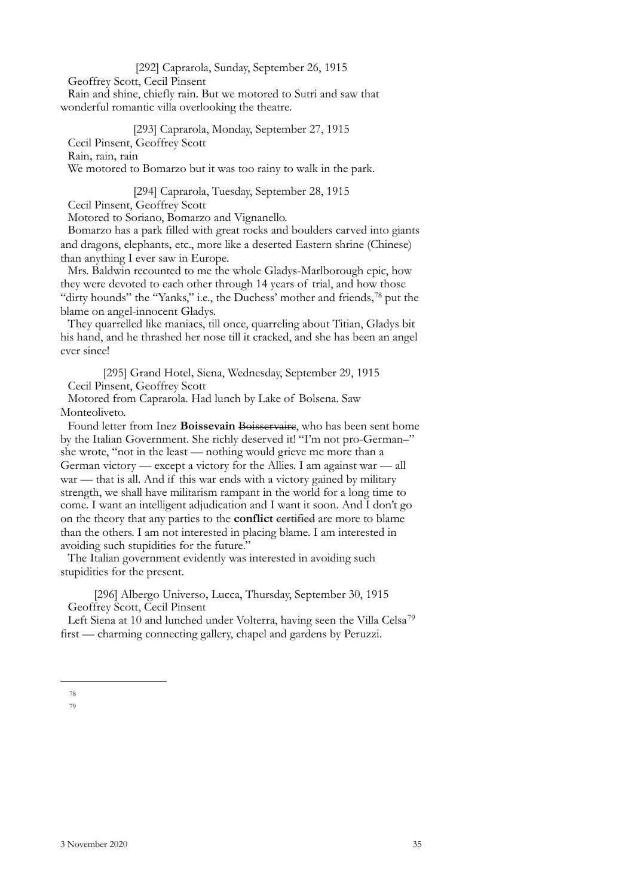[292] Caprarola, Sunday, September 26, 1915

Geoffrey Scott, Cecil Pinsent

Rain and shine, chiefly rain. But we motored to Sutri and saw that wonderful romantic villa overlooking the theatre.

[293] Caprarola, Monday, September 27, 1915

Cecil Pinsent, Geoffrey Scott

Rain, rain, rain

We motored to Bomarzo but it was too rainy to walk in the park.

[294] Caprarola, Tuesday, September 28, 1915

Cecil Pinsent, Geoffrey Scott

Motored to Soriano, Bomarzo and Vignanello.

Bomarzo has a park filled with great rocks and boulders carved into giants and dragons, elephants, etc., more like a deserted Eastern shrine (Chinese) than anything I ever saw in Europe.

Mrs. Baldwin recounted to me the whole Gladys-Marlborough epic, how they were devoted to each other through 14 years of trial, and how those "dirty hounds" the "Yanks," i.e., the Duchess' mother and friends,[78] put the blame on angel-innocent Gladys.

They quarrelled like maniacs, till once, quarreling about Titian, Gladys bit his hand, and he thrashed her nose till it cracked, and she has been an angel ever since!

[295] Grand Hotel, Siena, Wednesday, September 29, 1915

Cecil Pinsent, Geoffrey Scott

Motored from Caprarola. Had lunch by Lake of Bolsena. Saw Monteoliveto.

Found letter from Inez **Boissevain** ~~Boisservaire~~, who has been sent home by the Italian Government. She richly deserved it! "I'm not pro-German–" she wrote, "not in the least — nothing would grieve me more than a German victory — except a victory for the Allies. I am against war — all war — that is all. And if this war ends with a victory gained by military strength, we shall have militarism rampant in the world for a long time to come. I want an intelligent adjudication and I want it soon. And I don't go on the theory that any parties to the **conflict** ~~certified~~ are more to blame than the others. I am not interested in placing blame. I am interested in avoiding such stupidities for the future."

The Italian government evidently was interested in avoiding such stupidities for the present.

[296] Albergo Universo, Lucca, Thursday, September 30, 1915

Geoffrey Scott, Cecil Pinsent

Left Siena at 10 and lunched under Volterra, having seen the Villa Celsa[79] first — charming connecting gallery, chapel and gardens by Peruzzi.

---

78

79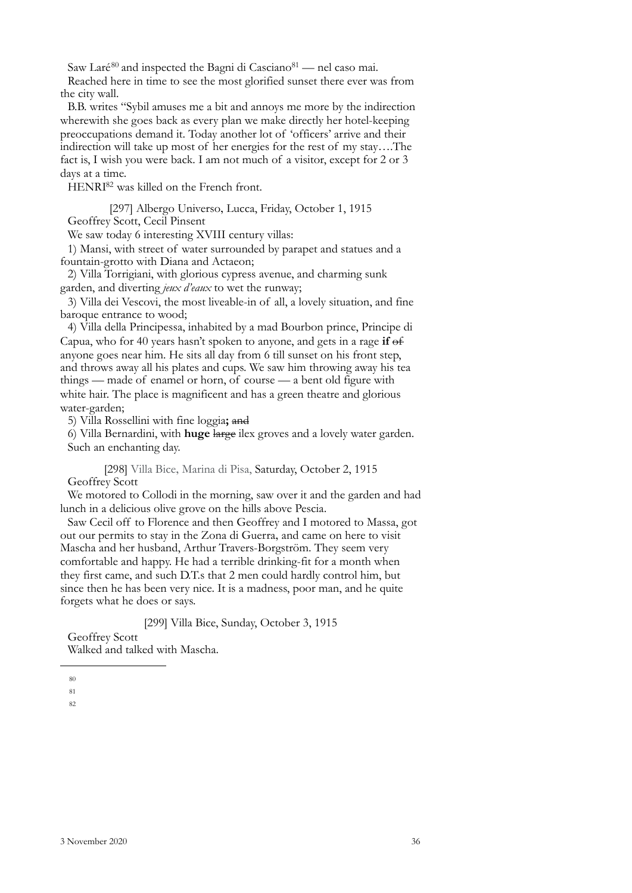Saw Laré[80] and inspected the Bagni di Casciano[81] — nel caso mai.

Reached here in time to see the most glorified sunset there ever was from the city wall.

B.B. writes "Sybil amuses me a bit and annoys me more by the indirection wherewith she goes back as every plan we make directly her hotel-keeping preoccupations demand it. Today another lot of 'officers' arrive and their indirection will take up most of her energies for the rest of my stay….The fact is, I wish you were back. I am not much of a visitor, except for 2 or 3 days at a time.

HENRI[82] was killed on the French front.

[297] Albergo Universo, Lucca, Friday, October 1, 1915

Geoffrey Scott, Cecil Pinsent

We saw today 6 interesting XVIII century villas:

1) Mansi, with street of water surrounded by parapet and statues and a fountain-grotto with Diana and Actaeon;

2) Villa Torrigiani, with glorious cypress avenue, and charming sunk garden, and diverting *jeux d'eaux* to wet the runway;

3) Villa dei Vescovi, the most liveable-in of all, a lovely situation, and fine baroque entrance to wood;

4) Villa della Principessa, inhabited by a mad Bourbon prince, Principe di Capua, who for 40 years hasn't spoken to anyone, and gets in a rage **if** ~~of~~ anyone goes near him. He sits all day from 6 till sunset on his front step, and throws away all his plates and cups. We saw him throwing away his tea things — made of enamel or horn, of course — a bent old figure with white hair. The place is magnificent and has a green theatre and glorious water-garden;

5) Villa Rossellini with fine loggia**;** ~~and~~

6) Villa Bernardini, with **huge** ~~large~~ ilex groves and a lovely water garden.

Such an enchanting day.

[298] Villa Bice, Marina di Pisa, Saturday, October 2, 1915

Geoffrey Scott

We motored to Collodi in the morning, saw over it and the garden and had lunch in a delicious olive grove on the hills above Pescia.

Saw Cecil off to Florence and then Geoffrey and I motored to Massa, got out our permits to stay in the Zona di Guerra, and came on here to visit Mascha and her husband, Arthur Travers-Borgström. They seem very comfortable and happy. He had a terrible drinking-fit for a month when they first came, and such D.T.s that 2 men could hardly control him, but since then he has been very nice. It is a madness, poor man, and he quite forgets what he does or says.

[299] Villa Bice, Sunday, October 3, 1915

Geoffrey Scott

Walked and talked with Mascha.

---

80

81

82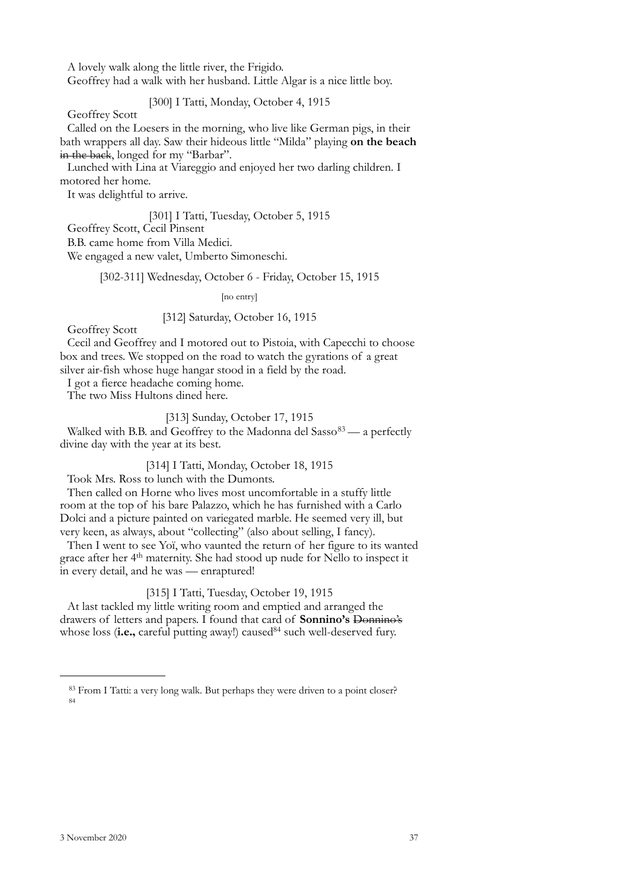A lovely walk along the little river, the Frigido.

Geoffrey had a walk with her husband. Little Algar is a nice little boy.

[300] I Tatti, Monday, October 4, 1915

Geoffrey Scott

Called on the Loesers in the morning, who live like German pigs, in their bath wrappers all day. Saw their hideous little "Milda" playing **on the beach** ~~in the back~~, longed for my "Barbar".

Lunched with Lina at Viareggio and enjoyed her two darling children. I motored her home.

It was delightful to arrive.

[301] I Tatti, Tuesday, October 5, 1915

Geoffrey Scott, Cecil Pinsent

B.B. came home from Villa Medici.

We engaged a new valet, Umberto Simoneschi.

[302-311] Wednesday, October 6 - Friday, October 15, 1915

[no entry]

[312] Saturday, October 16, 1915

Geoffrey Scott

Cecil and Geoffrey and I motored out to Pistoia, with Capecchi to choose box and trees. We stopped on the road to watch the gyrations of a great silver air-fish whose huge hangar stood in a field by the road.

I got a fierce headache coming home.

The two Miss Hultons dined here.

[313] Sunday, October 17, 1915

Walked with B.B. and Geoffrey to the Madonna del Sasso[83] — a perfectly divine day with the year at its best.

[314] I Tatti, Monday, October 18, 1915

Took Mrs. Ross to lunch with the Dumonts.

Then called on Horne who lives most uncomfortable in a stuffy little room at the top of his bare Palazzo, which he has furnished with a Carlo Dolci and a picture painted on variegated marble. He seemed very ill, but very keen, as always, about "collecting" (also about selling, I fancy).

Then I went to see Yoï, who vaunted the return of her figure to its wanted grace after her 4th maternity. She had stood up nude for Nello to inspect it in every detail, and he was — enraptured!

[315] I Tatti, Tuesday, October 19, 1915

At last tackled my little writing room and emptied and arranged the drawers of letters and papers. I found that card of **Sonnino's** ~~Donnino's~~ whose loss (**i.e.,** careful putting away!) caused[84] such well-deserved fury.

---

[83] From I Tatti: a very long walk. But perhaps they were driven to a point closer?

[84]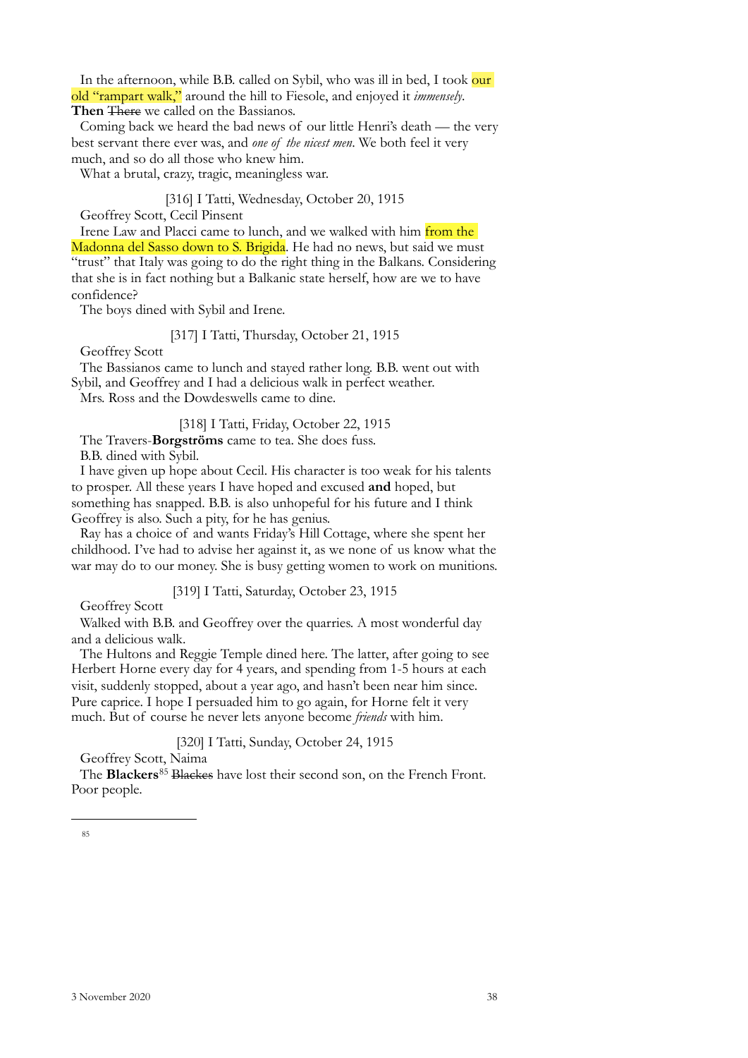In the afternoon, while B.B. called on Sybil, who was ill in bed, I took our old "rampart walk," around the hill to Fiesole, and enjoyed it *immensely*. **Then** ~~There~~ we called on the Bassianos.

Coming back we heard the bad news of our little Henri's death — the very best servant there ever was, and *one of the nicest men*. We both feel it very much, and so do all those who knew him.

What a brutal, crazy, tragic, meaningless war.

[316] I Tatti, Wednesday, October 20, 1915

Geoffrey Scott, Cecil Pinsent

Irene Law and Placci came to lunch, and we walked with him from the Madonna del Sasso down to S. Brigida. He had no news, but said we must "trust" that Italy was going to do the right thing in the Balkans. Considering that she is in fact nothing but a Balkanic state herself, how are we to have confidence?

The boys dined with Sybil and Irene.

[317] I Tatti, Thursday, October 21, 1915

Geoffrey Scott

The Bassianos came to lunch and stayed rather long. B.B. went out with Sybil, and Geoffrey and I had a delicious walk in perfect weather.

Mrs. Ross and the Dowdeswells came to dine.

[318] I Tatti, Friday, October 22, 1915

The Travers-**Borgströms** came to tea. She does fuss.

B.B. dined with Sybil.

I have given up hope about Cecil. His character is too weak for his talents to prosper. All these years I have hoped and excused **and** hoped, but something has snapped. B.B. is also unhopeful for his future and I think Geoffrey is also. Such a pity, for he has genius.

Ray has a choice of and wants Friday's Hill Cottage, where she spent her childhood. I've had to advise her against it, as we none of us know what the war may do to our money. She is busy getting women to work on munitions.

[319] I Tatti, Saturday, October 23, 1915

Geoffrey Scott

Walked with B.B. and Geoffrey over the quarries. A most wonderful day and a delicious walk.

The Hultons and Reggie Temple dined here. The latter, after going to see Herbert Horne every day for 4 years, and spending from 1-5 hours at each visit, suddenly stopped, about a year ago, and hasn't been near him since. Pure caprice. I hope I persuaded him to go again, for Horne felt it very much. But of course he never lets anyone become *friends* with him.

[320] I Tatti, Sunday, October 24, 1915

Geoffrey Scott, Naima

The **Blackers**[85] ~~Blackes~~ have lost their second son, on the French Front. Poor people.

---

[85]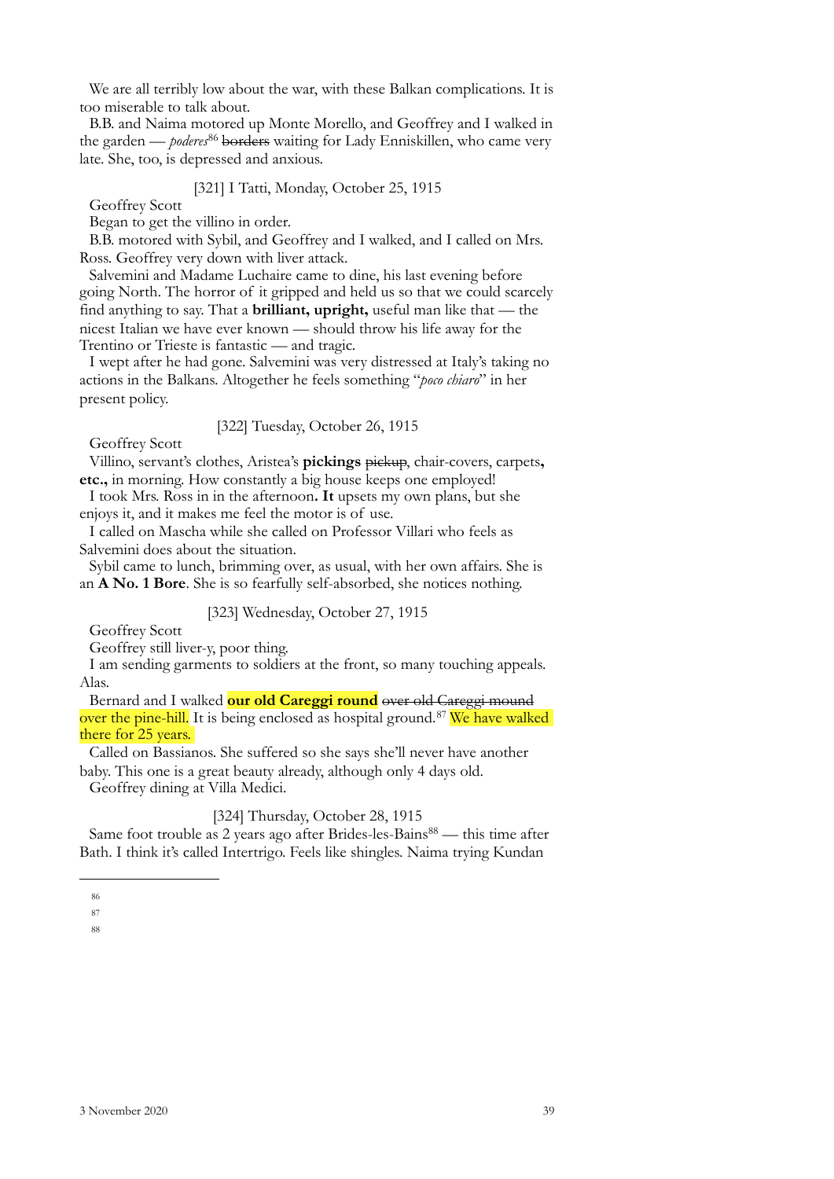We are all terribly low about the war, with these Balkan complications. It is too miserable to talk about.

B.B. and Naima motored up Monte Morello, and Geoffrey and I walked in the garden — *poderes*[86] ~~borders~~ waiting for Lady Enniskillen, who came very late. She, too, is depressed and anxious.

[321] I Tatti, Monday, October 25, 1915

Geoffrey Scott

Began to get the villino in order.

B.B. motored with Sybil, and Geoffrey and I walked, and I called on Mrs. Ross. Geoffrey very down with liver attack.

Salvemini and Madame Luchaire came to dine, his last evening before going North. The horror of it gripped and held us so that we could scarcely find anything to say. That a **brilliant, upright,** useful man like that — the nicest Italian we have ever known — should throw his life away for the Trentino or Trieste is fantastic — and tragic.

I wept after he had gone. Salvemini was very distressed at Italy's taking no actions in the Balkans. Altogether he feels something "*poco chiaro*" in her present policy.

[322] Tuesday, October 26, 1915

Geoffrey Scott

Villino, servant's clothes, Aristea's **pickings** ~~pickup~~, chair-covers, carpets**, etc.,** in morning. How constantly a big house keeps one employed!

I took Mrs. Ross in in the afternoon**. It** upsets my own plans, but she enjoys it, and it makes me feel the motor is of use.

I called on Mascha while she called on Professor Villari who feels as Salvemini does about the situation.

Sybil came to lunch, brimming over, as usual, with her own affairs. She is an **A No. 1 Bore**. She is so fearfully self-absorbed, she notices nothing.

[323] Wednesday, October 27, 1915

Geoffrey Scott

Geoffrey still liver-y, poor thing.

I am sending garments to soldiers at the front, so many touching appeals. Alas.

Bernard and I walked **our old Careggi round** ~~over old Careggi mound~~ over the pine-hill. It is being enclosed as hospital ground.[87] We have walked there for 25 years.

Called on Bassianos. She suffered so she says she'll never have another baby. This one is a great beauty already, although only 4 days old.

Geoffrey dining at Villa Medici.

[324] Thursday, October 28, 1915

Same foot trouble as 2 years ago after Brides-les-Bains[88] — this time after Bath. I think it's called Intertrigo. Feels like shingles. Naima trying Kundan

86

87

88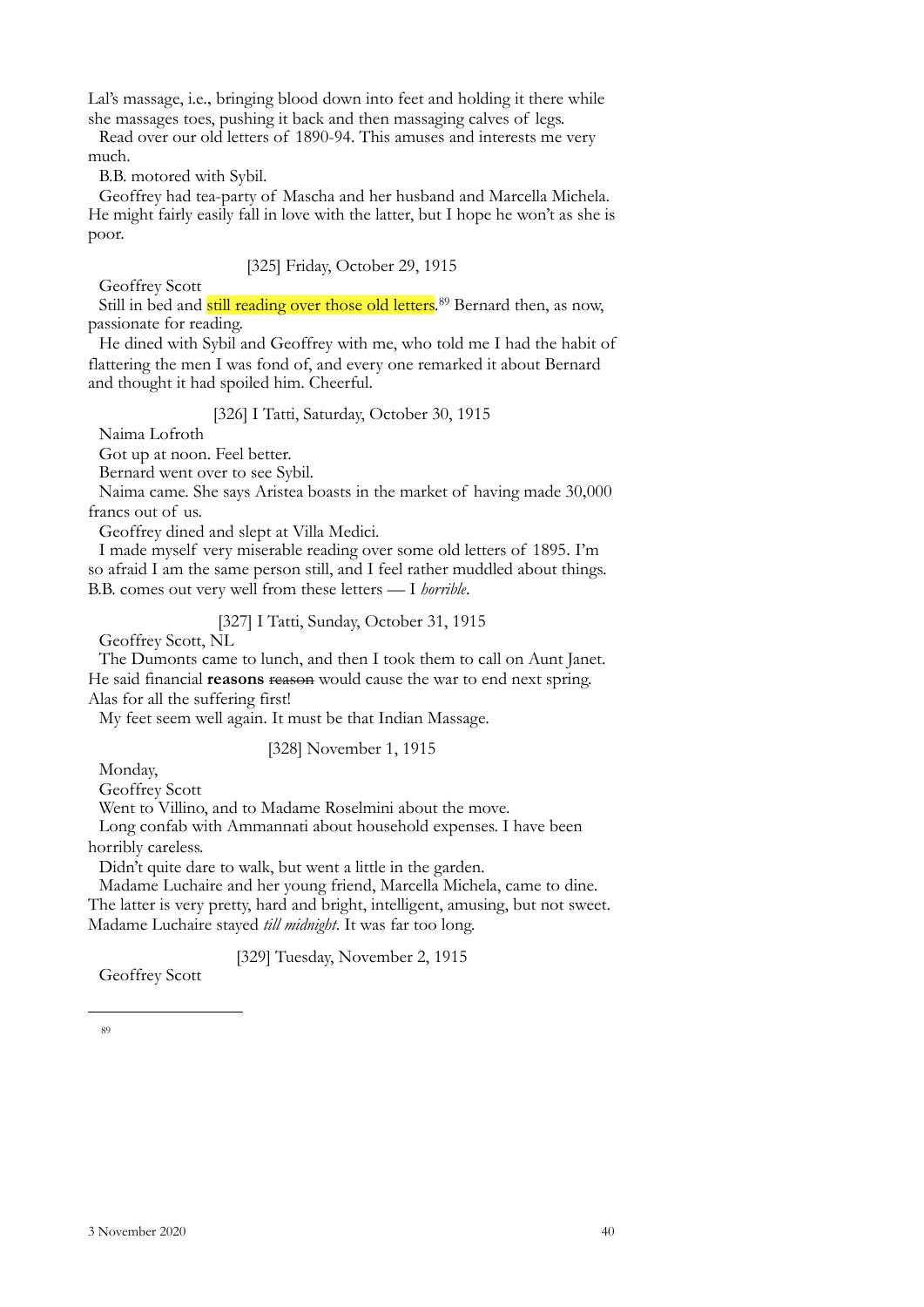Lal's massage, i.e., bringing blood down into feet and holding it there while she massages toes, pushing it back and then massaging calves of legs.

Read over our old letters of 1890-94. This amuses and interests me very much.

B.B. motored with Sybil.

Geoffrey had tea-party of Mascha and her husband and Marcella Michela. He might fairly easily fall in love with the latter, but I hope he won't as she is poor.

[325] Friday, October 29, 1915

Geoffrey Scott

Still in bed and still reading over those old letters.[89] Bernard then, as now, passionate for reading.

He dined with Sybil and Geoffrey with me, who told me I had the habit of flattering the men I was fond of, and every one remarked it about Bernard and thought it had spoiled him. Cheerful.

[326] I Tatti, Saturday, October 30, 1915

Naima Lofroth

Got up at noon. Feel better.

Bernard went over to see Sybil.

Naima came. She says Aristea boasts in the market of having made 30,000 francs out of us.

Geoffrey dined and slept at Villa Medici.

I made myself very miserable reading over some old letters of 1895. I'm so afraid I am the same person still, and I feel rather muddled about things. B.B. comes out very well from these letters — I *horrible*.

[327] I Tatti, Sunday, October 31, 1915

Geoffrey Scott, NL

The Dumonts came to lunch, and then I took them to call on Aunt Janet. He said financial **reasons** ~~reason~~ would cause the war to end next spring. Alas for all the suffering first!

My feet seem well again. It must be that Indian Massage.

[328] November 1, 1915

Monday,

Geoffrey Scott

Went to Villino, and to Madame Roselmini about the move.

Long confab with Ammannati about household expenses. I have been horribly careless.

Didn't quite dare to walk, but went a little in the garden.

Madame Luchaire and her young friend, Marcella Michela, came to dine. The latter is very pretty, hard and bright, intelligent, amusing, but not sweet. Madame Luchaire stayed *till midnight*. It was far too long.

[329] Tuesday, November 2, 1915

Geoffrey Scott

---

89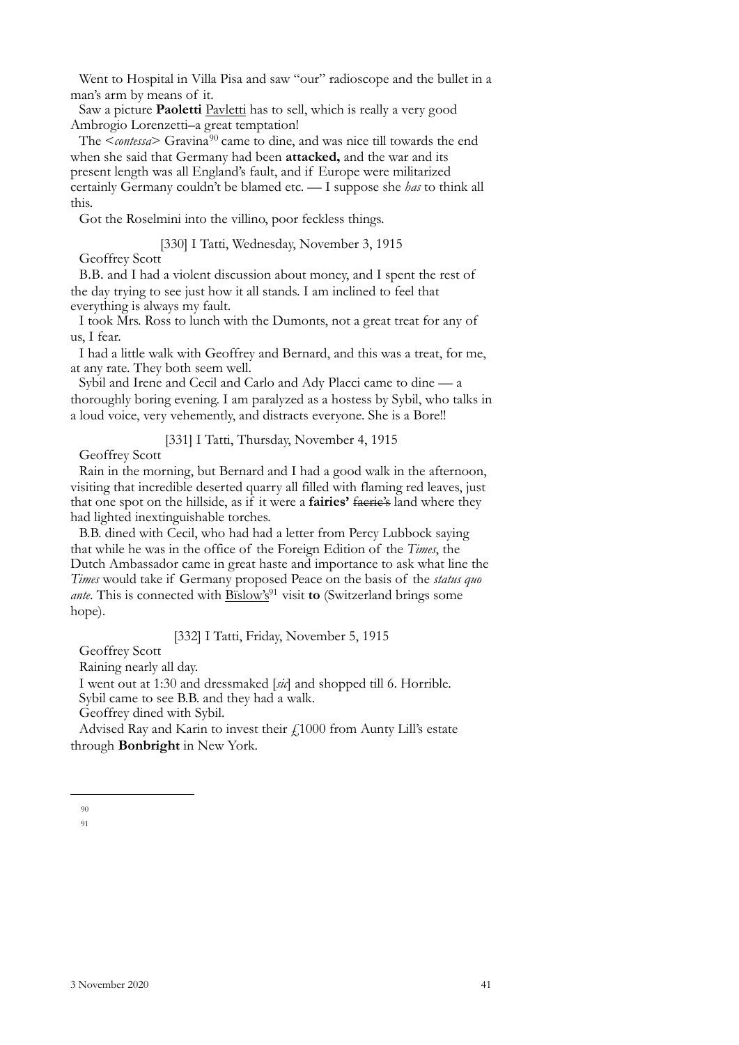Went to Hospital in Villa Pisa and saw "our" radioscope and the bullet in a man's arm by means of it.

Saw a picture **Paoletti** Pavletti has to sell, which is really a very good Ambrogio Lorenzetti–a great temptation!

The <*contessa*> Gravina[90] came to dine, and was nice till towards the end when she said that Germany had been **attacked,** and the war and its present length was all England's fault, and if Europe were militarized certainly Germany couldn't be blamed etc. — I suppose she *has* to think all this.

Got the Roselmini into the villino, poor feckless things.

[330] I Tatti, Wednesday, November 3, 1915

Geoffrey Scott

B.B. and I had a violent discussion about money, and I spent the rest of the day trying to see just how it all stands. I am inclined to feel that everything is always my fault.

I took Mrs. Ross to lunch with the Dumonts, not a great treat for any of us, I fear.

I had a little walk with Geoffrey and Bernard, and this was a treat, for me, at any rate. They both seem well.

Sybil and Irene and Cecil and Carlo and Ady Placci came to dine — a thoroughly boring evening. I am paralyzed as a hostess by Sybil, who talks in a loud voice, very vehemently, and distracts everyone. She is a Bore!!

[331] I Tatti, Thursday, November 4, 1915

Geoffrey Scott

Rain in the morning, but Bernard and I had a good walk in the afternoon, visiting that incredible deserted quarry all filled with flaming red leaves, just that one spot on the hillside, as if it were a **fairies'** ~~faerie's~~ land where they had lighted inextinguishable torches.

B.B. dined with Cecil, who had had a letter from Percy Lubbock saying that while he was in the office of the Foreign Edition of the *Times*, the Dutch Ambassador came in great haste and importance to ask what line the *Times* would take if Germany proposed Peace on the basis of the *status quo ante*. This is connected with Bïslow's[91] visit **to** (Switzerland brings some hope).

[332] I Tatti, Friday, November 5, 1915

Geoffrey Scott

Raining nearly all day.

I went out at 1:30 and dressmaked [*sic*] and shopped till 6. Horrible.

Sybil came to see B.B. and they had a walk.

Geoffrey dined with Sybil.

Advised Ray and Karin to invest their £1000 from Aunty Lill's estate through **Bonbright** in New York.

---

90

91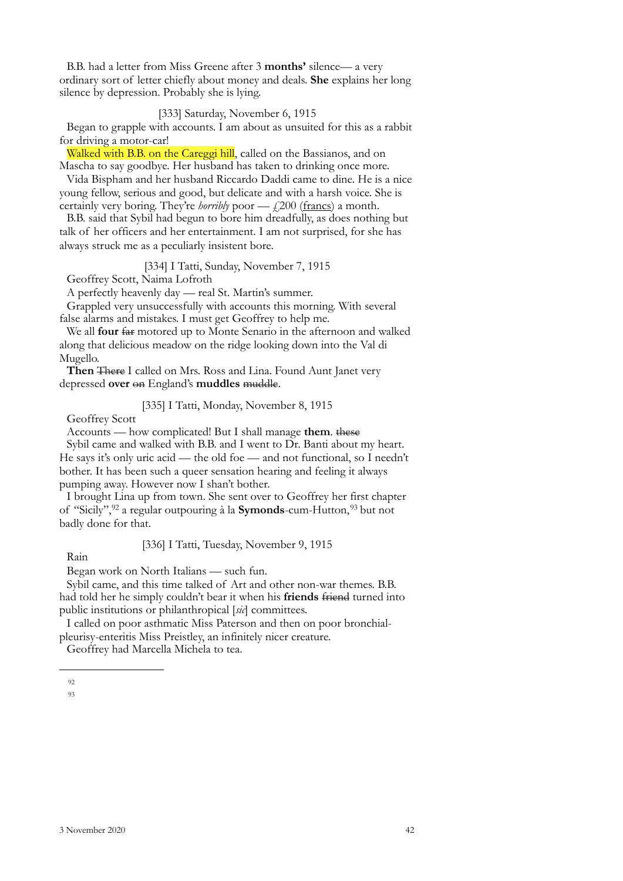B.B. had a letter from Miss Greene after 3 **months'** silence— a very ordinary sort of letter chiefly about money and deals. **She** explains her long silence by depression. Probably she is lying.

[333] Saturday, November 6, 1915

Began to grapple with accounts. I am about as unsuited for this as a rabbit for driving a motor-car!

Walked with B.B. on the Careggi hill, called on the Bassianos, and on Mascha to say goodbye. Her husband has taken to drinking once more.

Vida Bispham and her husband Riccardo Daddi came to dine. He is a nice young fellow, serious and good, but delicate and with a harsh voice. She is certainly very boring. They're *horribly* poor — £200 (francs) a month.

B.B. said that Sybil had begun to bore him dreadfully, as does nothing but talk of her officers and her entertainment. I am not surprised, for she has always struck me as a peculiarly insistent bore.

[334] I Tatti, Sunday, November 7, 1915

Geoffrey Scott, Naima Lofroth

A perfectly heavenly day — real St. Martin's summer.

Grappled very unsuccessfully with accounts this morning. With several false alarms and mistakes. I must get Geoffrey to help me.

We all **four** ~~far~~ motored up to Monte Senario in the afternoon and walked along that delicious meadow on the ridge looking down into the Val di Mugello.

**Then** ~~There~~ I called on Mrs. Ross and Lina. Found Aunt Janet very depressed **over** ~~on~~ England's **muddles** ~~muddle~~.

[335] I Tatti, Monday, November 8, 1915

Geoffrey Scott

Accounts — how complicated! But I shall manage **them**. ~~these~~

Sybil came and walked with B.B. and I went to Dr. Banti about my heart. He says it's only uric acid — the old foe — and not functional, so I needn't bother. It has been such a queer sensation hearing and feeling it always pumping away. However now I shan't bother.

I brought Lina up from town. She sent over to Geoffrey her first chapter of "Sicily",[92] a regular outpouring à la **Symonds**-cum-Hutton,[93] but not badly done for that.

[336] I Tatti, Tuesday, November 9, 1915

Rain

Began work on North Italians — such fun.

Sybil came, and this time talked of Art and other non-war themes. B.B. had told her he simply couldn't bear it when his **friends** ~~friend~~ turned into public institutions or philanthropical [*sic*] committees.

I called on poor asthmatic Miss Paterson and then on poor bronchial-pleurisy-enteritis Miss Preistley, an infinitely nicer creature.

Geoffrey had Marcella Michela to tea.

---

92

93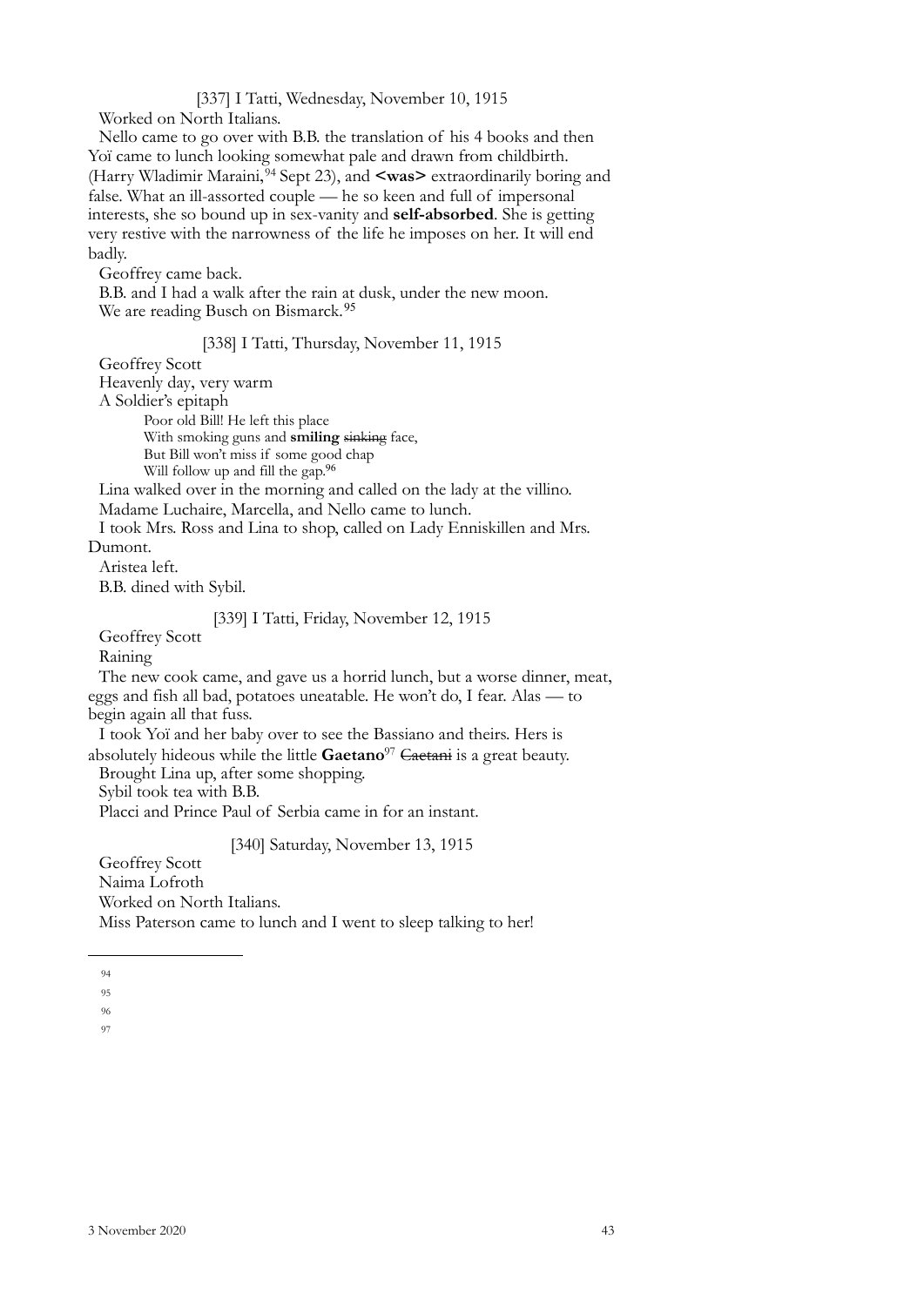[337] I Tatti, Wednesday, November 10, 1915

Worked on North Italians.

Nello came to go over with B.B. the translation of his 4 books and then Yoï came to lunch looking somewhat pale and drawn from childbirth. (Harry Wladimir Maraini,[94] Sept 23), and **<was>** extraordinarily boring and false. What an ill-assorted couple — he so keen and full of impersonal interests, she so bound up in sex-vanity and **self-absorbed**. She is getting very restive with the narrowness of the life he imposes on her. It will end badly.

Geoffrey came back.

B.B. and I had a walk after the rain at dusk, under the new moon.

We are reading Busch on Bismarck.[95]

[338] I Tatti, Thursday, November 11, 1915

Geoffrey Scott

Heavenly day, very warm

A Soldier's epitaph

> Poor old Bill! He left this place
> With smoking guns and **smiling** ~~sinking~~ face,
> But Bill won't miss if some good chap
> Will follow up and fill the gap.[96]

Lina walked over in the morning and called on the lady at the villino.

Madame Luchaire, Marcella, and Nello came to lunch.

I took Mrs. Ross and Lina to shop, called on Lady Enniskillen and Mrs. Dumont.

Aristea left.

B.B. dined with Sybil.

[339] I Tatti, Friday, November 12, 1915

Geoffrey Scott

Raining

The new cook came, and gave us a horrid lunch, but a worse dinner, meat, eggs and fish all bad, potatoes uneatable. He won't do, I fear. Alas — to begin again all that fuss.

I took Yoï and her baby over to see the Bassiano and theirs. Hers is absolutely hideous while the little **Gaetano**[97] ~~Caetani~~ is a great beauty.

Brought Lina up, after some shopping.

Sybil took tea with B.B.

Placci and Prince Paul of Serbia came in for an instant.

[340] Saturday, November 13, 1915

Geoffrey Scott

Naima Lofroth

Worked on North Italians.

Miss Paterson came to lunch and I went to sleep talking to her!

---

94

95

96

97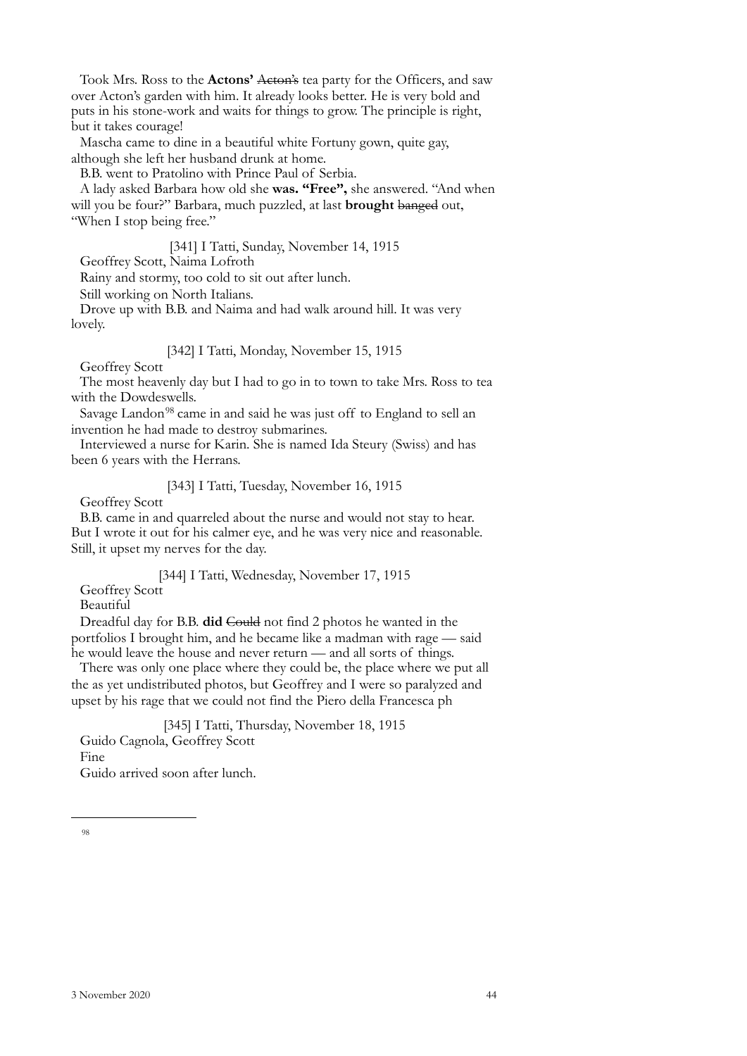Took Mrs. Ross to the **Actons'** ~~Acton's~~ tea party for the Officers, and saw over Acton's garden with him. It already looks better. He is very bold and puts in his stone-work and waits for things to grow. The principle is right, but it takes courage!

Mascha came to dine in a beautiful white Fortuny gown, quite gay, although she left her husband drunk at home.

B.B. went to Pratolino with Prince Paul of Serbia.

A lady asked Barbara how old she **was. "Free",** she answered. "And when will you be four?" Barbara, much puzzled, at last **brought** ~~banged~~ out, "When I stop being free."

[341] I Tatti, Sunday, November 14, 1915

Geoffrey Scott, Naima Lofroth

Rainy and stormy, too cold to sit out after lunch.

Still working on North Italians.

Drove up with B.B. and Naima and had walk around hill. It was very lovely.

[342] I Tatti, Monday, November 15, 1915

Geoffrey Scott

The most heavenly day but I had to go in to town to take Mrs. Ross to tea with the Dowdeswells.

Savage Landon[98] came in and said he was just off to England to sell an invention he had made to destroy submarines.

Interviewed a nurse for Karin. She is named Ida Steury (Swiss) and has been 6 years with the Herrans.

[343] I Tatti, Tuesday, November 16, 1915

Geoffrey Scott

B.B. came in and quarreled about the nurse and would not stay to hear. But I wrote it out for his calmer eye, and he was very nice and reasonable. Still, it upset my nerves for the day.

[344] I Tatti, Wednesday, November 17, 1915

Geoffrey Scott

Beautiful

Dreadful day for B.B. **did** ~~Could~~ not find 2 photos he wanted in the portfolios I brought him, and he became like a madman with rage — said he would leave the house and never return — and all sorts of things.

There was only one place where they could be, the place where we put all the as yet undistributed photos, but Geoffrey and I were so paralyzed and upset by his rage that we could not find the Piero della Francesca ph

[345] I Tatti, Thursday, November 18, 1915

Guido Cagnola, Geoffrey Scott

Fine

Guido arrived soon after lunch.

---

[98]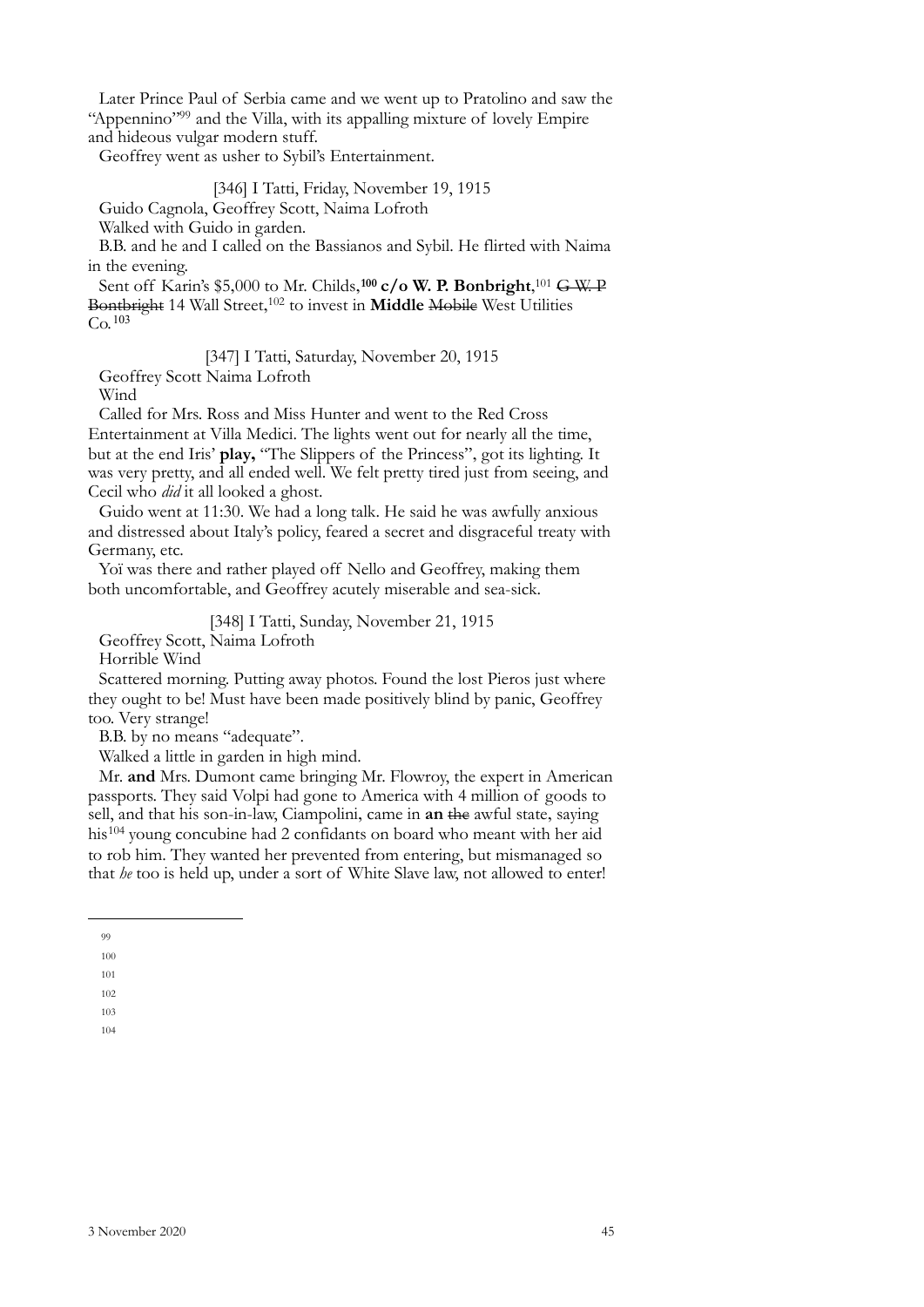Later Prince Paul of Serbia came and we went up to Pratolino and saw the "Appennino"[99] and the Villa, with its appalling mixture of lovely Empire and hideous vulgar modern stuff.

Geoffrey went as usher to Sybil's Entertainment.

[346] I Tatti, Friday, November 19, 1915

Guido Cagnola, Geoffrey Scott, Naima Lofroth

Walked with Guido in garden.

B.B. and he and I called on the Bassianos and Sybil. He flirted with Naima in the evening.

Sent off Karin's $5,000 to Mr. Childs,[100] **c/o W. P. Bonbright**,[101] ~~G W. P Bontbright~~ 14 Wall Street,[102] to invest in **Middle** ~~Mobile~~ West Utilities Co.[103]

[347] I Tatti, Saturday, November 20, 1915

Geoffrey Scott Naima Lofroth

Wind

Called for Mrs. Ross and Miss Hunter and went to the Red Cross Entertainment at Villa Medici. The lights went out for nearly all the time, but at the end Iris' **play,** "The Slippers of the Princess", got its lighting. It was very pretty, and all ended well. We felt pretty tired just from seeing, and Cecil who *did* it all looked a ghost.

Guido went at 11:30. We had a long talk. He said he was awfully anxious and distressed about Italy's policy, feared a secret and disgraceful treaty with Germany, etc.

Yoï was there and rather played off Nello and Geoffrey, making them both uncomfortable, and Geoffrey acutely miserable and sea-sick.

[348] I Tatti, Sunday, November 21, 1915

Geoffrey Scott, Naima Lofroth

Horrible Wind

Scattered morning. Putting away photos. Found the lost Pieros just where they ought to be! Must have been made positively blind by panic, Geoffrey too. Very strange!

B.B. by no means "adequate".

Walked a little in garden in high mind.

Mr. **and** Mrs. Dumont came bringing Mr. Flowroy, the expert in American passports. They said Volpi had gone to America with 4 million of goods to sell, and that his son-in-law, Ciampolini, came in **an** ~~the~~ awful state, saying his[104] young concubine had 2 confidants on board who meant with her aid to rob him. They wanted her prevented from entering, but mismanaged so that *he* too is held up, under a sort of White Slave law, not allowed to enter!

---

99

100

101

102

103

104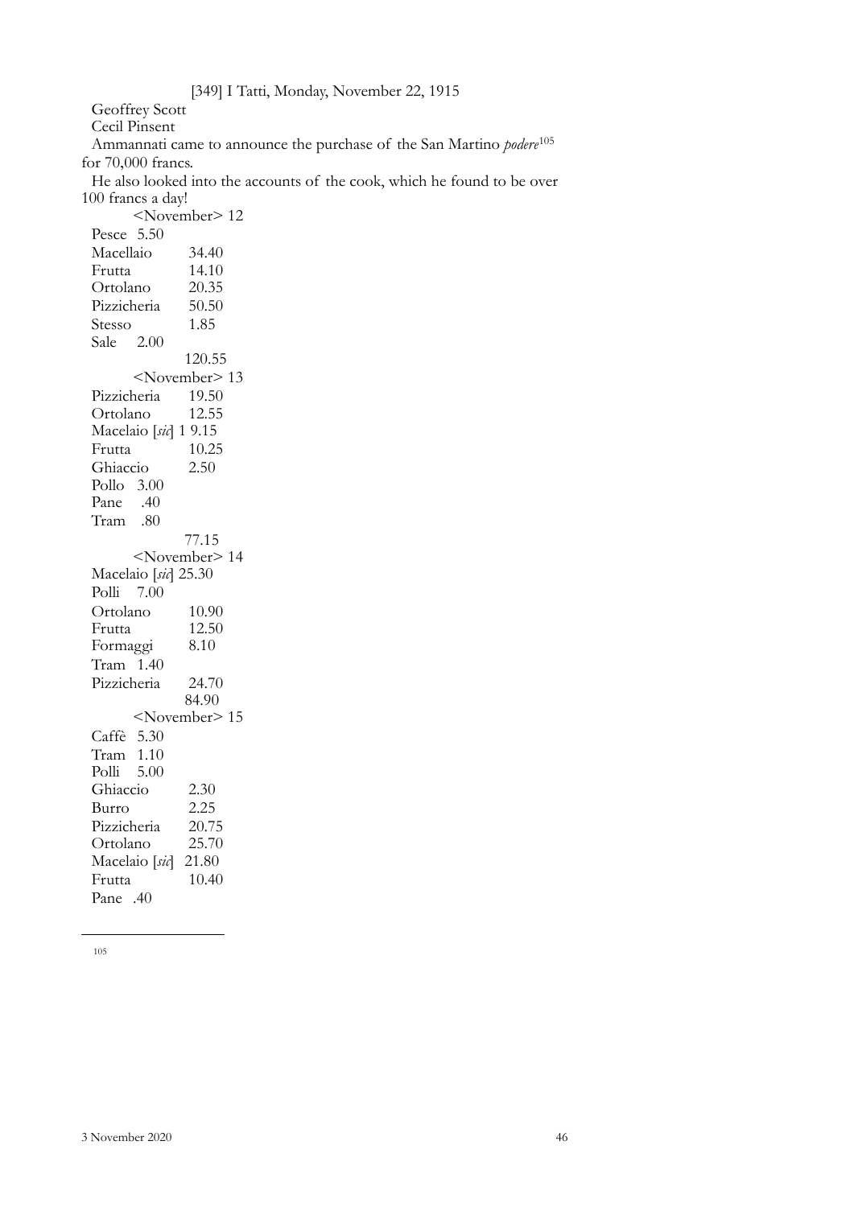[349] I Tatti, Monday, November 22, 1915

Geoffrey Scott
Cecil Pinsent

Ammannati came to announce the purchase of the San Martino *podere*[105] for 70,000 francs.

He also looked into the accounts of the cook, which he found to be over 100 francs a day!

<November> 12

Pesce 5.50
Macellaio 34.40
Frutta 14.10
Ortolano 20.35
Pizzicheria 50.50
Stesso 1.85
Sale 2.00
120.55

<November> 13

Pizzicheria 19.50
Ortolano 12.55
Macelaio [*sic*] 1 9.15
Frutta 10.25
Ghiaccio 2.50
Pollo 3.00
Pane .40
Tram .80
77.15

<November> 14

Macelaio [*sic*] 25.30
Polli 7.00
Ortolano 10.90
Frutta 12.50
Formaggi 8.10
Tram 1.40
Pizzicheria 24.70
84.90

<November> 15

Caffè 5.30
Tram 1.10
Polli 5.00
Ghiaccio 2.30
Burro 2.25
Pizzicheria 20.75
Ortolano 25.70
Macelaio [*sic*] 21.80
Frutta 10.40
Pane .40

---

[105]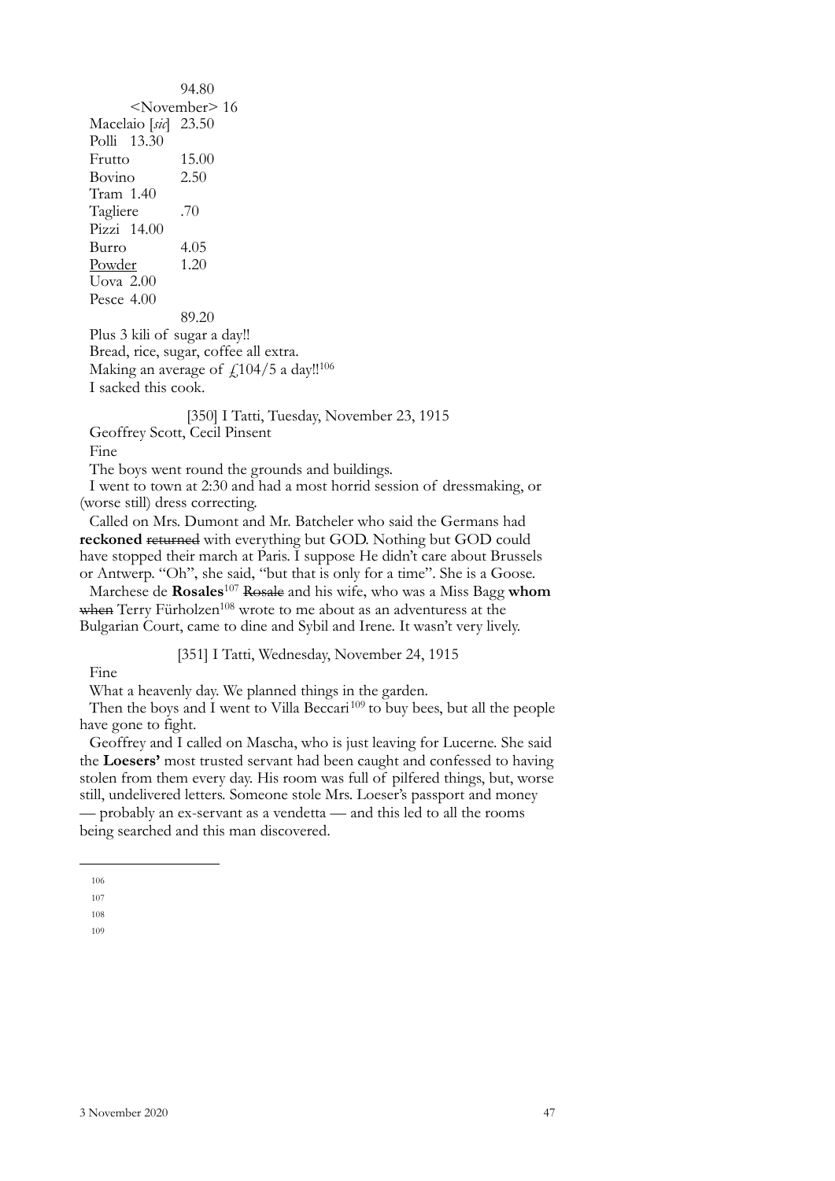94.80

<November> 16

Macelaio [*sic*] 23.50
Polli 13.30
Frutto 15.00
Bovino 2.50
Tram 1.40
Tagliere .70
Pizzi 14.00
Burro 4.05
<u>Powder</u> 1.20
Uova 2.00
Pesce 4.00

89.20

Plus 3 kili of sugar a day!!
Bread, rice, sugar, coffee all extra.
Making an average of £104/5 a day!![106]
I sacked this cook.

[350] I Tatti, Tuesday, November 23, 1915

Geoffrey Scott, Cecil Pinsent

Fine

The boys went round the grounds and buildings.

I went to town at 2:30 and had a most horrid session of dressmaking, or (worse still) dress correcting.

Called on Mrs. Dumont and Mr. Batcheler who said the Germans had **reckoned** ~~returned~~ with everything but GOD. Nothing but GOD could have stopped their march at Paris. I suppose He didn't care about Brussels or Antwerp. "Oh", she said, "but that is only for a time". She is a Goose.

Marchese de **Rosales**[107] ~~Rosale~~ and his wife, who was a Miss Bagg **whom** ~~when~~ Terry Fürholzen[108] wrote to me about as an adventuress at the Bulgarian Court, came to dine and Sybil and Irene. It wasn't very lively.

[351] I Tatti, Wednesday, November 24, 1915

Fine

What a heavenly day. We planned things in the garden.

Then the boys and I went to Villa Beccari[109] to buy bees, but all the people have gone to fight.

Geoffrey and I called on Mascha, who is just leaving for Lucerne. She said the **Loesers'** most trusted servant had been caught and confessed to having stolen from them every day. His room was full of pilfered things, but, worse still, undelivered letters. Someone stole Mrs. Loeser's passport and money — probably an ex-servant as a vendetta — and this led to all the rooms being searched and this man discovered.

[106]
[107]
[108]
[109]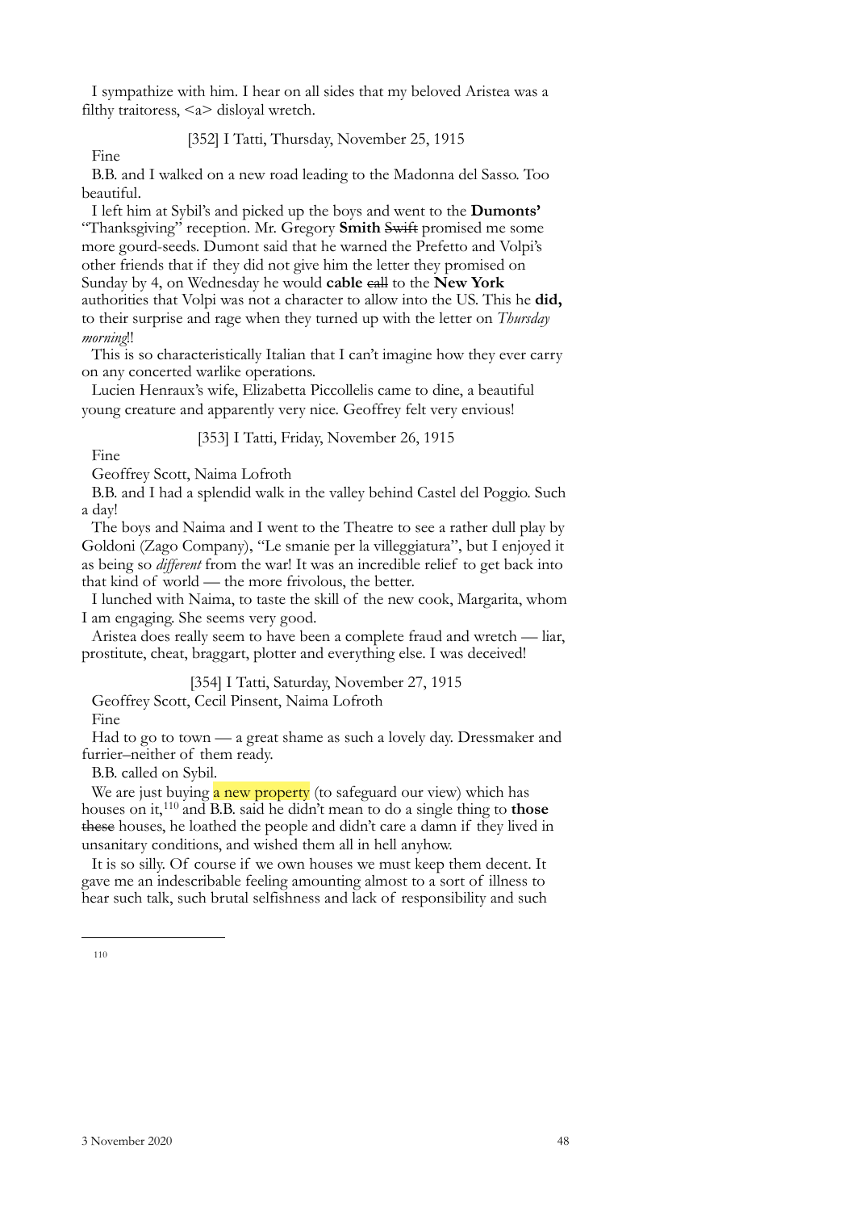I sympathize with him. I hear on all sides that my beloved Aristea was a filthy traitoress, <a> disloyal wretch.

[352] I Tatti, Thursday, November 25, 1915

Fine

B.B. and I walked on a new road leading to the Madonna del Sasso. Too beautiful.

I left him at Sybil's and picked up the boys and went to the **Dumonts'** "Thanksgiving" reception. Mr. Gregory **Smith** ~~Swift~~ promised me some more gourd-seeds. Dumont said that he warned the Prefetto and Volpi's other friends that if they did not give him the letter they promised on Sunday by 4, on Wednesday he would **cable** ~~call~~ to the **New York** authorities that Volpi was not a character to allow into the US. This he **did,** to their surprise and rage when they turned up with the letter on *Thursday morning*!!

This is so characteristically Italian that I can't imagine how they ever carry on any concerted warlike operations.

Lucien Henraux's wife, Elizabetta Piccollelis came to dine, a beautiful young creature and apparently very nice. Geoffrey felt very envious!

[353] I Tatti, Friday, November 26, 1915

Fine

Geoffrey Scott, Naima Lofroth

B.B. and I had a splendid walk in the valley behind Castel del Poggio. Such a day!

The boys and Naima and I went to the Theatre to see a rather dull play by Goldoni (Zago Company), "Le smanie per la villeggiatura", but I enjoyed it as being so *different* from the war! It was an incredible relief to get back into that kind of world — the more frivolous, the better.

I lunched with Naima, to taste the skill of the new cook, Margarita, whom I am engaging. She seems very good.

Aristea does really seem to have been a complete fraud and wretch — liar, prostitute, cheat, braggart, plotter and everything else. I was deceived!

[354] I Tatti, Saturday, November 27, 1915

Geoffrey Scott, Cecil Pinsent, Naima Lofroth

Fine

Had to go to town — a great shame as such a lovely day. Dressmaker and furrier–neither of them ready.

B.B. called on Sybil.

We are just buying a new property (to safeguard our view) which has houses on it,[110] and B.B. said he didn't mean to do a single thing to **those** ~~these~~ houses, he loathed the people and didn't care a damn if they lived in unsanitary conditions, and wished them all in hell anyhow.

It is so silly. Of course if we own houses we must keep them decent. It gave me an indescribable feeling amounting almost to a sort of illness to hear such talk, such brutal selfishness and lack of responsibility and such

---

[110]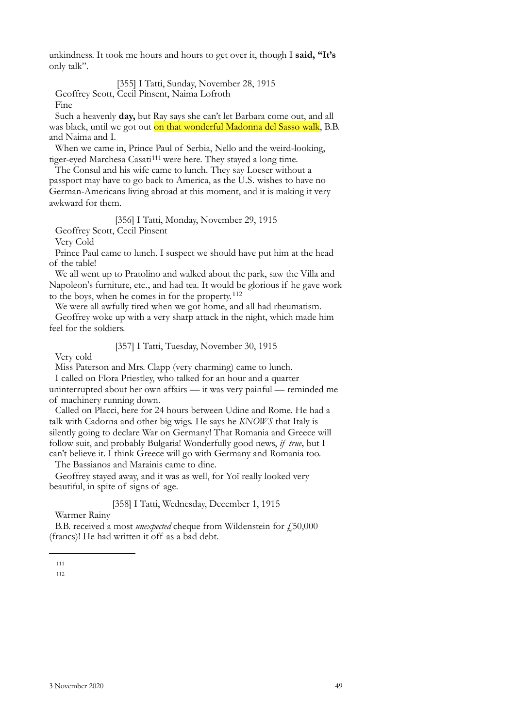unkindness. It took me hours and hours to get over it, though I **said, "It's** only talk".

[355] I Tatti, Sunday, November 28, 1915

Geoffrey Scott, Cecil Pinsent, Naima Lofroth

Fine

Such a heavenly **day,** but Ray says she can't let Barbara come out, and all was black, until we got out on that wonderful Madonna del Sasso walk, B.B. and Naima and I.

When we came in, Prince Paul of Serbia, Nello and the weird-looking, tiger-eyed Marchesa Casati[111] were here. They stayed a long time.

The Consul and his wife came to lunch. They say Loeser without a passport may have to go back to America, as the U.S. wishes to have no German-Americans living abroad at this moment, and it is making it very awkward for them.

[356] I Tatti, Monday, November 29, 1915

Geoffrey Scott, Cecil Pinsent

Very Cold

Prince Paul came to lunch. I suspect we should have put him at the head of the table!

We all went up to Pratolino and walked about the park, saw the Villa and Napoleon's furniture, etc., and had tea. It would be glorious if he gave work to the boys, when he comes in for the property.[112]

We were all awfully tired when we got home, and all had rheumatism.

Geoffrey woke up with a very sharp attack in the night, which made him feel for the soldiers.

[357] I Tatti, Tuesday, November 30, 1915

Very cold

Miss Paterson and Mrs. Clapp (very charming) came to lunch.

I called on Flora Priestley, who talked for an hour and a quarter uninterrupted about her own affairs — it was very painful — reminded me of machinery running down.

Called on Placci, here for 24 hours between Udine and Rome. He had a talk with Cadorna and other big wigs. He says he *KNOWS* that Italy is silently going to declare War on Germany! That Romania and Greece will follow suit, and probably Bulgaria! Wonderfully good news, *if true*, but I can't believe it. I think Greece will go with Germany and Romania too.

The Bassianos and Marainis came to dine.

Geoffrey stayed away, and it was as well, for Yoï really looked very beautiful, in spite of signs of age.

[358] I Tatti, Wednesday, December 1, 1915

Warmer Rainy

B.B. received a most *unexpected* cheque from Wildenstein for £50,000 (francs)! He had written it off as a bad debt.

---

111

112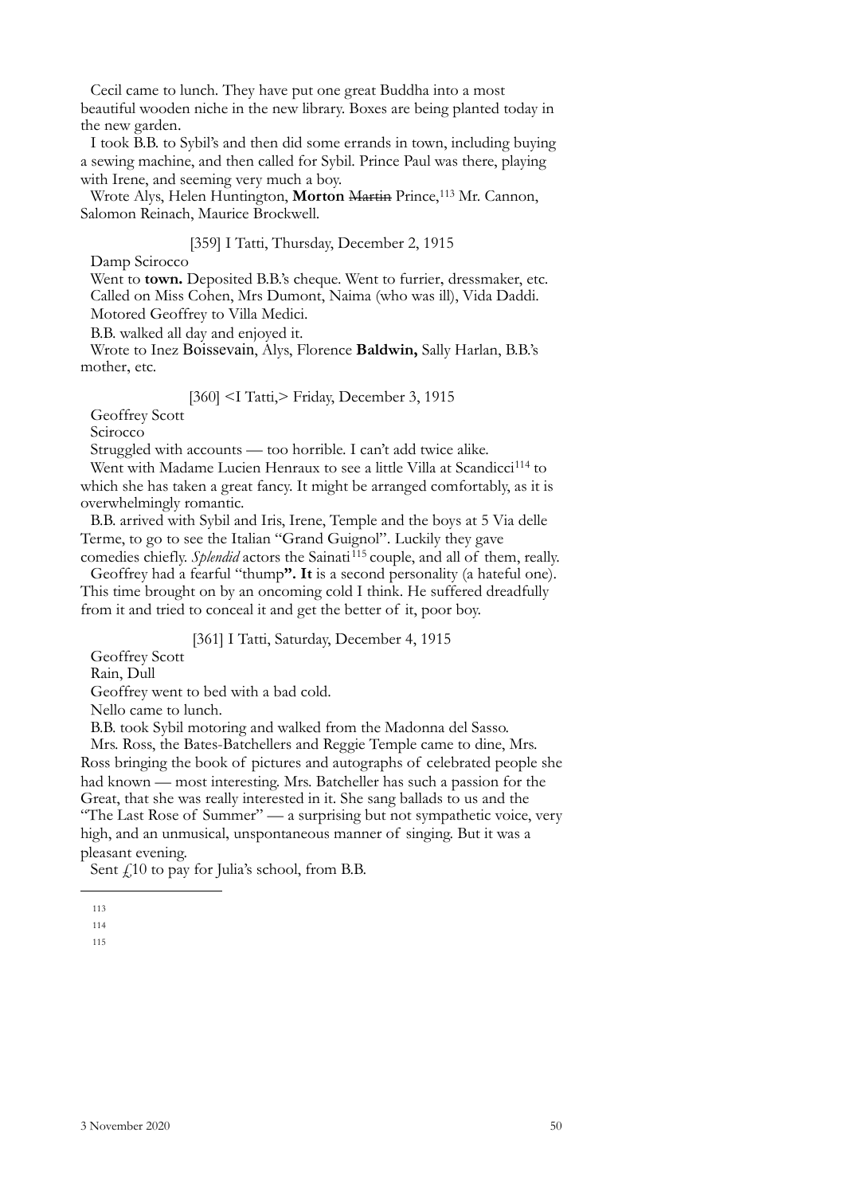Cecil came to lunch. They have put one great Buddha into a most beautiful wooden niche in the new library. Boxes are being planted today in the new garden.

I took B.B. to Sybil's and then did some errands in town, including buying a sewing machine, and then called for Sybil. Prince Paul was there, playing with Irene, and seeming very much a boy.

Wrote Alys, Helen Huntington, **Morton** ~~Martin~~ Prince,[113] Mr. Cannon, Salomon Reinach, Maurice Brockwell.

[359] I Tatti, Thursday, December 2, 1915

Damp Scirocco

Went to **town.** Deposited B.B.'s cheque. Went to furrier, dressmaker, etc. Called on Miss Cohen, Mrs Dumont, Naima (who was ill), Vida Daddi. Motored Geoffrey to Villa Medici.

B.B. walked all day and enjoyed it.

Wrote to Inez Boissevain, Alys, Florence **Baldwin,** Sally Harlan, B.B.'s mother, etc.

[360] <I Tatti,> Friday, December 3, 1915

Geoffrey Scott

Scirocco

Struggled with accounts — too horrible. I can't add twice alike.

Went with Madame Lucien Henraux to see a little Villa at Scandicci[114] to which she has taken a great fancy. It might be arranged comfortably, as it is overwhelmingly romantic.

B.B. arrived with Sybil and Iris, Irene, Temple and the boys at 5 Via delle Terme, to go to see the Italian "Grand Guignol". Luckily they gave comedies chiefly. *Splendid* actors the Sainati[115] couple, and all of them, really.

Geoffrey had a fearful "thump**". It** is a second personality (a hateful one). This time brought on by an oncoming cold I think. He suffered dreadfully from it and tried to conceal it and get the better of it, poor boy.

[361] I Tatti, Saturday, December 4, 1915

Geoffrey Scott

Rain, Dull

Geoffrey went to bed with a bad cold.

Nello came to lunch.

B.B. took Sybil motoring and walked from the Madonna del Sasso.

Mrs. Ross, the Bates-Batchellers and Reggie Temple came to dine, Mrs. Ross bringing the book of pictures and autographs of celebrated people she had known — most interesting. Mrs. Batcheller has such a passion for the Great, that she was really interested in it. She sang ballads to us and the "The Last Rose of Summer" — a surprising but not sympathetic voice, very high, and an unmusical, unspontaneous manner of singing. But it was a pleasant evening.

Sent £10 to pay for Julia's school, from B.B.

---

113

114

115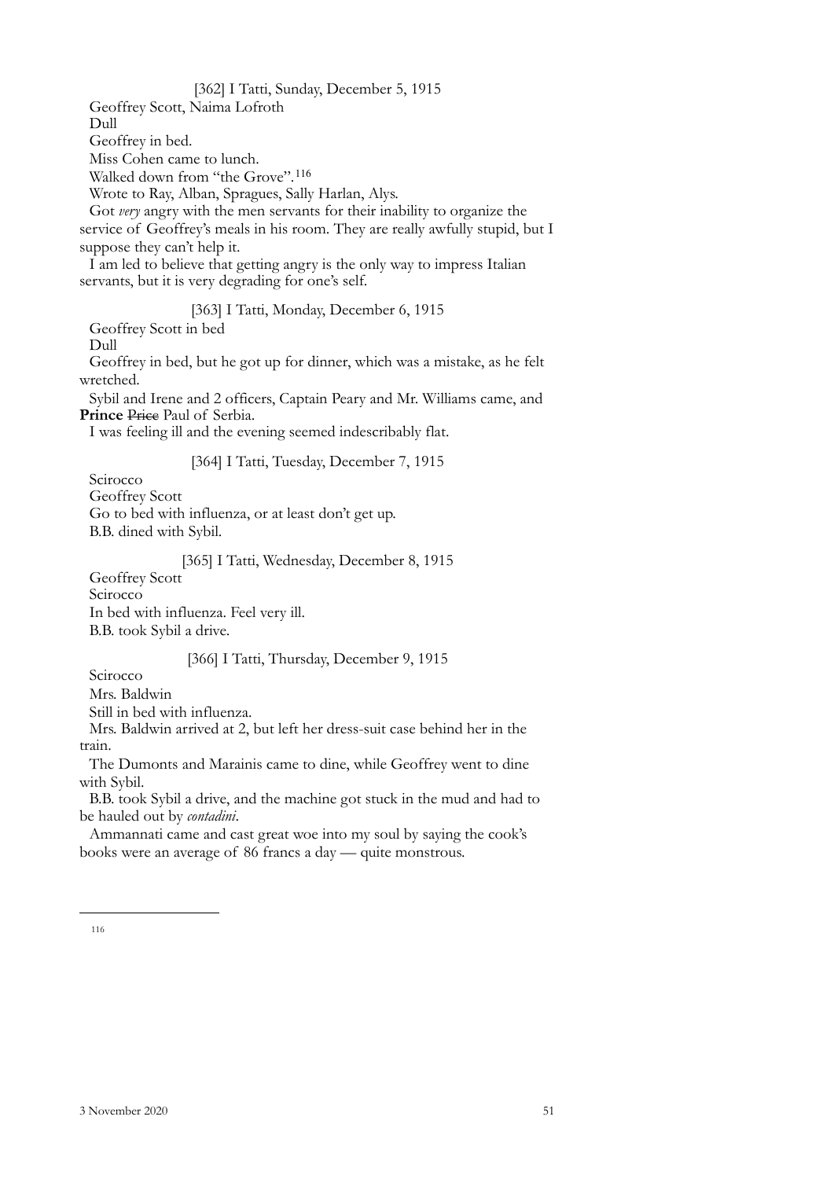[362] I Tatti, Sunday, December 5, 1915

Geoffrey Scott, Naima Lofroth

Dull

Geoffrey in bed.

Miss Cohen came to lunch.

Walked down from "the Grove".[116]

Wrote to Ray, Alban, Spragues, Sally Harlan, Alys.

Got *very* angry with the men servants for their inability to organize the service of Geoffrey's meals in his room. They are really awfully stupid, but I suppose they can't help it.

I am led to believe that getting angry is the only way to impress Italian servants, but it is very degrading for one's self.

[363] I Tatti, Monday, December 6, 1915

Geoffrey Scott in bed

Dull

Geoffrey in bed, but he got up for dinner, which was a mistake, as he felt wretched.

Sybil and Irene and 2 officers, Captain Peary and Mr. Williams came, and **Prince** ~~Price~~ Paul of Serbia.

I was feeling ill and the evening seemed indescribably flat.

[364] I Tatti, Tuesday, December 7, 1915

Scirocco

Geoffrey Scott

Go to bed with influenza, or at least don't get up.

B.B. dined with Sybil.

[365] I Tatti, Wednesday, December 8, 1915

Geoffrey Scott

Scirocco

In bed with influenza. Feel very ill.

B.B. took Sybil a drive.

[366] I Tatti, Thursday, December 9, 1915

Scirocco

Mrs. Baldwin

Still in bed with influenza.

Mrs. Baldwin arrived at 2, but left her dress-suit case behind her in the train.

The Dumonts and Marainis came to dine, while Geoffrey went to dine with Sybil.

B.B. took Sybil a drive, and the machine got stuck in the mud and had to be hauled out by *contadini*.

Ammannati came and cast great woe into my soul by saying the cook's books were an average of 86 francs a day — quite monstrous.

---

[116]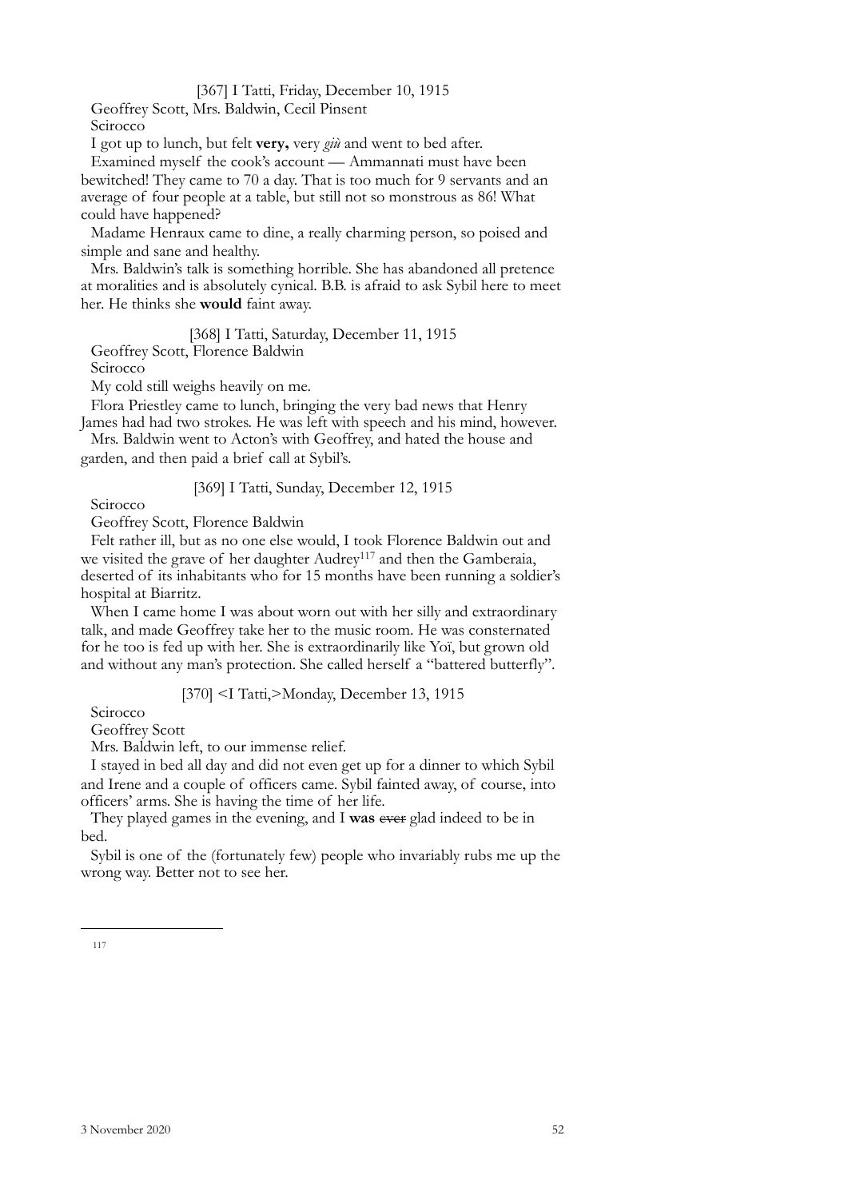[367] I Tatti, Friday, December 10, 1915

Geoffrey Scott, Mrs. Baldwin, Cecil Pinsent

Scirocco

I got up to lunch, but felt **very,** very *giù* and went to bed after.

Examined myself the cook's account — Ammannati must have been bewitched! They came to 70 a day. That is too much for 9 servants and an average of four people at a table, but still not so monstrous as 86! What could have happened?

Madame Henraux came to dine, a really charming person, so poised and simple and sane and healthy.

Mrs. Baldwin's talk is something horrible. She has abandoned all pretence at moralities and is absolutely cynical. B.B. is afraid to ask Sybil here to meet her. He thinks she **would** faint away.

[368] I Tatti, Saturday, December 11, 1915

Geoffrey Scott, Florence Baldwin

Scirocco

My cold still weighs heavily on me.

Flora Priestley came to lunch, bringing the very bad news that Henry James had had two strokes. He was left with speech and his mind, however.

Mrs. Baldwin went to Acton's with Geoffrey, and hated the house and garden, and then paid a brief call at Sybil's.

[369] I Tatti, Sunday, December 12, 1915

Scirocco

Geoffrey Scott, Florence Baldwin

Felt rather ill, but as no one else would, I took Florence Baldwin out and we visited the grave of her daughter Audrey[117] and then the Gamberaia, deserted of its inhabitants who for 15 months have been running a soldier's hospital at Biarritz.

When I came home I was about worn out with her silly and extraordinary talk, and made Geoffrey take her to the music room. He was consternated for he too is fed up with her. She is extraordinarily like Yoï, but grown old and without any man's protection. She called herself a "battered butterfly".

[370] <I Tatti,>Monday, December 13, 1915

Scirocco

Geoffrey Scott

Mrs. Baldwin left, to our immense relief.

I stayed in bed all day and did not even get up for a dinner to which Sybil and Irene and a couple of officers came. Sybil fainted away, of course, into officers' arms. She is having the time of her life.

They played games in the evening, and I **was** ~~ever~~ glad indeed to be in bed.

Sybil is one of the (fortunately few) people who invariably rubs me up the wrong way. Better not to see her.

---

117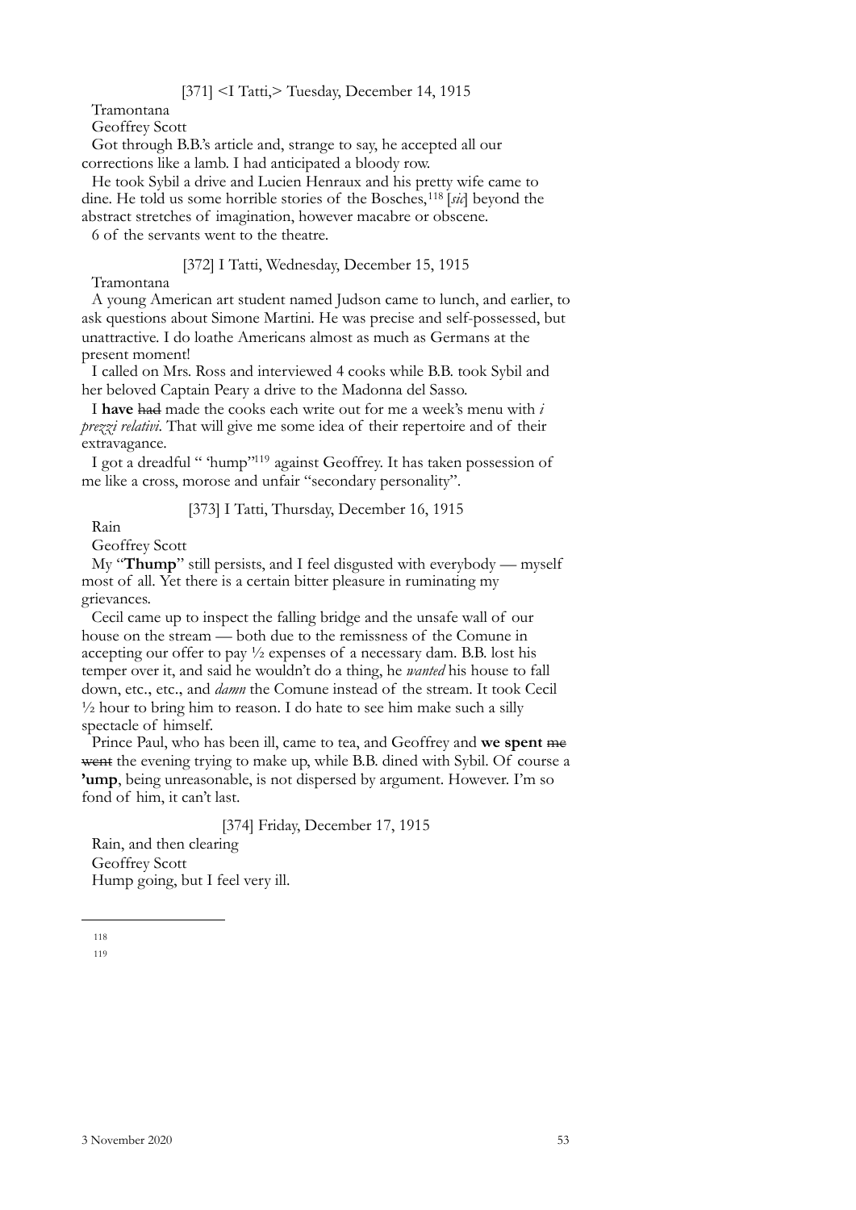[371] <I Tatti,> Tuesday, December 14, 1915

Tramontana

Geoffrey Scott

Got through B.B.'s article and, strange to say, he accepted all our corrections like a lamb. I had anticipated a bloody row.

He took Sybil a drive and Lucien Henraux and his pretty wife came to dine. He told us some horrible stories of the Bosches,[118] [*sic*] beyond the abstract stretches of imagination, however macabre or obscene.

6 of the servants went to the theatre.

[372] I Tatti, Wednesday, December 15, 1915

Tramontana

A young American art student named Judson came to lunch, and earlier, to ask questions about Simone Martini. He was precise and self-possessed, but unattractive. I do loathe Americans almost as much as Germans at the present moment!

I called on Mrs. Ross and interviewed 4 cooks while B.B. took Sybil and her beloved Captain Peary a drive to the Madonna del Sasso.

I **have** ~~had~~ made the cooks each write out for me a week's menu with *i prezzi relativi*. That will give me some idea of their repertoire and of their extravagance.

I got a dreadful " 'hump"[119] against Geoffrey. It has taken possession of me like a cross, morose and unfair "secondary personality".

[373] I Tatti, Thursday, December 16, 1915

Rain

Geoffrey Scott

My "**Thump**" still persists, and I feel disgusted with everybody — myself most of all. Yet there is a certain bitter pleasure in ruminating my grievances.

Cecil came up to inspect the falling bridge and the unsafe wall of our house on the stream — both due to the remissness of the Comune in accepting our offer to pay ½ expenses of a necessary dam. B.B. lost his temper over it, and said he wouldn't do a thing, he *wanted* his house to fall down, etc., etc., and *damn* the Comune instead of the stream. It took Cecil ½ hour to bring him to reason. I do hate to see him make such a silly spectacle of himself.

Prince Paul, who has been ill, came to tea, and Geoffrey and **we spent** ~~me went~~ the evening trying to make up, while B.B. dined with Sybil. Of course a **'ump**, being unreasonable, is not dispersed by argument. However. I'm so fond of him, it can't last.

[374] Friday, December 17, 1915

Rain, and then clearing

Geoffrey Scott

Hump going, but I feel very ill.

---

[118]

[119]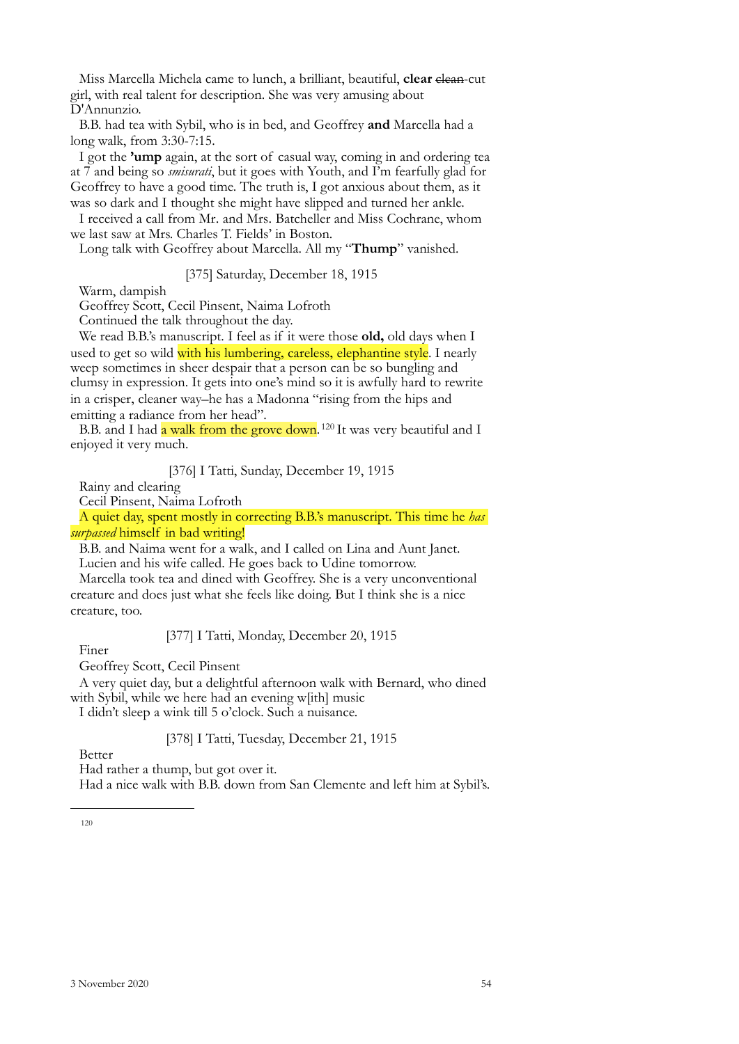Miss Marcella Michela came to lunch, a brilliant, beautiful, **clear** ~~clean~~-cut girl, with real talent for description. She was very amusing about D'Annunzio.

B.B. had tea with Sybil, who is in bed, and Geoffrey **and** Marcella had a long walk, from 3:30-7:15.

I got the **'ump** again, at the sort of casual way, coming in and ordering tea at 7 and being so *smisurati*, but it goes with Youth, and I'm fearfully glad for Geoffrey to have a good time. The truth is, I got anxious about them, as it was so dark and I thought she might have slipped and turned her ankle.

I received a call from Mr. and Mrs. Batcheller and Miss Cochrane, whom we last saw at Mrs. Charles T. Fields' in Boston.

Long talk with Geoffrey about Marcella. All my "**Thump**" vanished.

[375] Saturday, December 18, 1915

Warm, dampish

Geoffrey Scott, Cecil Pinsent, Naima Lofroth

Continued the talk throughout the day.

We read B.B.'s manuscript. I feel as if it were those **old,** old days when I used to get so wild with his lumbering, careless, elephantine style. I nearly weep sometimes in sheer despair that a person can be so bungling and clumsy in expression. It gets into one's mind so it is awfully hard to rewrite in a crisper, cleaner way–he has a Madonna "rising from the hips and emitting a radiance from her head".

B.B. and I had a walk from the grove down.[120] It was very beautiful and I enjoyed it very much.

[376] I Tatti, Sunday, December 19, 1915

Rainy and clearing

Cecil Pinsent, Naima Lofroth

A quiet day, spent mostly in correcting B.B.'s manuscript. This time he *has surpassed* himself in bad writing!

B.B. and Naima went for a walk, and I called on Lina and Aunt Janet.

Lucien and his wife called. He goes back to Udine tomorrow.

Marcella took tea and dined with Geoffrey. She is a very unconventional creature and does just what she feels like doing. But I think she is a nice creature, too.

[377] I Tatti, Monday, December 20, 1915

Finer

Geoffrey Scott, Cecil Pinsent

A very quiet day, but a delightful afternoon walk with Bernard, who dined with Sybil, while we here had an evening w[ith] music

I didn't sleep a wink till 5 o'clock. Such a nuisance.

[378] I Tatti, Tuesday, December 21, 1915

Better

Had rather a thump, but got over it.

Had a nice walk with B.B. down from San Clemente and left him at Sybil's.

---

120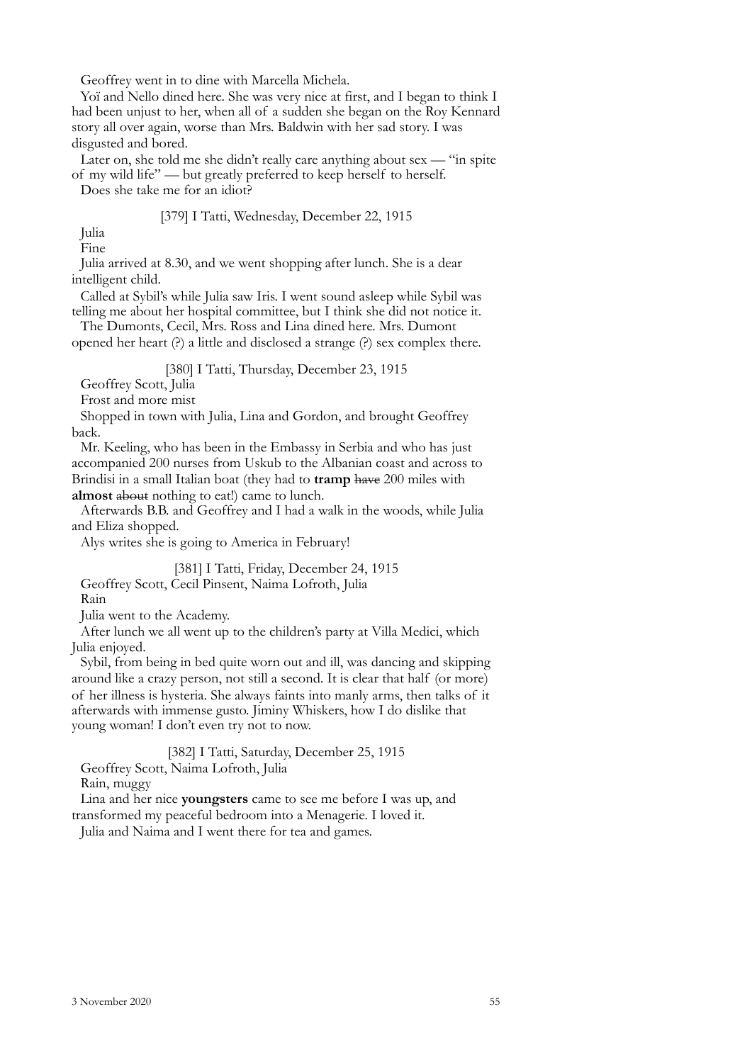Geoffrey went in to dine with Marcella Michela.

Yoï and Nello dined here. She was very nice at first, and I began to think I had been unjust to her, when all of a sudden she began on the Roy Kennard story all over again, worse than Mrs. Baldwin with her sad story. I was disgusted and bored.

Later on, she told me she didn't really care anything about sex — "in spite of my wild life" — but greatly preferred to keep herself to herself.

Does she take me for an idiot?

[379] I Tatti, Wednesday, December 22, 1915

Julia

Fine

Julia arrived at 8.30, and we went shopping after lunch. She is a dear intelligent child.

Called at Sybil's while Julia saw Iris. I went sound asleep while Sybil was telling me about her hospital committee, but I think she did not notice it.

The Dumonts, Cecil, Mrs. Ross and Lina dined here. Mrs. Dumont opened her heart (?) a little and disclosed a strange (?) sex complex there.

[380] I Tatti, Thursday, December 23, 1915

Geoffrey Scott, Julia

Frost and more mist

Shopped in town with Julia, Lina and Gordon, and brought Geoffrey back.

Mr. Keeling, who has been in the Embassy in Serbia and who has just accompanied 200 nurses from Uskub to the Albanian coast and across to Brindisi in a small Italian boat (they had to **tramp** ~~have~~ 200 miles with **almost** ~~about~~ nothing to eat!) came to lunch.

Afterwards B.B. and Geoffrey and I had a walk in the woods, while Julia and Eliza shopped.

Alys writes she is going to America in February!

[381] I Tatti, Friday, December 24, 1915

Geoffrey Scott, Cecil Pinsent, Naima Lofroth, Julia

Rain

Julia went to the Academy.

After lunch we all went up to the children's party at Villa Medici, which Julia enjoyed.

Sybil, from being in bed quite worn out and ill, was dancing and skipping around like a crazy person, not still a second. It is clear that half (or more) of her illness is hysteria. She always faints into manly arms, then talks of it afterwards with immense gusto. Jiminy Whiskers, how I do dislike that young woman! I don't even try not to now.

[382] I Tatti, Saturday, December 25, 1915

Geoffrey Scott, Naima Lofroth, Julia

Rain, muggy

Lina and her nice **youngsters** came to see me before I was up, and transformed my peaceful bedroom into a Menagerie. I loved it.

Julia and Naima and I went there for tea and games.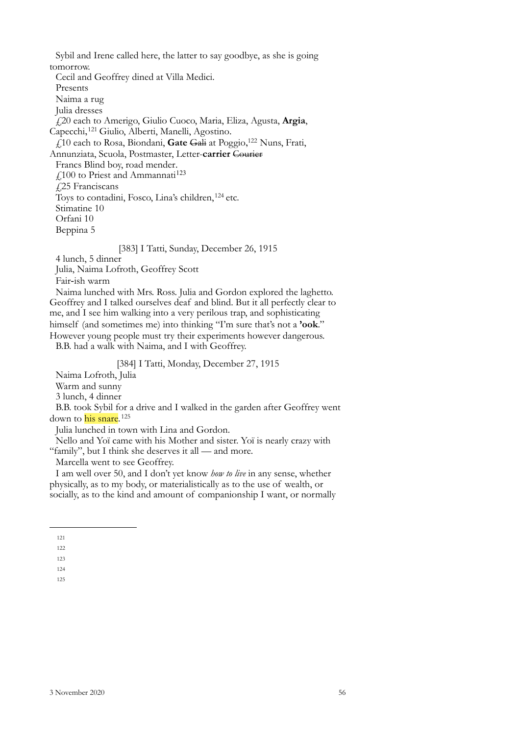Sybil and Irene called here, the latter to say goodbye, as she is going tomorrow.

Cecil and Geoffrey dined at Villa Medici.

Presents

Naima a rug

Julia dresses

£20 each to Amerigo, Giulio Cuoco, Maria, Eliza, Agusta, **Argia**, Capecchi,[121] Giulio, Alberti, Manelli, Agostino.

£10 each to Rosa, Biondani, **Gate** ~~Gali~~ at Poggio,[122] Nuns, Frati, Annunziata, Scuola, Postmaster, Letter-**carrier** ~~Courier~~

Francs Blind boy, road mender.

£100 to Priest and Ammannati[123]

£25 Franciscans

Toys to contadini, Fosco, Lina's children,[124] etc.

Stimatine 10

Orfani 10

Beppina 5

[383] I Tatti, Sunday, December 26, 1915

4 lunch, 5 dinner

Julia, Naima Lofroth, Geoffrey Scott

Fair-ish warm

Naima lunched with Mrs. Ross. Julia and Gordon explored the laghetto. Geoffrey and I talked ourselves deaf and blind. But it all perfectly clear to me, and I see him walking into a very perilous trap, and sophisticating himself (and sometimes me) into thinking "I'm sure that's not a **'ook**." However young people must try their experiments however dangerous.

B.B. had a walk with Naima, and I with Geoffrey.

[384] I Tatti, Monday, December 27, 1915

Naima Lofroth, Julia

Warm and sunny

3 lunch, 4 dinner

B.B. took Sybil for a drive and I walked in the garden after Geoffrey went down to his snare.[125]

Julia lunched in town with Lina and Gordon.

Nello and Yoï came with his Mother and sister. Yoï is nearly crazy with "family", but I think she deserves it all — and more.

Marcella went to see Geoffrey.

I am well over 50, and I don't yet know *how to live* in any sense, whether physically, as to my body, or materialistically as to the use of wealth, or socially, as to the kind and amount of companionship I want, or normally

---

121

122

123

124

125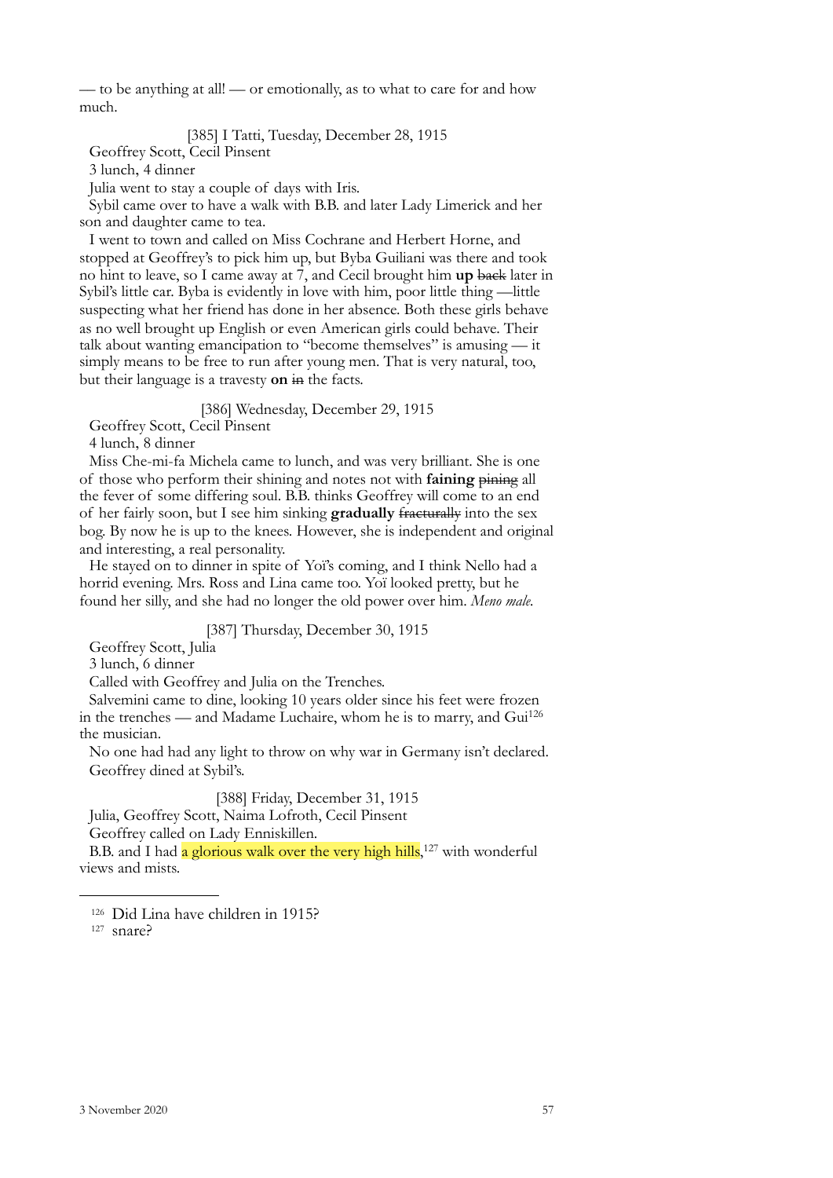— to be anything at all! — or emotionally, as to what to care for and how much.

[385] I Tatti, Tuesday, December 28, 1915

Geoffrey Scott, Cecil Pinsent

3 lunch, 4 dinner

Julia went to stay a couple of days with Iris.

Sybil came over to have a walk with B.B. and later Lady Limerick and her son and daughter came to tea.

I went to town and called on Miss Cochrane and Herbert Horne, and stopped at Geoffrey's to pick him up, but Byba Guiliani was there and took no hint to leave, so I came away at 7, and Cecil brought him **up** ~~back~~ later in Sybil's little car. Byba is evidently in love with him, poor little thing —little suspecting what her friend has done in her absence. Both these girls behave as no well brought up English or even American girls could behave. Their talk about wanting emancipation to "become themselves" is amusing — it simply means to be free to run after young men. That is very natural, too, but their language is a travesty **on** ~~in~~ the facts.

[386] Wednesday, December 29, 1915

Geoffrey Scott, Cecil Pinsent

4 lunch, 8 dinner

Miss Che-mi-fa Michela came to lunch, and was very brilliant. She is one of those who perform their shining and notes not with **faining** ~~pining~~ all the fever of some differing soul. B.B. thinks Geoffrey will come to an end of her fairly soon, but I see him sinking **gradually** ~~fracturally~~ into the sex bog. By now he is up to the knees. However, she is independent and original and interesting, a real personality.

He stayed on to dinner in spite of Yoï's coming, and I think Nello had a horrid evening. Mrs. Ross and Lina came too. Yoï looked pretty, but he found her silly, and she had no longer the old power over him. *Meno male.*

[387] Thursday, December 30, 1915

Geoffrey Scott, Julia

3 lunch, 6 dinner

Called with Geoffrey and Julia on the Trenches.

Salvemini came to dine, looking 10 years older since his feet were frozen in the trenches — and Madame Luchaire, whom he is to marry, and Gui[126] the musician.

No one had had any light to throw on why war in Germany isn't declared.

Geoffrey dined at Sybil's.

[388] Friday, December 31, 1915

Julia, Geoffrey Scott, Naima Lofroth, Cecil Pinsent

Geoffrey called on Lady Enniskillen.

B.B. and I had a glorious walk over the very high hills,[127] with wonderful views and mists.

---

[126] Did Lina have children in 1915?

[127] snare?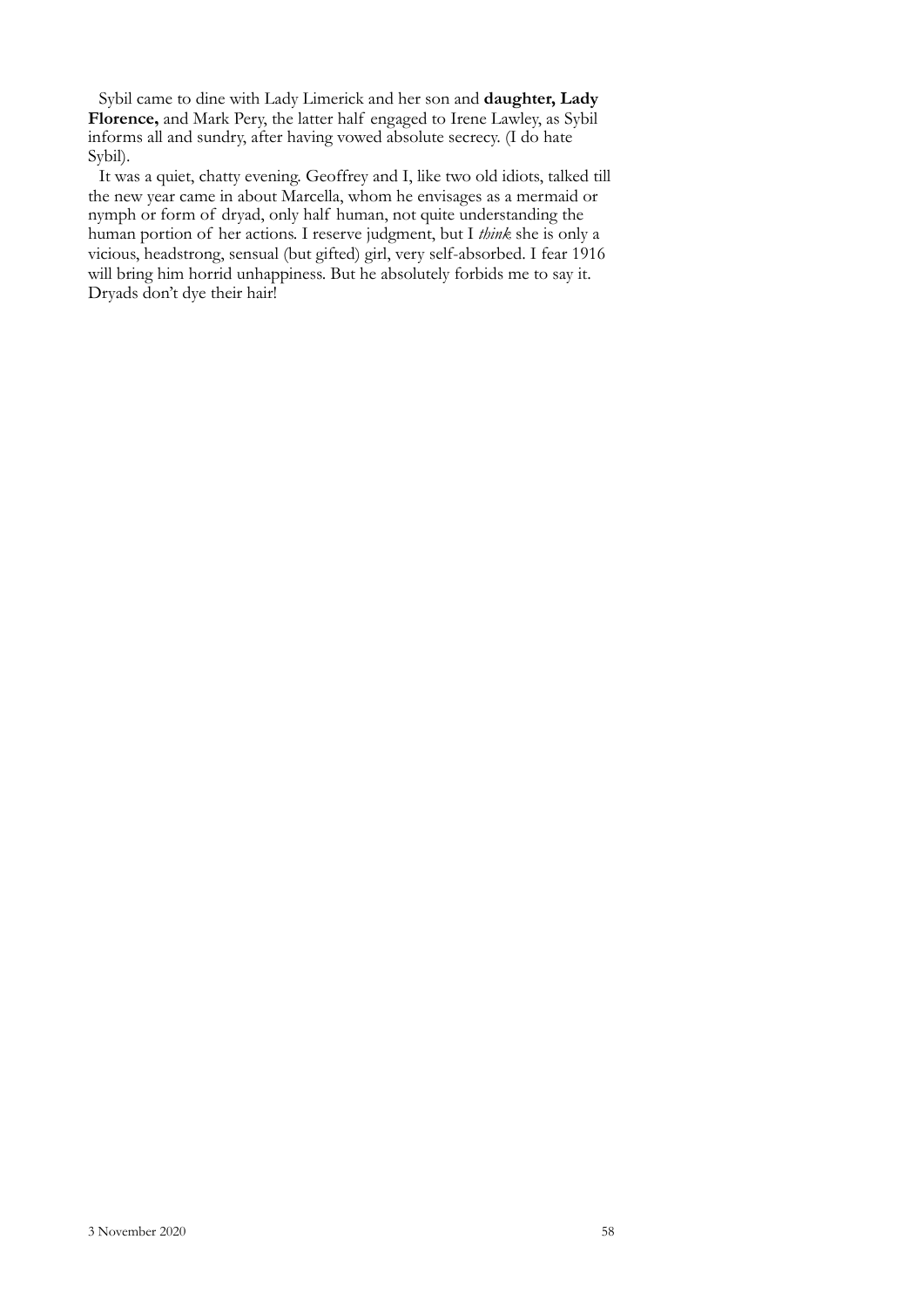Sybil came to dine with Lady Limerick and her son and **daughter, Lady Florence,** and Mark Pery, the latter half engaged to Irene Lawley, as Sybil informs all and sundry, after having vowed absolute secrecy. (I do hate Sybil).

It was a quiet, chatty evening. Geoffrey and I, like two old idiots, talked till the new year came in about Marcella, whom he envisages as a mermaid or nymph or form of dryad, only half human, not quite understanding the human portion of her actions. I reserve judgment, but I *think* she is only a vicious, headstrong, sensual (but gifted) girl, very self-absorbed. I fear 1916 will bring him horrid unhappiness. But he absolutely forbids me to say it. Dryads don't dye their hair!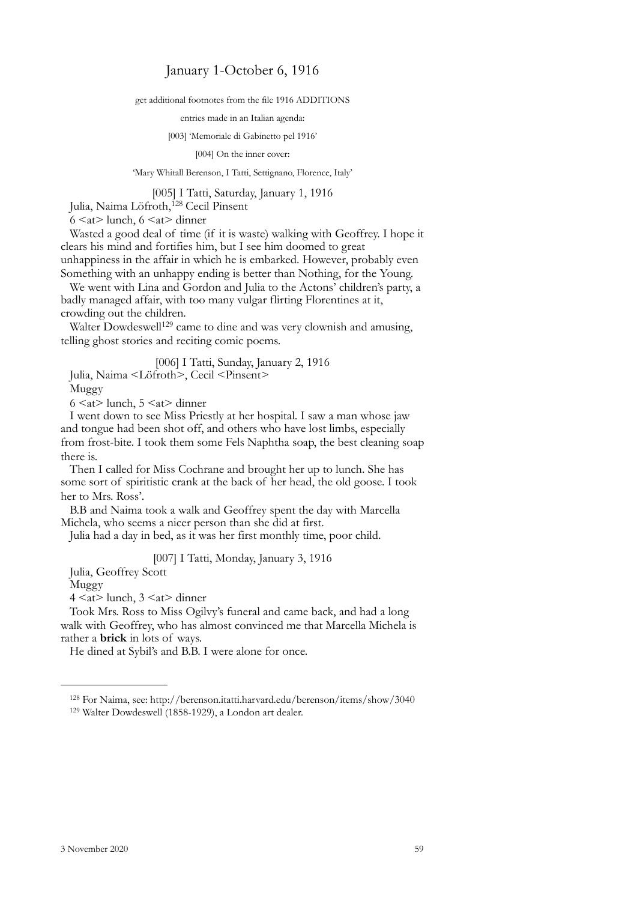# January 1-October 6, 1916

get additional footnotes from the file 1916 ADDITIONS

entries made in an Italian agenda:

[003] 'Memoriale di Gabinetto pel 1916'

[004] On the inner cover:

'Mary Whitall Berenson, I Tatti, Settignano, Florence, Italy'

[005] I Tatti, Saturday, January 1, 1916

Julia, Naima Löfroth,[128] Cecil Pinsent

6 <at> lunch, 6 <at> dinner

Wasted a good deal of time (if it is waste) walking with Geoffrey. I hope it clears his mind and fortifies him, but I see him doomed to great unhappiness in the affair in which he is embarked. However, probably even Something with an unhappy ending is better than Nothing, for the Young.

We went with Lina and Gordon and Julia to the Actons' children's party, a badly managed affair, with too many vulgar flirting Florentines at it, crowding out the children.

Walter Dowdeswell[129] came to dine and was very clownish and amusing, telling ghost stories and reciting comic poems.

[006] I Tatti, Sunday, January 2, 1916

Julia, Naima <Löfroth>, Cecil <Pinsent>

Muggy

6 <at> lunch, 5 <at> dinner

I went down to see Miss Priestly at her hospital. I saw a man whose jaw and tongue had been shot off, and others who have lost limbs, especially from frost-bite. I took them some Fels Naphtha soap, the best cleaning soap there is.

Then I called for Miss Cochrane and brought her up to lunch. She has some sort of spiritistic crank at the back of her head, the old goose. I took her to Mrs. Ross'.

B.B and Naima took a walk and Geoffrey spent the day with Marcella Michela, who seems a nicer person than she did at first.

Julia had a day in bed, as it was her first monthly time, poor child.

[007] I Tatti, Monday, January 3, 1916

Julia, Geoffrey Scott

Muggy

4 <at> lunch, 3 <at> dinner

Took Mrs. Ross to Miss Ogilvy's funeral and came back, and had a long walk with Geoffrey, who has almost convinced me that Marcella Michela is rather a **brick** in lots of ways.

He dined at Sybil's and B.B. I were alone for once.

---

[128] For Naima, see: http://berenson.itatti.harvard.edu/berenson/items/show/3040

[129] Walter Dowdeswell (1858-1929), a London art dealer.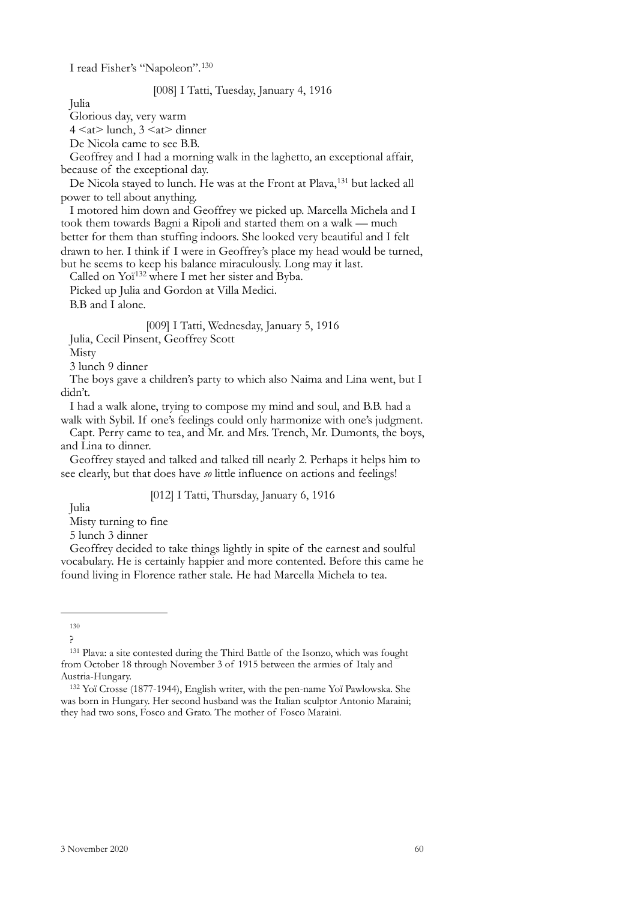I read Fisher's "Napoleon".[130]

[008] I Tatti, Tuesday, January 4, 1916

Julia

Glorious day, very warm

4 <at> lunch, 3 <at> dinner

De Nicola came to see B.B.

Geoffrey and I had a morning walk in the laghetto, an exceptional affair, because of the exceptional day.

De Nicola stayed to lunch. He was at the Front at Plava,[131] but lacked all power to tell about anything.

I motored him down and Geoffrey we picked up. Marcella Michela and I took them towards Bagni a Ripoli and started them on a walk — much better for them than stuffing indoors. She looked very beautiful and I felt drawn to her. I think if I were in Geoffrey's place my head would be turned, but he seems to keep his balance miraculously. Long may it last.

Called on Yoï[132] where I met her sister and Byba.

Picked up Julia and Gordon at Villa Medici.

B.B and I alone.

[009] I Tatti, Wednesday, January 5, 1916

Julia, Cecil Pinsent, Geoffrey Scott

Misty

3 lunch 9 dinner

The boys gave a children's party to which also Naima and Lina went, but I didn't.

I had a walk alone, trying to compose my mind and soul, and B.B. had a walk with Sybil. If one's feelings could only harmonize with one's judgment.

Capt. Perry came to tea, and Mr. and Mrs. Trench, Mr. Dumonts, the boys, and Lina to dinner.

Geoffrey stayed and talked and talked till nearly 2. Perhaps it helps him to see clearly, but that does have *so* little influence on actions and feelings!

[012] I Tatti, Thursday, January 6, 1916

Julia

Misty turning to fine

5 lunch 3 dinner

Geoffrey decided to take things lightly in spite of the earnest and soulful vocabulary. He is certainly happier and more contented. Before this came he found living in Florence rather stale. He had Marcella Michela to tea.

---

130 ?

131 Plava: a site contested during the Third Battle of the Isonzo, which was fought from October 18 through November 3 of 1915 between the armies of Italy and Austria-Hungary.

132 Yoï Crosse (1877-1944), English writer, with the pen-name Yoï Pawlowska. She was born in Hungary. Her second husband was the Italian sculptor Antonio Maraini; they had two sons, Fosco and Grato. The mother of Fosco Maraini.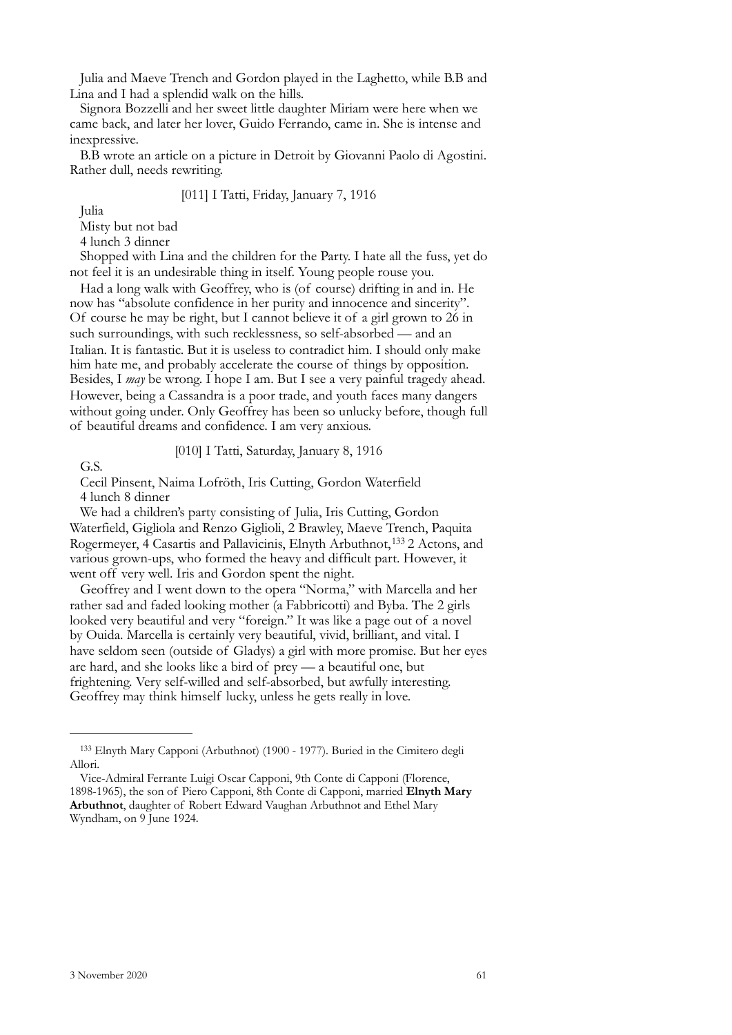Julia and Maeve Trench and Gordon played in the Laghetto, while B.B and Lina and I had a splendid walk on the hills.

Signora Bozzelli and her sweet little daughter Miriam were here when we came back, and later her lover, Guido Ferrando, came in. She is intense and inexpressive.

B.B wrote an article on a picture in Detroit by Giovanni Paolo di Agostini. Rather dull, needs rewriting.

[011] I Tatti, Friday, January 7, 1916

Julia

Misty but not bad

4 lunch 3 dinner

Shopped with Lina and the children for the Party. I hate all the fuss, yet do not feel it is an undesirable thing in itself. Young people rouse you.

Had a long walk with Geoffrey, who is (of course) drifting in and in. He now has "absolute confidence in her purity and innocence and sincerity". Of course he may be right, but I cannot believe it of a girl grown to 26 in such surroundings, with such recklessness, so self-absorbed — and an Italian. It is fantastic. But it is useless to contradict him. I should only make him hate me, and probably accelerate the course of things by opposition. Besides, I *may* be wrong. I hope I am. But I see a very painful tragedy ahead. However, being a Cassandra is a poor trade, and youth faces many dangers without going under. Only Geoffrey has been so unlucky before, though full of beautiful dreams and confidence. I am very anxious.

[010] I Tatti, Saturday, January 8, 1916

G.S.

Cecil Pinsent, Naima Lofröth, Iris Cutting, Gordon Waterfield

4 lunch 8 dinner

We had a children's party consisting of Julia, Iris Cutting, Gordon Waterfield, Gigliola and Renzo Giglioli, 2 Brawley, Maeve Trench, Paquita Rogermeyer, 4 Casartis and Pallavicinis, Elnyth Arbuthnot,[133] 2 Actons, and various grown-ups, who formed the heavy and difficult part. However, it went off very well. Iris and Gordon spent the night.

Geoffrey and I went down to the opera "Norma," with Marcella and her rather sad and faded looking mother (a Fabbricotti) and Byba. The 2 girls looked very beautiful and very "foreign." It was like a page out of a novel by Ouida. Marcella is certainly very beautiful, vivid, brilliant, and vital. I have seldom seen (outside of Gladys) a girl with more promise. But her eyes are hard, and she looks like a bird of prey — a beautiful one, but frightening. Very self-willed and self-absorbed, but awfully interesting. Geoffrey may think himself lucky, unless he gets really in love.

---

[133] Elnyth Mary Capponi (Arbuthnot) (1900 - 1977). Buried in the Cimitero degli Allori.

Vice-Admiral Ferrante Luigi Oscar Capponi, 9th Conte di Capponi (Florence, 1898-1965), the son of Piero Capponi, 8th Conte di Capponi, married **Elnyth Mary Arbuthnot**, daughter of Robert Edward Vaughan Arbuthnot and Ethel Mary Wyndham, on 9 June 1924.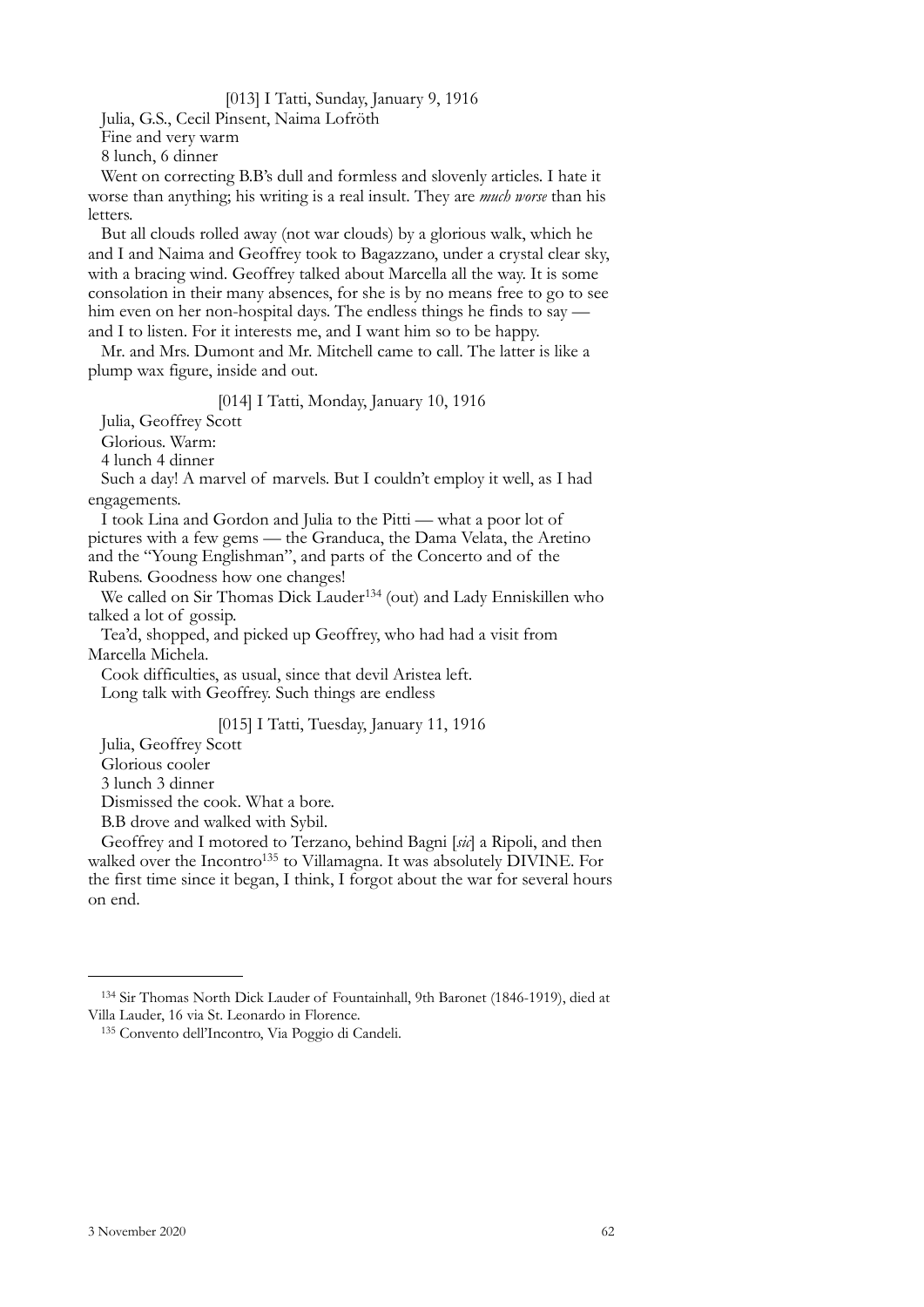[013] I Tatti, Sunday, January 9, 1916

Julia, G.S., Cecil Pinsent, Naima Lofröth

Fine and very warm

8 lunch, 6 dinner

Went on correcting B.B's dull and formless and slovenly articles. I hate it worse than anything; his writing is a real insult. They are *much worse* than his letters.

But all clouds rolled away (not war clouds) by a glorious walk, which he and I and Naima and Geoffrey took to Bagazzano, under a crystal clear sky, with a bracing wind. Geoffrey talked about Marcella all the way. It is some consolation in their many absences, for she is by no means free to go to see him even on her non-hospital days. The endless things he finds to say — and I to listen. For it interests me, and I want him so to be happy.

Mr. and Mrs. Dumont and Mr. Mitchell came to call. The latter is like a plump wax figure, inside and out.

[014] I Tatti, Monday, January 10, 1916

Julia, Geoffrey Scott

Glorious. Warm:

4 lunch 4 dinner

Such a day! A marvel of marvels. But I couldn't employ it well, as I had engagements.

I took Lina and Gordon and Julia to the Pitti — what a poor lot of pictures with a few gems — the Granduca, the Dama Velata, the Aretino and the "Young Englishman", and parts of the Concerto and of the Rubens. Goodness how one changes!

We called on Sir Thomas Dick Lauder[134] (out) and Lady Enniskillen who talked a lot of gossip.

Tea'd, shopped, and picked up Geoffrey, who had had a visit from Marcella Michela.

Cook difficulties, as usual, since that devil Aristea left.

Long talk with Geoffrey. Such things are endless

[015] I Tatti, Tuesday, January 11, 1916

Julia, Geoffrey Scott

Glorious cooler

3 lunch 3 dinner

Dismissed the cook. What a bore.

B.B drove and walked with Sybil.

Geoffrey and I motored to Terzano, behind Bagni [*sic*] a Ripoli, and then walked over the Incontro[135] to Villamagna. It was absolutely DIVINE. For the first time since it began, I think, I forgot about the war for several hours on end.

---

[134] Sir Thomas North Dick Lauder of Fountainhall, 9th Baronet (1846-1919), died at Villa Lauder, 16 via St. Leonardo in Florence.

[135] Convento dell'Incontro, Via Poggio di Candeli.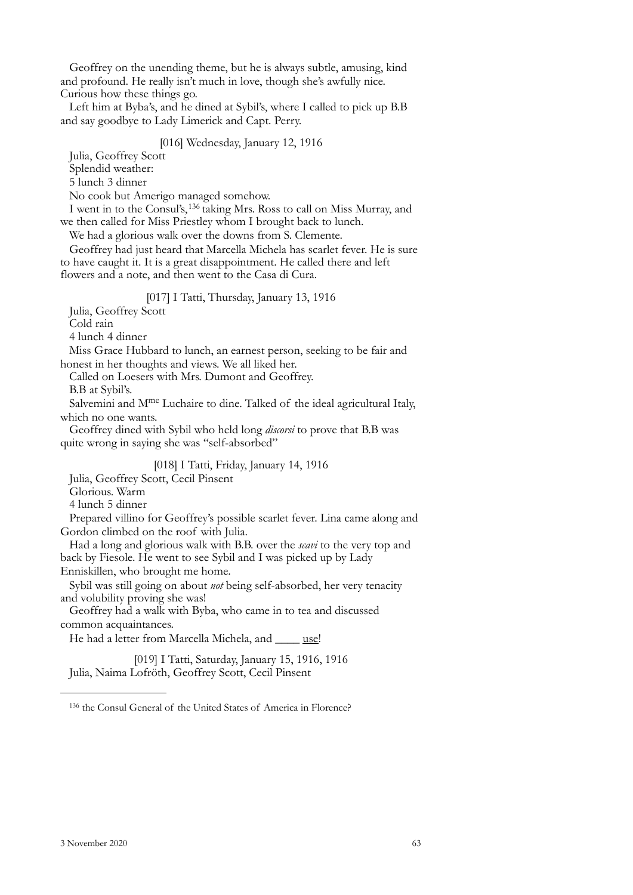Geoffrey on the unending theme, but he is always subtle, amusing, kind and profound. He really isn't much in love, though she's awfully nice. Curious how these things go.

Left him at Byba's, and he dined at Sybil's, where I called to pick up B.B and say goodbye to Lady Limerick and Capt. Perry.

[016] Wednesday, January 12, 1916

Julia, Geoffrey Scott

Splendid weather:

5 lunch 3 dinner

No cook but Amerigo managed somehow.

I went in to the Consul's,[136] taking Mrs. Ross to call on Miss Murray, and we then called for Miss Priestley whom I brought back to lunch.

We had a glorious walk over the downs from S. Clemente.

Geoffrey had just heard that Marcella Michela has scarlet fever. He is sure to have caught it. It is a great disappointment. He called there and left flowers and a note, and then went to the Casa di Cura.

[017] I Tatti, Thursday, January 13, 1916

Julia, Geoffrey Scott

Cold rain

4 lunch 4 dinner

Miss Grace Hubbard to lunch, an earnest person, seeking to be fair and honest in her thoughts and views. We all liked her.

Called on Loesers with Mrs. Dumont and Geoffrey.

B.B at Sybil's.

Salvemini and M^me^ Luchaire to dine. Talked of the ideal agricultural Italy, which no one wants.

Geoffrey dined with Sybil who held long *discorsi* to prove that B.B was quite wrong in saying she was "self-absorbed"

[018] I Tatti, Friday, January 14, 1916

Julia, Geoffrey Scott, Cecil Pinsent

Glorious. Warm

4 lunch 5 dinner

Prepared villino for Geoffrey's possible scarlet fever. Lina came along and Gordon climbed on the roof with Julia.

Had a long and glorious walk with B.B. over the *scavi* to the very top and back by Fiesole. He went to see Sybil and I was picked up by Lady Enniskillen, who brought me home.

Sybil was still going on about *not* being self-absorbed, her very tenacity and volubility proving she was!

Geoffrey had a walk with Byba, who came in to tea and discussed common acquaintances.

He had a letter from Marcella Michela, and ____ use!

[019] I Tatti, Saturday, January 15, 1916, 1916

Julia, Naima Lofröth, Geoffrey Scott, Cecil Pinsent

---

[136] the Consul General of the United States of America in Florence?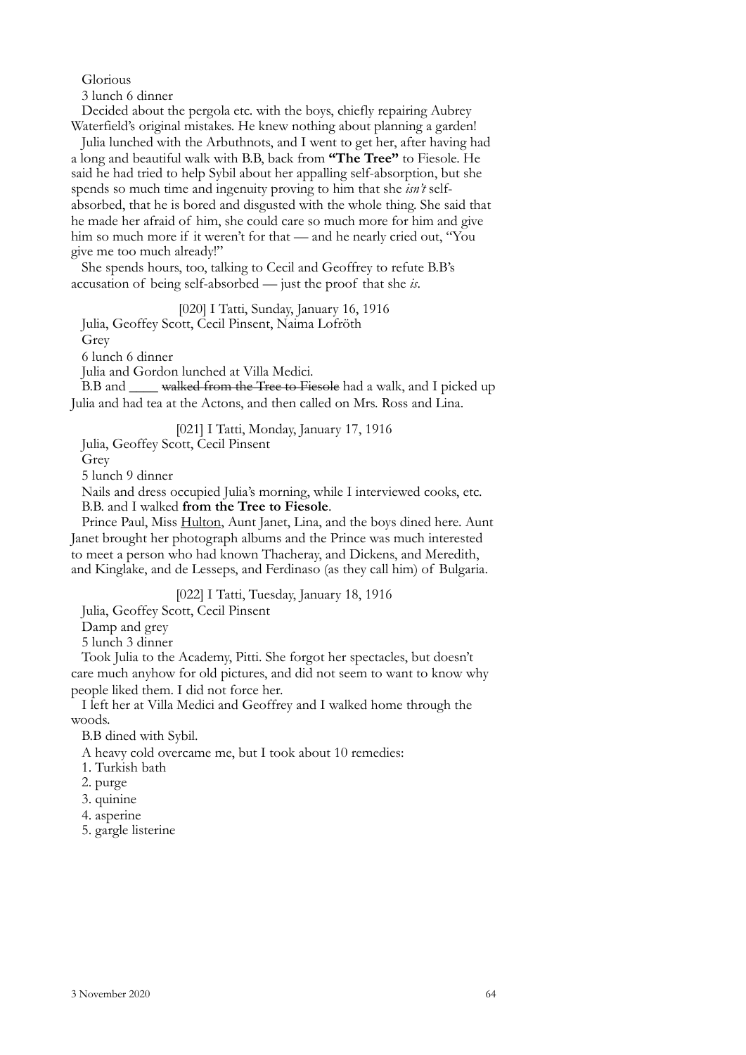Glorious

3 lunch 6 dinner

Decided about the pergola etc. with the boys, chiefly repairing Aubrey Waterfield's original mistakes. He knew nothing about planning a garden!

Julia lunched with the Arbuthnots, and I went to get her, after having had a long and beautiful walk with B.B, back from **"The Tree"** to Fiesole. He said he had tried to help Sybil about her appalling self-absorption, but she spends so much time and ingenuity proving to him that she *isn't* self-absorbed, that he is bored and disgusted with the whole thing. She said that he made her afraid of him, she could care so much more for him and give him so much more if it weren't for that — and he nearly cried out, "You give me too much already!"

She spends hours, too, talking to Cecil and Geoffrey to refute B.B's accusation of being self-absorbed — just the proof that she *is*.

[020] I Tatti, Sunday, January 16, 1916

Julia, Geoffey Scott, Cecil Pinsent, Naima Lofröth

Grey

6 lunch 6 dinner

Julia and Gordon lunched at Villa Medici.

B.B and ____ ~~walked from the Tree to Fiesole~~ had a walk, and I picked up Julia and had tea at the Actons, and then called on Mrs. Ross and Lina.

[021] I Tatti, Monday, January 17, 1916

Julia, Geoffey Scott, Cecil Pinsent

Grey

5 lunch 9 dinner

Nails and dress occupied Julia's morning, while I interviewed cooks, etc.

B.B. and I walked **from the Tree to Fiesole**.

Prince Paul, Miss Hulton, Aunt Janet, Lina, and the boys dined here. Aunt Janet brought her photograph albums and the Prince was much interested to meet a person who had known Thacheray, and Dickens, and Meredith, and Kinglake, and de Lesseps, and Ferdinaso (as they call him) of Bulgaria.

[022] I Tatti, Tuesday, January 18, 1916

Julia, Geoffey Scott, Cecil Pinsent

Damp and grey

5 lunch 3 dinner

Took Julia to the Academy, Pitti. She forgot her spectacles, but doesn't care much anyhow for old pictures, and did not seem to want to know why people liked them. I did not force her.

I left her at Villa Medici and Geoffrey and I walked home through the woods.

B.B dined with Sybil.

A heavy cold overcame me, but I took about 10 remedies:

1. Turkish bath
2. purge
3. quinine
4. asperine
5. gargle listerine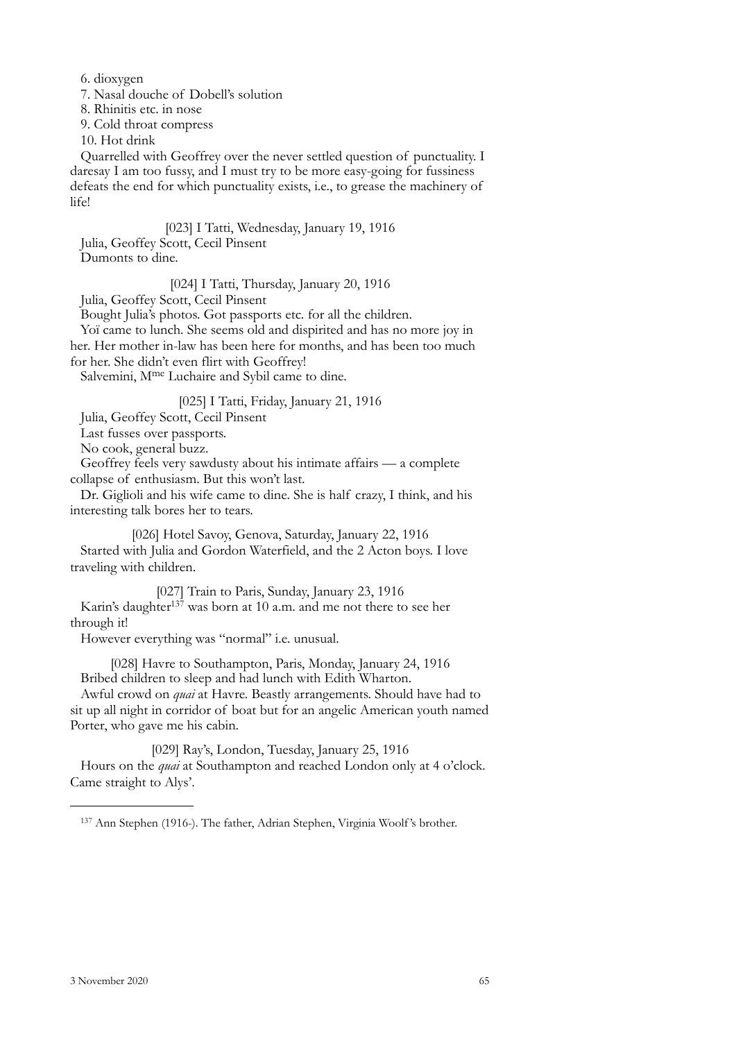6. dioxygen

7. Nasal douche of Dobell's solution

8. Rhinitis etc. in nose

9. Cold throat compress

10. Hot drink

Quarrelled with Geoffrey over the never settled question of punctuality. I daresay I am too fussy, and I must try to be more easy-going for fussiness defeats the end for which punctuality exists, i.e., to grease the machinery of life!

[023] I Tatti, Wednesday, January 19, 1916

Julia, Geoffey Scott, Cecil Pinsent

Dumonts to dine.

[024] I Tatti, Thursday, January 20, 1916

Julia, Geoffey Scott, Cecil Pinsent

Bought Julia's photos. Got passports etc. for all the children.

Yoï came to lunch. She seems old and dispirited and has no more joy in her. Her mother in-law has been here for months, and has been too much for her. She didn't even flirt with Geoffrey!

Salvemini, M^me^ Luchaire and Sybil came to dine.

[025] I Tatti, Friday, January 21, 1916

Julia, Geoffey Scott, Cecil Pinsent

Last fusses over passports.

No cook, general buzz.

Geoffrey feels very sawdusty about his intimate affairs — a complete collapse of enthusiasm. But this won't last.

Dr. Giglioli and his wife came to dine. She is half crazy, I think, and his interesting talk bores her to tears.

[026] Hotel Savoy, Genova, Saturday, January 22, 1916

Started with Julia and Gordon Waterfield, and the 2 Acton boys. I love traveling with children.

[027] Train to Paris, Sunday, January 23, 1916

Karin's daughter[137] was born at 10 a.m. and me not there to see her through it!

However everything was "normal" i.e. unusual.

[028] Havre to Southampton, Paris, Monday, January 24, 1916

Bribed children to sleep and had lunch with Edith Wharton.

Awful crowd on *quai* at Havre. Beastly arrangements. Should have had to sit up all night in corridor of boat but for an angelic American youth named Porter, who gave me his cabin.

[029] Ray's, London, Tuesday, January 25, 1916

Hours on the *quai* at Southampton and reached London only at 4 o'clock. Came straight to Alys'.

---

[137] Ann Stephen (1916-). The father, Adrian Stephen, Virginia Woolf's brother.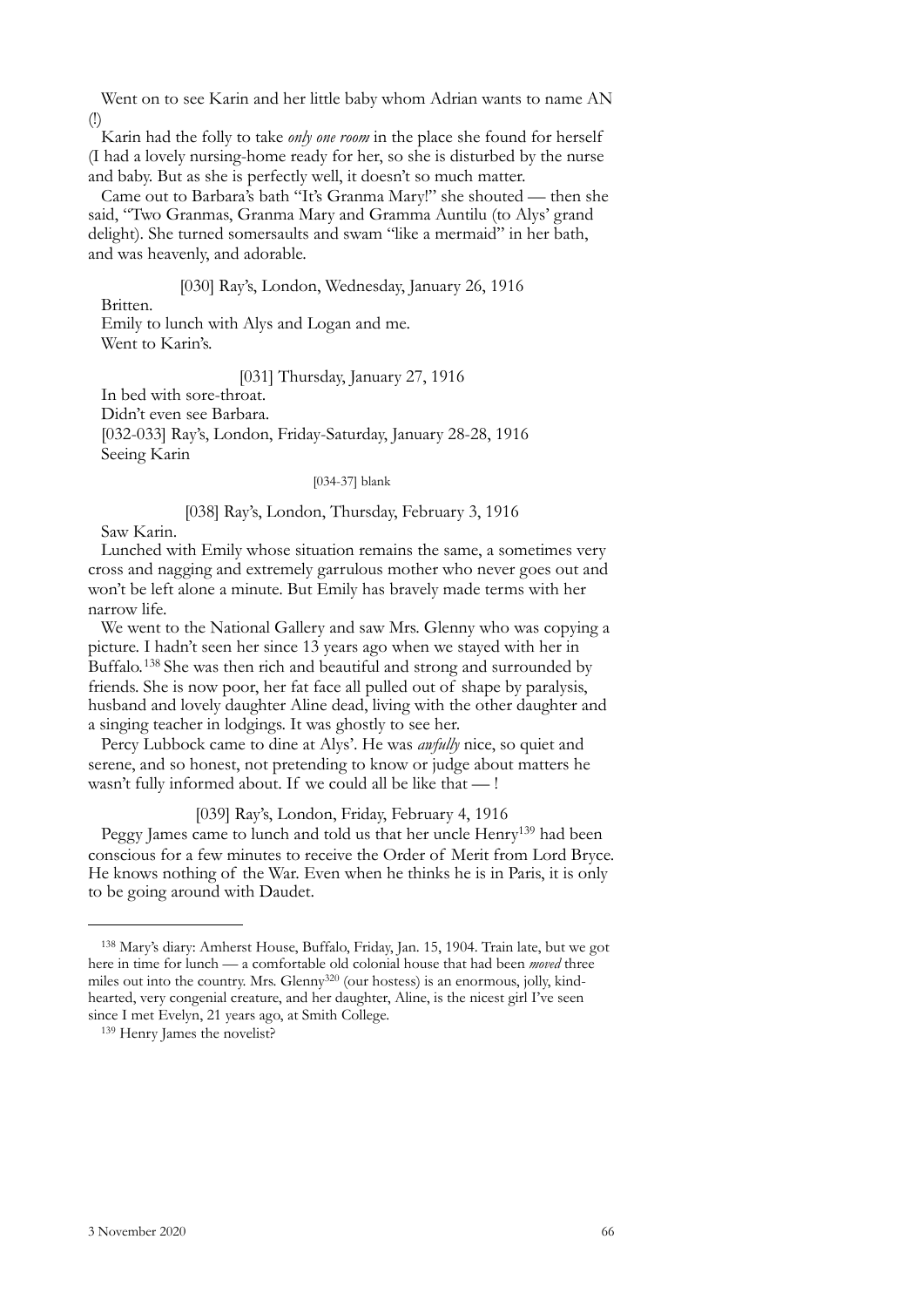Went on to see Karin and her little baby whom Adrian wants to name AN (!)

Karin had the folly to take *only one room* in the place she found for herself (I had a lovely nursing-home ready for her, so she is disturbed by the nurse and baby. But as she is perfectly well, it doesn't so much matter.

Came out to Barbara's bath "It's Granma Mary!" she shouted — then she said, "Two Granmas, Granma Mary and Gramma Auntilu (to Alys' grand delight). She turned somersaults and swam "like a mermaid" in her bath, and was heavenly, and adorable.

[030] Ray's, London, Wednesday, January 26, 1916

Britten.

Emily to lunch with Alys and Logan and me.

Went to Karin's.

[031] Thursday, January 27, 1916

In bed with sore-throat.

Didn't even see Barbara.

[032-033] Ray's, London, Friday-Saturday, January 28-28, 1916

Seeing Karin

[034-37] blank

[038] Ray's, London, Thursday, February 3, 1916

Saw Karin.

Lunched with Emily whose situation remains the same, a sometimes very cross and nagging and extremely garrulous mother who never goes out and won't be left alone a minute. But Emily has bravely made terms with her narrow life.

We went to the National Gallery and saw Mrs. Glenny who was copying a picture. I hadn't seen her since 13 years ago when we stayed with her in Buffalo.[138] She was then rich and beautiful and strong and surrounded by friends. She is now poor, her fat face all pulled out of shape by paralysis, husband and lovely daughter Aline dead, living with the other daughter and a singing teacher in lodgings. It was ghostly to see her.

Percy Lubbock came to dine at Alys'. He was *awfully* nice, so quiet and serene, and so honest, not pretending to know or judge about matters he wasn't fully informed about. If we could all be like that — !

[039] Ray's, London, Friday, February 4, 1916

Peggy James came to lunch and told us that her uncle Henry[139] had been conscious for a few minutes to receive the Order of Merit from Lord Bryce. He knows nothing of the War. Even when he thinks he is in Paris, it is only to be going around with Daudet.

---

[138] Mary's diary: Amherst House, Buffalo, Friday, Jan. 15, 1904. Train late, but we got here in time for lunch — a comfortable old colonial house that had been *moved* three miles out into the country. Mrs. Glenny[320] (our hostess) is an enormous, jolly, kind-hearted, very congenial creature, and her daughter, Aline, is the nicest girl I've seen since I met Evelyn, 21 years ago, at Smith College.

[139] Henry James the novelist?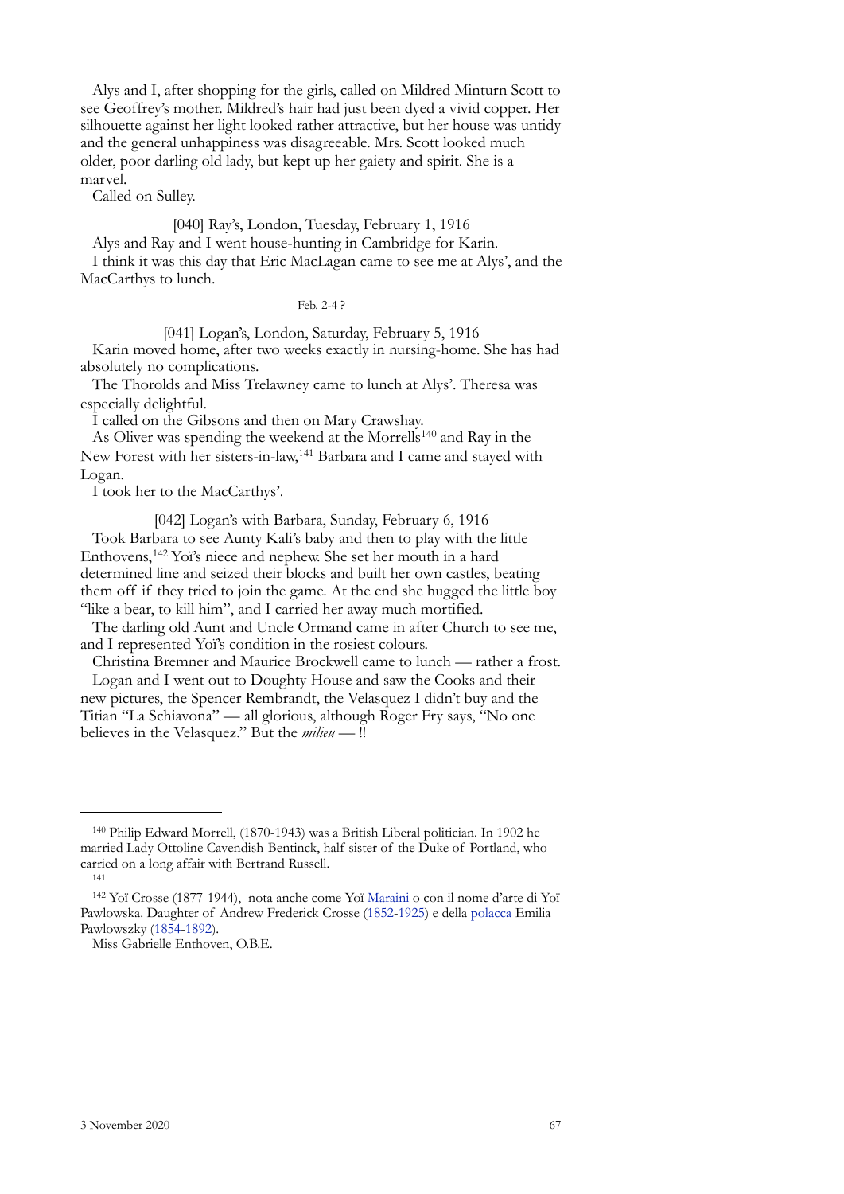Alys and I, after shopping for the girls, called on Mildred Minturn Scott to see Geoffrey's mother. Mildred's hair had just been dyed a vivid copper. Her silhouette against her light looked rather attractive, but her house was untidy and the general unhappiness was disagreeable. Mrs. Scott looked much older, poor darling old lady, but kept up her gaiety and spirit. She is a marvel.

Called on Sulley.

[040] Ray's, London, Tuesday, February 1, 1916

Alys and Ray and I went house-hunting in Cambridge for Karin.

I think it was this day that Eric MacLagan came to see me at Alys', and the MacCarthys to lunch.

Feb. 2-4 ?

[041] Logan's, London, Saturday, February 5, 1916

Karin moved home, after two weeks exactly in nursing-home. She has had absolutely no complications.

The Thorolds and Miss Trelawney came to lunch at Alys'. Theresa was especially delightful.

I called on the Gibsons and then on Mary Crawshay.

As Oliver was spending the weekend at the Morrells[140] and Ray in the New Forest with her sisters-in-law,[141] Barbara and I came and stayed with Logan.

I took her to the MacCarthys'.

[042] Logan's with Barbara, Sunday, February 6, 1916

Took Barbara to see Aunty Kali's baby and then to play with the little Enthovens,[142] Yoï's niece and nephew. She set her mouth in a hard determined line and seized their blocks and built her own castles, beating them off if they tried to join the game. At the end she hugged the little boy "like a bear, to kill him", and I carried her away much mortified.

The darling old Aunt and Uncle Ormand came in after Church to see me, and I represented Yoï's condition in the rosiest colours.

Christina Bremner and Maurice Brockwell came to lunch — rather a frost.

Logan and I went out to Doughty House and saw the Cooks and their new pictures, the Spencer Rembrandt, the Velasquez I didn't buy and the Titian "La Schiavona" — all glorious, although Roger Fry says, "No one believes in the Velasquez." But the *milieu* — !!

---

[140] Philip Edward Morrell, (1870-1943) was a British Liberal politician. In 1902 he married Lady Ottoline Cavendish-Bentinck, half-sister of the Duke of Portland, who carried on a long affair with Bertrand Russell.

[141]

[142] Yoï Crosse (1877-1944), nota anche come Yoï Maraini o con il nome d'arte di Yoï Pawlowska. Daughter of Andrew Frederick Crosse (1852-1925) e della polacca Emilia Pawlowszky (1854-1892).

Miss Gabrielle Enthoven, O.B.E.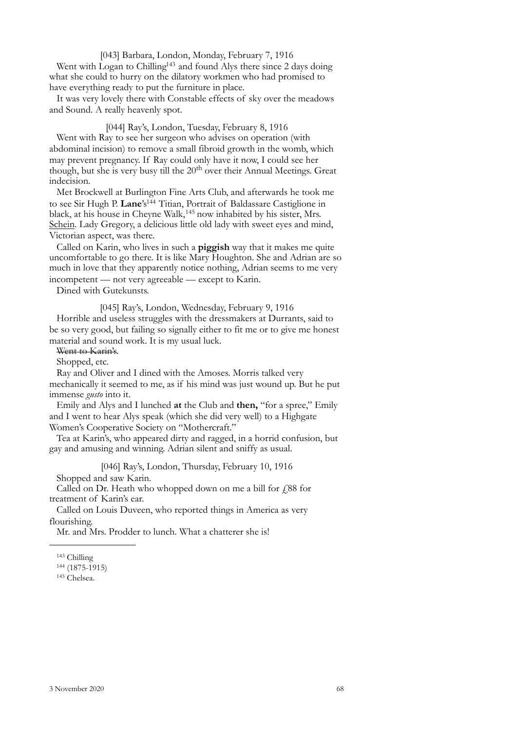[043] Barbara, London, Monday, February 7, 1916

Went with Logan to Chilling[143] and found Alys there since 2 days doing what she could to hurry on the dilatory workmen who had promised to have everything ready to put the furniture in place.

It was very lovely there with Constable effects of sky over the meadows and Sound. A really heavenly spot.

[044] Ray's, London, Tuesday, February 8, 1916

Went with Ray to see her surgeon who advises on operation (with abdominal incision) to remove a small fibroid growth in the womb, which may prevent pregnancy. If Ray could only have it now, I could see her though, but she is very busy till the 20th over their Annual Meetings. Great indecision.

Met Brockwell at Burlington Fine Arts Club, and afterwards he took me to see Sir Hugh P. **Lane**'s[144] Titian, Portrait of Baldassare Castiglione in black, at his house in Cheyne Walk,[145] now inhabited by his sister, Mrs. Schein. Lady Gregory, a delicious little old lady with sweet eyes and mind, Victorian aspect, was there.

Called on Karin, who lives in such a **piggish** way that it makes me quite uncomfortable to go there. It is like Mary Houghton. She and Adrian are so much in love that they apparently notice nothing, Adrian seems to me very incompetent — not very agreeable — except to Karin.

Dined with Gutekunsts.

[045] Ray's, London, Wednesday, February 9, 1916

Horrible and useless struggles with the dressmakers at Durrants, said to be so very good, but failing so signally either to fit me or to give me honest material and sound work. It is my usual luck.

~~Went to Karin's.~~

Shopped, etc.

Ray and Oliver and I dined with the Amoses. Morris talked very mechanically it seemed to me, as if his mind was just wound up. But he put immense *gusto* into it.

Emily and Alys and I lunched **at** the Club and **then,** "for a spree," Emily and I went to hear Alys speak (which she did very well) to a Highgate Women's Cooperative Society on "Mothercraft."

Tea at Karin's, who appeared dirty and ragged, in a horrid confusion, but gay and amusing and winning. Adrian silent and sniffy as usual.

[046] Ray's, London, Thursday, February 10, 1916

Shopped and saw Karin.

Called on Dr. Heath who whopped down on me a bill for £88 for treatment of Karin's ear.

Called on Louis Duveen, who reported things in America as very flourishing.

Mr. and Mrs. Prodder to lunch. What a chatterer she is!

---

[143] Chilling

[144] (1875-1915)

[145] Chelsea.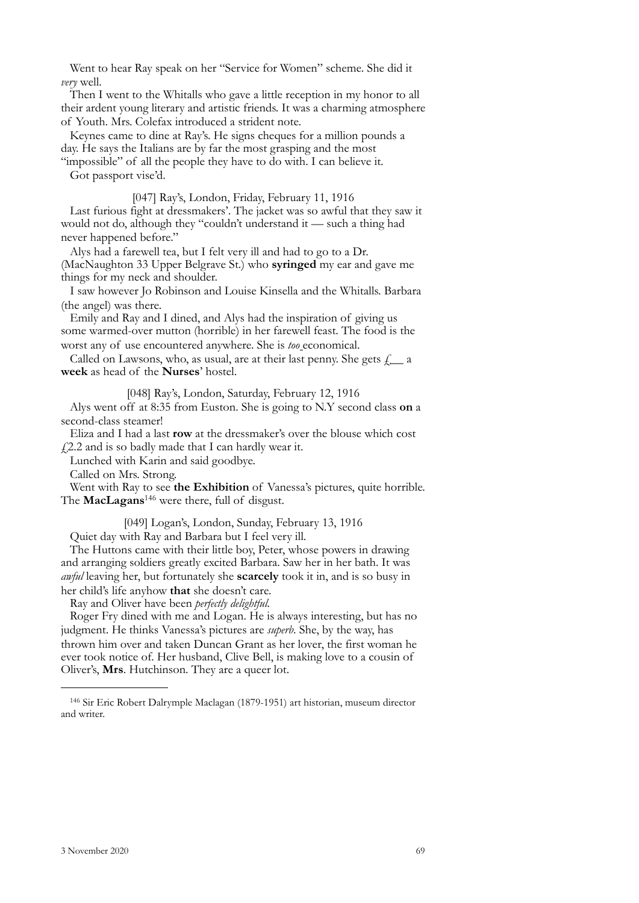Went to hear Ray speak on her "Service for Women" scheme. She did it *very* well.

Then I went to the Whitalls who gave a little reception in my honor to all their ardent young literary and artistic friends. It was a charming atmosphere of Youth. Mrs. Colefax introduced a strident note.

Keynes came to dine at Ray's. He signs cheques for a million pounds a day. He says the Italians are by far the most grasping and the most "impossible" of all the people they have to do with. I can believe it.

Got passport vise'd.

[047] Ray's, London, Friday, February 11, 1916

Last furious fight at dressmakers'. The jacket was so awful that they saw it would not do, although they "couldn't understand it — such a thing had never happened before."

Alys had a farewell tea, but I felt very ill and had to go to a Dr. (MacNaughton 33 Upper Belgrave St.) who **syringed** my ear and gave me things for my neck and shoulder.

I saw however Jo Robinson and Louise Kinsella and the Whitalls. Barbara (the angel) was there.

Emily and Ray and I dined, and Alys had the inspiration of giving us some warmed-over mutton (horrible) in her farewell feast. The food is the worst any of use encountered anywhere. She is *too* economical.

Called on Lawsons, who, as usual, are at their last penny. She gets £__ a **week** as head of the **Nurses**' hostel.

[048] Ray's, London, Saturday, February 12, 1916

Alys went off at 8:35 from Euston. She is going to N.Y second class **on** a second-class steamer!

Eliza and I had a last **row** at the dressmaker's over the blouse which cost £2.2 and is so badly made that I can hardly wear it.

Lunched with Karin and said goodbye.

Called on Mrs. Strong.

Went with Ray to see **the Exhibition** of Vanessa's pictures, quite horrible. The **MacLagans**[146] were there, full of disgust.

[049] Logan's, London, Sunday, February 13, 1916

Quiet day with Ray and Barbara but I feel very ill.

The Huttons came with their little boy, Peter, whose powers in drawing and arranging soldiers greatly excited Barbara. Saw her in her bath. It was *awful* leaving her, but fortunately she **scarcely** took it in, and is so busy in her child's life anyhow **that** she doesn't care.

Ray and Oliver have been *perfectly delightful*.

Roger Fry dined with me and Logan. He is always interesting, but has no judgment. He thinks Vanessa's pictures are *superb*. She, by the way, has thrown him over and taken Duncan Grant as her lover, the first woman he ever took notice of. Her husband, Clive Bell, is making love to a cousin of Oliver's, **Mrs**. Hutchinson. They are a queer lot.

---

[146] Sir Eric Robert Dalrymple Maclagan (1879-1951) art historian, museum director and writer.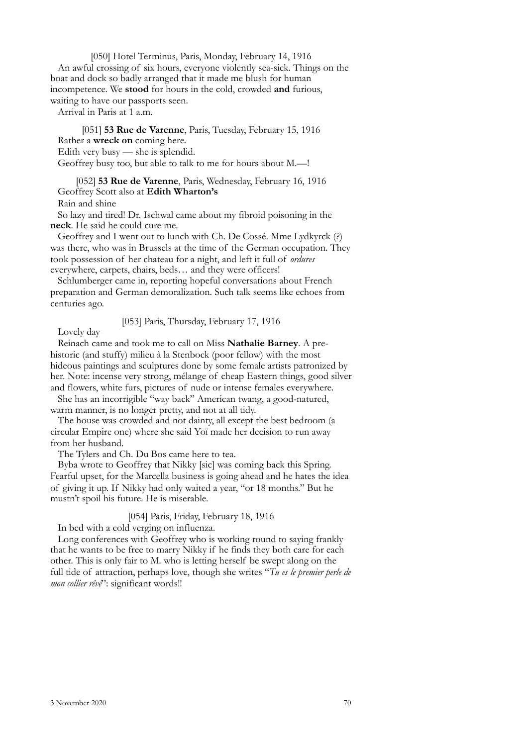[050] Hotel Terminus, Paris, Monday, February 14, 1916

An awful crossing of six hours, everyone violently sea-sick. Things on the boat and dock so badly arranged that it made me blush for human incompetence. We **stood** for hours in the cold, crowded **and** furious, waiting to have our passports seen.

Arrival in Paris at 1 a.m.

[051] **53 Rue de Varenne**, Paris, Tuesday, February 15, 1916

Rather a **wreck on** coming here.

Edith very busy — she is splendid.

Geoffrey busy too, but able to talk to me for hours about M.—!

[052] **53 Rue de Varenne**, Paris, Wednesday, February 16, 1916

Geoffrey Scott also at **Edith Wharton's**

Rain and shine

So lazy and tired! Dr. Ischwal came about my fibroid poisoning in the **neck**. He said he could cure me.

Geoffrey and I went out to lunch with Ch. De Cossé. Mme Lydkyrck (?) was there, who was in Brussels at the time of the German occupation. They took possession of her chateau for a night, and left it full of *ordures* everywhere, carpets, chairs, beds… and they were officers!

Schlumberger came in, reporting hopeful conversations about French preparation and German demoralization. Such talk seems like echoes from centuries ago.

[053] Paris, Thursday, February 17, 1916

Lovely day

Reinach came and took me to call on Miss **Nathalie Barney**. A prehistoric (and stuffy) milieu à la Stenbock (poor fellow) with the most hideous paintings and sculptures done by some female artists patronized by her. Note: incense very strong, mélange of cheap Eastern things, good silver and flowers, white furs, pictures of nude or intense females everywhere.

She has an incorrigible "way back" American twang, a good-natured, warm manner, is no longer pretty, and not at all tidy.

The house was crowded and not dainty, all except the best bedroom (a circular Empire one) where she said Yoï made her decision to run away from her husband.

The Tylers and Ch. Du Bos came here to tea.

Byba wrote to Geoffrey that Nikky [sic] was coming back this Spring. Fearful upset, for the Marcella business is going ahead and he hates the idea of giving it up. If Nikky had only waited a year, "or 18 months." But he mustn't spoil his future. He is miserable.

[054] Paris, Friday, February 18, 1916

In bed with a cold verging on influenza.

Long conferences with Geoffrey who is working round to saying frankly that he wants to be free to marry Nikky if he finds they both care for each other. This is only fair to M. who is letting herself be swept along on the full tide of attraction, perhaps love, though she writes "*Tu es le premier perle de mon collier rêvé*": significant words!!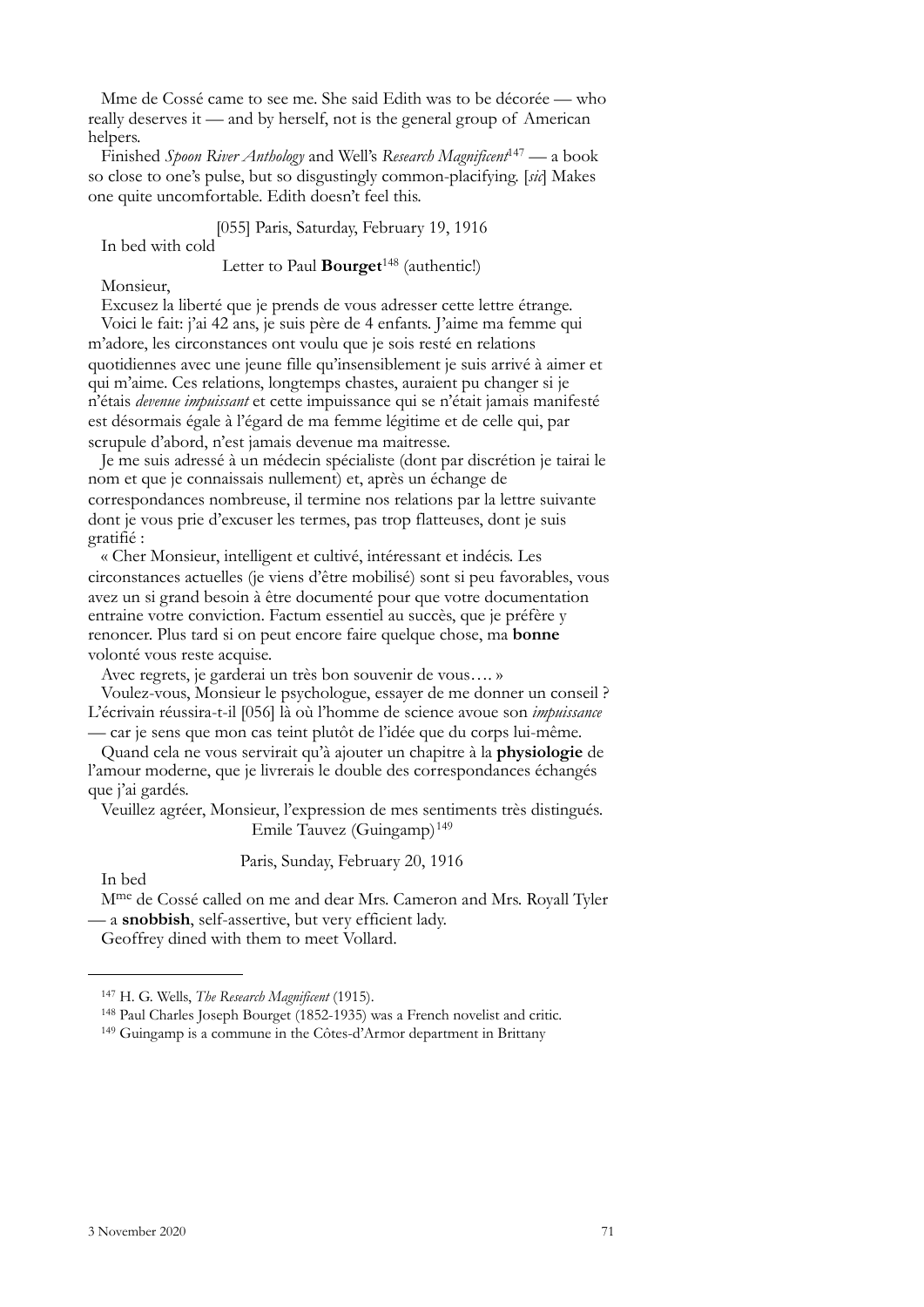Mme de Cossé came to see me. She said Edith was to be décorée — who really deserves it — and by herself, not is the general group of American helpers.

Finished *Spoon River Anthology* and Well's *Research Magnificent*[147] — a book so close to one's pulse, but so disgustingly common-placifying. [*sic*] Makes one quite uncomfortable. Edith doesn't feel this.

[055] Paris, Saturday, February 19, 1916

In bed with cold

Letter to Paul **Bourget**[148] (authentic!)

Monsieur,

Excusez la liberté que je prends de vous adresser cette lettre étrange.

Voici le fait: j'ai 42 ans, je suis père de 4 enfants. J'aime ma femme qui m'adore, les circonstances ont voulu que je sois resté en relations quotidiennes avec une jeune fille qu'insensiblement je suis arrivé à aimer et qui m'aime. Ces relations, longtemps chastes, auraient pu changer si je n'étais *devenue impuissant* et cette impuissance qui se n'était jamais manifesté est désormais égale à l'égard de ma femme légitime et de celle qui, par scrupule d'abord, n'est jamais devenue ma maitresse.

Je me suis adressé à un médecin spécialiste (dont par discrétion je tairai le nom et que je connaissais nullement) et, après un échange de correspondances nombreuse, il termine nos relations par la lettre suivante dont je vous prie d'excuser les termes, pas trop flatteuses, dont je suis gratifié :

« Cher Monsieur, intelligent et cultivé, intéressant et indécis. Les circonstances actuelles (je viens d'être mobilisé) sont si peu favorables, vous avez un si grand besoin à être documenté pour que votre documentation entraine votre conviction. Factum essentiel au succès, que je préfère y renoncer. Plus tard si on peut encore faire quelque chose, ma **bonne** volonté vous reste acquise.

Avec regrets, je garderai un très bon souvenir de vous…. »

Voulez-vous, Monsieur le psychologue, essayer de me donner un conseil ? L'écrivain réussira-t-il [056] là où l'homme de science avoue son *impuissance* — car je sens que mon cas teint plutôt de l'idée que du corps lui-même.

Quand cela ne vous servirait qu'à ajouter un chapitre à la **physiologie** de l'amour moderne, que je livrerais le double des correspondances échangés que j'ai gardés.

Veuillez agréer, Monsieur, l'expression de mes sentiments très distingués.

Emile Tauvez (Guingamp)[149]

Paris, Sunday, February 20, 1916

In bed

Mme de Cossé called on me and dear Mrs. Cameron and Mrs. Royall Tyler — a **snobbish**, self-assertive, but very efficient lady.

Geoffrey dined with them to meet Vollard.

---

[147] H. G. Wells, *The Research Magnificent* (1915).

[148] Paul Charles Joseph Bourget (1852-1935) was a French novelist and critic.

[149] Guingamp is a commune in the Côtes-d'Armor department in Brittany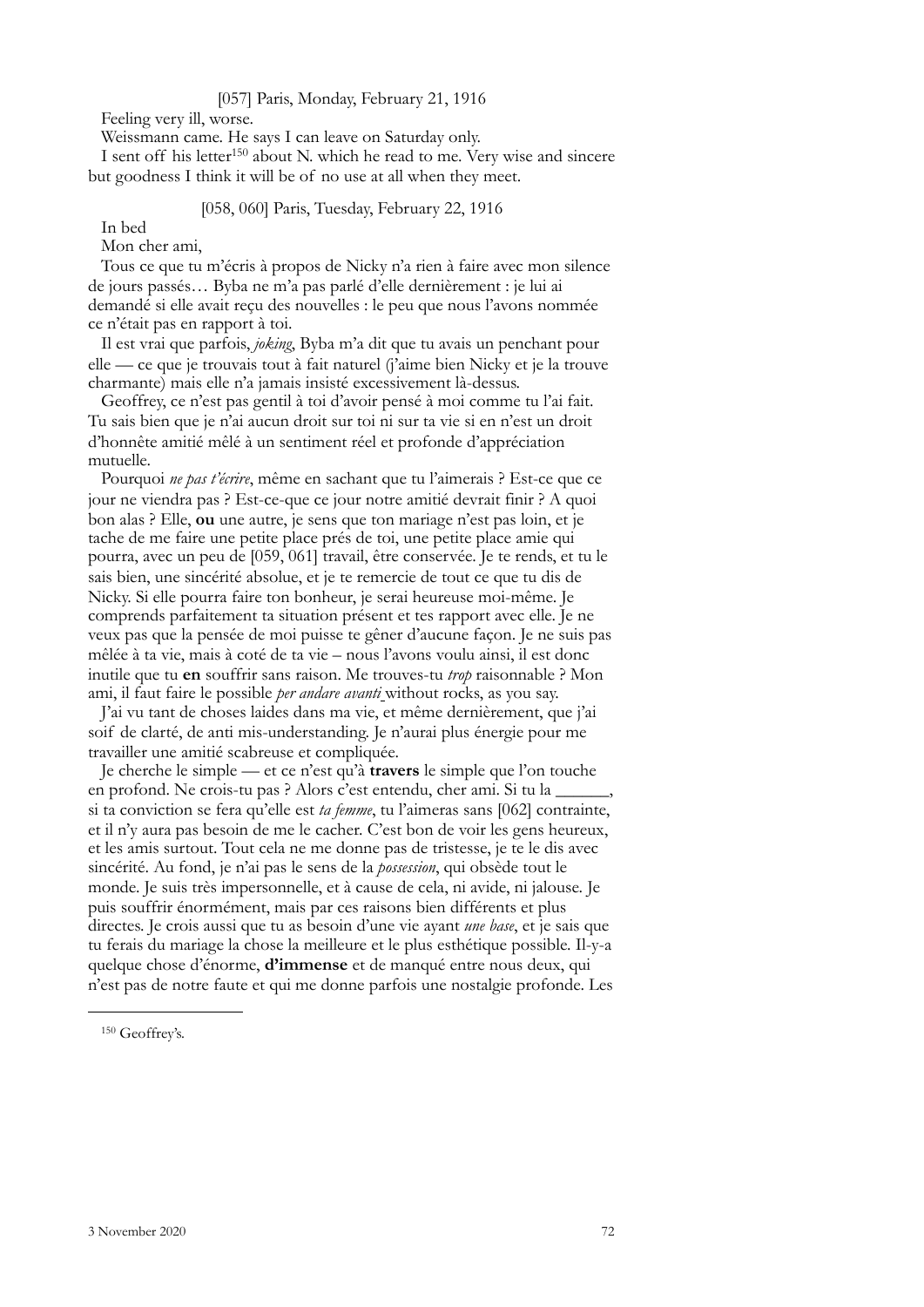[057] Paris, Monday, February 21, 1916

Feeling very ill, worse.

Weissmann came. He says I can leave on Saturday only.

I sent off his letter[150] about N. which he read to me. Very wise and sincere but goodness I think it will be of no use at all when they meet.

[058, 060] Paris, Tuesday, February 22, 1916

In bed

Mon cher ami,

Tous ce que tu m'écris à propos de Nicky n'a rien à faire avec mon silence de jours passés… Byba ne m'a pas parlé d'elle dernièrement : je lui ai demandé si elle avait reçu des nouvelles : le peu que nous l'avons nommée ce n'était pas en rapport à toi.

Il est vrai que parfois, *joking*, Byba m'a dit que tu avais un penchant pour elle — ce que je trouvais tout à fait naturel (j'aime bien Nicky et je la trouve charmante) mais elle n'a jamais insisté excessivement là-dessus.

Geoffrey, ce n'est pas gentil à toi d'avoir pensé à moi comme tu l'ai fait. Tu sais bien que je n'ai aucun droit sur toi ni sur ta vie si en n'est un droit d'honnête amitié mêlé à un sentiment réel et profonde d'appréciation mutuelle.

Pourquoi *ne pas t'écrire*, même en sachant que tu l'aimerais ? Est-ce que ce jour ne viendra pas ? Est-ce-que ce jour notre amitié devrait finir ? A quoi bon alas ? Elle, **ou** une autre, je sens que ton mariage n'est pas loin, et je tache de me faire une petite place prés de toi, une petite place amie qui pourra, avec un peu de [059, 061] travail, être conservée. Je te rends, et tu le sais bien, une sincérité absolue, et je te remercie de tout ce que tu dis de Nicky. Si elle pourra faire ton bonheur, je serai heureuse moi-même. Je comprends parfaitement ta situation présent et tes rapport avec elle. Je ne veux pas que la pensée de moi puisse te gêner d'aucune façon. Je ne suis pas mêlée à ta vie, mais à coté de ta vie – nous l'avons voulu ainsi, il est donc inutile que tu **en** souffrir sans raison. Me trouves-tu *trop* raisonnable ? Mon ami, il faut faire le possible *per andare avanti* without rocks, as you say.

J'ai vu tant de choses laides dans ma vie, et même dernièrement, que j'ai soif de clarté, de anti mis-understanding. Je n'aurai plus énergie pour me travailler une amitié scabreuse et compliquée.

Je cherche le simple — et ce n'est qu'à **travers** le simple que l'on touche en profond. Ne crois-tu pas ? Alors c'est entendu, cher ami. Si tu la ______, si ta conviction se fera qu'elle est *ta femme*, tu l'aimeras sans [062] contrainte, et il n'y aura pas besoin de me le cacher. C'est bon de voir les gens heureux, et les amis surtout. Tout cela ne me donne pas de tristesse, je te le dis avec sincérité. Au fond, je n'ai pas le sens de la *possession*, qui obsède tout le monde. Je suis très impersonnelle, et à cause de cela, ni avide, ni jalouse. Je puis souffrir énormément, mais par ces raisons bien différents et plus directes. Je crois aussi que tu as besoin d'une vie ayant *une base*, et je sais que tu ferais du mariage la chose la meilleure et le plus esthétique possible. Il-y-a quelque chose d'énorme, **d'immense** et de manqué entre nous deux, qui n'est pas de notre faute et qui me donne parfois une nostalgie profonde. Les

[150] Geoffrey's.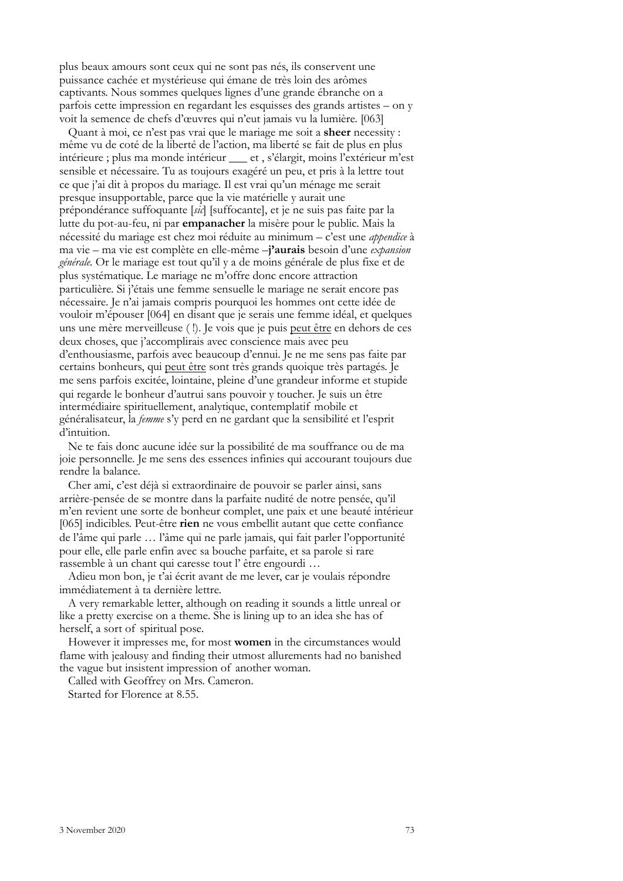plus beaux amours sont ceux qui ne sont pas nés, ils conservent une puissance cachée et mystérieuse qui émane de très loin des arômes captivants. Nous sommes quelques lignes d'une grande ébranche on a parfois cette impression en regardant les esquisses des grands artistes – on y voit la semence de chefs d'œuvres qui n'eut jamais vu la lumière. [063]

Quant à moi, ce n'est pas vrai que le mariage me soit a **sheer** necessity : même vu de coté de la liberté de l'action, ma liberté se fait de plus en plus intérieure ; plus ma monde intérieur ___ et , s'élargit, moins l'extérieur m'est sensible et nécessaire. Tu as toujours exagéré un peu, et pris à la lettre tout ce que j'ai dit à propos du mariage. Il est vrai qu'un ménage me serait presque insupportable, parce que la vie matérielle y aurait une prépondérance suffoquante [*sic*] [suffocante], et je ne suis pas faite par la lutte du pot-au-feu, ni par **empanacher** la misère pour le public. Mais la nécessité du mariage est chez moi réduite au minimum – c'est une *appendice* à ma vie – ma vie est complète en elle-même –**j'aurais** besoin d'une *expansion générale.* Or le mariage est tout qu'il y a de moins générale de plus fixe et de plus systématique. Le mariage ne m'offre donc encore attraction particulière. Si j'étais une femme sensuelle le mariage ne serait encore pas nécessaire. Je n'ai jamais compris pourquoi les hommes ont cette idée de vouloir m'épouser [064] en disant que je serais une femme idéal, et quelques uns une mère merveilleuse ( !). Je vois que je puis <u>peut être</u> en dehors de ces deux choses, que j'accomplirais avec conscience mais avec peu d'enthousiasme, parfois avec beaucoup d'ennui. Je ne me sens pas faite par certains bonheurs, qui <u>peut être</u> sont très grands quoique très partagés. Je me sens parfois excitée, lointaine, pleine d'une grandeur informe et stupide qui regarde le bonheur d'autrui sans pouvoir y toucher. Je suis un être intermédiaire spirituellement, analytique, contemplatif mobile et généralisateur, la *femme* s'y perd en ne gardant que la sensibilité et l'esprit d'intuition.

Ne te fais donc aucune idée sur la possibilité de ma souffrance ou de ma joie personnelle. Je me sens des essences infinies qui accourant toujours due rendre la balance.

Cher ami, c'est déjà si extraordinaire de pouvoir se parler ainsi, sans arrière-pensée de se montre dans la parfaite nudité de notre pensée, qu'il m'en revient une sorte de bonheur complet, une paix et une beauté intérieur [065] indicibles. Peut-être **rien** ne vous embellit autant que cette confiance de l'âme qui parle … l'âme qui ne parle jamais, qui fait parler l'opportunité pour elle, elle parle enfin avec sa bouche parfaite, et sa parole si rare rassemble à un chant qui caresse tout l' être engourdi …

Adieu mon bon, je t'ai écrit avant de me lever, car je voulais répondre immédiatement à ta dernière lettre.

A very remarkable letter, although on reading it sounds a little unreal or like a pretty exercise on a theme. She is lining up to an idea she has of herself, a sort of spiritual pose.

However it impresses me, for most **women** in the circumstances would flame with jealousy and finding their utmost allurements had no banished the vague but insistent impression of another woman.

Called with Geoffrey on Mrs. Cameron.

Started for Florence at 8.55.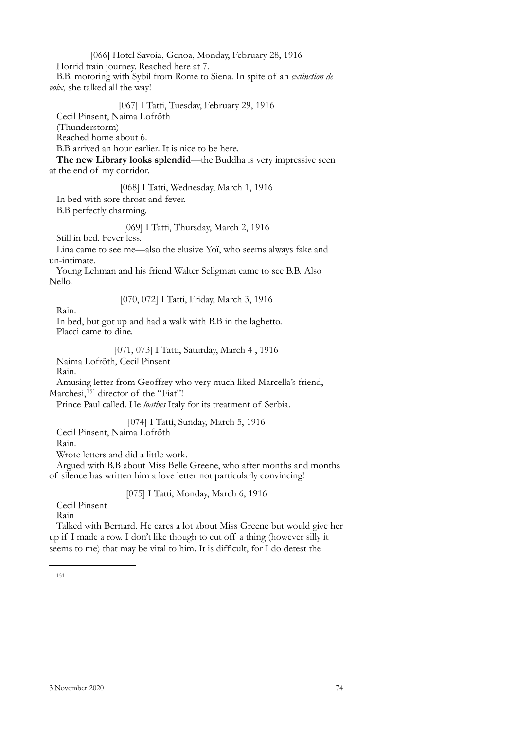[066] Hotel Savoia, Genoa, Monday, February 28, 1916

Horrid train journey. Reached here at 7.

B.B. motoring with Sybil from Rome to Siena. In spite of an *extinction de voix*, she talked all the way!

[067] I Tatti, Tuesday, February 29, 1916

Cecil Pinsent, Naima Lofröth

(Thunderstorm)

Reached home about 6.

B.B arrived an hour earlier. It is nice to be here.

**The new Library looks splendid**—the Buddha is very impressive seen at the end of my corridor.

[068] I Tatti, Wednesday, March 1, 1916

In bed with sore throat and fever.

B.B perfectly charming.

[069] I Tatti, Thursday, March 2, 1916

Still in bed. Fever less.

Lina came to see me—also the elusive Yoï, who seems always fake and un-intimate.

Young Lehman and his friend Walter Seligman came to see B.B. Also Nello.

[070, 072] I Tatti, Friday, March 3, 1916

Rain.

In bed, but got up and had a walk with B.B in the laghetto.

Placci came to dine.

[071, 073] I Tatti, Saturday, March 4 , 1916

Naima Lofröth, Cecil Pinsent

Rain.

Amusing letter from Geoffrey who very much liked Marcella's friend, Marchesi,[151] director of the "Fiat"!

Prince Paul called. He *loathes* Italy for its treatment of Serbia.

[074] I Tatti, Sunday, March 5, 1916

Cecil Pinsent, Naima Lofröth

Rain.

Wrote letters and did a little work.

Argued with B.B about Miss Belle Greene, who after months and months of silence has written him a love letter not particularly convincing!

[075] I Tatti, Monday, March 6, 1916

Cecil Pinsent

Rain

Talked with Bernard. He cares a lot about Miss Greene but would give her up if I made a row. I don't like though to cut off a thing (however silly it seems to me) that may be vital to him. It is difficult, for I do detest the

---

[151]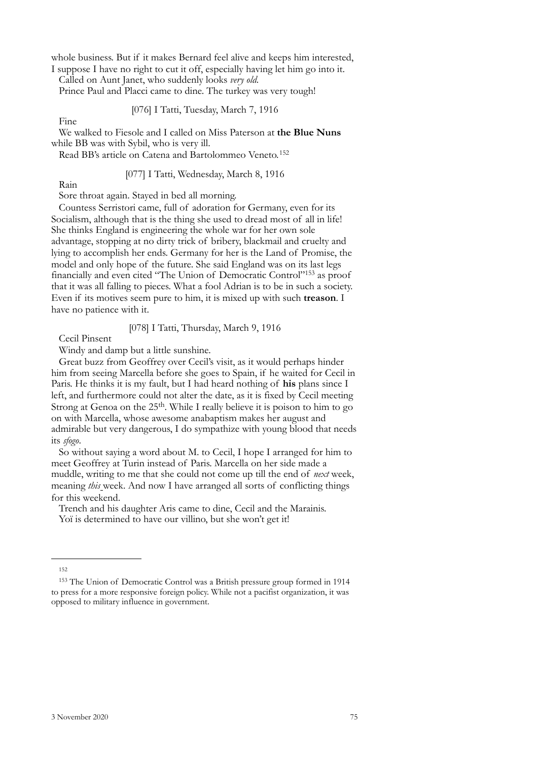whole business. But if it makes Bernard feel alive and keeps him interested, I suppose I have no right to cut it off, especially having let him go into it.

Called on Aunt Janet, who suddenly looks *very old*.

Prince Paul and Placci came to dine. The turkey was very tough!

[076] I Tatti, Tuesday, March 7, 1916

Fine

We walked to Fiesole and I called on Miss Paterson at **the Blue Nuns** while BB was with Sybil, who is very ill.

Read BB's article on Catena and Bartolommeo Veneto.[152]

[077] I Tatti, Wednesday, March 8, 1916

Rain

Sore throat again. Stayed in bed all morning.

Countess Serristori came, full of adoration for Germany, even for its Socialism, although that is the thing she used to dread most of all in life! She thinks England is engineering the whole war for her own sole advantage, stopping at no dirty trick of bribery, blackmail and cruelty and lying to accomplish her ends. Germany for her is the Land of Promise, the model and only hope of the future. She said England was on its last legs financially and even cited "The Union of Democratic Control"[153] as proof that it was all falling to pieces. What a fool Adrian is to be in such a society. Even if its motives seem pure to him, it is mixed up with such **treason**. I have no patience with it.

[078] I Tatti, Thursday, March 9, 1916

Cecil Pinsent

Windy and damp but a little sunshine.

Great buzz from Geoffrey over Cecil's visit, as it would perhaps hinder him from seeing Marcella before she goes to Spain, if he waited for Cecil in Paris. He thinks it is my fault, but I had heard nothing of **his** plans since I left, and furthermore could not alter the date, as it is fixed by Cecil meeting Strong at Genoa on the 25th. While I really believe it is poison to him to go on with Marcella, whose awesome anabaptism makes her august and admirable but very dangerous, I do sympathize with young blood that needs its *sfogo*.

So without saying a word about M. to Cecil, I hope I arranged for him to meet Geoffrey at Turin instead of Paris. Marcella on her side made a muddle, writing to me that she could not come up till the end of *next* week, meaning *this* week. And now I have arranged all sorts of conflicting things for this weekend.

Trench and his daughter Aris came to dine, Cecil and the Marainis.

Yoï is determined to have our villino, but she won't get it!

---

[152]

[153] The Union of Democratic Control was a British pressure group formed in 1914 to press for a more responsive foreign policy. While not a pacifist organization, it was opposed to military influence in government.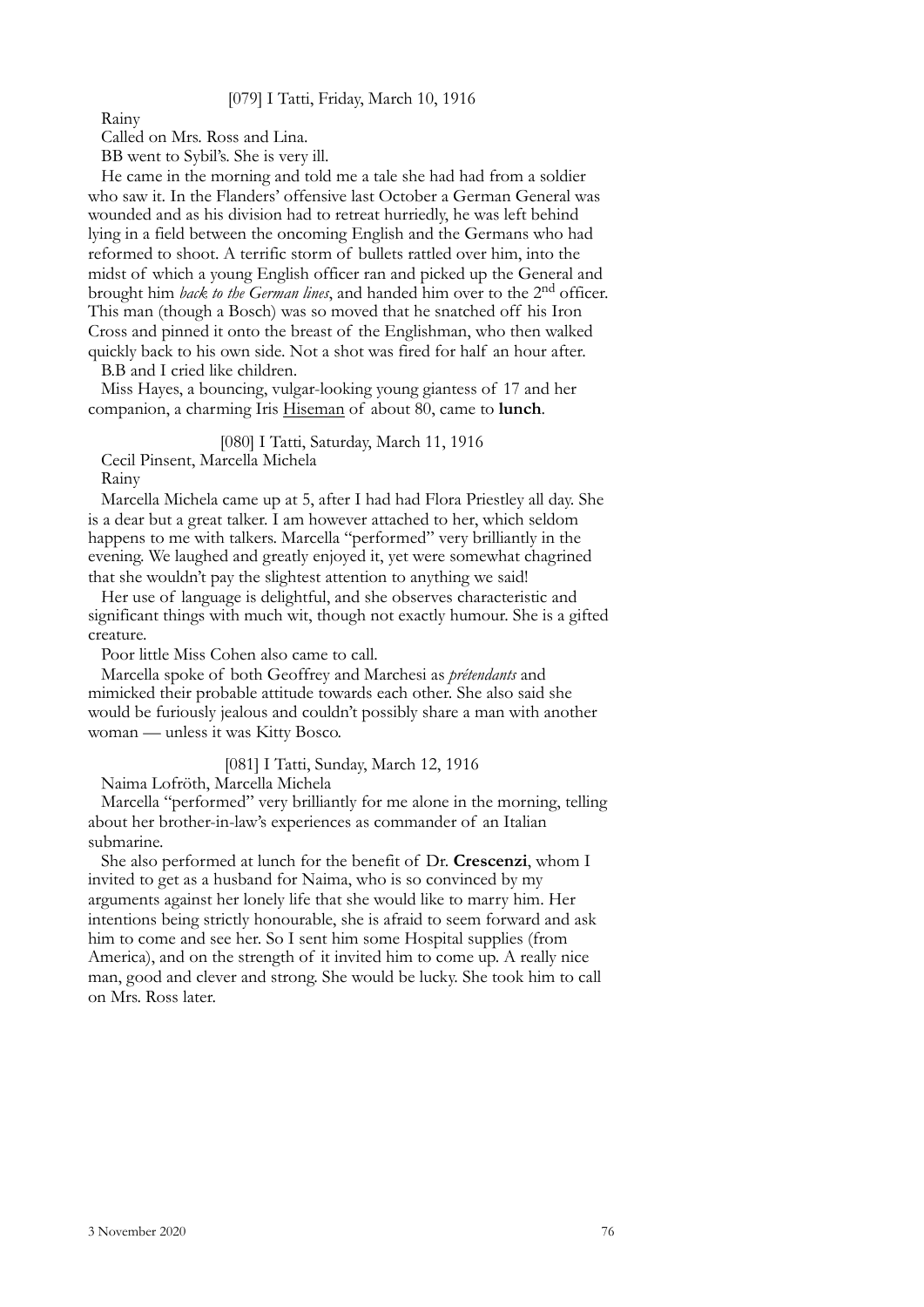[079] I Tatti, Friday, March 10, 1916

Rainy

Called on Mrs. Ross and Lina.

BB went to Sybil's. She is very ill.

He came in the morning and told me a tale she had had from a soldier who saw it. In the Flanders' offensive last October a German General was wounded and as his division had to retreat hurriedly, he was left behind lying in a field between the oncoming English and the Germans who had reformed to shoot. A terrific storm of bullets rattled over him, into the midst of which a young English officer ran and picked up the General and brought him *back to the German lines*, and handed him over to the 2nd officer. This man (though a Bosch) was so moved that he snatched off his Iron Cross and pinned it onto the breast of the Englishman, who then walked quickly back to his own side. Not a shot was fired for half an hour after.

B.B and I cried like children.

Miss Hayes, a bouncing, vulgar-looking young giantess of 17 and her companion, a charming Iris Hiseman of about 80, came to **lunch**.

[080] I Tatti, Saturday, March 11, 1916

Cecil Pinsent, Marcella Michela

Rainy

Marcella Michela came up at 5, after I had had Flora Priestley all day. She is a dear but a great talker. I am however attached to her, which seldom happens to me with talkers. Marcella "performed" very brilliantly in the evening. We laughed and greatly enjoyed it, yet were somewhat chagrined that she wouldn't pay the slightest attention to anything we said!

Her use of language is delightful, and she observes characteristic and significant things with much wit, though not exactly humour. She is a gifted creature.

Poor little Miss Cohen also came to call.

Marcella spoke of both Geoffrey and Marchesi as *prétendants* and mimicked their probable attitude towards each other. She also said she would be furiously jealous and couldn't possibly share a man with another woman — unless it was Kitty Bosco.

[081] I Tatti, Sunday, March 12, 1916

Naima Lofröth, Marcella Michela

Marcella "performed" very brilliantly for me alone in the morning, telling about her brother-in-law's experiences as commander of an Italian submarine.

She also performed at lunch for the benefit of Dr. **Crescenzi**, whom I invited to get as a husband for Naima, who is so convinced by my arguments against her lonely life that she would like to marry him. Her intentions being strictly honourable, she is afraid to seem forward and ask him to come and see her. So I sent him some Hospital supplies (from America), and on the strength of it invited him to come up. A really nice man, good and clever and strong. She would be lucky. She took him to call on Mrs. Ross later.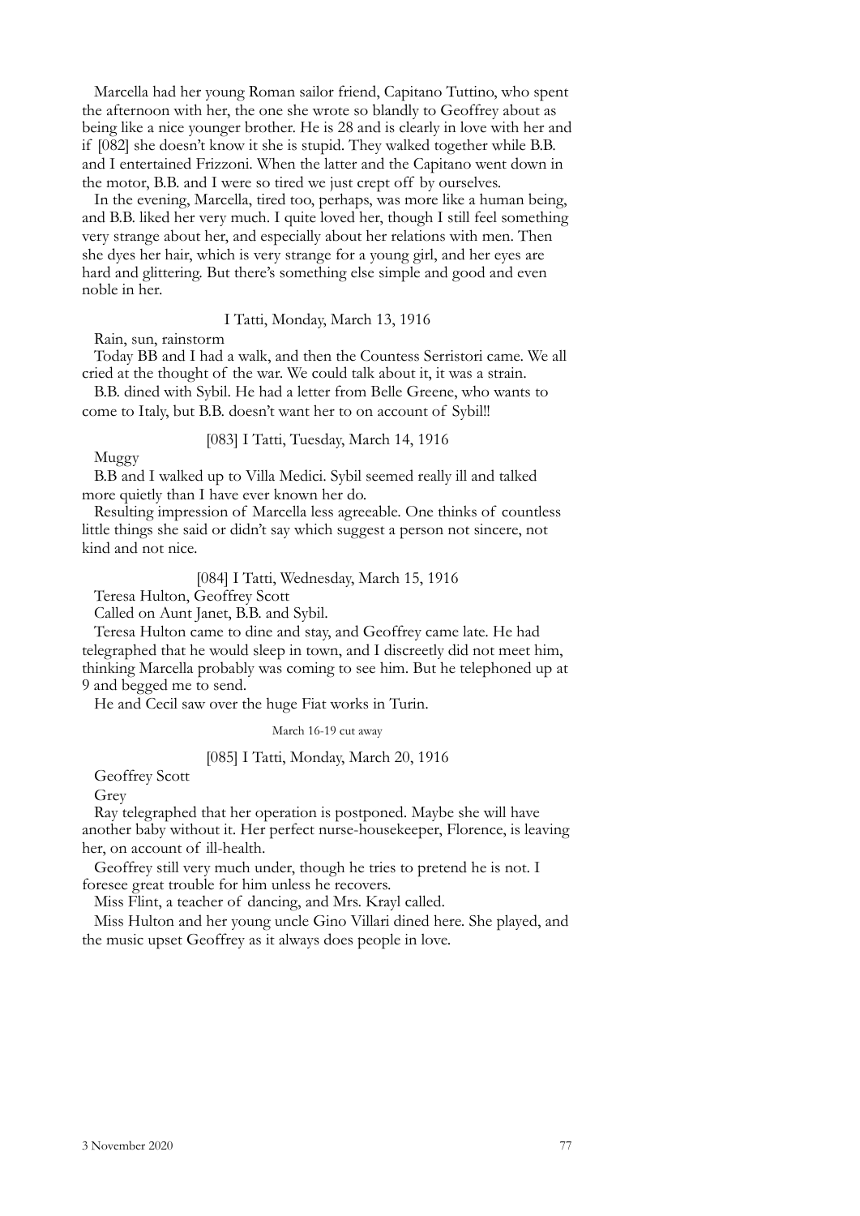Marcella had her young Roman sailor friend, Capitano Tuttino, who spent the afternoon with her, the one she wrote so blandly to Geoffrey about as being like a nice younger brother. He is 28 and is clearly in love with her and if [082] she doesn't know it she is stupid. They walked together while B.B. and I entertained Frizzoni. When the latter and the Capitano went down in the motor, B.B. and I were so tired we just crept off by ourselves.

In the evening, Marcella, tired too, perhaps, was more like a human being, and B.B. liked her very much. I quite loved her, though I still feel something very strange about her, and especially about her relations with men. Then she dyes her hair, which is very strange for a young girl, and her eyes are hard and glittering. But there's something else simple and good and even noble in her.

I Tatti, Monday, March 13, 1916

Rain, sun, rainstorm

Today BB and I had a walk, and then the Countess Serristori came. We all cried at the thought of the war. We could talk about it, it was a strain.

B.B. dined with Sybil. He had a letter from Belle Greene, who wants to come to Italy, but B.B. doesn't want her to on account of Sybil!!

[083] I Tatti, Tuesday, March 14, 1916

Muggy

B.B and I walked up to Villa Medici. Sybil seemed really ill and talked more quietly than I have ever known her do.

Resulting impression of Marcella less agreeable. One thinks of countless little things she said or didn't say which suggest a person not sincere, not kind and not nice.

[084] I Tatti, Wednesday, March 15, 1916

Teresa Hulton, Geoffrey Scott

Called on Aunt Janet, B.B. and Sybil.

Teresa Hulton came to dine and stay, and Geoffrey came late. He had telegraphed that he would sleep in town, and I discreetly did not meet him, thinking Marcella probably was coming to see him. But he telephoned up at 9 and begged me to send.

He and Cecil saw over the huge Fiat works in Turin.

March 16-19 cut away

[085] I Tatti, Monday, March 20, 1916

Geoffrey Scott

Grey

Ray telegraphed that her operation is postponed. Maybe she will have another baby without it. Her perfect nurse-housekeeper, Florence, is leaving her, on account of ill-health.

Geoffrey still very much under, though he tries to pretend he is not. I foresee great trouble for him unless he recovers.

Miss Flint, a teacher of dancing, and Mrs. Krayl called.

Miss Hulton and her young uncle Gino Villari dined here. She played, and the music upset Geoffrey as it always does people in love.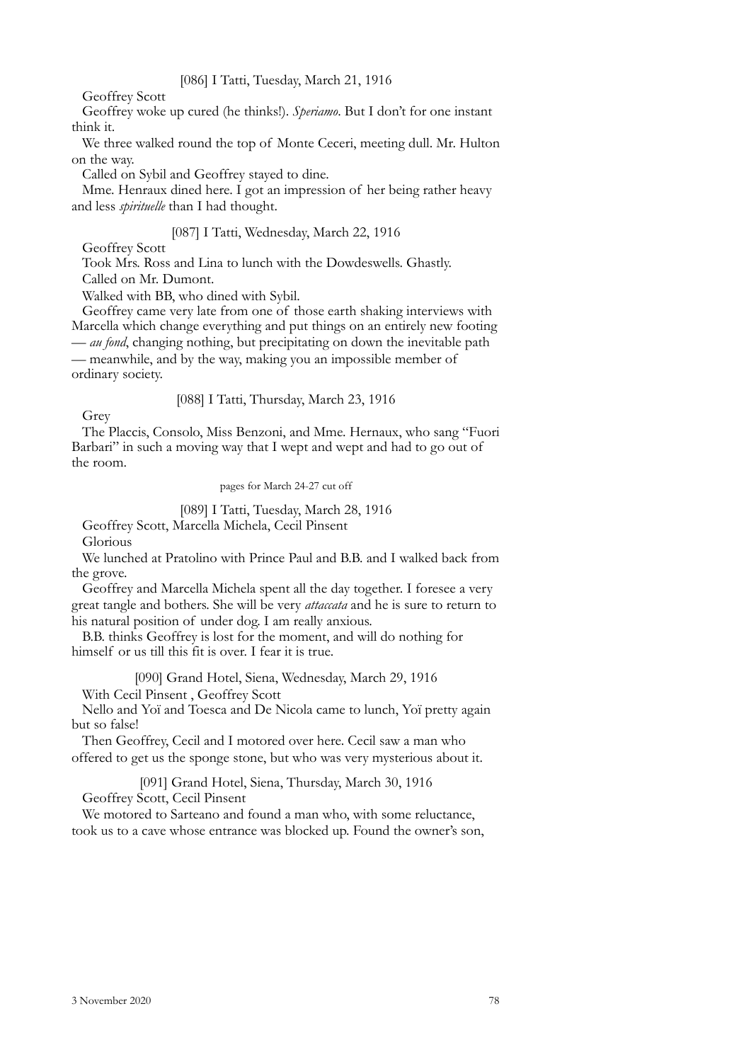[086] I Tatti, Tuesday, March 21, 1916

Geoffrey Scott

Geoffrey woke up cured (he thinks!). *Speriamo*. But I don't for one instant think it.

We three walked round the top of Monte Ceceri, meeting dull. Mr. Hulton on the way.

Called on Sybil and Geoffrey stayed to dine.

Mme. Henraux dined here. I got an impression of her being rather heavy and less *spirituelle* than I had thought.

[087] I Tatti, Wednesday, March 22, 1916

Geoffrey Scott

Took Mrs. Ross and Lina to lunch with the Dowdeswells. Ghastly.

Called on Mr. Dumont.

Walked with BB, who dined with Sybil.

Geoffrey came very late from one of those earth shaking interviews with Marcella which change everything and put things on an entirely new footing — *au fond*, changing nothing, but precipitating on down the inevitable path — meanwhile, and by the way, making you an impossible member of ordinary society.

[088] I Tatti, Thursday, March 23, 1916

Grey

The Placcis, Consolo, Miss Benzoni, and Mme. Hernaux, who sang "Fuori Barbari" in such a moving way that I wept and wept and had to go out of the room.

pages for March 24-27 cut off

[089] I Tatti, Tuesday, March 28, 1916

Geoffrey Scott, Marcella Michela, Cecil Pinsent

Glorious

We lunched at Pratolino with Prince Paul and B.B. and I walked back from the grove.

Geoffrey and Marcella Michela spent all the day together. I foresee a very great tangle and bothers. She will be very *attaccata* and he is sure to return to his natural position of under dog. I am really anxious.

B.B. thinks Geoffrey is lost for the moment, and will do nothing for himself or us till this fit is over. I fear it is true.

[090] Grand Hotel, Siena, Wednesday, March 29, 1916

With Cecil Pinsent , Geoffrey Scott

Nello and Yoï and Toesca and De Nicola came to lunch, Yoï pretty again but so false!

Then Geoffrey, Cecil and I motored over here. Cecil saw a man who offered to get us the sponge stone, but who was very mysterious about it.

[091] Grand Hotel, Siena, Thursday, March 30, 1916

Geoffrey Scott, Cecil Pinsent

We motored to Sarteano and found a man who, with some reluctance, took us to a cave whose entrance was blocked up. Found the owner's son,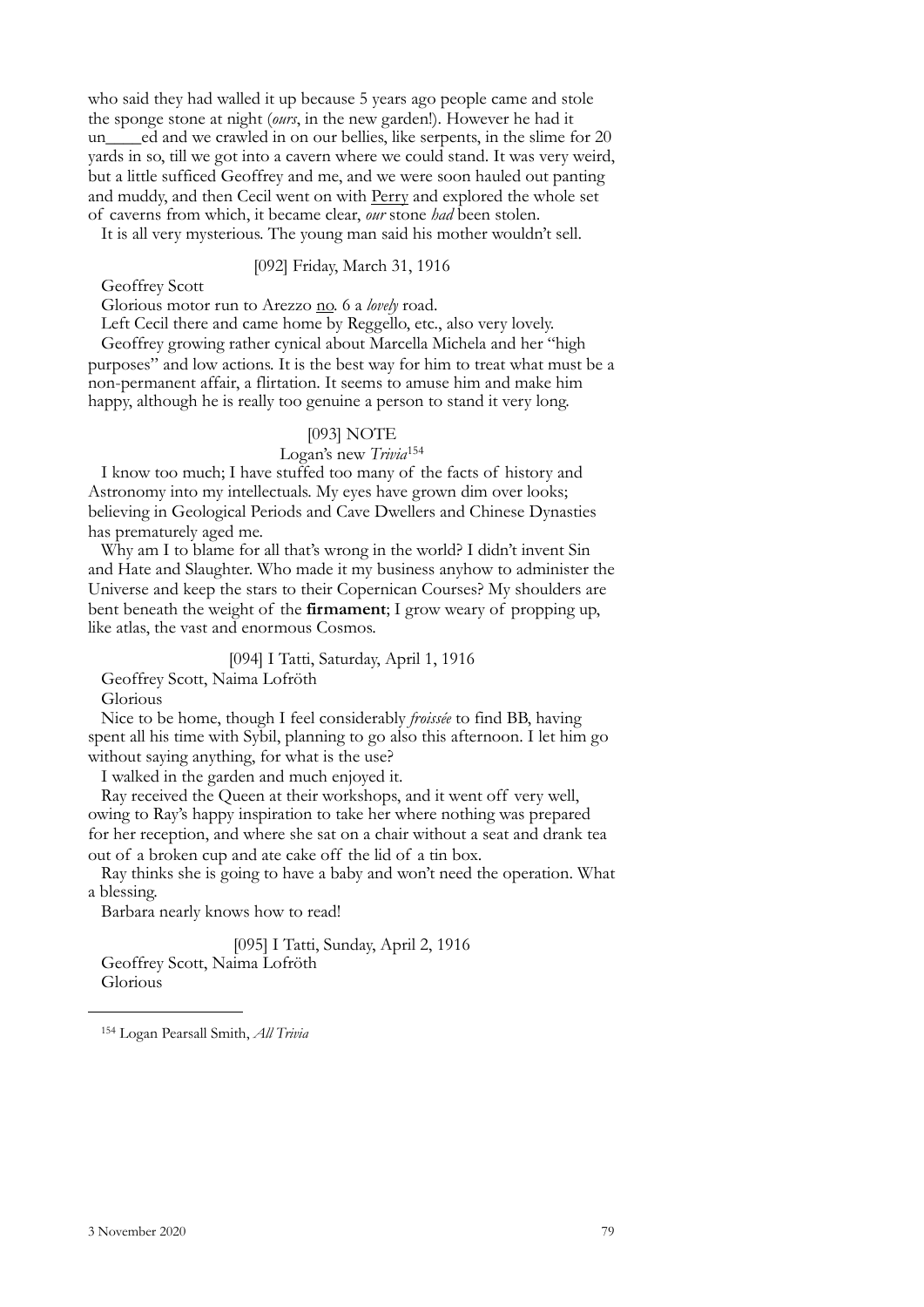who said they had walled it up because 5 years ago people came and stole the sponge stone at night (*ours*, in the new garden!). However he had it un____ed and we crawled in on our bellies, like serpents, in the slime for 20 yards in so, till we got into a cavern where we could stand. It was very weird, but a little sufficed Geoffrey and me, and we were soon hauled out panting and muddy, and then Cecil went on with Perry and explored the whole set of caverns from which, it became clear, *our* stone *had* been stolen.

It is all very mysterious. The young man said his mother wouldn't sell.

[092] Friday, March 31, 1916

Geoffrey Scott

Glorious motor run to Arezzo no. 6 a *lovely* road.

Left Cecil there and came home by Reggello, etc., also very lovely.

Geoffrey growing rather cynical about Marcella Michela and her "high purposes" and low actions. It is the best way for him to treat what must be a non-permanent affair, a flirtation. It seems to amuse him and make him happy, although he is really too genuine a person to stand it very long.

[093] NOTE

Logan's new *Trivia*[154]

I know too much; I have stuffed too many of the facts of history and Astronomy into my intellectuals. My eyes have grown dim over looks; believing in Geological Periods and Cave Dwellers and Chinese Dynasties has prematurely aged me.

Why am I to blame for all that's wrong in the world? I didn't invent Sin and Hate and Slaughter. Who made it my business anyhow to administer the Universe and keep the stars to their Copernican Courses? My shoulders are bent beneath the weight of the **firmament**; I grow weary of propping up, like atlas, the vast and enormous Cosmos.

[094] I Tatti, Saturday, April 1, 1916

Geoffrey Scott, Naima Lofröth

Glorious

Nice to be home, though I feel considerably *froissée* to find BB, having spent all his time with Sybil, planning to go also this afternoon. I let him go without saying anything, for what is the use?

I walked in the garden and much enjoyed it.

Ray received the Queen at their workshops, and it went off very well, owing to Ray's happy inspiration to take her where nothing was prepared for her reception, and where she sat on a chair without a seat and drank tea out of a broken cup and ate cake off the lid of a tin box.

Ray thinks she is going to have a baby and won't need the operation. What a blessing.

Barbara nearly knows how to read!

[095] I Tatti, Sunday, April 2, 1916

Geoffrey Scott, Naima Lofröth

Glorious

---

[154] Logan Pearsall Smith, *All Trivia*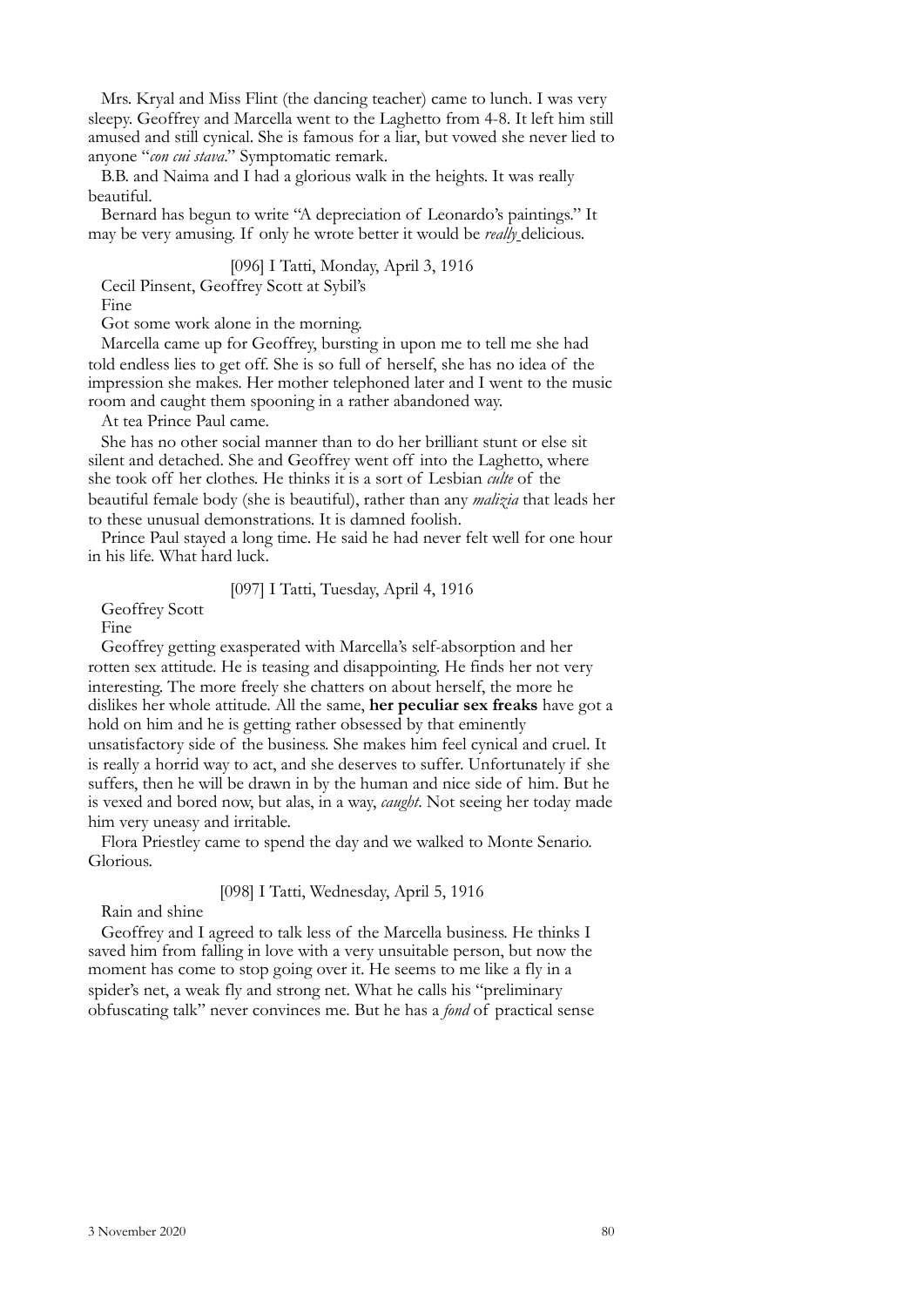Mrs. Kryal and Miss Flint (the dancing teacher) came to lunch. I was very sleepy. Geoffrey and Marcella went to the Laghetto from 4-8. It left him still amused and still cynical. She is famous for a liar, but vowed she never lied to anyone "*con cui stava*." Symptomatic remark.

B.B. and Naima and I had a glorious walk in the heights. It was really beautiful.

Bernard has begun to write "A depreciation of Leonardo's paintings." It may be very amusing. If only he wrote better it would be *really* delicious.

[096] I Tatti, Monday, April 3, 1916

Cecil Pinsent, Geoffrey Scott at Sybil's

Fine

Got some work alone in the morning.

Marcella came up for Geoffrey, bursting in upon me to tell me she had told endless lies to get off. She is so full of herself, she has no idea of the impression she makes. Her mother telephoned later and I went to the music room and caught them spooning in a rather abandoned way.

At tea Prince Paul came.

She has no other social manner than to do her brilliant stunt or else sit silent and detached. She and Geoffrey went off into the Laghetto, where she took off her clothes. He thinks it is a sort of Lesbian *culte* of the beautiful female body (she is beautiful), rather than any *malizia* that leads her to these unusual demonstrations. It is damned foolish.

Prince Paul stayed a long time. He said he had never felt well for one hour in his life. What hard luck.

[097] I Tatti, Tuesday, April 4, 1916

Geoffrey Scott

Fine

Geoffrey getting exasperated with Marcella's self-absorption and her rotten sex attitude. He is teasing and disappointing. He finds her not very interesting. The more freely she chatters on about herself, the more he dislikes her whole attitude. All the same, **her peculiar sex freaks** have got a hold on him and he is getting rather obsessed by that eminently unsatisfactory side of the business. She makes him feel cynical and cruel. It is really a horrid way to act, and she deserves to suffer. Unfortunately if she suffers, then he will be drawn in by the human and nice side of him. But he is vexed and bored now, but alas, in a way, *caught*. Not seeing her today made him very uneasy and irritable.

Flora Priestley came to spend the day and we walked to Monte Senario. Glorious.

[098] I Tatti, Wednesday, April 5, 1916

Rain and shine

Geoffrey and I agreed to talk less of the Marcella business. He thinks I saved him from falling in love with a very unsuitable person, but now the moment has come to stop going over it. He seems to me like a fly in a spider's net, a weak fly and strong net. What he calls his "preliminary obfuscating talk" never convinces me. But he has a *fond* of practical sense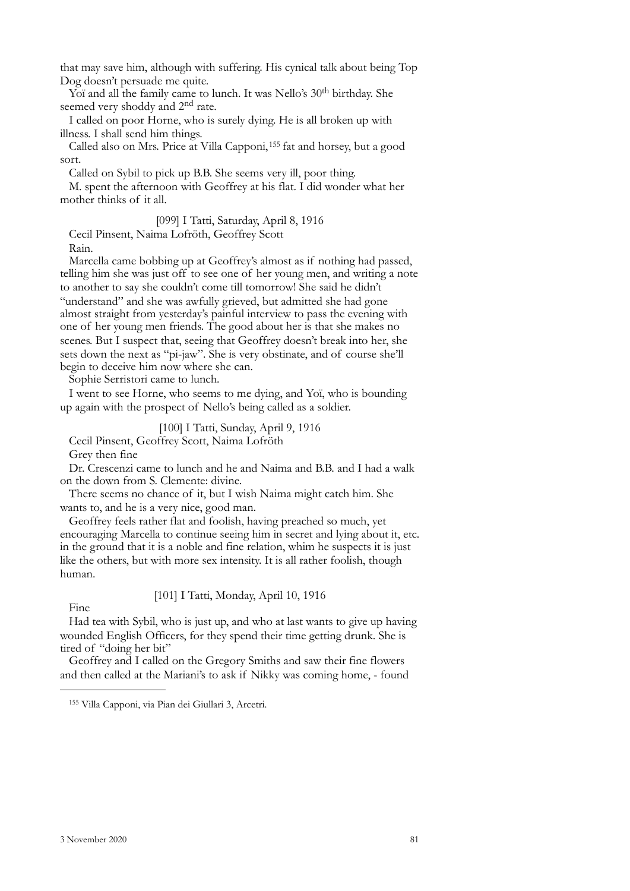that may save him, although with suffering. His cynical talk about being Top Dog doesn't persuade me quite.

Yoï and all the family came to lunch. It was Nello's 30th birthday. She seemed very shoddy and 2nd rate.

I called on poor Horne, who is surely dying. He is all broken up with illness. I shall send him things.

Called also on Mrs. Price at Villa Capponi,[155] fat and horsey, but a good sort.

Called on Sybil to pick up B.B. She seems very ill, poor thing.

M. spent the afternoon with Geoffrey at his flat. I did wonder what her mother thinks of it all.

[099] I Tatti, Saturday, April 8, 1916

Cecil Pinsent, Naima Lofröth, Geoffrey Scott

Rain.

Marcella came bobbing up at Geoffrey's almost as if nothing had passed, telling him she was just off to see one of her young men, and writing a note to another to say she couldn't come till tomorrow! She said he didn't "understand" and she was awfully grieved, but admitted she had gone almost straight from yesterday's painful interview to pass the evening with one of her young men friends. The good about her is that she makes no scenes. But I suspect that, seeing that Geoffrey doesn't break into her, she sets down the next as "pi-jaw". She is very obstinate, and of course she'll begin to deceive him now where she can.

Sophie Serristori came to lunch.

I went to see Horne, who seems to me dying, and Yoï, who is bounding up again with the prospect of Nello's being called as a soldier.

[100] I Tatti, Sunday, April 9, 1916

Cecil Pinsent, Geoffrey Scott, Naima Lofröth

Grey then fine

Dr. Crescenzi came to lunch and he and Naima and B.B. and I had a walk on the down from S. Clemente: divine.

There seems no chance of it, but I wish Naima might catch him. She wants to, and he is a very nice, good man.

Geoffrey feels rather flat and foolish, having preached so much, yet encouraging Marcella to continue seeing him in secret and lying about it, etc. in the ground that it is a noble and fine relation, whim he suspects it is just like the others, but with more sex intensity. It is all rather foolish, though human.

[101] I Tatti, Monday, April 10, 1916

Fine

Had tea with Sybil, who is just up, and who at last wants to give up having wounded English Officers, for they spend their time getting drunk. She is tired of "doing her bit"

Geoffrey and I called on the Gregory Smiths and saw their fine flowers and then called at the Mariani's to ask if Nikky was coming home, - found

[155] Villa Capponi, via Pian dei Giullari 3, Arcetri.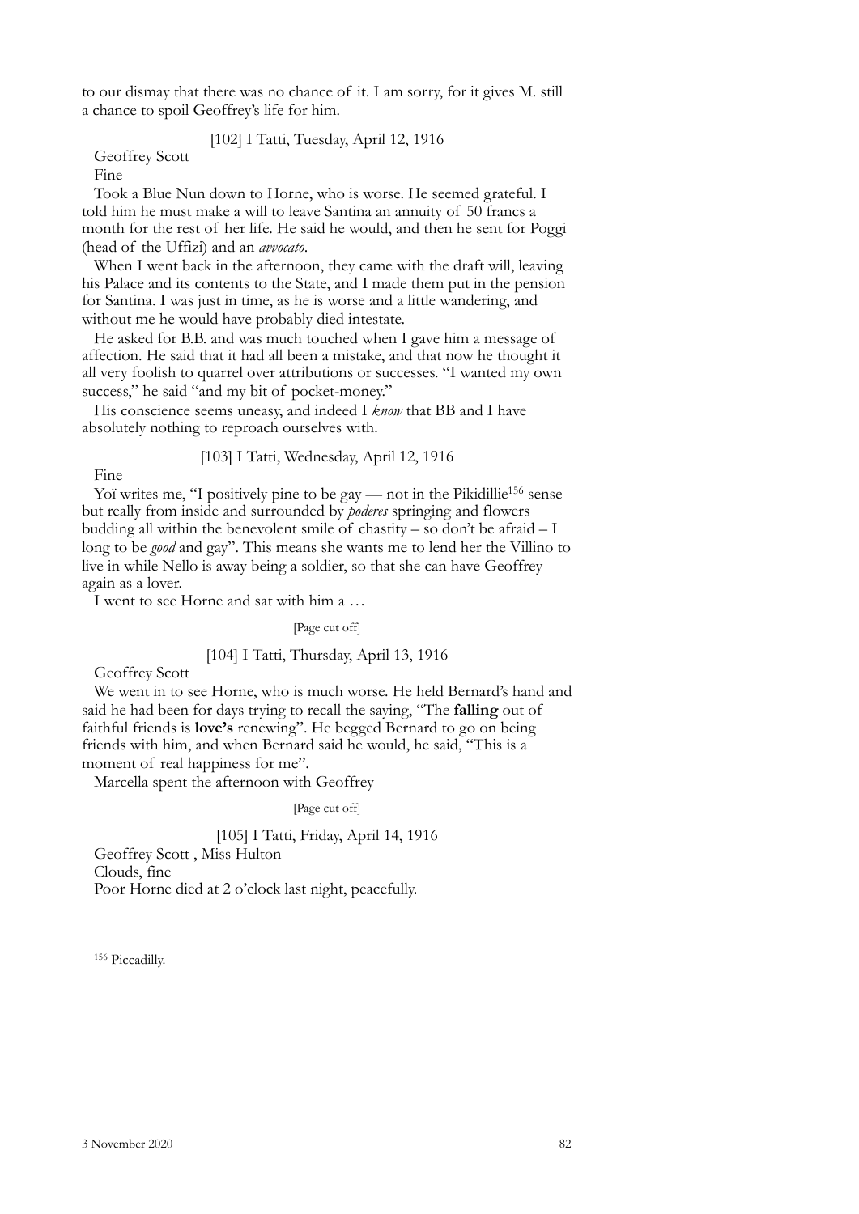to our dismay that there was no chance of it. I am sorry, for it gives M. still a chance to spoil Geoffrey's life for him.

[102] I Tatti, Tuesday, April 12, 1916

Geoffrey Scott

Fine

Took a Blue Nun down to Horne, who is worse. He seemed grateful. I told him he must make a will to leave Santina an annuity of 50 francs a month for the rest of her life. He said he would, and then he sent for Poggi (head of the Uffizi) and an *avvocato*.

When I went back in the afternoon, they came with the draft will, leaving his Palace and its contents to the State, and I made them put in the pension for Santina. I was just in time, as he is worse and a little wandering, and without me he would have probably died intestate.

He asked for B.B. and was much touched when I gave him a message of affection. He said that it had all been a mistake, and that now he thought it all very foolish to quarrel over attributions or successes. "I wanted my own success," he said "and my bit of pocket-money."

His conscience seems uneasy, and indeed I *know* that BB and I have absolutely nothing to reproach ourselves with.

[103] I Tatti, Wednesday, April 12, 1916

Fine

Yoï writes me, "I positively pine to be gay — not in the Pikidillie[156] sense but really from inside and surrounded by *poderes* springing and flowers budding all within the benevolent smile of chastity – so don't be afraid – I long to be *good* and gay". This means she wants me to lend her the Villino to live in while Nello is away being a soldier, so that she can have Geoffrey again as a lover.

I went to see Horne and sat with him a …

[Page cut off]

[104] I Tatti, Thursday, April 13, 1916

Geoffrey Scott

We went in to see Horne, who is much worse. He held Bernard's hand and said he had been for days trying to recall the saying, "The **falling** out of faithful friends is **love's** renewing". He begged Bernard to go on being friends with him, and when Bernard said he would, he said, "This is a moment of real happiness for me".

Marcella spent the afternoon with Geoffrey

[Page cut off]

[105] I Tatti, Friday, April 14, 1916

Geoffrey Scott , Miss Hulton

Clouds, fine

Poor Horne died at 2 o'clock last night, peacefully.

---

[156] Piccadilly.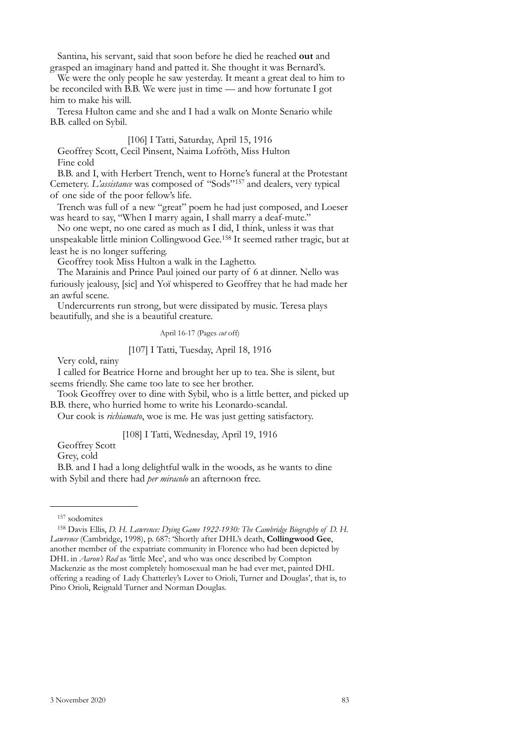Santina, his servant, said that soon before he died he reached **out** and grasped an imaginary hand and patted it. She thought it was Bernard's.

We were the only people he saw yesterday. It meant a great deal to him to be reconciled with B.B. We were just in time — and how fortunate I got him to make his will.

Teresa Hulton came and she and I had a walk on Monte Senario while B.B. called on Sybil.

[106] I Tatti, Saturday, April 15, 1916

Geoffrey Scott, Cecil Pinsent, Naima Lofröth, Miss Hulton

Fine cold

B.B. and I, with Herbert Trench, went to Horne's funeral at the Protestant Cemetery. *L'assistance* was composed of "Sods"[157] and dealers, very typical of one side of the poor fellow's life.

Trench was full of a new "great" poem he had just composed, and Loeser was heard to say, "When I marry again, I shall marry a deaf-mute."

No one wept, no one cared as much as I did, I think, unless it was that unspeakable little minion Collingwood Gee.[158] It seemed rather tragic, but at least he is no longer suffering.

Geoffrey took Miss Hulton a walk in the Laghetto.

The Marainis and Prince Paul joined our party of 6 at dinner. Nello was furiously jealousy, [sic] and Yoï whispered to Geoffrey that he had made her an awful scene.

Undercurrents run strong, but were dissipated by music. Teresa plays beautifully, and she is a beautiful creature.

April 16-17 (Pages *cut* off)

[107] I Tatti, Tuesday, April 18, 1916

Very cold, rainy

I called for Beatrice Horne and brought her up to tea. She is silent, but seems friendly. She came too late to see her brother.

Took Geoffrey over to dine with Sybil, who is a little better, and picked up B.B. there, who hurried home to write his Leonardo-scandal.

Our cook is *richiamato*, woe is me. He was just getting satisfactory.

[108] I Tatti, Wednesday, April 19, 1916

Geoffrey Scott

Grey, cold

B.B. and I had a long delightful walk in the woods, as he wants to dine with Sybil and there had *per miracolo* an afternoon free.

---

[157] sodomites

[158] Davis Ellis, *D. H. Lawrence: Dying Game 1922-1930: The Cambridge Biography of D. H. Lawrence* (Cambridge, 1998), p. 687: 'Shortly after DHL's death, **Collingwood Gee**, another member of the expatriate community in Florence who had been depicted by DHL in *Aaron's Rod* as 'little Mee', and who was once described by Compton Mackenzie as the most completely homosexual man he had ever met, painted DHL offering a reading of Lady Chatterley's Lover to Orioli, Turner and Douglas', that is, to Pino Orioli, Reignald Turner and Norman Douglas.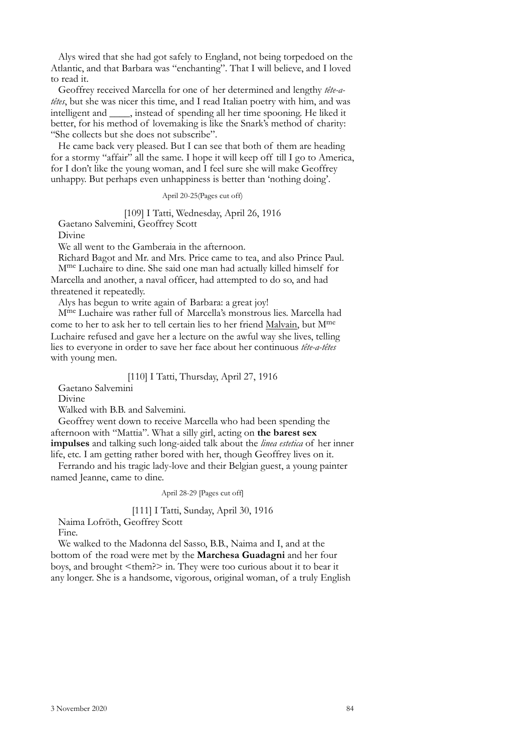Alys wired that she had got safely to England, not being torpedoed on the Atlantic, and that Barbara was "enchanting". That I will believe, and I loved to read it.

Geoffrey received Marcella for one of her determined and lengthy *tête-a-têtes*, but she was nicer this time, and I read Italian poetry with him, and was intelligent and ____, instead of spending all her time spooning. He liked it better, for his method of lovemaking is like the Snark's method of charity: "She collects but she does not subscribe".

He came back very pleased. But I can see that both of them are heading for a stormy "affair" all the same. I hope it will keep off till I go to America, for I don't like the young woman, and I feel sure she will make Geoffrey unhappy. But perhaps even unhappiness is better than 'nothing doing'.

April 20-25(Pages cut off)

[109] I Tatti, Wednesday, April 26, 1916

Gaetano Salvemini, Geoffrey Scott

Divine

We all went to the Gamberaia in the afternoon.

Richard Bagot and Mr. and Mrs. Price came to tea, and also Prince Paul.

Mme Luchaire to dine. She said one man had actually killed himself for Marcella and another, a naval officer, had attempted to do so, and had threatened it repeatedly.

Alys has begun to write again of Barbara: a great joy!

Mme Luchaire was rather full of Marcella's monstrous lies. Marcella had come to her to ask her to tell certain lies to her friend <u>Malvain</u>, but Mme Luchaire refused and gave her a lecture on the awful way she lives, telling lies to everyone in order to save her face about her continuous *tête-a-têtes* with young men.

[110] I Tatti, Thursday, April 27, 1916

Gaetano Salvemini

Divine

Walked with B.B. and Salvemini.

Geoffrey went down to receive Marcella who had been spending the afternoon with "Mattia". What a silly girl, acting on **the barest sex impulses** and talking such long-aided talk about the *linea estetica* of her inner life, etc. I am getting rather bored with her, though Geoffrey lives on it.

Ferrando and his tragic lady-love and their Belgian guest, a young painter named Jeanne, came to dine.

April 28-29 [Pages cut off]

[111] I Tatti, Sunday, April 30, 1916

Naima Lofröth, Geoffrey Scott

Fine.

We walked to the Madonna del Sasso, B.B., Naima and I, and at the bottom of the road were met by the **Marchesa Guadagni** and her four boys, and brought <them?> in. They were too curious about it to bear it any longer. She is a handsome, vigorous, original woman, of a truly English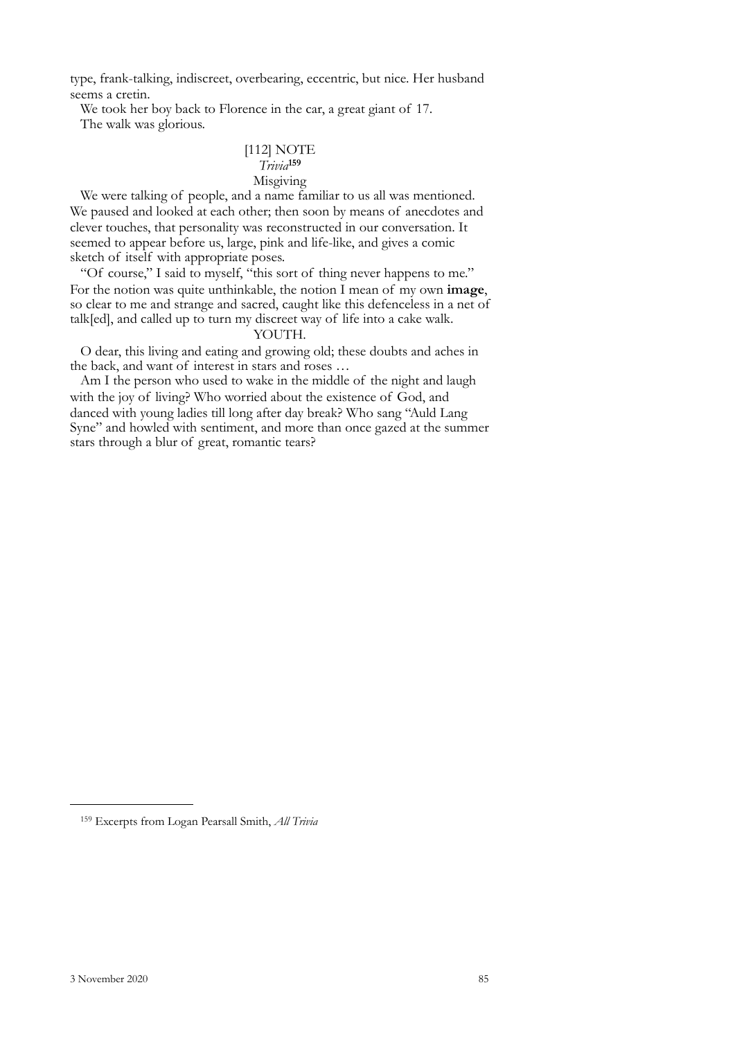type, frank-talking, indiscreet, overbearing, eccentric, but nice. Her husband seems a cretin.

We took her boy back to Florence in the car, a great giant of 17.

The walk was glorious.

[112] NOTE

*Trivia*[159]

Misgiving

We were talking of people, and a name familiar to us all was mentioned. We paused and looked at each other; then soon by means of anecdotes and clever touches, that personality was reconstructed in our conversation. It seemed to appear before us, large, pink and life-like, and gives a comic sketch of itself with appropriate poses.

"Of course," I said to myself, "this sort of thing never happens to me." For the notion was quite unthinkable, the notion I mean of my own **image**, so clear to me and strange and sacred, caught like this defenceless in a net of talk[ed], and called up to turn my discreet way of life into a cake walk.

YOUTH.

O dear, this living and eating and growing old; these doubts and aches in the back, and want of interest in stars and roses …

Am I the person who used to wake in the middle of the night and laugh with the joy of living? Who worried about the existence of God, and danced with young ladies till long after day break? Who sang "Auld Lang Syne" and howled with sentiment, and more than once gazed at the summer stars through a blur of great, romantic tears?

---

159 Excerpts from Logan Pearsall Smith, *All Trivia*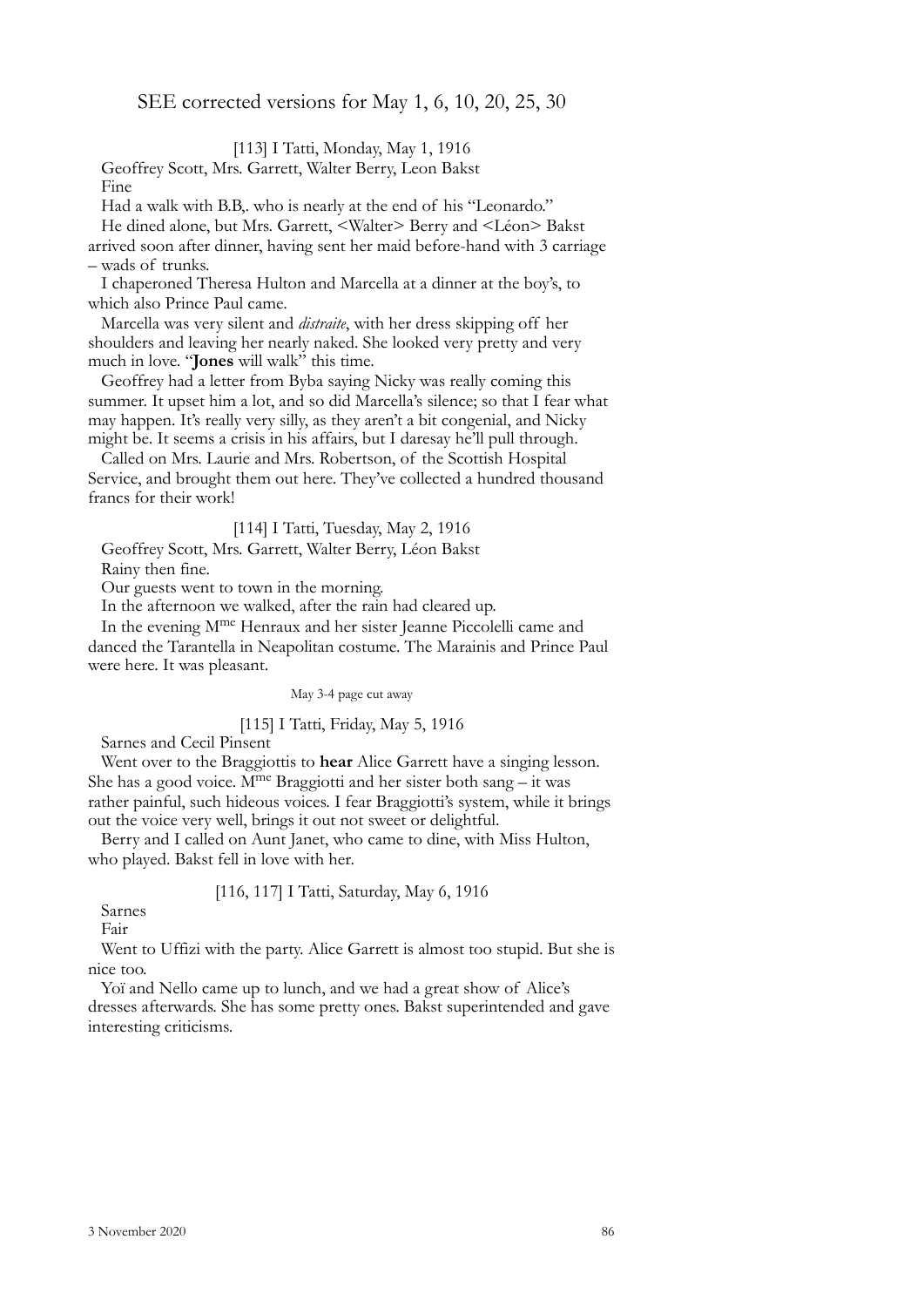SEE corrected versions for May 1, 6, 10, 20, 25, 30

[113] I Tatti, Monday, May 1, 1916

Geoffrey Scott, Mrs. Garrett, Walter Berry, Leon Bakst

Fine

Had a walk with B.B,. who is nearly at the end of his "Leonardo."

He dined alone, but Mrs. Garrett, <Walter> Berry and <Léon> Bakst arrived soon after dinner, having sent her maid before-hand with 3 carriage – wads of trunks.

I chaperoned Theresa Hulton and Marcella at a dinner at the boy's, to which also Prince Paul came.

Marcella was very silent and *distraite*, with her dress skipping off her shoulders and leaving her nearly naked. She looked very pretty and very much in love. "**Jones** will walk" this time.

Geoffrey had a letter from Byba saying Nicky was really coming this summer. It upset him a lot, and so did Marcella's silence; so that I fear what may happen. It's really very silly, as they aren't a bit congenial, and Nicky might be. It seems a crisis in his affairs, but I daresay he'll pull through.

Called on Mrs. Laurie and Mrs. Robertson, of the Scottish Hospital Service, and brought them out here. They've collected a hundred thousand francs for their work!

[114] I Tatti, Tuesday, May 2, 1916

Geoffrey Scott, Mrs. Garrett, Walter Berry, Léon Bakst

Rainy then fine.

Our guests went to town in the morning.

In the afternoon we walked, after the rain had cleared up.

In the evening M$^{me}$ Henraux and her sister Jeanne Piccolelli came and danced the Tarantella in Neapolitan costume. The Marainis and Prince Paul were here. It was pleasant.

May 3-4 page cut away

[115] I Tatti, Friday, May 5, 1916

Sarnes and Cecil Pinsent

Went over to the Braggiottis to **hear** Alice Garrett have a singing lesson. She has a good voice. M$^{me}$ Braggiotti and her sister both sang – it was rather painful, such hideous voices. I fear Braggiotti's system, while it brings out the voice very well, brings it out not sweet or delightful.

Berry and I called on Aunt Janet, who came to dine, with Miss Hulton, who played. Bakst fell in love with her.

[116, 117] I Tatti, Saturday, May 6, 1916

Sarnes

Fair

Went to Uffizi with the party. Alice Garrett is almost too stupid. But she is nice too.

Yoï and Nello came up to lunch, and we had a great show of Alice's dresses afterwards. She has some pretty ones. Bakst superintended and gave interesting criticisms.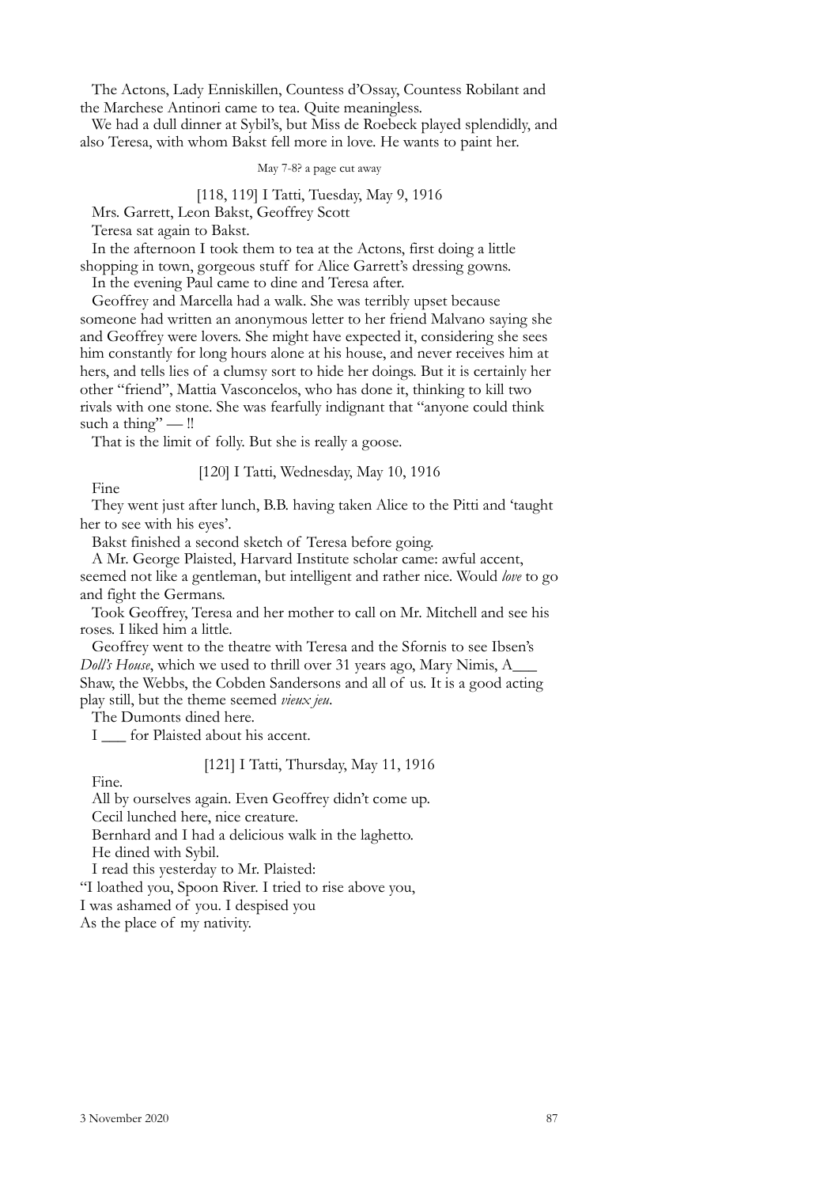The Actons, Lady Enniskillen, Countess d'Ossay, Countess Robilant and the Marchese Antinori came to tea. Quite meaningless.

We had a dull dinner at Sybil's, but Miss de Roebeck played splendidly, and also Teresa, with whom Bakst fell more in love. He wants to paint her.

May 7-8? a page cut away

[118, 119] I Tatti, Tuesday, May 9, 1916

Mrs. Garrett, Leon Bakst, Geoffrey Scott

Teresa sat again to Bakst.

In the afternoon I took them to tea at the Actons, first doing a little shopping in town, gorgeous stuff for Alice Garrett's dressing gowns.

In the evening Paul came to dine and Teresa after.

Geoffrey and Marcella had a walk. She was terribly upset because someone had written an anonymous letter to her friend Malvano saying she and Geoffrey were lovers. She might have expected it, considering she sees him constantly for long hours alone at his house, and never receives him at hers, and tells lies of a clumsy sort to hide her doings. But it is certainly her other "friend", Mattia Vasconcelos, who has done it, thinking to kill two rivals with one stone. She was fearfully indignant that "anyone could think such a thing" — !!

That is the limit of folly. But she is really a goose.

[120] I Tatti, Wednesday, May 10, 1916

Fine

They went just after lunch, B.B. having taken Alice to the Pitti and 'taught her to see with his eyes'.

Bakst finished a second sketch of Teresa before going.

A Mr. George Plaisted, Harvard Institute scholar came: awful accent, seemed not like a gentleman, but intelligent and rather nice. Would *love* to go and fight the Germans.

Took Geoffrey, Teresa and her mother to call on Mr. Mitchell and see his roses. I liked him a little.

Geoffrey went to the theatre with Teresa and the Sfornis to see Ibsen's *Doll's House*, which we used to thrill over 31 years ago, Mary Nimis, A___ Shaw, the Webbs, the Cobden Sandersons and all of us. It is a good acting play still, but the theme seemed *vieux jeu*.

The Dumonts dined here.

I ___ for Plaisted about his accent.

[121] I Tatti, Thursday, May 11, 1916

Fine.

All by ourselves again. Even Geoffrey didn't come up.

Cecil lunched here, nice creature.

Bernhard and I had a delicious walk in the laghetto.

He dined with Sybil.

I read this yesterday to Mr. Plaisted:

"I loathed you, Spoon River. I tried to rise above you,
I was ashamed of you. I despised you
As the place of my nativity.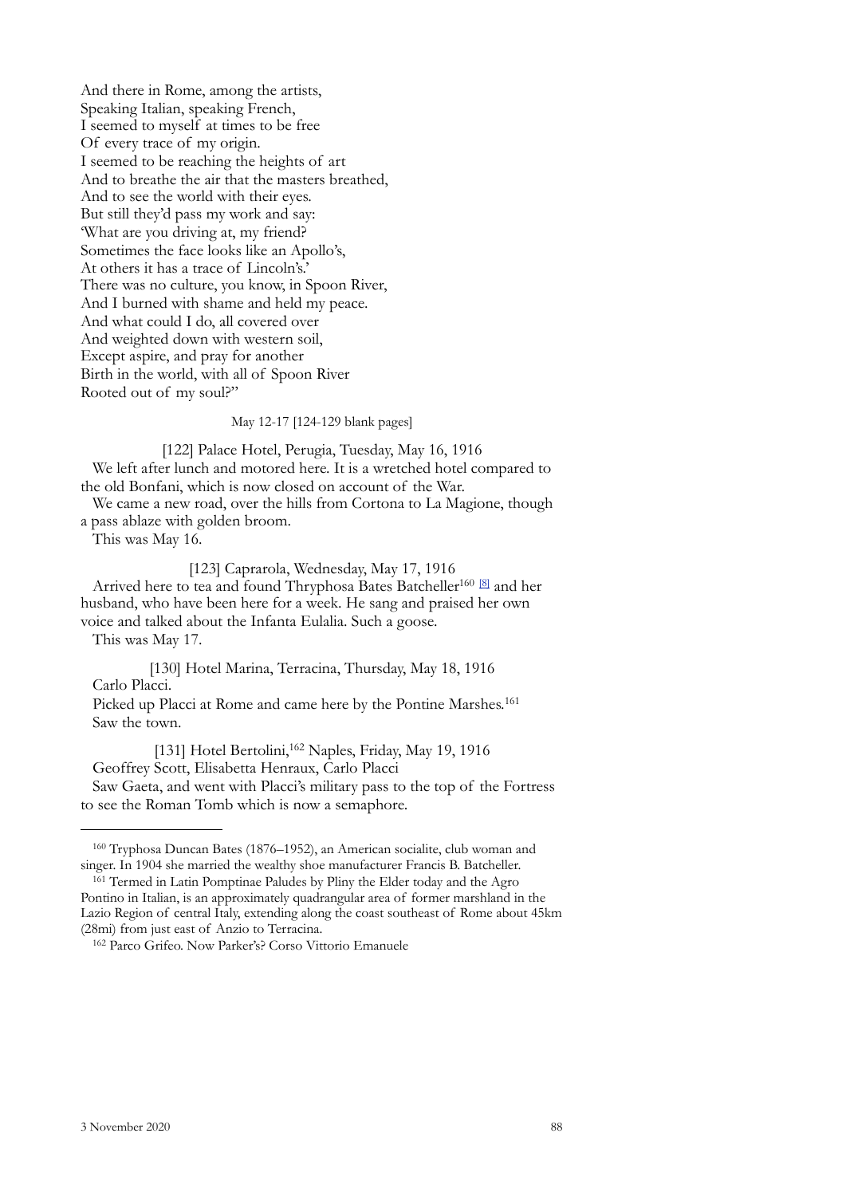And there in Rome, among the artists,
Speaking Italian, speaking French,
I seemed to myself at times to be free
Of every trace of my origin.
I seemed to be reaching the heights of art
And to breathe the air that the masters breathed,
And to see the world with their eyes.
But still they'd pass my work and say:
'What are you driving at, my friend?
Sometimes the face looks like an Apollo's,
At others it has a trace of Lincoln's.'
There was no culture, you know, in Spoon River,
And I burned with shame and held my peace.
And what could I do, all covered over
And weighted down with western soil,
Except aspire, and pray for another
Birth in the world, with all of Spoon River
Rooted out of my soul?"

May 12-17 [124-129 blank pages]

[122] Palace Hotel, Perugia, Tuesday, May 16, 1916

We left after lunch and motored here. It is a wretched hotel compared to the old Bonfani, which is now closed on account of the War.

We came a new road, over the hills from Cortona to La Magione, though a pass ablaze with golden broom.

This was May 16.

[123] Caprarola, Wednesday, May 17, 1916

Arrived here to tea and found Thryphosa Bates Batcheller[160] [8] and her husband, who have been here for a week. He sang and praised her own voice and talked about the Infanta Eulalia. Such a goose.

This was May 17.

[130] Hotel Marina, Terracina, Thursday, May 18, 1916

Carlo Placci.

Picked up Placci at Rome and came here by the Pontine Marshes.[161] Saw the town.

[131] Hotel Bertolini,[162] Naples, Friday, May 19, 1916

Geoffrey Scott, Elisabetta Henraux, Carlo Placci

Saw Gaeta, and went with Placci's military pass to the top of the Fortress to see the Roman Tomb which is now a semaphore.

---

[160] Tryphosa Duncan Bates (1876–1952), an American socialite, club woman and singer. In 1904 she married the wealthy shoe manufacturer Francis B. Batcheller.

[161] Termed in Latin Pomptinae Paludes by Pliny the Elder today and the Agro Pontino in Italian, is an approximately quadrangular area of former marshland in the Lazio Region of central Italy, extending along the coast southeast of Rome about 45km (28mi) from just east of Anzio to Terracina.

[162] Parco Grifeo. Now Parker's? Corso Vittorio Emanuele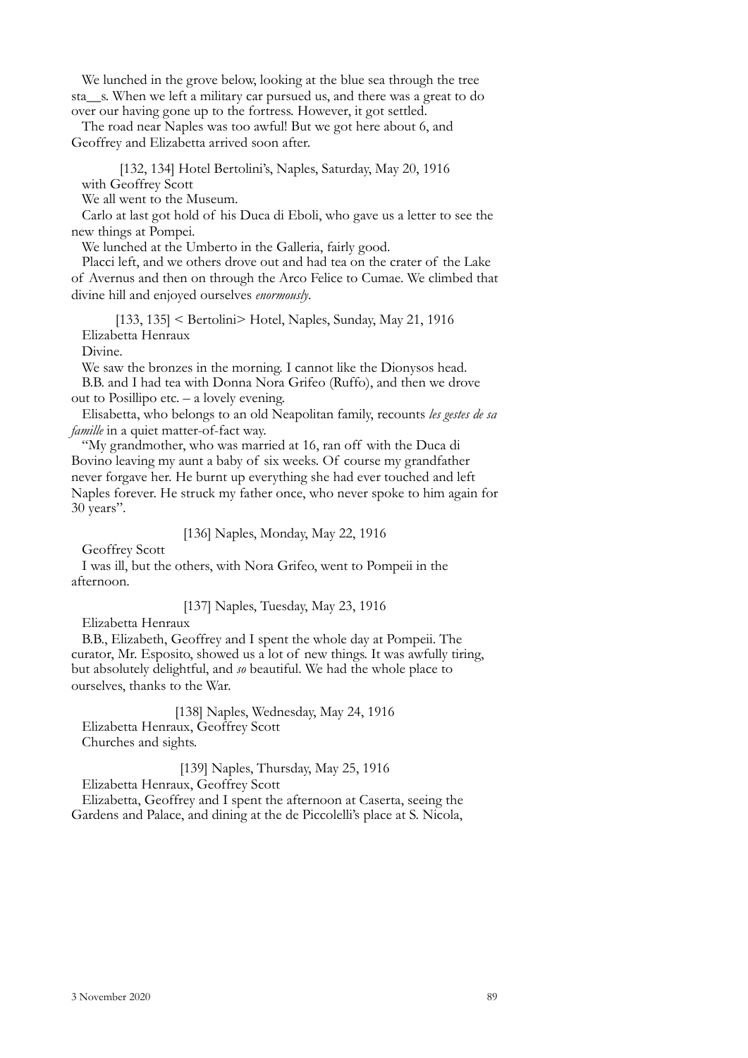We lunched in the grove below, looking at the blue sea through the tree sta__s. When we left a military car pursued us, and there was a great to do over our having gone up to the fortress. However, it got settled.

The road near Naples was too awful! But we got here about 6, and Geoffrey and Elizabetta arrived soon after.

[132, 134] Hotel Bertolini's, Naples, Saturday, May 20, 1916

with Geoffrey Scott

We all went to the Museum.

Carlo at last got hold of his Duca di Eboli, who gave us a letter to see the new things at Pompei.

We lunched at the Umberto in the Galleria, fairly good.

Placci left, and we others drove out and had tea on the crater of the Lake of Avernus and then on through the Arco Felice to Cumae. We climbed that divine hill and enjoyed ourselves *enormously*.

[133, 135] < Bertolini> Hotel, Naples, Sunday, May 21, 1916

Elizabetta Henraux

Divine.

We saw the bronzes in the morning. I cannot like the Dionysos head.

B.B. and I had tea with Donna Nora Grifeo (Ruffo), and then we drove out to Posillipo etc. – a lovely evening.

Elisabetta, who belongs to an old Neapolitan family, recounts *les gestes de sa famille* in a quiet matter-of-fact way.

"My grandmother, who was married at 16, ran off with the Duca di Bovino leaving my aunt a baby of six weeks. Of course my grandfather never forgave her. He burnt up everything she had ever touched and left Naples forever. He struck my father once, who never spoke to him again for 30 years".

[136] Naples, Monday, May 22, 1916

Geoffrey Scott

I was ill, but the others, with Nora Grifeo, went to Pompeii in the afternoon.

[137] Naples, Tuesday, May 23, 1916

Elizabetta Henraux

B.B., Elizabeth, Geoffrey and I spent the whole day at Pompeii. The curator, Mr. Esposito, showed us a lot of new things. It was awfully tiring, but absolutely delightful, and *so* beautiful. We had the whole place to ourselves, thanks to the War.

[138] Naples, Wednesday, May 24, 1916

Elizabetta Henraux, Geoffrey Scott

Churches and sights.

[139] Naples, Thursday, May 25, 1916

Elizabetta Henraux, Geoffrey Scott

Elizabetta, Geoffrey and I spent the afternoon at Caserta, seeing the Gardens and Palace, and dining at the de Piccolelli's place at S. Nicola,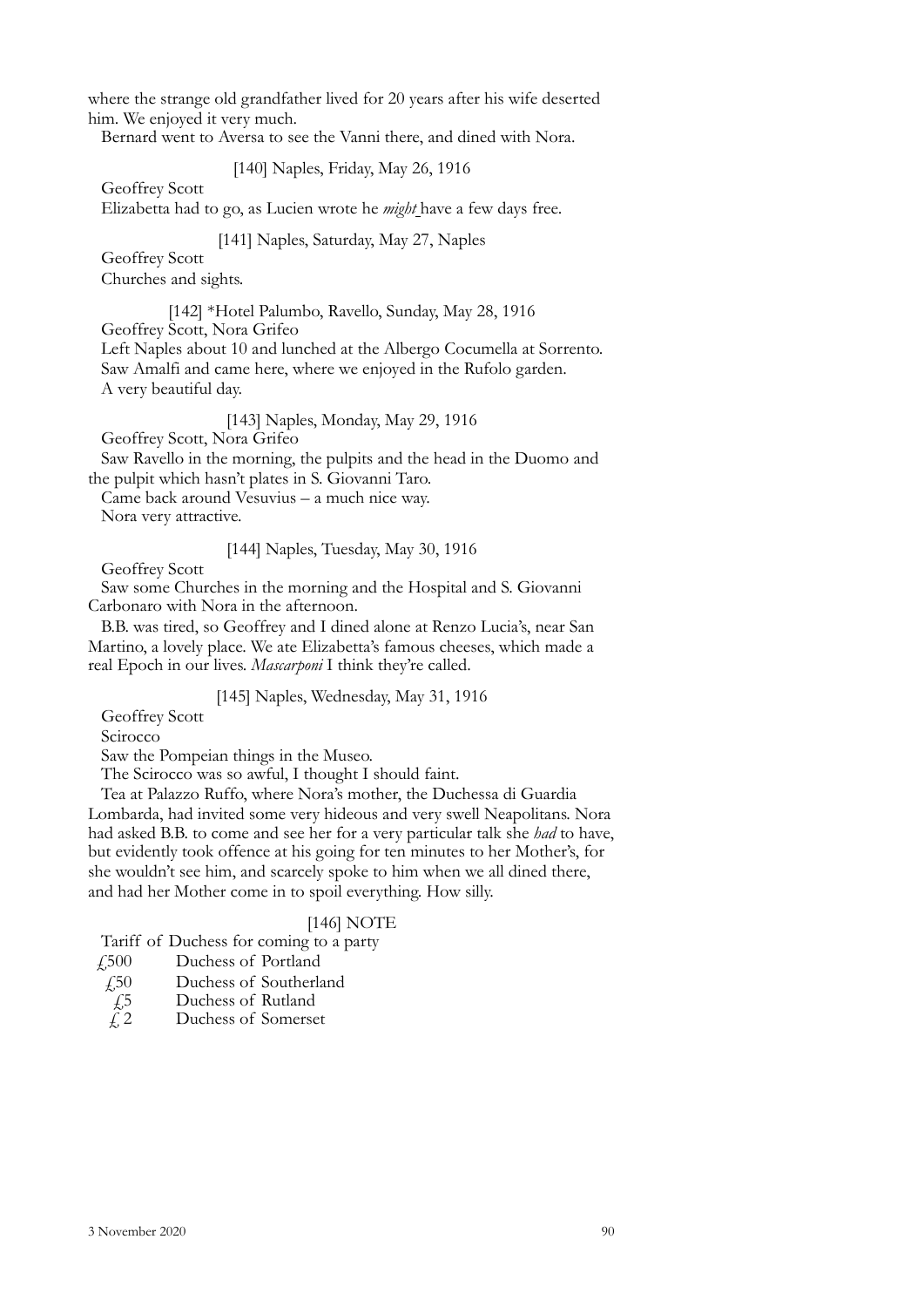where the strange old grandfather lived for 20 years after his wife deserted him. We enjoyed it very much.

Bernard went to Aversa to see the Vanni there, and dined with Nora.

[140] Naples, Friday, May 26, 1916

Geoffrey Scott

Elizabetta had to go, as Lucien wrote he *might* have a few days free.

[141] Naples, Saturday, May 27, Naples

Geoffrey Scott

Churches and sights.

[142] *Hotel Palumbo, Ravello, Sunday, May 28, 1916

Geoffrey Scott, Nora Grifeo

Left Naples about 10 and lunched at the Albergo Cocumella at Sorrento. Saw Amalfi and came here, where we enjoyed in the Rufolo garden.

A very beautiful day.

[143] Naples, Monday, May 29, 1916

Geoffrey Scott, Nora Grifeo

Saw Ravello in the morning, the pulpits and the head in the Duomo and the pulpit which hasn't plates in S. Giovanni Taro.

Came back around Vesuvius – a much nice way.

Nora very attractive.

[144] Naples, Tuesday, May 30, 1916

Geoffrey Scott

Saw some Churches in the morning and the Hospital and S. Giovanni Carbonaro with Nora in the afternoon.

B.B. was tired, so Geoffrey and I dined alone at Renzo Lucia's, near San Martino, a lovely place. We ate Elizabetta's famous cheeses, which made a real Epoch in our lives. *Mascarponi* I think they're called.

[145] Naples, Wednesday, May 31, 1916

Geoffrey Scott

Scirocco

Saw the Pompeian things in the Museo.

The Scirocco was so awful, I thought I should faint.

Tea at Palazzo Ruffo, where Nora's mother, the Duchessa di Guardia Lombarda, had invited some very hideous and very swell Neapolitans. Nora had asked B.B. to come and see her for a very particular talk she *had* to have, but evidently took offence at his going for ten minutes to her Mother's, for she wouldn't see him, and scarcely spoke to him when we all dined there, and had her Mother come in to spoil everything. How silly.

[146] NOTE

Tariff of Duchess for coming to a party

£500 Duchess of Portland

£50 Duchess of Southerland

£5 Duchess of Rutland

£ 2 Duchess of Somerset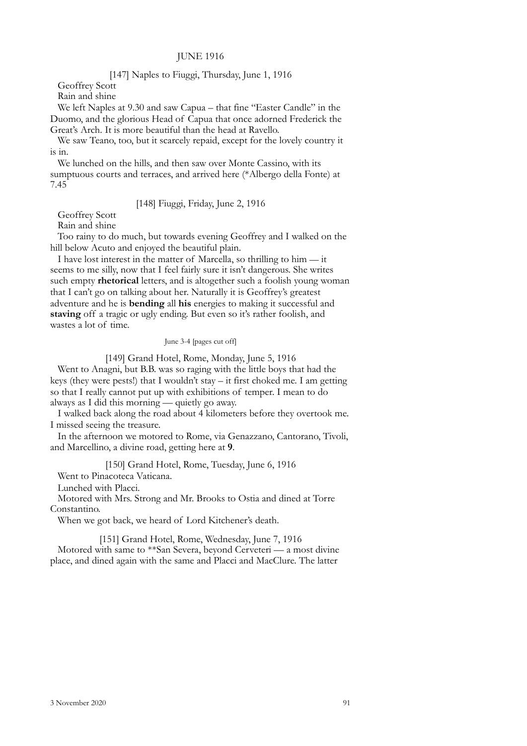# JUNE 1916

[147] Naples to Fiuggi, Thursday, June 1, 1916

Geoffrey Scott

Rain and shine

We left Naples at 9.30 and saw Capua – that fine "Easter Candle" in the Duomo, and the glorious Head of Capua that once adorned Frederick the Great's Arch. It is more beautiful than the head at Ravello.

We saw Teano, too, but it scarcely repaid, except for the lovely country it is in.

We lunched on the hills, and then saw over Monte Cassino, with its sumptuous courts and terraces, and arrived here (*Albergo della Fonte) at 7.45

[148] Fiuggi, Friday, June 2, 1916

Geoffrey Scott

Rain and shine

Too rainy to do much, but towards evening Geoffrey and I walked on the hill below Acuto and enjoyed the beautiful plain.

I have lost interest in the matter of Marcella, so thrilling to him — it seems to me silly, now that I feel fairly sure it isn't dangerous. She writes such empty **rhetorical** letters, and is altogether such a foolish young woman that I can't go on talking about her. Naturally it is Geoffrey's greatest adventure and he is **bending** all **his** energies to making it successful and **staving** off a tragic or ugly ending. But even so it's rather foolish, and wastes a lot of time.

June 3-4 [pages cut off]

[149] Grand Hotel, Rome, Monday, June 5, 1916

Went to Anagni, but B.B. was so raging with the little boys that had the keys (they were pests!) that I wouldn't stay – it first choked me. I am getting so that I really cannot put up with exhibitions of temper. I mean to do always as I did this morning — quietly go away.

I walked back along the road about 4 kilometers before they overtook me. I missed seeing the treasure.

In the afternoon we motored to Rome, via Genazzano, Cantorano, Tivoli, and Marcellino, a divine road, getting here at **9**.

[150] Grand Hotel, Rome, Tuesday, June 6, 1916

Went to Pinacoteca Vaticana.

Lunched with Placci.

Motored with Mrs. Strong and Mr. Brooks to Ostia and dined at Torre Constantino.

When we got back, we heard of Lord Kitchener's death.

[151] Grand Hotel, Rome, Wednesday, June 7, 1916

Motored with same to **San Severa, beyond Cerveteri — a most divine place, and dined again with the same and Placci and MacClure. The latter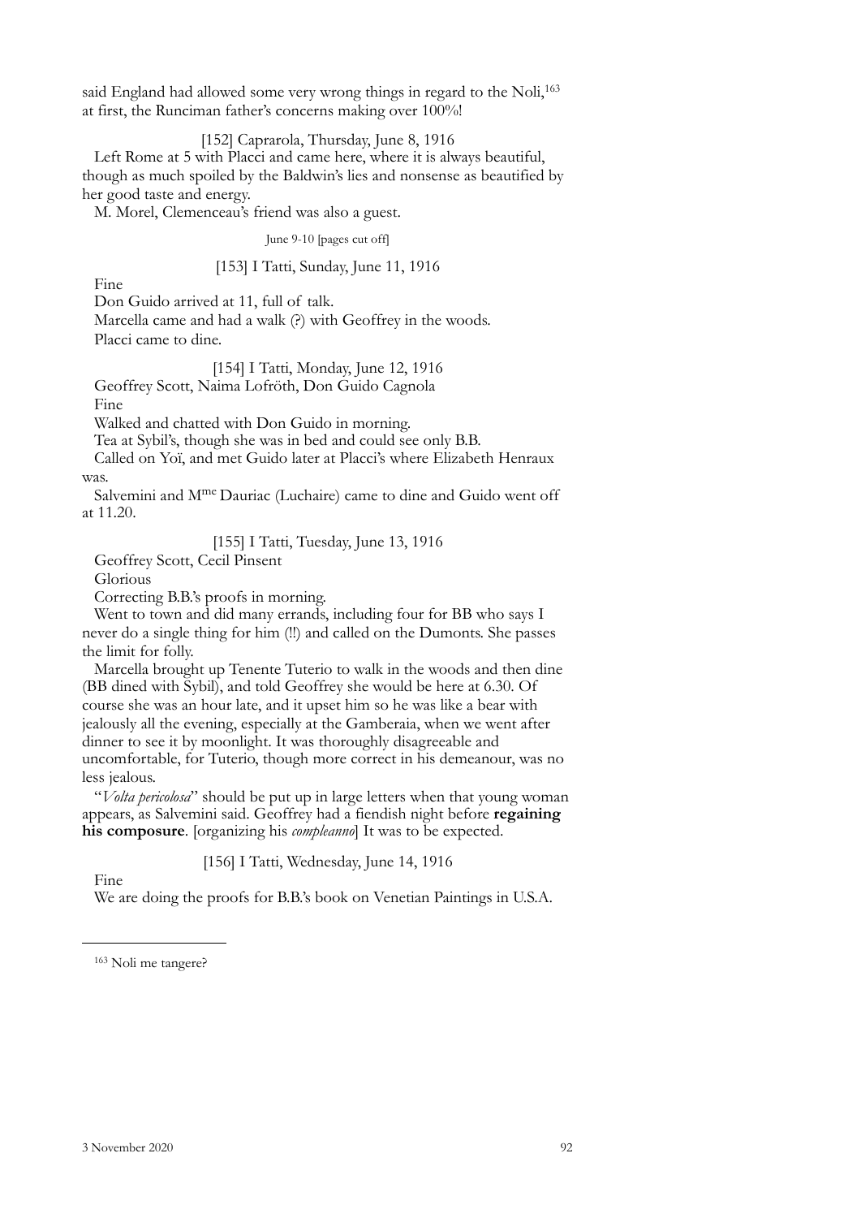said England had allowed some very wrong things in regard to the Noli,[163] at first, the Runciman father's concerns making over 100%!

[152] Caprarola, Thursday, June 8, 1916

Left Rome at 5 with Placci and came here, where it is always beautiful, though as much spoiled by the Baldwin's lies and nonsense as beautified by her good taste and energy.

M. Morel, Clemenceau's friend was also a guest.

June 9-10 [pages cut off]

[153] I Tatti, Sunday, June 11, 1916

Fine

Don Guido arrived at 11, full of talk.

Marcella came and had a walk (?) with Geoffrey in the woods.

Placci came to dine.

[154] I Tatti, Monday, June 12, 1916

Geoffrey Scott, Naima Lofröth, Don Guido Cagnola

Fine

Walked and chatted with Don Guido in morning.

Tea at Sybil's, though she was in bed and could see only B.B.

Called on Yoï, and met Guido later at Placci's where Elizabeth Henraux was.

Salvemini and M^me^ Dauriac (Luchaire) came to dine and Guido went off at 11.20.

[155] I Tatti, Tuesday, June 13, 1916

Geoffrey Scott, Cecil Pinsent

Glorious

Correcting B.B.'s proofs in morning.

Went to town and did many errands, including four for BB who says I never do a single thing for him (!!) and called on the Dumonts. She passes the limit for folly.

Marcella brought up Tenente Tuterio to walk in the woods and then dine (BB dined with Sybil), and told Geoffrey she would be here at 6.30. Of course she was an hour late, and it upset him so he was like a bear with jealously all the evening, especially at the Gamberaia, when we went after dinner to see it by moonlight. It was thoroughly disagreeable and uncomfortable, for Tuterio, though more correct in his demeanour, was no less jealous.

"*Volta pericolosa*" should be put up in large letters when that young woman appears, as Salvemini said. Geoffrey had a fiendish night before **regaining his composure**. [organizing his *compleanno*] It was to be expected.

[156] I Tatti, Wednesday, June 14, 1916

Fine

We are doing the proofs for B.B.'s book on Venetian Paintings in U.S.A.

---

[163] Noli me tangere?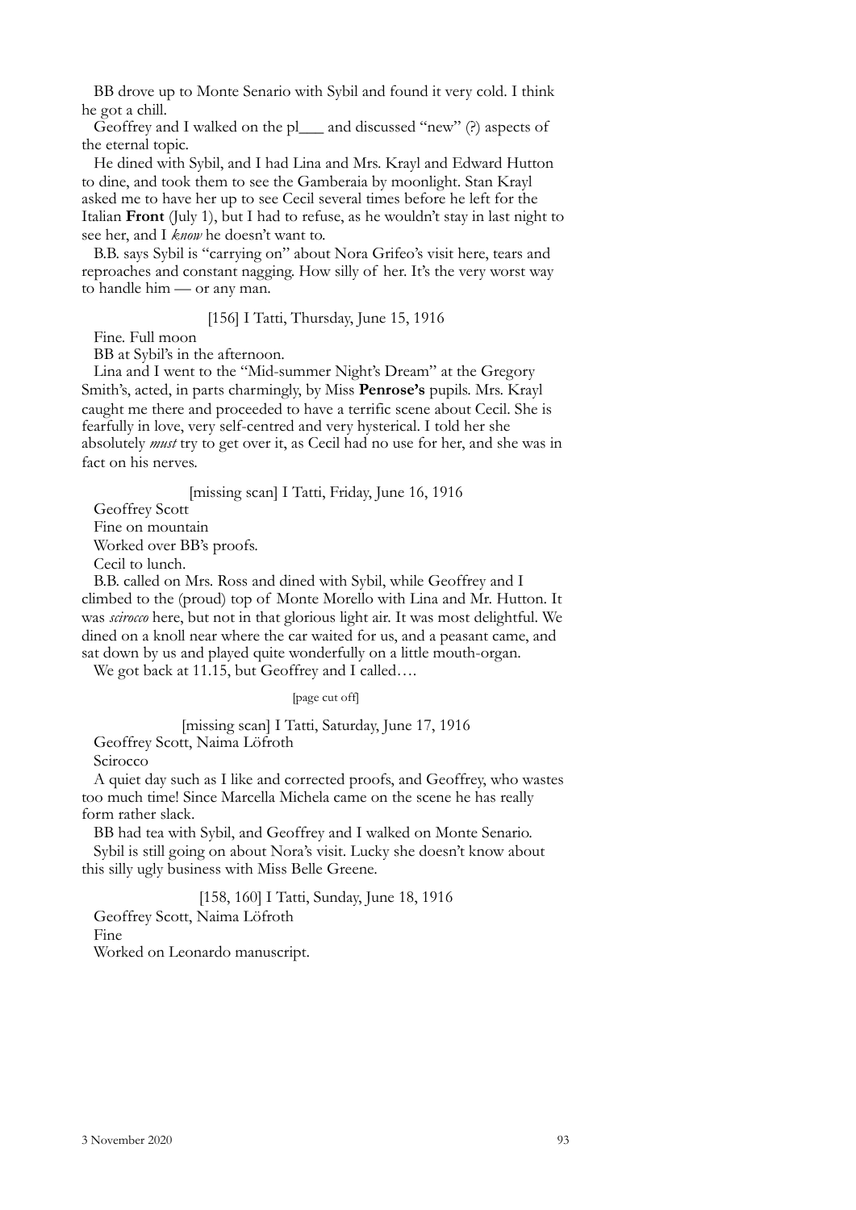BB drove up to Monte Senario with Sybil and found it very cold. I think he got a chill.

Geoffrey and I walked on the pl___ and discussed "new" (?) aspects of the eternal topic.

He dined with Sybil, and I had Lina and Mrs. Krayl and Edward Hutton to dine, and took them to see the Gamberaia by moonlight. Stan Krayl asked me to have her up to see Cecil several times before he left for the Italian **Front** (July 1), but I had to refuse, as he wouldn't stay in last night to see her, and I *know* he doesn't want to.

B.B. says Sybil is "carrying on" about Nora Grifeo's visit here, tears and reproaches and constant nagging. How silly of her. It's the very worst way to handle him — or any man.

[156] I Tatti, Thursday, June 15, 1916

Fine. Full moon

BB at Sybil's in the afternoon.

Lina and I went to the "Mid-summer Night's Dream" at the Gregory Smith's, acted, in parts charmingly, by Miss **Penrose's** pupils. Mrs. Krayl caught me there and proceeded to have a terrific scene about Cecil. She is fearfully in love, very self-centred and very hysterical. I told her she absolutely *must* try to get over it, as Cecil had no use for her, and she was in fact on his nerves.

[missing scan] I Tatti, Friday, June 16, 1916

Geoffrey Scott

Fine on mountain

Worked over BB's proofs.

Cecil to lunch.

B.B. called on Mrs. Ross and dined with Sybil, while Geoffrey and I climbed to the (proud) top of Monte Morello with Lina and Mr. Hutton. It was *scirocco* here, but not in that glorious light air. It was most delightful. We dined on a knoll near where the car waited for us, and a peasant came, and sat down by us and played quite wonderfully on a little mouth-organ.

We got back at 11.15, but Geoffrey and I called….

[page cut off]

[missing scan] I Tatti, Saturday, June 17, 1916

Geoffrey Scott, Naima Löfroth

Scirocco

A quiet day such as I like and corrected proofs, and Geoffrey, who wastes too much time! Since Marcella Michela came on the scene he has really form rather slack.

BB had tea with Sybil, and Geoffrey and I walked on Monte Senario.

Sybil is still going on about Nora's visit. Lucky she doesn't know about this silly ugly business with Miss Belle Greene.

[158, 160] I Tatti, Sunday, June 18, 1916

Geoffrey Scott, Naima Löfroth

Fine

Worked on Leonardo manuscript.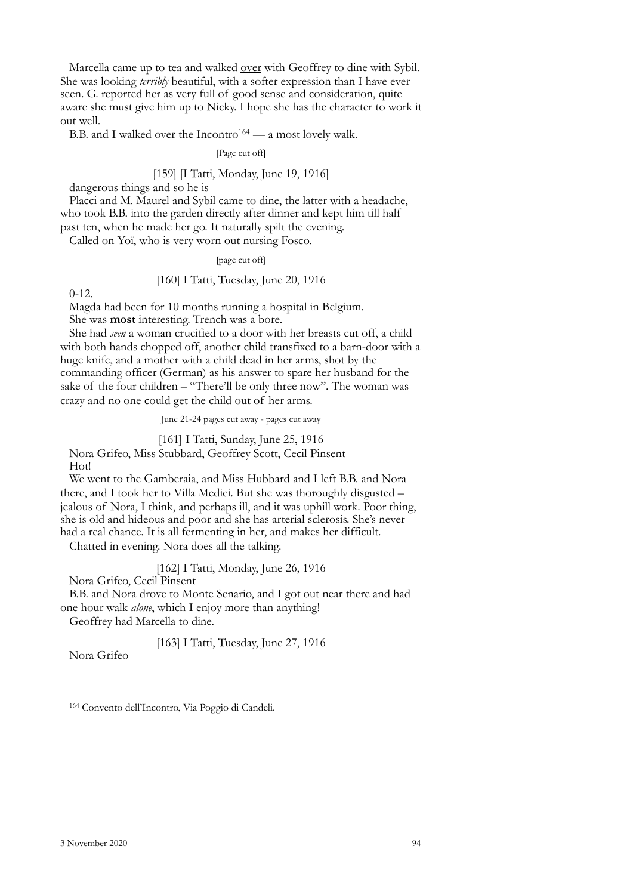Marcella came up to tea and walked <u>over</u> with Geoffrey to dine with Sybil. She was looking *terribly* beautiful, with a softer expression than I have ever seen. G. reported her as very full of good sense and consideration, quite aware she must give him up to Nicky. I hope she has the character to work it out well.

B.B. and I walked over the Incontro[164] — a most lovely walk.

[Page cut off]

[159] [I Tatti, Monday, June 19, 1916]

dangerous things and so he is

Placci and M. Maurel and Sybil came to dine, the latter with a headache, who took B.B. into the garden directly after dinner and kept him till half past ten, when he made her go. It naturally spilt the evening.

Called on Yoï, who is very worn out nursing Fosco.

[page cut off]

[160] I Tatti, Tuesday, June 20, 1916

0-12.

Magda had been for 10 months running a hospital in Belgium.

She was **most** interesting. Trench was a bore.

She had *seen* a woman crucified to a door with her breasts cut off, a child with both hands chopped off, another child transfixed to a barn-door with a huge knife, and a mother with a child dead in her arms, shot by the commanding officer (German) as his answer to spare her husband for the sake of the four children – "There'll be only three now". The woman was crazy and no one could get the child out of her arms.

June 21-24 pages cut away - pages cut away

[161] I Tatti, Sunday, June 25, 1916

Nora Grifeo, Miss Stubbard, Geoffrey Scott, Cecil Pinsent

Hot!

We went to the Gamberaia, and Miss Hubbard and I left B.B. and Nora there, and I took her to Villa Medici. But she was thoroughly disgusted – jealous of Nora, I think, and perhaps ill, and it was uphill work. Poor thing, she is old and hideous and poor and she has arterial sclerosis. She's never had a real chance. It is all fermenting in her, and makes her difficult.

Chatted in evening. Nora does all the talking.

[162] I Tatti, Monday, June 26, 1916

Nora Grifeo, Cecil Pinsent

B.B. and Nora drove to Monte Senario, and I got out near there and had one hour walk *alone*, which I enjoy more than anything!

Geoffrey had Marcella to dine.

[163] I Tatti, Tuesday, June 27, 1916

Nora Grifeo

---

[164] Convento dell'Incontro, Via Poggio di Candeli.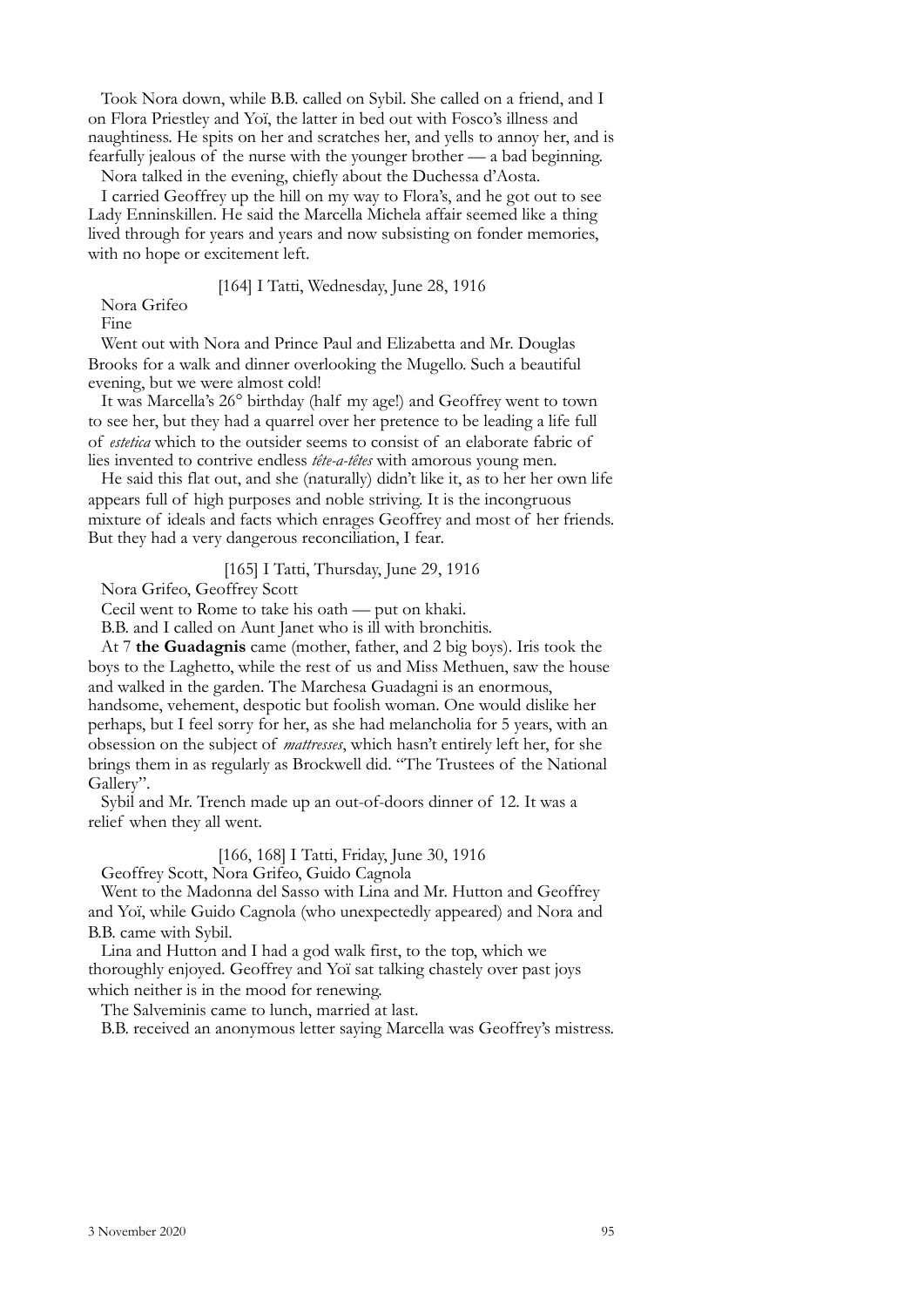Took Nora down, while B.B. called on Sybil. She called on a friend, and I on Flora Priestley and Yoï, the latter in bed out with Fosco's illness and naughtiness. He spits on her and scratches her, and yells to annoy her, and is fearfully jealous of the nurse with the younger brother — a bad beginning.

Nora talked in the evening, chiefly about the Duchessa d'Aosta.

I carried Geoffrey up the hill on my way to Flora's, and he got out to see Lady Enninskillen. He said the Marcella Michela affair seemed like a thing lived through for years and years and now subsisting on fonder memories, with no hope or excitement left.

[164] I Tatti, Wednesday, June 28, 1916

Nora Grifeo

Fine

Went out with Nora and Prince Paul and Elizabetta and Mr. Douglas Brooks for a walk and dinner overlooking the Mugello. Such a beautiful evening, but we were almost cold!

It was Marcella's 26° birthday (half my age!) and Geoffrey went to town to see her, but they had a quarrel over her pretence to be leading a life full of *estetica* which to the outsider seems to consist of an elaborate fabric of lies invented to contrive endless *tête-a-têtes* with amorous young men.

He said this flat out, and she (naturally) didn't like it, as to her her own life appears full of high purposes and noble striving. It is the incongruous mixture of ideals and facts which enrages Geoffrey and most of her friends. But they had a very dangerous reconciliation, I fear.

[165] I Tatti, Thursday, June 29, 1916

Nora Grifeo, Geoffrey Scott

Cecil went to Rome to take his oath — put on khaki.

B.B. and I called on Aunt Janet who is ill with bronchitis.

At 7 **the Guadagnis** came (mother, father, and 2 big boys). Iris took the boys to the Laghetto, while the rest of us and Miss Methuen, saw the house and walked in the garden. The Marchesa Guadagni is an enormous, handsome, vehement, despotic but foolish woman. One would dislike her perhaps, but I feel sorry for her, as she had melancholia for 5 years, with an obsession on the subject of *mattresses*, which hasn't entirely left her, for she brings them in as regularly as Brockwell did. "The Trustees of the National Gallery".

Sybil and Mr. Trench made up an out-of-doors dinner of 12. It was a relief when they all went.

[166, 168] I Tatti, Friday, June 30, 1916

Geoffrey Scott, Nora Grifeo, Guido Cagnola

Went to the Madonna del Sasso with Lina and Mr. Hutton and Geoffrey and Yoï, while Guido Cagnola (who unexpectedly appeared) and Nora and B.B. came with Sybil.

Lina and Hutton and I had a god walk first, to the top, which we thoroughly enjoyed. Geoffrey and Yoï sat talking chastely over past joys which neither is in the mood for renewing.

The Salveminis came to lunch, married at last.

B.B. received an anonymous letter saying Marcella was Geoffrey's mistress.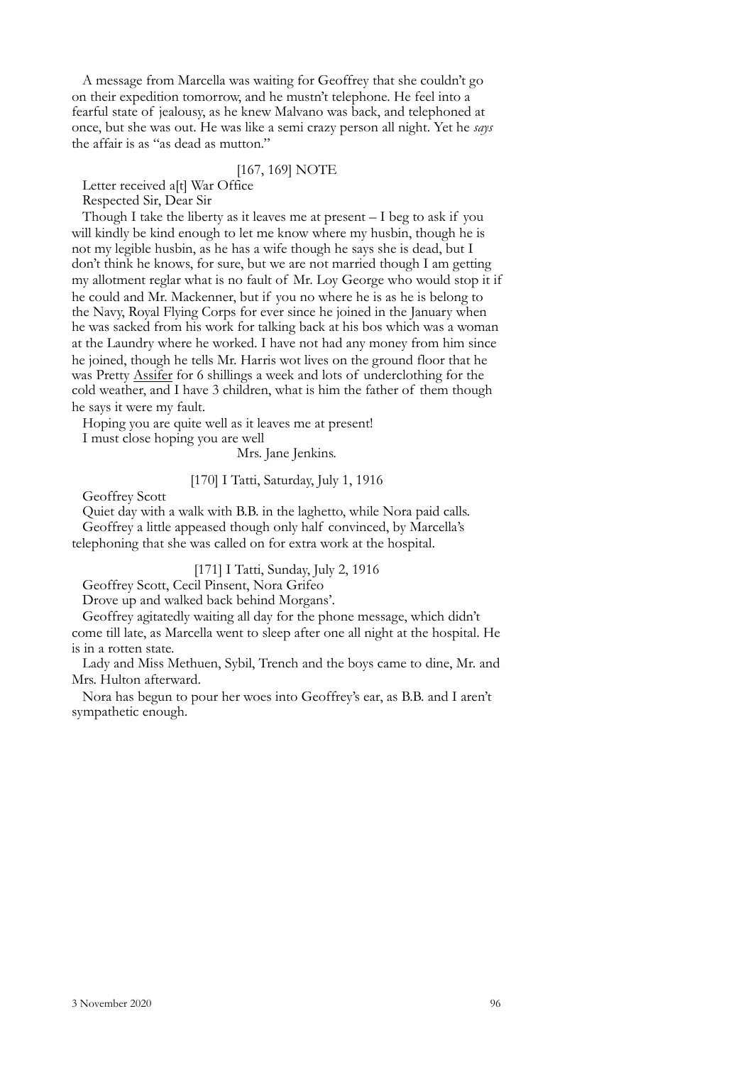A message from Marcella was waiting for Geoffrey that she couldn't go on their expedition tomorrow, and he mustn't telephone. He feel into a fearful state of jealousy, as he knew Malvano was back, and telephoned at once, but she was out. He was like a semi crazy person all night. Yet he *says* the affair is as "as dead as mutton."

[167, 169] NOTE

Letter received a[t] War Office

Respected Sir, Dear Sir

Though I take the liberty as it leaves me at present – I beg to ask if you will kindly be kind enough to let me know where my husbin, though he is not my legible husbin, as he has a wife though he says she is dead, but I don't think he knows, for sure, but we are not married though I am getting my allotment reglar what is no fault of Mr. Loy George who would stop it if he could and Mr. Mackenner, but if you no where he is as he is belong to the Navy, Royal Flying Corps for ever since he joined in the January when he was sacked from his work for talking back at his bos which was a woman at the Laundry where he worked. I have not had any money from him since he joined, though he tells Mr. Harris wot lives on the ground floor that he was Pretty <u>Assifer</u> for 6 shillings a week and lots of underclothing for the cold weather, and I have 3 children, what is him the father of them though he says it were my fault.

Hoping you are quite well as it leaves me at present!

I must close hoping you are well

Mrs. Jane Jenkins.

[170] I Tatti, Saturday, July 1, 1916

Geoffrey Scott

Quiet day with a walk with B.B. in the laghetto, while Nora paid calls.

Geoffrey a little appeased though only half convinced, by Marcella's telephoning that she was called on for extra work at the hospital.

[171] I Tatti, Sunday, July 2, 1916

Geoffrey Scott, Cecil Pinsent, Nora Grifeo

Drove up and walked back behind Morgans'.

Geoffrey agitatedly waiting all day for the phone message, which didn't come till late, as Marcella went to sleep after one all night at the hospital. He is in a rotten state.

Lady and Miss Methuen, Sybil, Trench and the boys came to dine, Mr. and Mrs. Hulton afterward.

Nora has begun to pour her woes into Geoffrey's ear, as B.B. and I aren't sympathetic enough.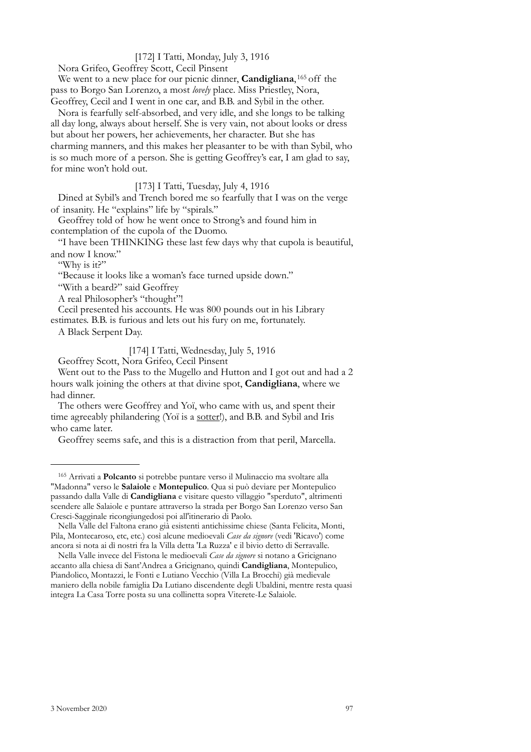[172] I Tatti, Monday, July 3, 1916

Nora Grifeo, Geoffrey Scott, Cecil Pinsent

We went to a new place for our picnic dinner, **Candigliana**,[165] off the pass to Borgo San Lorenzo, a most *lovely* place. Miss Priestley, Nora, Geoffrey, Cecil and I went in one car, and B.B. and Sybil in the other.

Nora is fearfully self-absorbed, and very idle, and she longs to be talking all day long, always about herself. She is very vain, not about looks or dress but about her powers, her achievements, her character. But she has charming manners, and this makes her pleasanter to be with than Sybil, who is so much more of a person. She is getting Geoffrey's ear, I am glad to say, for mine won't hold out.

[173] I Tatti, Tuesday, July 4, 1916

Dined at Sybil's and Trench bored me so fearfully that I was on the verge of insanity. He "explains" life by "spirals."

Geoffrey told of how he went once to Strong's and found him in contemplation of the cupola of the Duomo.

"I have been THINKING these last few days why that cupola is beautiful, and now I know."

"Why is it?"

"Because it looks like a woman's face turned upside down."

"With a beard?" said Geoffrey

A real Philosopher's "thought"!

Cecil presented his accounts. He was 800 pounds out in his Library estimates. B.B. is furious and lets out his fury on me, fortunately.

A Black Serpent Day.

[174] I Tatti, Wednesday, July 5, 1916

Geoffrey Scott, Nora Grifeo, Cecil Pinsent

Went out to the Pass to the Mugello and Hutton and I got out and had a 2 hours walk joining the others at that divine spot, **Candigliana**, where we had dinner.

The others were Geoffrey and Yoï, who came with us, and spent their time agreeably philandering (Yoï is a <u>sotter</u>!), and B.B. and Sybil and Iris who came later.

Geoffrey seems safe, and this is a distraction from that peril, Marcella.

---

[165] Arrivati a **Polcanto** si potrebbe puntare verso il Mulinaccio ma svoltare alla "Madonna" verso le **Salaiole** e **Montepulico**. Qua si può deviare per Montepulico passando dalla Valle di **Candigliana** e visitare questo villaggio "sperduto", altrimenti scendere alle Salaiole e puntare attraverso la strada per Borgo San Lorenzo verso San Cresci-Sagginale ricongiungedosi poi all'itinerario di Paolo.

Nella Valle del Faltona erano già esistenti antichissime chiese (Santa Felicita, Monti, Pila, Montecaroso, etc, etc.) così alcune medioevali *Case da signore* (vedi 'Ricavo') come ancora si nota ai dì nostri fra la Villa detta 'La Ruzza' e il bivio detto di Serravalle.

Nella Valle invece del Fistona le medioevali *Case da signore* si notano a Gricignano accanto alla chiesa di Sant'Andrea a Gricignano, quindi **Candigliana**, Montepulico, Piandolico, Montazzi, le Fonti e Lutiano Vecchio (Villa La Brocchi) già medievale maniero della nobile famiglia Da Lutiano discendente degli Ubaldini, mentre resta quasi integra La Casa Torre posta su una collinetta sopra Viterete-Le Salaiole.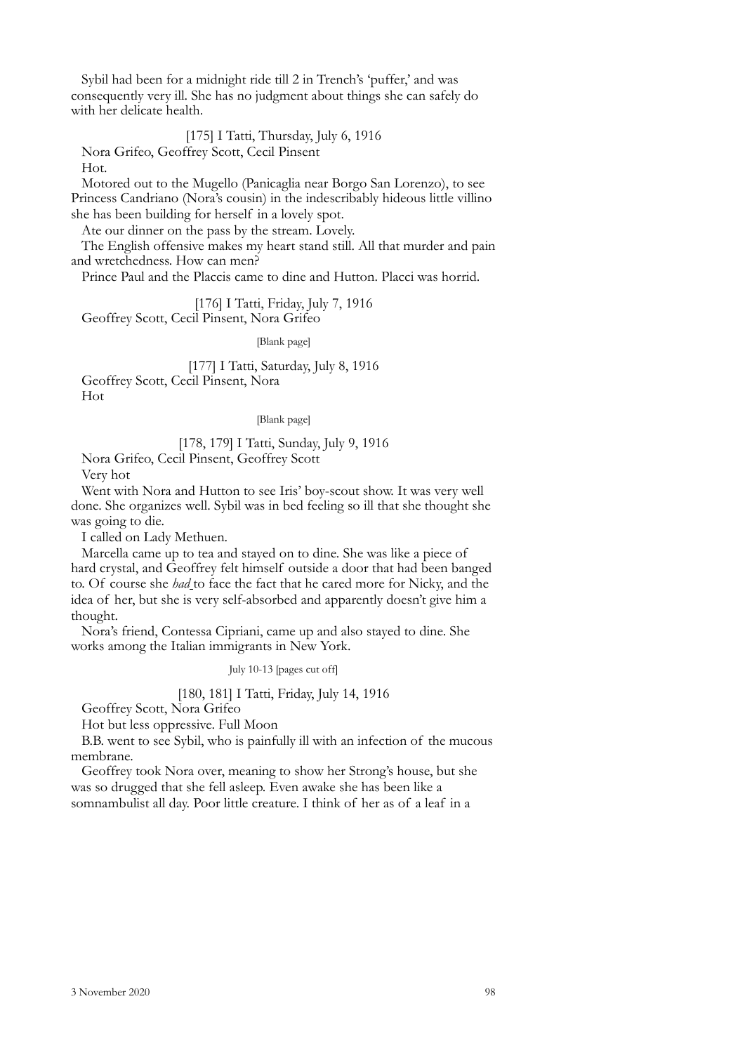Sybil had been for a midnight ride till 2 in Trench's 'puffer,' and was consequently very ill. She has no judgment about things she can safely do with her delicate health.

[175] I Tatti, Thursday, July 6, 1916

Nora Grifeo, Geoffrey Scott, Cecil Pinsent

Hot.

Motored out to the Mugello (Panicaglia near Borgo San Lorenzo), to see Princess Candriano (Nora's cousin) in the indescribably hideous little villino she has been building for herself in a lovely spot.

Ate our dinner on the pass by the stream. Lovely.

The English offensive makes my heart stand still. All that murder and pain and wretchedness. How can men?

Prince Paul and the Placcis came to dine and Hutton. Placci was horrid.

[176] I Tatti, Friday, July 7, 1916

Geoffrey Scott, Cecil Pinsent, Nora Grifeo

[Blank page]

[177] I Tatti, Saturday, July 8, 1916

Geoffrey Scott, Cecil Pinsent, Nora

Hot

[Blank page]

[178, 179] I Tatti, Sunday, July 9, 1916

Nora Grifeo, Cecil Pinsent, Geoffrey Scott

Very hot

Went with Nora and Hutton to see Iris' boy-scout show. It was very well done. She organizes well. Sybil was in bed feeling so ill that she thought she was going to die.

I called on Lady Methuen.

Marcella came up to tea and stayed on to dine. She was like a piece of hard crystal, and Geoffrey felt himself outside a door that had been banged to. Of course she *had* to face the fact that he cared more for Nicky, and the idea of her, but she is very self-absorbed and apparently doesn't give him a thought.

Nora's friend, Contessa Cipriani, came up and also stayed to dine. She works among the Italian immigrants in New York.

July 10-13 [pages cut off]

[180, 181] I Tatti, Friday, July 14, 1916

Geoffrey Scott, Nora Grifeo

Hot but less oppressive. Full Moon

B.B. went to see Sybil, who is painfully ill with an infection of the mucous membrane.

Geoffrey took Nora over, meaning to show her Strong's house, but she was so drugged that she fell asleep. Even awake she has been like a somnambulist all day. Poor little creature. I think of her as of a leaf in a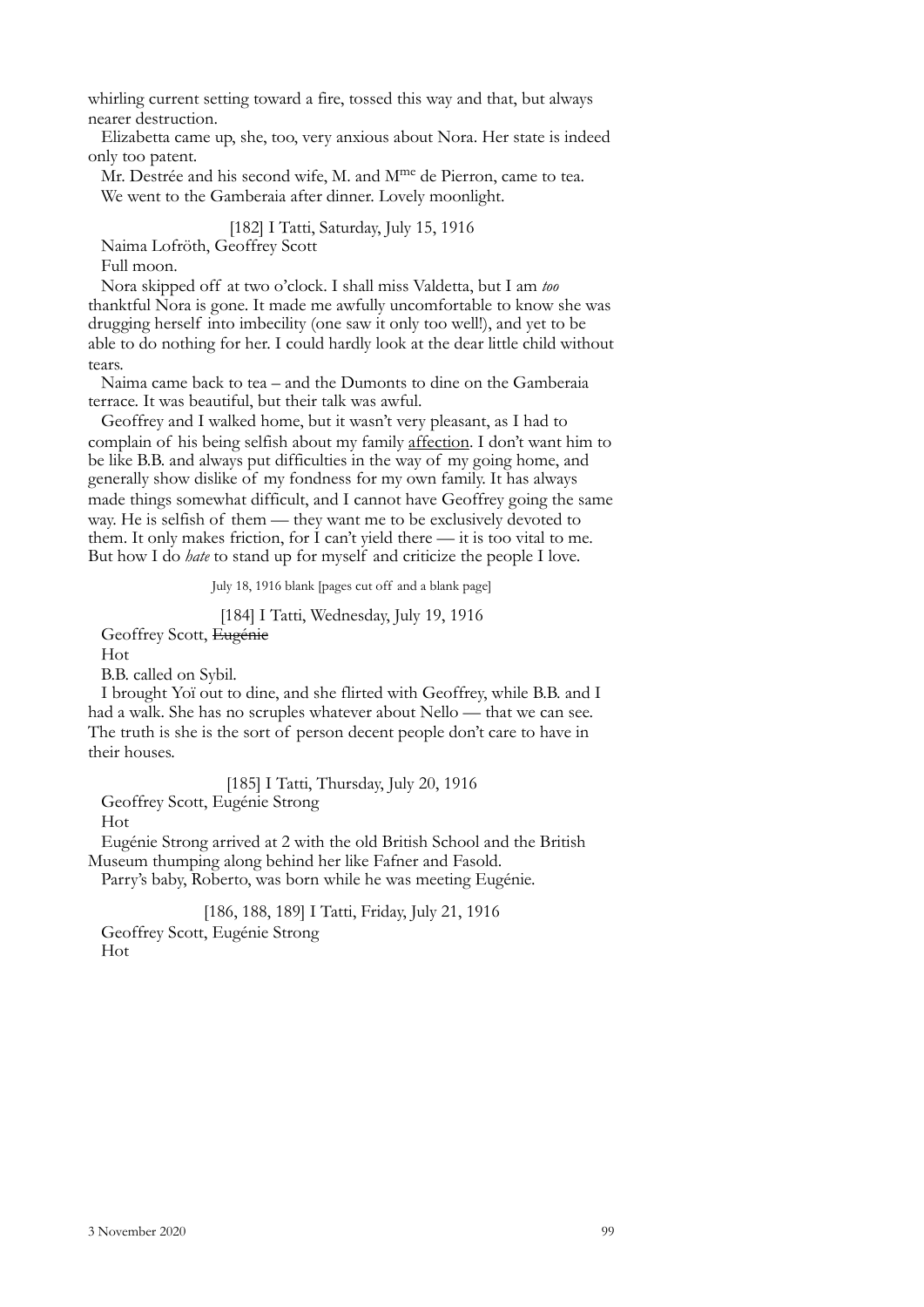whirling current setting toward a fire, tossed this way and that, but always nearer destruction.

Elizabetta came up, she, too, very anxious about Nora. Her state is indeed only too patent.

Mr. Destrée and his second wife, M. and M[me] de Pierron, came to tea.

We went to the Gamberaia after dinner. Lovely moonlight.

[182] I Tatti, Saturday, July 15, 1916

Naima Lofröth, Geoffrey Scott

Full moon.

Nora skipped off at two o'clock. I shall miss Valdetta, but I am *too* thanktful Nora is gone. It made me awfully uncomfortable to know she was drugging herself into imbecility (one saw it only too well!), and yet to be able to do nothing for her. I could hardly look at the dear little child without tears.

Naima came back to tea – and the Dumonts to dine on the Gamberaia terrace. It was beautiful, but their talk was awful.

Geoffrey and I walked home, but it wasn't very pleasant, as I had to complain of his being selfish about my family <u>affection</u>. I don't want him to be like B.B. and always put difficulties in the way of my going home, and generally show dislike of my fondness for my own family. It has always made things somewhat difficult, and I cannot have Geoffrey going the same way. He is selfish of them — they want me to be exclusively devoted to them. It only makes friction, for I can't yield there — it is too vital to me. But how I do *hate* to stand up for myself and criticize the people I love.

July 18, 1916 blank [pages cut off and a blank page]

[184] I Tatti, Wednesday, July 19, 1916

Geoffrey Scott, ~~Eugénie~~

Hot

B.B. called on Sybil.

I brought Yoï out to dine, and she flirted with Geoffrey, while B.B. and I had a walk. She has no scruples whatever about Nello — that we can see. The truth is she is the sort of person decent people don't care to have in their houses.

[185] I Tatti, Thursday, July 20, 1916

Geoffrey Scott, Eugénie Strong

Hot

Eugénie Strong arrived at 2 with the old British School and the British Museum thumping along behind her like Fafner and Fasold.

Parry's baby, Roberto, was born while he was meeting Eugénie.

[186, 188, 189] I Tatti, Friday, July 21, 1916

Geoffrey Scott, Eugénie Strong

Hot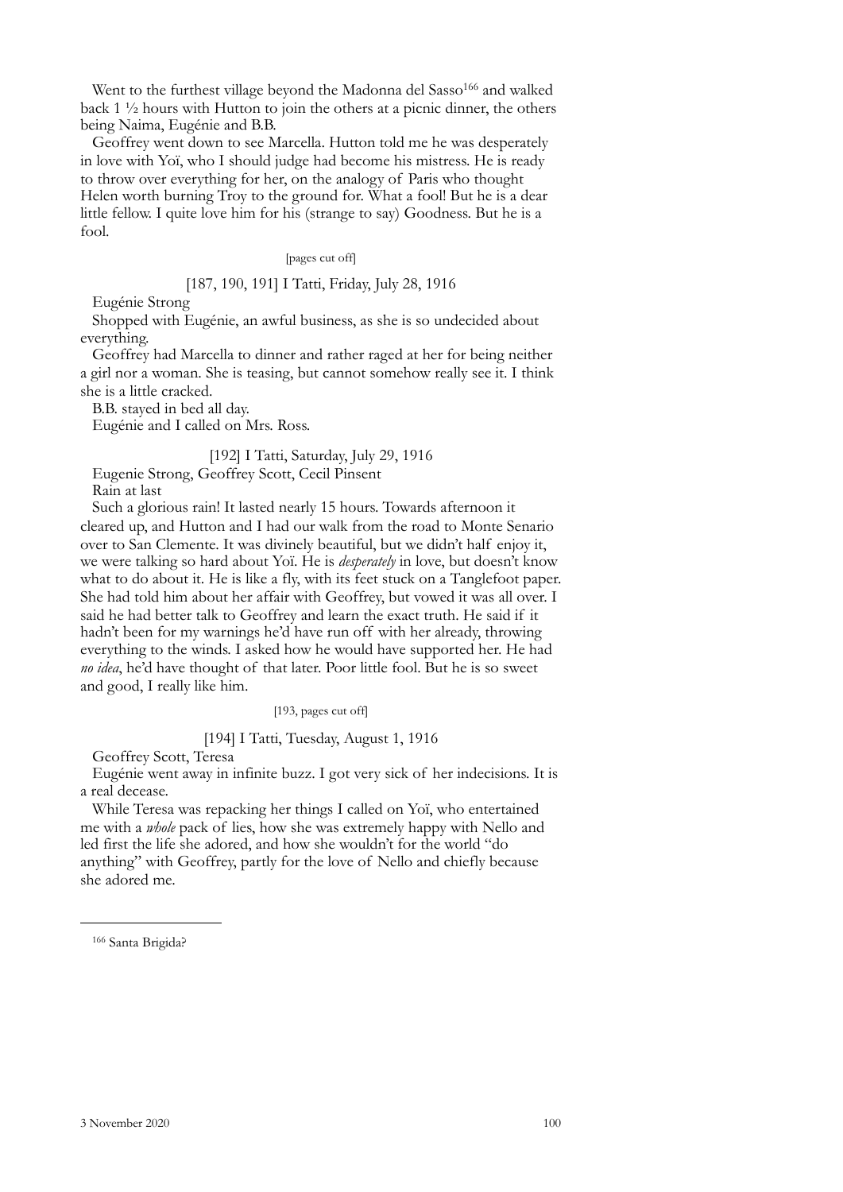Went to the furthest village beyond the Madonna del Sasso[166] and walked back 1 ½ hours with Hutton to join the others at a picnic dinner, the others being Naima, Eugénie and B.B.

Geoffrey went down to see Marcella. Hutton told me he was desperately in love with Yoï, who I should judge had become his mistress. He is ready to throw over everything for her, on the analogy of Paris who thought Helen worth burning Troy to the ground for. What a fool! But he is a dear little fellow. I quite love him for his (strange to say) Goodness. But he is a fool.

[pages cut off]

[187, 190, 191] I Tatti, Friday, July 28, 1916

Eugénie Strong

Shopped with Eugénie, an awful business, as she is so undecided about everything.

Geoffrey had Marcella to dinner and rather raged at her for being neither a girl nor a woman. She is teasing, but cannot somehow really see it. I think she is a little cracked.

B.B. stayed in bed all day.

Eugénie and I called on Mrs. Ross.

[192] I Tatti, Saturday, July 29, 1916

Eugenie Strong, Geoffrey Scott, Cecil Pinsent

Rain at last

Such a glorious rain! It lasted nearly 15 hours. Towards afternoon it cleared up, and Hutton and I had our walk from the road to Monte Senario over to San Clemente. It was divinely beautiful, but we didn't half enjoy it, we were talking so hard about Yoï. He is *desperately* in love, but doesn't know what to do about it. He is like a fly, with its feet stuck on a Tanglefoot paper. She had told him about her affair with Geoffrey, but vowed it was all over. I said he had better talk to Geoffrey and learn the exact truth. He said if it hadn't been for my warnings he'd have run off with her already, throwing everything to the winds. I asked how he would have supported her. He had *no idea*, he'd have thought of that later. Poor little fool. But he is so sweet and good, I really like him.

[193, pages cut off]

[194] I Tatti, Tuesday, August 1, 1916

Geoffrey Scott, Teresa

Eugénie went away in infinite buzz. I got very sick of her indecisions. It is a real decease.

While Teresa was repacking her things I called on Yoï, who entertained me with a *whole* pack of lies, how she was extremely happy with Nello and led first the life she adored, and how she wouldn't for the world "do anything" with Geoffrey, partly for the love of Nello and chiefly because she adored me.

---

[166] Santa Brigida?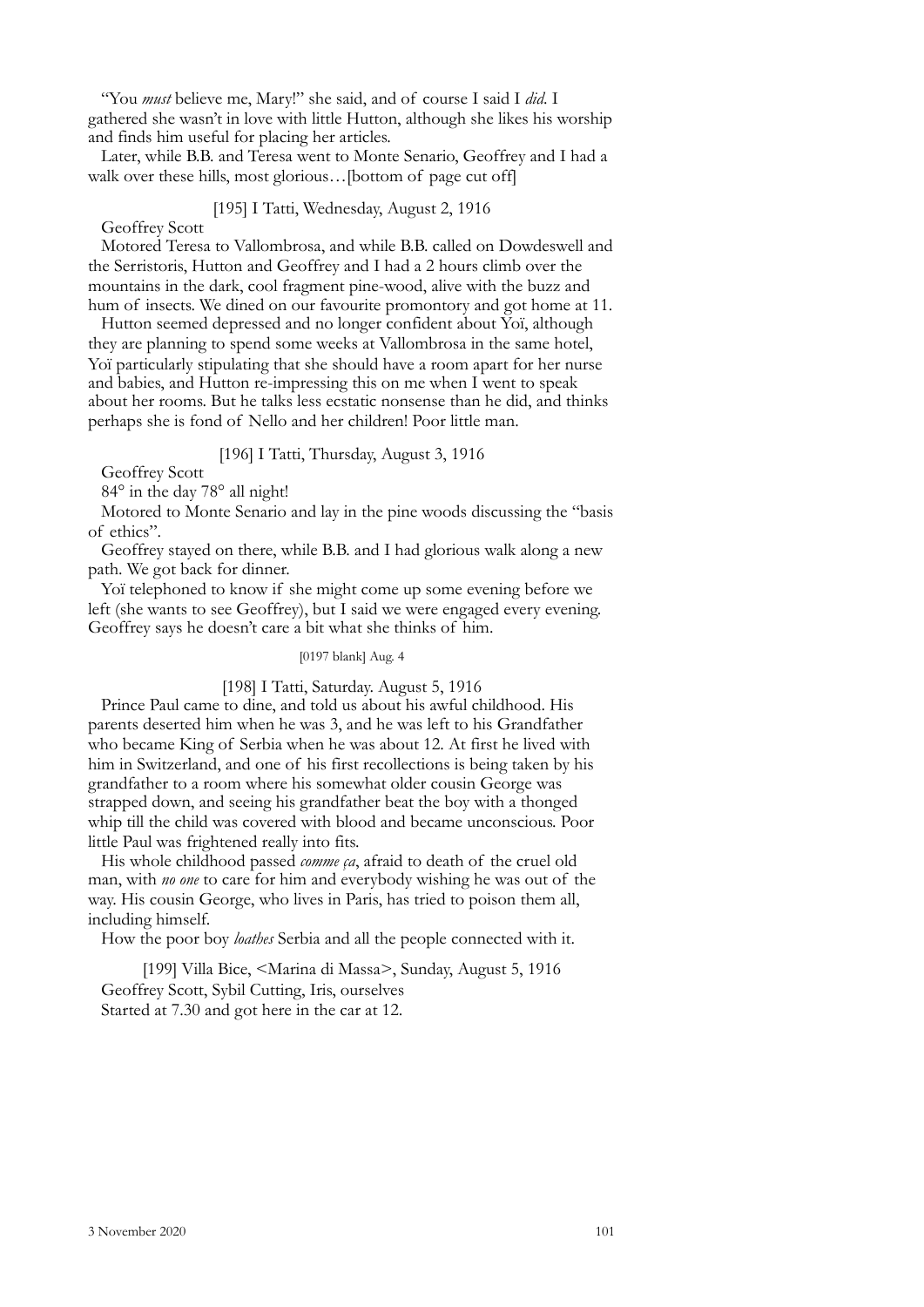"You *must* believe me, Mary!" she said, and of course I said I *did*. I gathered she wasn't in love with little Hutton, although she likes his worship and finds him useful for placing her articles.

Later, while B.B. and Teresa went to Monte Senario, Geoffrey and I had a walk over these hills, most glorious…[bottom of page cut off]

[195] I Tatti, Wednesday, August 2, 1916

Geoffrey Scott

Motored Teresa to Vallombrosa, and while B.B. called on Dowdeswell and the Serristoris, Hutton and Geoffrey and I had a 2 hours climb over the mountains in the dark, cool fragment pine-wood, alive with the buzz and hum of insects. We dined on our favourite promontory and got home at 11.

Hutton seemed depressed and no longer confident about Yoï, although they are planning to spend some weeks at Vallombrosa in the same hotel, Yoï particularly stipulating that she should have a room apart for her nurse and babies, and Hutton re-impressing this on me when I went to speak about her rooms. But he talks less ecstatic nonsense than he did, and thinks perhaps she is fond of Nello and her children! Poor little man.

[196] I Tatti, Thursday, August 3, 1916

Geoffrey Scott

84° in the day 78° all night!

Motored to Monte Senario and lay in the pine woods discussing the "basis of ethics".

Geoffrey stayed on there, while B.B. and I had glorious walk along a new path. We got back for dinner.

Yoï telephoned to know if she might come up some evening before we left (she wants to see Geoffrey), but I said we were engaged every evening. Geoffrey says he doesn't care a bit what she thinks of him.

[0197 blank] Aug. 4

[198] I Tatti, Saturday. August 5, 1916

Prince Paul came to dine, and told us about his awful childhood. His parents deserted him when he was 3, and he was left to his Grandfather who became King of Serbia when he was about 12. At first he lived with him in Switzerland, and one of his first recollections is being taken by his grandfather to a room where his somewhat older cousin George was strapped down, and seeing his grandfather beat the boy with a thonged whip till the child was covered with blood and became unconscious. Poor little Paul was frightened really into fits.

His whole childhood passed *comme ça*, afraid to death of the cruel old man, with *no one* to care for him and everybody wishing he was out of the way. His cousin George, who lives in Paris, has tried to poison them all, including himself.

How the poor boy *loathes* Serbia and all the people connected with it.

[199] Villa Bice, <Marina di Massa>, Sunday, August 5, 1916

Geoffrey Scott, Sybil Cutting, Iris, ourselves

Started at 7.30 and got here in the car at 12.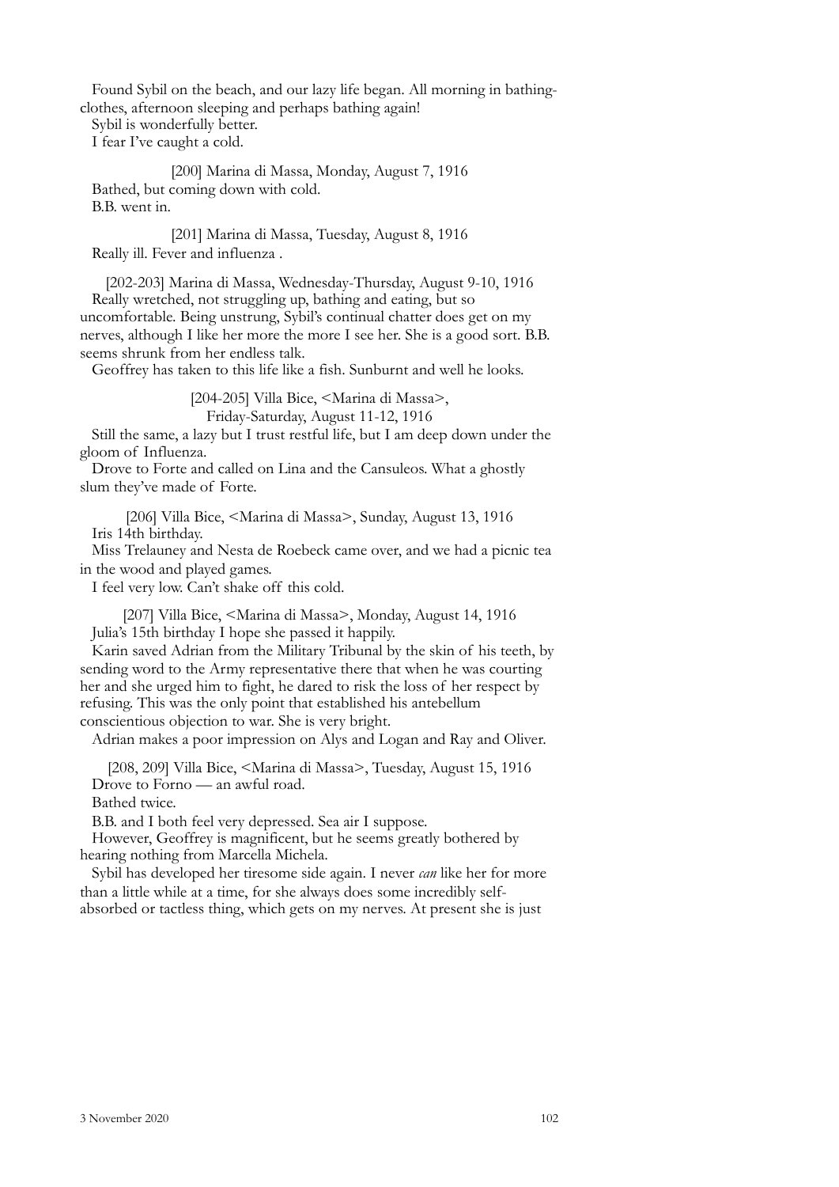Found Sybil on the beach, and our lazy life began. All morning in bathing-clothes, afternoon sleeping and perhaps bathing again!

Sybil is wonderfully better.

I fear I've caught a cold.

[200] Marina di Massa, Monday, August 7, 1916

Bathed, but coming down with cold.

B.B. went in.

[201] Marina di Massa, Tuesday, August 8, 1916

Really ill. Fever and influenza .

[202-203] Marina di Massa, Wednesday-Thursday, August 9-10, 1916

Really wretched, not struggling up, bathing and eating, but so uncomfortable. Being unstrung, Sybil's continual chatter does get on my nerves, although I like her more the more I see her. She is a good sort. B.B. seems shrunk from her endless talk.

Geoffrey has taken to this life like a fish. Sunburnt and well he looks.

[204-205] Villa Bice, <Marina di Massa>,
Friday-Saturday, August 11-12, 1916

Still the same, a lazy but I trust restful life, but I am deep down under the gloom of Influenza.

Drove to Forte and called on Lina and the Cansuleos. What a ghostly slum they've made of Forte.

[206] Villa Bice, <Marina di Massa>, Sunday, August 13, 1916

Iris 14th birthday.

Miss Trelauney and Nesta de Roebeck came over, and we had a picnic tea in the wood and played games.

I feel very low. Can't shake off this cold.

[207] Villa Bice, <Marina di Massa>, Monday, August 14, 1916

Julia's 15th birthday I hope she passed it happily.

Karin saved Adrian from the Military Tribunal by the skin of his teeth, by sending word to the Army representative there that when he was courting her and she urged him to fight, he dared to risk the loss of her respect by refusing. This was the only point that established his antebellum conscientious objection to war. She is very bright.

Adrian makes a poor impression on Alys and Logan and Ray and Oliver.

[208, 209] Villa Bice, <Marina di Massa>, Tuesday, August 15, 1916

Drove to Forno — an awful road.

Bathed twice.

B.B. and I both feel very depressed. Sea air I suppose.

However, Geoffrey is magnificent, but he seems greatly bothered by hearing nothing from Marcella Michela.

Sybil has developed her tiresome side again. I never *can* like her for more than a little while at a time, for she always does some incredibly self-absorbed or tactless thing, which gets on my nerves. At present she is just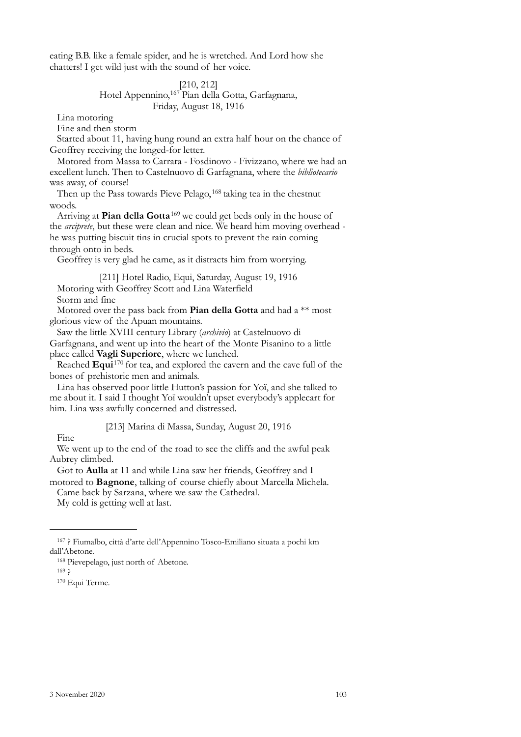eating B.B. like a female spider, and he is wretched. And Lord how she chatters! I get wild just with the sound of her voice.

[210, 212]
Hotel Appennino,[167] Pian della Gotta, Garfagnana,
Friday, August 18, 1916

Lina motoring

Fine and then storm

Started about 11, having hung round an extra half hour on the chance of Geoffrey receiving the longed-for letter.

Motored from Massa to Carrara - Fosdinovo - Fivizzano, where we had an excellent lunch. Then to Castelnuovo di Garfagnana, where the *bibliotecario* was away, of course!

Then up the Pass towards Pieve Pelago,[168] taking tea in the chestnut woods.

Arriving at **Pian della Gotta**[169] we could get beds only in the house of the *arciprete*, but these were clean and nice. We heard him moving overhead - he was putting biscuit tins in crucial spots to prevent the rain coming through onto in beds.

Geoffrey is very glad he came, as it distracts him from worrying.

[211] Hotel Radio, Equi, Saturday, August 19, 1916

Motoring with Geoffrey Scott and Lina Waterfield

Storm and fine

Motored over the pass back from **Pian della Gotta** and had a ** most glorious view of the Apuan mountains.

Saw the little XVIII century Library (*archivio*) at Castelnuovo di Garfagnana, and went up into the heart of the Monte Pisanino to a little place called **Vagli Superiore**, where we lunched.

Reached **Equi**[170] for tea, and explored the cavern and the cave full of the bones of prehistoric men and animals.

Lina has observed poor little Hutton's passion for Yoï, and she talked to me about it. I said I thought Yoï wouldn't upset everybody's applecart for him. Lina was awfully concerned and distressed.

[213] Marina di Massa, Sunday, August 20, 1916

Fine

We went up to the end of the road to see the cliffs and the awful peak Aubrey climbed.

Got to **Aulla** at 11 and while Lina saw her friends, Geoffrey and I motored to **Bagnone**, talking of course chiefly about Marcella Michela.

Came back by Sarzana, where we saw the Cathedral.

My cold is getting well at last.

---

[167] ? Fiumalbo, città d'arte dell'Appennino Tosco-Emiliano situata a pochi km dall'Abetone.

[168] Pievepelago, just north of Abetone.

[169] ?

[170] Equi Terme.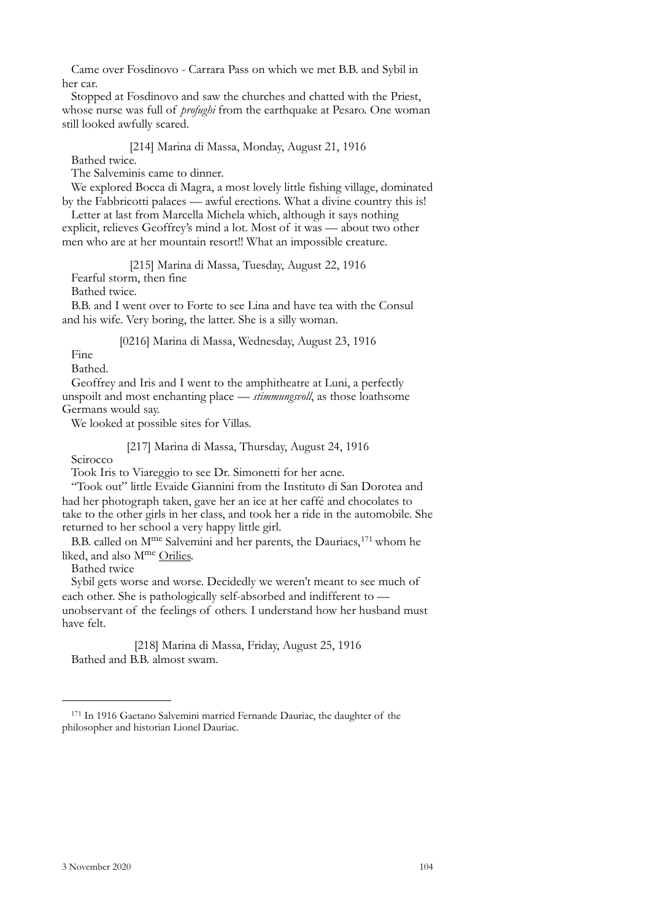Came over Fosdinovo - Carrara Pass on which we met B.B. and Sybil in her car.

Stopped at Fosdinovo and saw the churches and chatted with the Priest, whose nurse was full of *profughi* from the earthquake at Pesaro. One woman still looked awfully scared.

[214] Marina di Massa, Monday, August 21, 1916

Bathed twice.

The Salveminis came to dinner.

We explored Bocca di Magra, a most lovely little fishing village, dominated by the Fabbricotti palaces — awful erections. What a divine country this is!

Letter at last from Marcella Michela which, although it says nothing explicit, relieves Geoffrey's mind a lot. Most of it was — about two other men who are at her mountain resort!! What an impossible creature.

[215] Marina di Massa, Tuesday, August 22, 1916

Fearful storm, then fine

Bathed twice.

B.B. and I went over to Forte to see Lina and have tea with the Consul and his wife. Very boring, the latter. She is a silly woman.

[0216] Marina di Massa, Wednesday, August 23, 1916

Fine

Bathed.

Geoffrey and Iris and I went to the amphitheatre at Luni, a perfectly unspoilt and most enchanting place — *stimmungsvoll*, as those loathsome Germans would say.

We looked at possible sites for Villas.

[217] Marina di Massa, Thursday, August 24, 1916

Scirocco

Took Iris to Viareggio to see Dr. Simonetti for her acne.

"Took out" little Evaide Giannini from the Instituto di San Dorotea and had her photograph taken, gave her an ice at her caffé and chocolates to take to the other girls in her class, and took her a ride in the automobile. She returned to her school a very happy little girl.

B.B. called on M^me^ Salvemini and her parents, the Dauriacs,[171] whom he liked, and also M^me^ Orilies.

Bathed twice

Sybil gets worse and worse. Decidedly we weren't meant to see much of each other. She is pathologically self-absorbed and indifferent to — unobservant of the feelings of others. I understand how her husband must have felt.

[218] Marina di Massa, Friday, August 25, 1916

Bathed and B.B. almost swam.

---

[171] In 1916 Gaetano Salvemini married Fernande Dauriac, the daughter of the philosopher and historian Lionel Dauriac.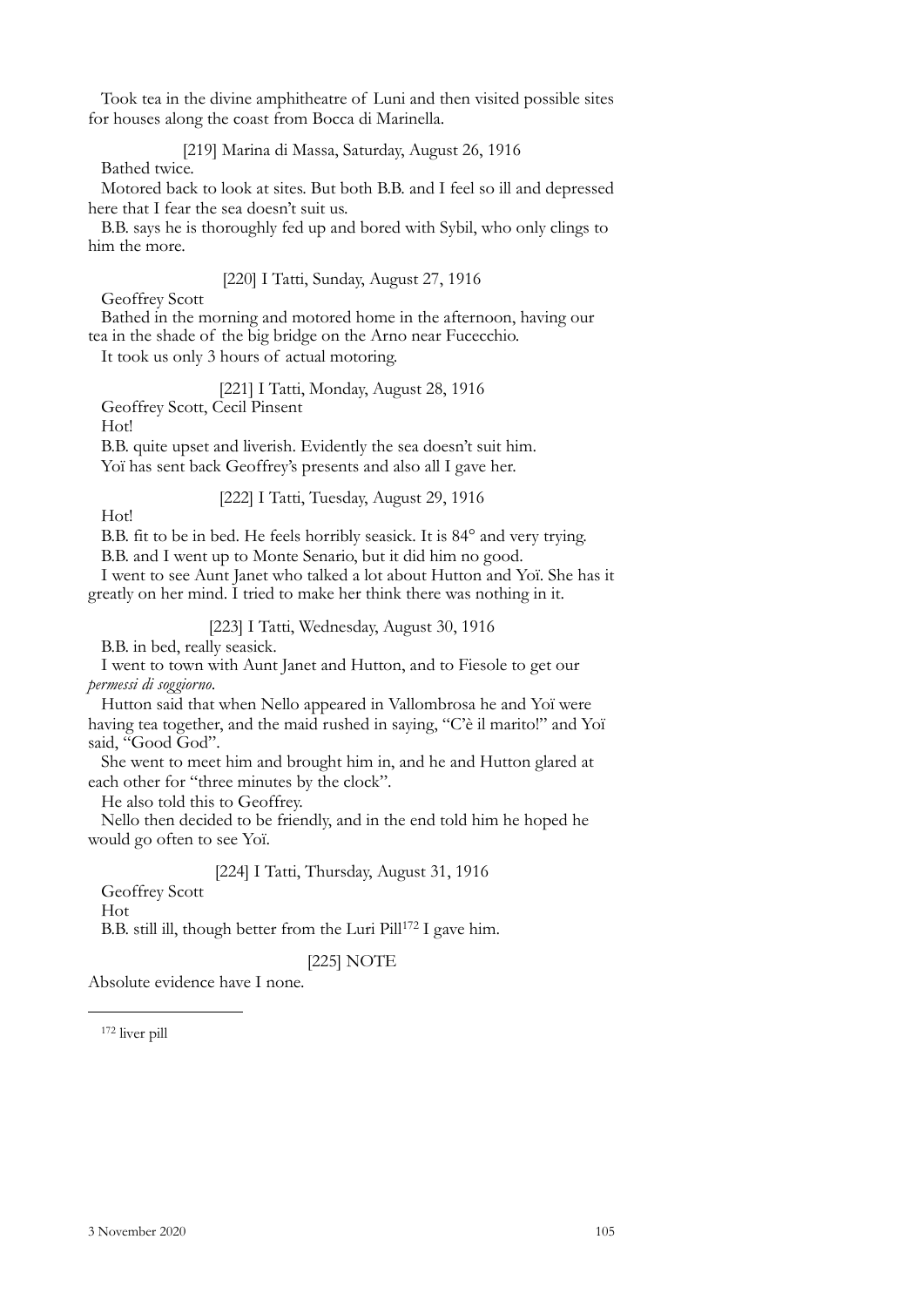Took tea in the divine amphitheatre of Luni and then visited possible sites for houses along the coast from Bocca di Marinella.

[219] Marina di Massa, Saturday, August 26, 1916

Bathed twice.

Motored back to look at sites. But both B.B. and I feel so ill and depressed here that I fear the sea doesn't suit us.

B.B. says he is thoroughly fed up and bored with Sybil, who only clings to him the more.

[220] I Tatti, Sunday, August 27, 1916

Geoffrey Scott

Bathed in the morning and motored home in the afternoon, having our tea in the shade of the big bridge on the Arno near Fucecchio.

It took us only 3 hours of actual motoring.

[221] I Tatti, Monday, August 28, 1916

Geoffrey Scott, Cecil Pinsent

Hot!

B.B. quite upset and liverish. Evidently the sea doesn't suit him.

Yoï has sent back Geoffrey's presents and also all I gave her.

[222] I Tatti, Tuesday, August 29, 1916

Hot!

B.B. fit to be in bed. He feels horribly seasick. It is 84° and very trying.

B.B. and I went up to Monte Senario, but it did him no good.

I went to see Aunt Janet who talked a lot about Hutton and Yoï. She has it greatly on her mind. I tried to make her think there was nothing in it.

[223] I Tatti, Wednesday, August 30, 1916

B.B. in bed, really seasick.

I went to town with Aunt Janet and Hutton, and to Fiesole to get our *permessi di soggiorno*.

Hutton said that when Nello appeared in Vallombrosa he and Yoï were having tea together, and the maid rushed in saying, "C'è il marito!" and Yoï said, "Good God".

She went to meet him and brought him in, and he and Hutton glared at each other for "three minutes by the clock".

He also told this to Geoffrey.

Nello then decided to be friendly, and in the end told him he hoped he would go often to see Yoï.

[224] I Tatti, Thursday, August 31, 1916

Geoffrey Scott

Hot

B.B. still ill, though better from the Luri Pill[172] I gave him.

[225] NOTE

Absolute evidence have I none.

---

[172] liver pill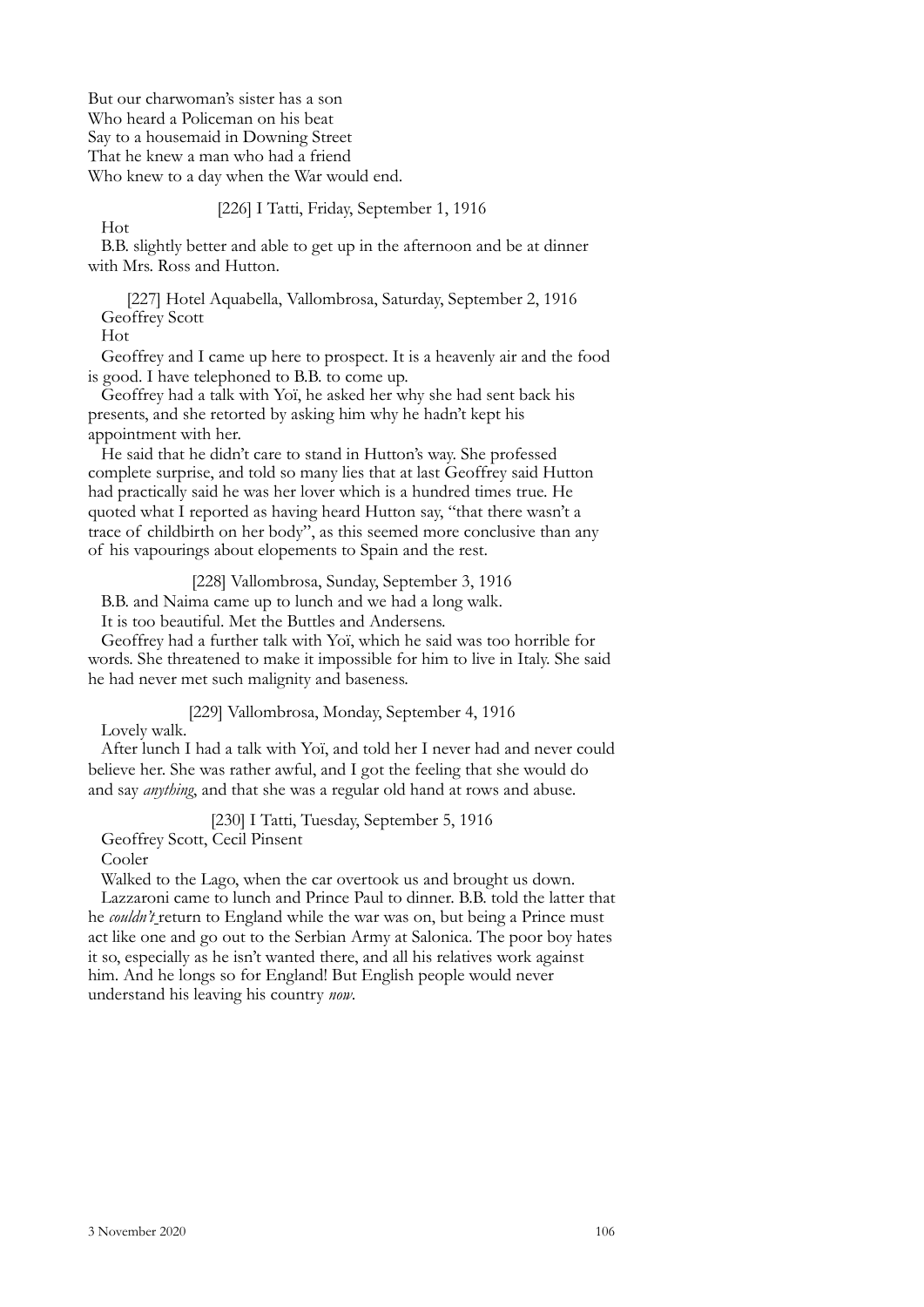But our charwoman's sister has a son
Who heard a Policeman on his beat
Say to a housemaid in Downing Street
That he knew a man who had a friend
Who knew to a day when the War would end.

[226] I Tatti, Friday, September 1, 1916

Hot

B.B. slightly better and able to get up in the afternoon and be at dinner with Mrs. Ross and Hutton.

[227] Hotel Aquabella, Vallombrosa, Saturday, September 2, 1916

Geoffrey Scott

Hot

Geoffrey and I came up here to prospect. It is a heavenly air and the food is good. I have telephoned to B.B. to come up.

Geoffrey had a talk with Yoï, he asked her why she had sent back his presents, and she retorted by asking him why he hadn't kept his appointment with her.

He said that he didn't care to stand in Hutton's way. She professed complete surprise, and told so many lies that at last Geoffrey said Hutton had practically said he was her lover which is a hundred times true. He quoted what I reported as having heard Hutton say, "that there wasn't a trace of childbirth on her body", as this seemed more conclusive than any of his vapourings about elopements to Spain and the rest.

[228] Vallombrosa, Sunday, September 3, 1916

B.B. and Naima came up to lunch and we had a long walk.

It is too beautiful. Met the Buttles and Andersens.

Geoffrey had a further talk with Yoï, which he said was too horrible for words. She threatened to make it impossible for him to live in Italy. She said he had never met such malignity and baseness.

[229] Vallombrosa, Monday, September 4, 1916

Lovely walk.

After lunch I had a talk with Yoï, and told her I never had and never could believe her. She was rather awful, and I got the feeling that she would do and say *anything*, and that she was a regular old hand at rows and abuse.

[230] I Tatti, Tuesday, September 5, 1916

Geoffrey Scott, Cecil Pinsent

Cooler

Walked to the Lago, when the car overtook us and brought us down.

Lazzaroni came to lunch and Prince Paul to dinner. B.B. told the latter that he *couldn't* return to England while the war was on, but being a Prince must act like one and go out to the Serbian Army at Salonica. The poor boy hates it so, especially as he isn't wanted there, and all his relatives work against him. And he longs so for England! But English people would never understand his leaving his country *now*.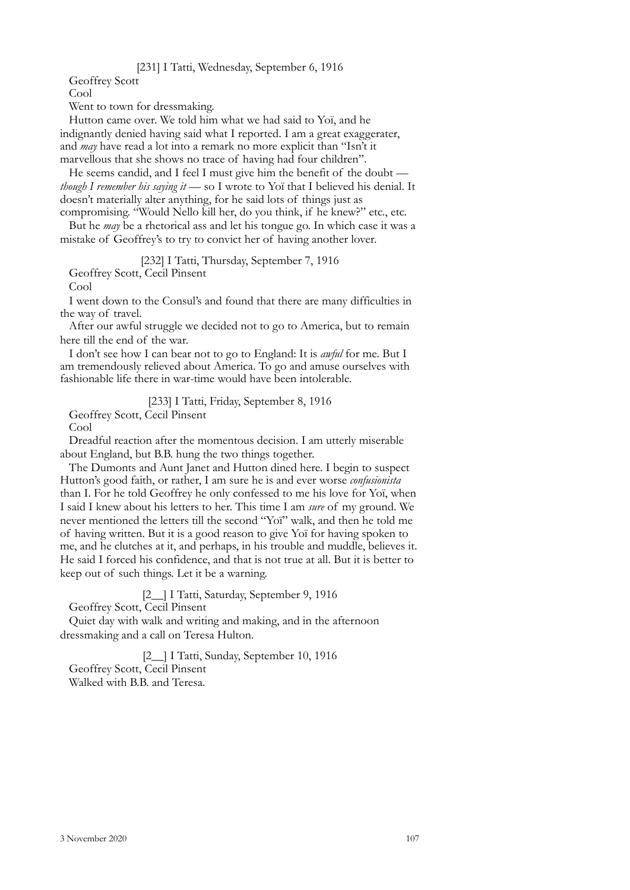[231] I Tatti, Wednesday, September 6, 1916

Geoffrey Scott

Cool

Went to town for dressmaking.

Hutton came over. We told him what we had said to Yoï, and he indignantly denied having said what I reported. I am a great exaggerater, and *may* have read a lot into a remark no more explicit than "Isn't it marvellous that she shows no trace of having had four children".

He seems candid, and I feel I must give him the benefit of the doubt — *though I remember his saying it* — so I wrote to Yoï that I believed his denial. It doesn't materially alter anything, for he said lots of things just as compromising. "Would Nello kill her, do you think, if he knew?" etc., etc.

But he *may* be a rhetorical ass and let his tongue go. In which case it was a mistake of Geoffrey's to try to convict her of having another lover.

[232] I Tatti, Thursday, September 7, 1916

Geoffrey Scott, Cecil Pinsent

Cool

I went down to the Consul's and found that there are many difficulties in the way of travel.

After our awful struggle we decided not to go to America, but to remain here till the end of the war.

I don't see how I can bear not to go to England: It is *awful* for me. But I am tremendously relieved about America. To go and amuse ourselves with fashionable life there in war-time would have been intolerable.

[233] I Tatti, Friday, September 8, 1916

Geoffrey Scott, Cecil Pinsent

Cool

Dreadful reaction after the momentous decision. I am utterly miserable about England, but B.B. hung the two things together.

The Dumonts and Aunt Janet and Hutton dined here. I begin to suspect Hutton's good faith, or rather, I am sure he is and ever worse *confusionista* than I. For he told Geoffrey he only confessed to me his love for Yoï, when I said I knew about his letters to her. This time I am *sure* of my ground. We never mentioned the letters till the second "Yoï" walk, and then he told me of having written. But it is a good reason to give Yoï for having spoken to me, and he clutches at it, and perhaps, in his trouble and muddle, believes it. He said I forced his confidence, and that is not true at all. But it is better to keep out of such things. Let it be a warning.

[2__] I Tatti, Saturday, September 9, 1916

Geoffrey Scott, Cecil Pinsent

Quiet day with walk and writing and making, and in the afternoon dressmaking and a call on Teresa Hulton.

[2__] I Tatti, Sunday, September 10, 1916

Geoffrey Scott, Cecil Pinsent

Walked with B.B. and Teresa.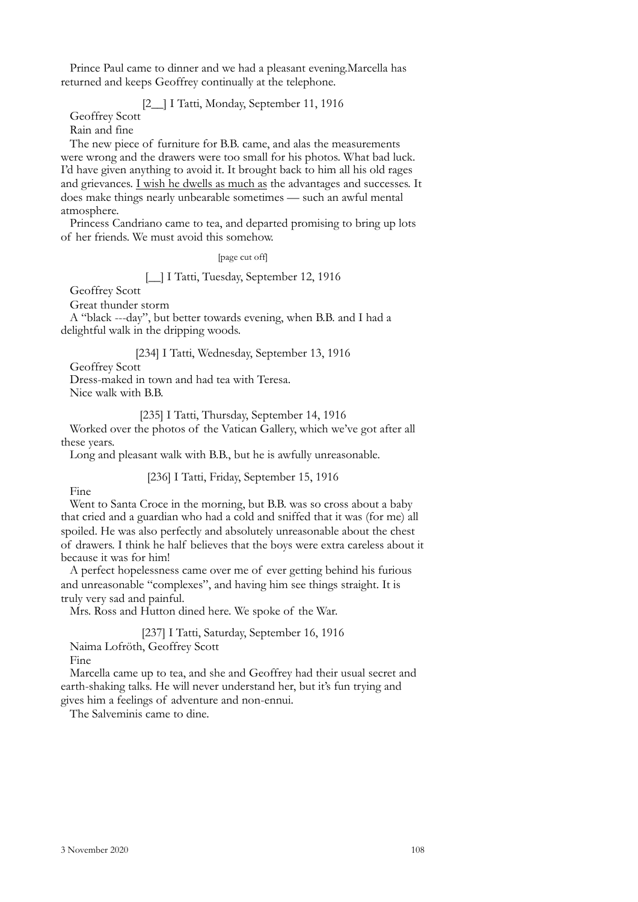Prince Paul came to dinner and we had a pleasant evening.Marcella has returned and keeps Geoffrey continually at the telephone.

[2__] I Tatti, Monday, September 11, 1916

Geoffrey Scott

Rain and fine

The new piece of furniture for B.B. came, and alas the measurements were wrong and the drawers were too small for his photos. What bad luck. I'd have given anything to avoid it. It brought back to him all his old rages and grievances. <u>I wish he dwells as much as</u> the advantages and successes. It does make things nearly unbearable sometimes — such an awful mental atmosphere.

Princess Candriano came to tea, and departed promising to bring up lots of her friends. We must avoid this somehow.

[page cut off]

[__] I Tatti, Tuesday, September 12, 1916

Geoffrey Scott

Great thunder storm

A "black ---day", but better towards evening, when B.B. and I had a delightful walk in the dripping woods.

[234] I Tatti, Wednesday, September 13, 1916

Geoffrey Scott

Dress-maked in town and had tea with Teresa.

Nice walk with B.B.

[235] I Tatti, Thursday, September 14, 1916

Worked over the photos of the Vatican Gallery, which we've got after all these years.

Long and pleasant walk with B.B., but he is awfully unreasonable.

[236] I Tatti, Friday, September 15, 1916

Fine

Went to Santa Croce in the morning, but B.B. was so cross about a baby that cried and a guardian who had a cold and sniffed that it was (for me) all spoiled. He was also perfectly and absolutely unreasonable about the chest of drawers. I think he half believes that the boys were extra careless about it because it was for him!

A perfect hopelessness came over me of ever getting behind his furious and unreasonable "complexes", and having him see things straight. It is truly very sad and painful.

Mrs. Ross and Hutton dined here. We spoke of the War.

[237] I Tatti, Saturday, September 16, 1916

Naima Lofröth, Geoffrey Scott

Fine

Marcella came up to tea, and she and Geoffrey had their usual secret and earth-shaking talks. He will never understand her, but it's fun trying and gives him a feelings of adventure and non-ennui.

The Salveminis came to dine.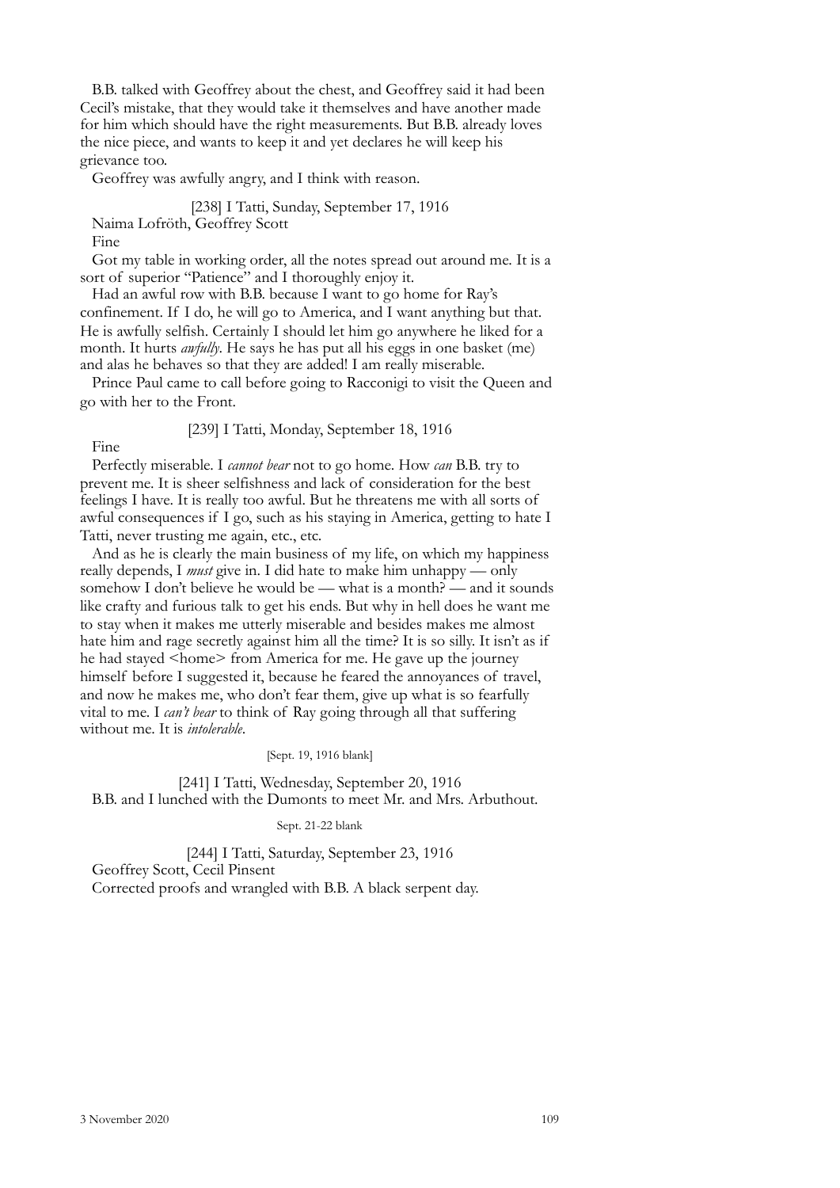B.B. talked with Geoffrey about the chest, and Geoffrey said it had been Cecil's mistake, that they would take it themselves and have another made for him which should have the right measurements. But B.B. already loves the nice piece, and wants to keep it and yet declares he will keep his grievance too.

Geoffrey was awfully angry, and I think with reason.

[238] I Tatti, Sunday, September 17, 1916

Naima Lofröth, Geoffrey Scott

Fine

Got my table in working order, all the notes spread out around me. It is a sort of superior "Patience" and I thoroughly enjoy it.

Had an awful row with B.B. because I want to go home for Ray's confinement. If I do, he will go to America, and I want anything but that. He is awfully selfish. Certainly I should let him go anywhere he liked for a month. It hurts *awfully*. He says he has put all his eggs in one basket (me) and alas he behaves so that they are added! I am really miserable.

Prince Paul came to call before going to Racconigi to visit the Queen and go with her to the Front.

[239] I Tatti, Monday, September 18, 1916

Fine

Perfectly miserable. I *cannot bear* not to go home. How *can* B.B. try to prevent me. It is sheer selfishness and lack of consideration for the best feelings I have. It is really too awful. But he threatens me with all sorts of awful consequences if I go, such as his staying in America, getting to hate I Tatti, never trusting me again, etc., etc.

And as he is clearly the main business of my life, on which my happiness really depends, I *must* give in. I did hate to make him unhappy — only somehow I don't believe he would be — what is a month? — and it sounds like crafty and furious talk to get his ends. But why in hell does he want me to stay when it makes me utterly miserable and besides makes me almost hate him and rage secretly against him all the time? It is so silly. It isn't as if he had stayed <home> from America for me. He gave up the journey himself before I suggested it, because he feared the annoyances of travel, and now he makes me, who don't fear them, give up what is so fearfully vital to me. I *can't bear* to think of Ray going through all that suffering without me. It is *intolerable*.

[Sept. 19, 1916 blank]

[241] I Tatti, Wednesday, September 20, 1916

B.B. and I lunched with the Dumonts to meet Mr. and Mrs. Arbuthout.

Sept. 21-22 blank

[244] I Tatti, Saturday, September 23, 1916

Geoffrey Scott, Cecil Pinsent

Corrected proofs and wrangled with B.B. A black serpent day.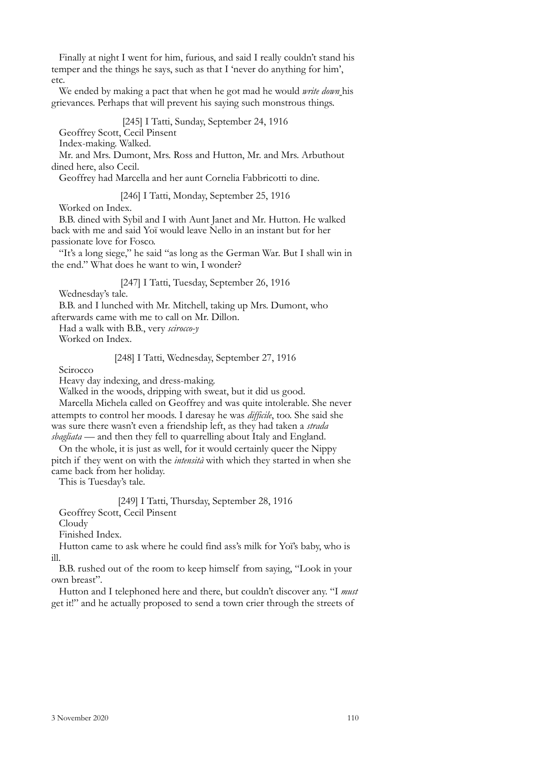Finally at night I went for him, furious, and said I really couldn't stand his temper and the things he says, such as that I 'never do anything for him', etc.

We ended by making a pact that when he got mad he would *write down* his grievances. Perhaps that will prevent his saying such monstrous things.

[245] I Tatti, Sunday, September 24, 1916

Geoffrey Scott, Cecil Pinsent

Index-making. Walked.

Mr. and Mrs. Dumont, Mrs. Ross and Hutton, Mr. and Mrs. Arbuthout dined here, also Cecil.

Geoffrey had Marcella and her aunt Cornelia Fabbricotti to dine.

[246] I Tatti, Monday, September 25, 1916

Worked on Index.

B.B. dined with Sybil and I with Aunt Janet and Mr. Hutton. He walked back with me and said Yoï would leave Nello in an instant but for her passionate love for Fosco.

"It's a long siege," he said "as long as the German War. But I shall win in the end." What does he want to win, I wonder?

[247] I Tatti, Tuesday, September 26, 1916

Wednesday's tale.

B.B. and I lunched with Mr. Mitchell, taking up Mrs. Dumont, who afterwards came with me to call on Mr. Dillon.

Had a walk with B.B., very *scirocco-y*

Worked on Index.

[248] I Tatti, Wednesday, September 27, 1916

Scirocco

Heavy day indexing, and dress-making.

Walked in the woods, dripping with sweat, but it did us good.

Marcella Michela called on Geoffrey and was quite intolerable. She never attempts to control her moods. I daresay he was *difficile*, too. She said she was sure there wasn't even a friendship left, as they had taken a *strada sbagliata* — and then they fell to quarrelling about Italy and England.

On the whole, it is just as well, for it would certainly queer the Nippy pitch if they went on with the *intensità* with which they started in when she came back from her holiday.

This is Tuesday's tale.

[249] I Tatti, Thursday, September 28, 1916

Geoffrey Scott, Cecil Pinsent

Cloudy

Finished Index.

Hutton came to ask where he could find ass's milk for Yoï's baby, who is ill.

B.B. rushed out of the room to keep himself from saying, "Look in your own breast".

Hutton and I telephoned here and there, but couldn't discover any. "I *must* get it!" and he actually proposed to send a town crier through the streets of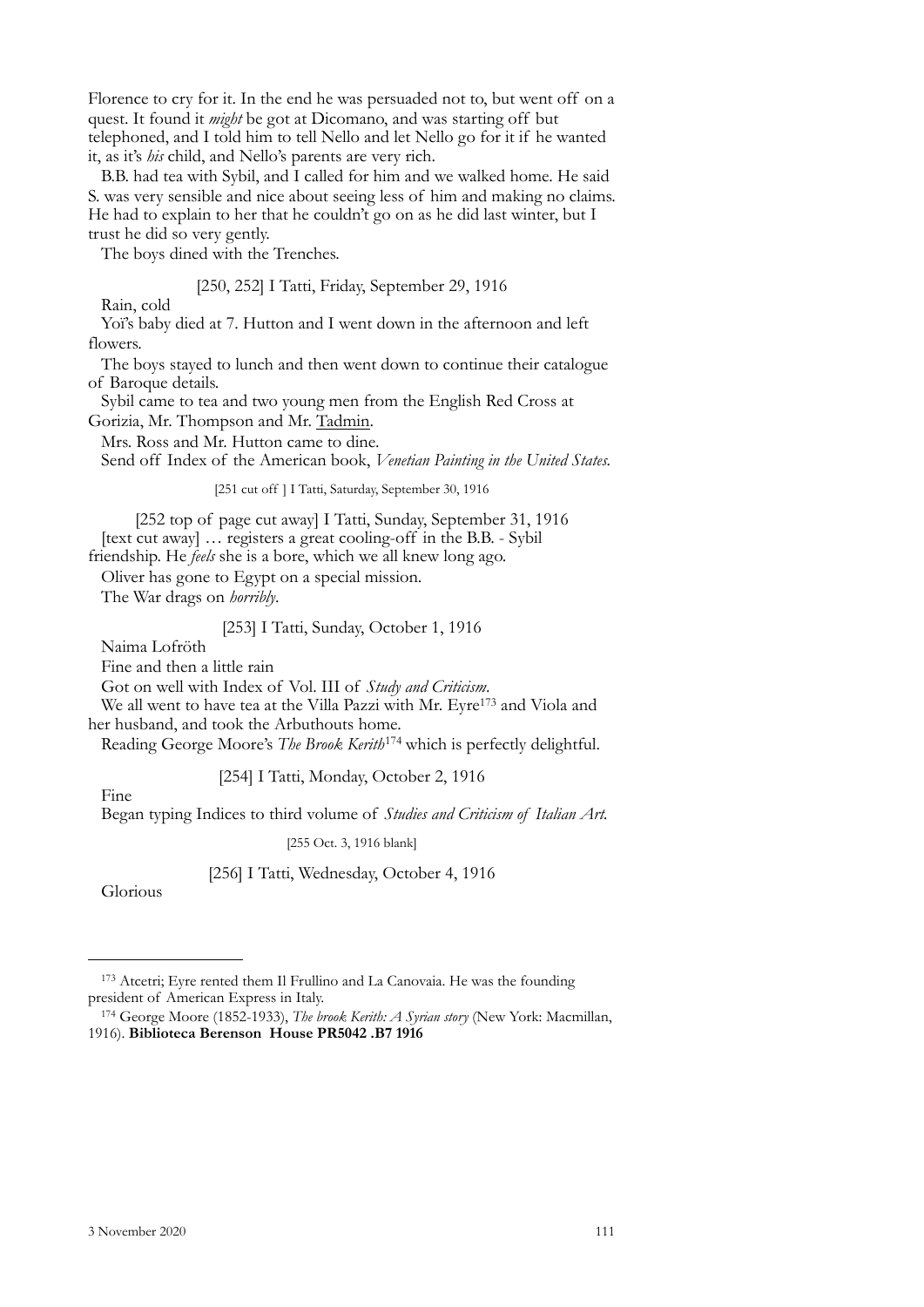Florence to cry for it. In the end he was persuaded not to, but went off on a quest. It found it *might* be got at Dicomano, and was starting off but telephoned, and I told him to tell Nello and let Nello go for it if he wanted it, as it's *his* child, and Nello's parents are very rich.

B.B. had tea with Sybil, and I called for him and we walked home. He said S. was very sensible and nice about seeing less of him and making no claims. He had to explain to her that he couldn't go on as he did last winter, but I trust he did so very gently.

The boys dined with the Trenches.

[250, 252] I Tatti, Friday, September 29, 1916

Rain, cold

Yoï's baby died at 7. Hutton and I went down in the afternoon and left flowers.

The boys stayed to lunch and then went down to continue their catalogue of Baroque details.

Sybil came to tea and two young men from the English Red Cross at Gorizia, Mr. Thompson and Mr. <u>Tadmin</u>.

Mrs. Ross and Mr. Hutton came to dine.

Send off Index of the American book, *Venetian Painting in the United States*.

[251 cut off ] I Tatti, Saturday, September 30, 1916

[252 top of page cut away] I Tatti, Sunday, September 31, 1916

[text cut away] … registers a great cooling-off in the B.B. - Sybil friendship. He *feels* she is a bore, which we all knew long ago.

Oliver has gone to Egypt on a special mission.

The War drags on *horribly*.

[253] I Tatti, Sunday, October 1, 1916

Naima Lofröth

Fine and then a little rain

Got on well with Index of Vol. III of *Study and Criticism*.

We all went to have tea at the Villa Pazzi with Mr. Eyre[173] and Viola and her husband, and took the Arbuthouts home.

Reading George Moore's *The Brook Kerith*[174] which is perfectly delightful.

[254] I Tatti, Monday, October 2, 1916

Fine

Began typing Indices to third volume of *Studies and Criticism of Italian Art*.

[255 Oct. 3, 1916 blank]

[256] I Tatti, Wednesday, October 4, 1916

Glorious

---

[173] Atcetri; Eyre rented them Il Frullino and La Canovaia. He was the founding president of American Express in Italy.

[174] George Moore (1852-1933), *The brook Kerith: A Syrian story* (New York: Macmillan, 1916). **Biblioteca Berenson House PR5042 .B7 1916**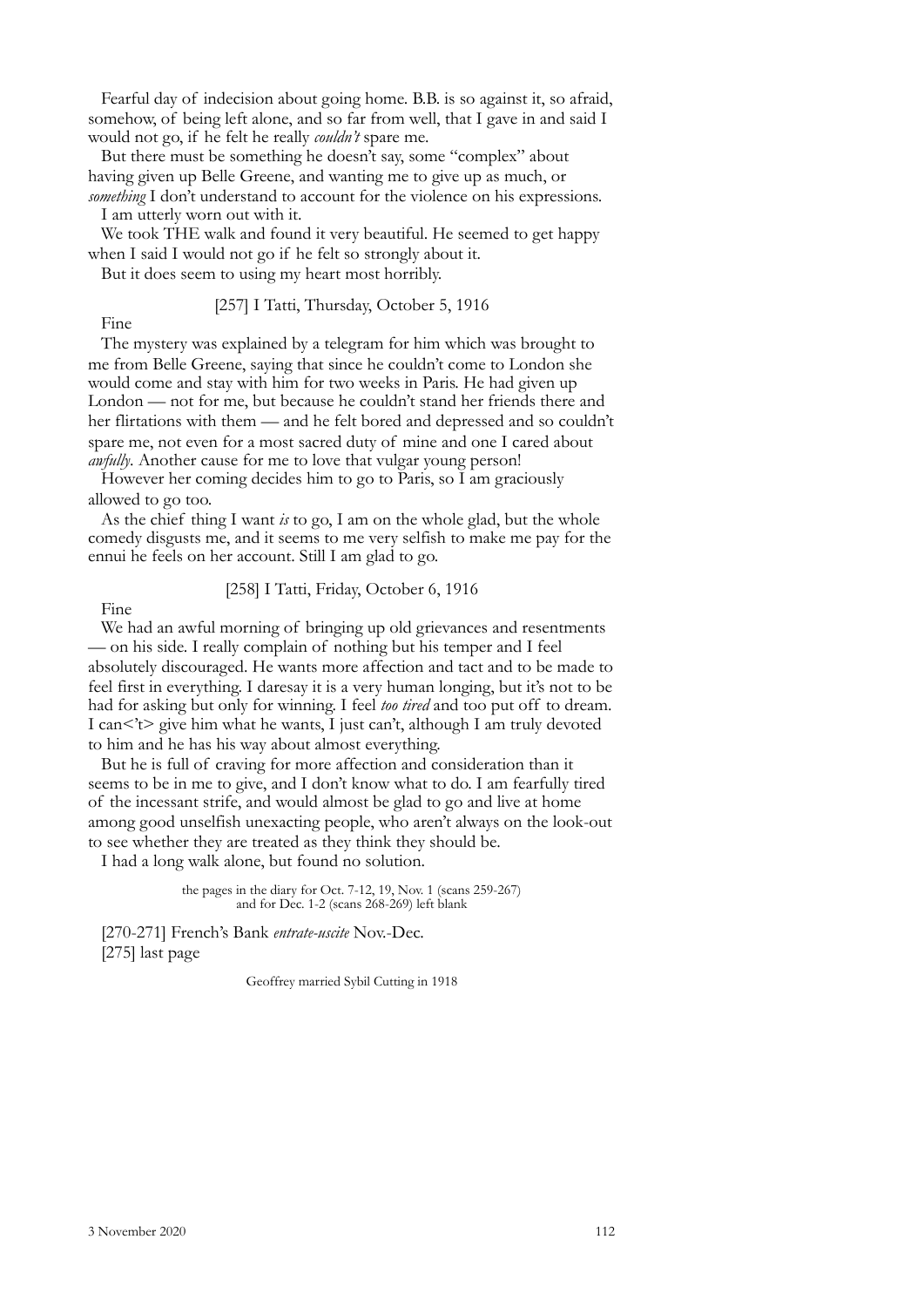Fearful day of indecision about going home. B.B. is so against it, so afraid, somehow, of being left alone, and so far from well, that I gave in and said I would not go, if he felt he really *couldn't* spare me.

But there must be something he doesn't say, some "complex" about having given up Belle Greene, and wanting me to give up as much, or *something* I don't understand to account for the violence on his expressions.

I am utterly worn out with it.

We took THE walk and found it very beautiful. He seemed to get happy when I said I would not go if he felt so strongly about it.

But it does seem to using my heart most horribly.

[257] I Tatti, Thursday, October 5, 1916

Fine

The mystery was explained by a telegram for him which was brought to me from Belle Greene, saying that since he couldn't come to London she would come and stay with him for two weeks in Paris. He had given up London — not for me, but because he couldn't stand her friends there and her flirtations with them — and he felt bored and depressed and so couldn't spare me, not even for a most sacred duty of mine and one I cared about *awfully*. Another cause for me to love that vulgar young person!

However her coming decides him to go to Paris, so I am graciously allowed to go too.

As the chief thing I want *is* to go, I am on the whole glad, but the whole comedy disgusts me, and it seems to me very selfish to make me pay for the ennui he feels on her account. Still I am glad to go.

[258] I Tatti, Friday, October 6, 1916

Fine

We had an awful morning of bringing up old grievances and resentments — on his side. I really complain of nothing but his temper and I feel absolutely discouraged. He wants more affection and tact and to be made to feel first in everything. I daresay it is a very human longing, but it's not to be had for asking but only for winning. I feel *too tired* and too put off to dream. I can<'t> give him what he wants, I just can't, although I am truly devoted to him and he has his way about almost everything.

But he is full of craving for more affection and consideration than it seems to be in me to give, and I don't know what to do. I am fearfully tired of the incessant strife, and would almost be glad to go and live at home among good unselfish unexacting people, who aren't always on the look-out to see whether they are treated as they think they should be.

I had a long walk alone, but found no solution.

the pages in the diary for Oct. 7-12, 19, Nov. 1 (scans 259-267) and for Dec. 1-2 (scans 268-269) left blank

[270-271] French's Bank *entrate-uscite* Nov.-Dec.

[275] last page

Geoffrey married Sybil Cutting in 1918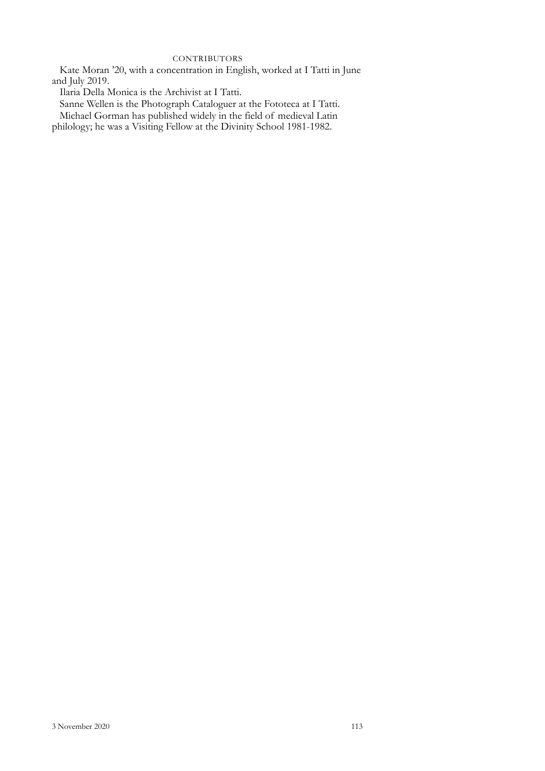## CONTRIBUTORS

Kate Moran '20, with a concentration in English, worked at I Tatti in June and July 2019.

Ilaria Della Monica is the Archivist at I Tatti.

Sanne Wellen is the Photograph Cataloguer at the Fototeca at I Tatti.

Michael Gorman has published widely in the field of medieval Latin philology; he was a Visiting Fellow at the Divinity School 1981-1982.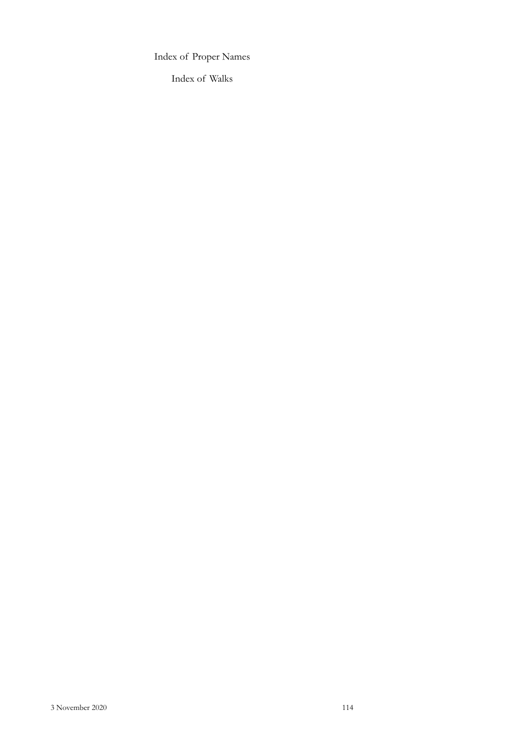Index of Proper Names

Index of Walks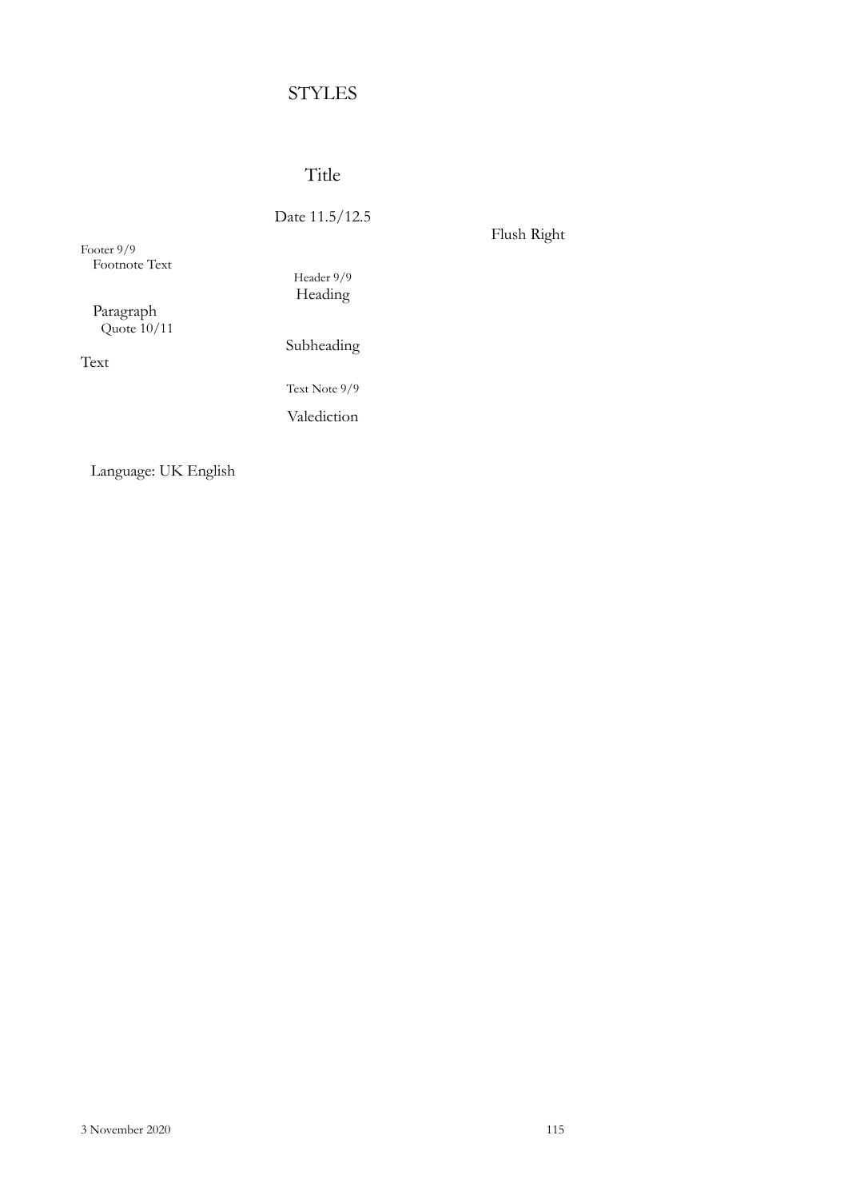STYLES

Title

Date 11.5/12.5

Flush Right

Footer 9/9

Footnote Text

Header 9/9

Heading

Paragraph

Quote 10/11

Subheading

Text

Text Note 9/9

Valediction

Language: UK English